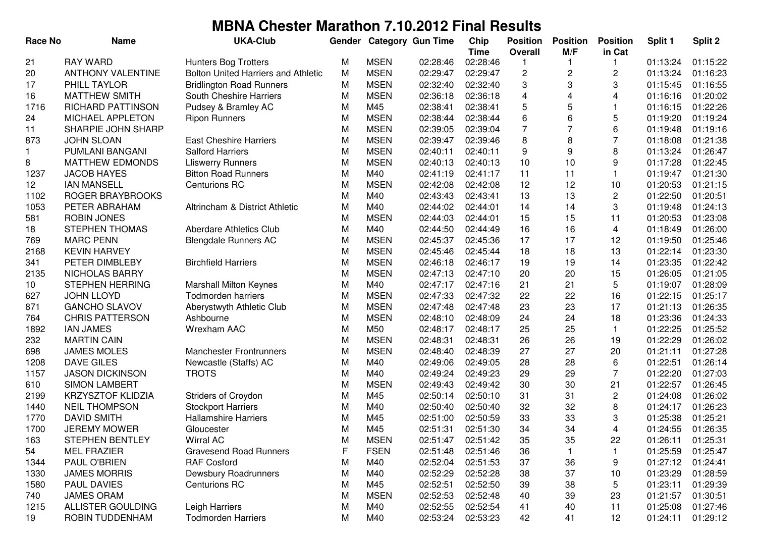# MBNA Chester Marathon 7.10.2012 Final Results

| Race No | Name | UKA-Club | Gender | Category | Gun Time | Chip Time | Position Overall | Position M/F | Position in Cat | Split 1 | Split 2 |
|---|---|---|---|---|---|---|---|---|---|---|---|
| 21 | RAY WARD | Hunters Bog Trotters | M | MSEN | 02:28:46 | 02:28:46 | 1 | 1 | 1 | 01:13:24 | 01:15:22 |
| 20 | ANTHONY VALENTINE | Bolton United Harriers and Athletic | M | MSEN | 02:29:47 | 02:29:47 | 2 | 2 | 2 | 01:13:24 | 01:16:23 |
| 17 | PHILL TAYLOR | Bridlington Road Runners | M | MSEN | 02:32:40 | 02:32:40 | 3 | 3 | 3 | 01:15:45 | 01:16:55 |
| 16 | MATTHEW SMITH | South Cheshire Harriers | M | MSEN | 02:36:18 | 02:36:18 | 4 | 4 | 4 | 01:16:16 | 01:20:02 |
| 1716 | RICHARD PATTINSON | Pudsey & Bramley AC | M | M45 | 02:38:41 | 02:38:41 | 5 | 5 | 1 | 01:16:15 | 01:22:26 |
| 24 | MICHAEL APPLETON | Ripon Runners | M | MSEN | 02:38:44 | 02:38:44 | 6 | 6 | 5 | 01:19:20 | 01:19:24 |
| 11 | SHARPIE JOHN SHARP | | M | MSEN | 02:39:05 | 02:39:04 | 7 | 7 | 6 | 01:19:48 | 01:19:16 |
| 873 | JOHN SLOAN | East Cheshire Harriers | M | MSEN | 02:39:47 | 02:39:46 | 8 | 8 | 7 | 01:18:08 | 01:21:38 |
| 1 | PUMLANI BANGANI | Salford Harriers | M | MSEN | 02:40:11 | 02:40:11 | 9 | 9 | 8 | 01:13:24 | 01:26:47 |
| 8 | MATTHEW EDMONDS | Lliswerry Runners | M | MSEN | 02:40:13 | 02:40:13 | 10 | 10 | 9 | 01:17:28 | 01:22:45 |
| 1237 | JACOB HAYES | Bitton Road Runners | M | M40 | 02:41:19 | 02:41:17 | 11 | 11 | 1 | 01:19:47 | 01:21:30 |
| 12 | IAN MANSELL | Centurions RC | M | MSEN | 02:42:08 | 02:42:08 | 12 | 12 | 10 | 01:20:53 | 01:21:15 |
| 1102 | ROGER BRAYBROOKS | | M | M40 | 02:43:43 | 02:43:41 | 13 | 13 | 2 | 01:22:50 | 01:20:51 |
| 1053 | PETER ABRAHAM | Altrincham & District Athletic | M | M40 | 02:44:02 | 02:44:01 | 14 | 14 | 3 | 01:19:48 | 01:24:13 |
| 581 | ROBIN JONES | | M | MSEN | 02:44:03 | 02:44:01 | 15 | 15 | 11 | 01:20:53 | 01:23:08 |
| 18 | STEPHEN THOMAS | Aberdare Athletics Club | M | M40 | 02:44:50 | 02:44:49 | 16 | 16 | 4 | 01:18:49 | 01:26:00 |
| 769 | MARC PENN | Blengdale Runners AC | M | MSEN | 02:45:37 | 02:45:36 | 17 | 17 | 12 | 01:19:50 | 01:25:46 |
| 2168 | KEVIN HARVEY | | M | MSEN | 02:45:46 | 02:45:44 | 18 | 18 | 13 | 01:22:14 | 01:23:30 |
| 341 | PETER DIMBLEBY | Birchfield Harriers | M | MSEN | 02:46:18 | 02:46:17 | 19 | 19 | 14 | 01:23:35 | 01:22:42 |
| 2135 | NICHOLAS BARRY | | M | MSEN | 02:47:13 | 02:47:10 | 20 | 20 | 15 | 01:26:05 | 01:21:05 |
| 10 | STEPHEN HERRING | Marshall Milton Keynes | M | M40 | 02:47:17 | 02:47:16 | 21 | 21 | 5 | 01:19:07 | 01:28:09 |
| 627 | JOHN LLOYD | Todmorden harriers | M | MSEN | 02:47:33 | 02:47:32 | 22 | 22 | 16 | 01:22:15 | 01:25:17 |
| 871 | GANCHO SLAVOV | Aberystwyth Athletic Club | M | MSEN | 02:47:48 | 02:47:48 | 23 | 23 | 17 | 01:21:13 | 01:26:35 |
| 764 | CHRIS PATTERSON | Ashbourne | M | MSEN | 02:48:10 | 02:48:09 | 24 | 24 | 18 | 01:23:36 | 01:24:33 |
| 1892 | IAN JAMES | Wrexham AAC | M | M50 | 02:48:17 | 02:48:17 | 25 | 25 | 1 | 01:22:25 | 01:25:52 |
| 232 | MARTIN CAIN | | M | MSEN | 02:48:31 | 02:48:31 | 26 | 26 | 19 | 01:22:29 | 01:26:02 |
| 698 | JAMES MOLES | Manchester Frontrunners | M | MSEN | 02:48:40 | 02:48:39 | 27 | 27 | 20 | 01:21:11 | 01:27:28 |
| 1208 | DAVE GILES | Newcastle (Staffs) AC | M | M40 | 02:49:06 | 02:49:05 | 28 | 28 | 6 | 01:22:51 | 01:26:14 |
| 1157 | JASON DICKINSON | TROTS | M | M40 | 02:49:24 | 02:49:23 | 29 | 29 | 7 | 01:22:20 | 01:27:03 |
| 610 | SIMON LAMBERT | | M | MSEN | 02:49:43 | 02:49:42 | 30 | 30 | 21 | 01:22:57 | 01:26:45 |
| 2199 | KRZYSZTOF KLIDZIA | Striders of Croydon | M | M45 | 02:50:14 | 02:50:10 | 31 | 31 | 2 | 01:24:08 | 01:26:02 |
| 1440 | NEIL THOMPSON | Stockport Harriers | M | M40 | 02:50:40 | 02:50:40 | 32 | 32 | 8 | 01:24:17 | 01:26:23 |
| 1770 | DAVID SMITH | Hallamshire Harriers | M | M45 | 02:51:00 | 02:50:59 | 33 | 33 | 3 | 01:25:38 | 01:25:21 |
| 1700 | JEREMY MOWER | Gloucester | M | M45 | 02:51:31 | 02:51:30 | 34 | 34 | 4 | 01:24:55 | 01:26:35 |
| 163 | STEPHEN BENTLEY | Wirral AC | M | MSEN | 02:51:47 | 02:51:42 | 35 | 35 | 22 | 01:26:11 | 01:25:31 |
| 54 | MEL FRAZIER | Gravesend Road Runners | F | FSEN | 02:51:48 | 02:51:46 | 36 | 1 | 1 | 01:25:59 | 01:25:47 |
| 1344 | PAUL O'BRIEN | RAF Cosford | M | M40 | 02:52:04 | 02:51:53 | 37 | 36 | 9 | 01:27:12 | 01:24:41 |
| 1330 | JAMES MORRIS | Dewsbury Roadrunners | M | M40 | 02:52:29 | 02:52:28 | 38 | 37 | 10 | 01:23:29 | 01:28:59 |
| 1580 | PAUL DAVIES | Centurions RC | M | M45 | 02:52:51 | 02:52:50 | 39 | 38 | 5 | 01:23:11 | 01:29:39 |
| 740 | JAMES ORAM | | M | MSEN | 02:52:53 | 02:52:48 | 40 | 39 | 23 | 01:21:57 | 01:30:51 |
| 1215 | ALLISTER GOULDING | Leigh Harriers | M | M40 | 02:52:55 | 02:52:54 | 41 | 40 | 11 | 01:25:08 | 01:27:46 |
| 19 | ROBIN TUDDENHAM | Todmorden Harriers | M | M40 | 02:53:24 | 02:53:23 | 42 | 41 | 12 | 01:24:11 | 01:29:12 |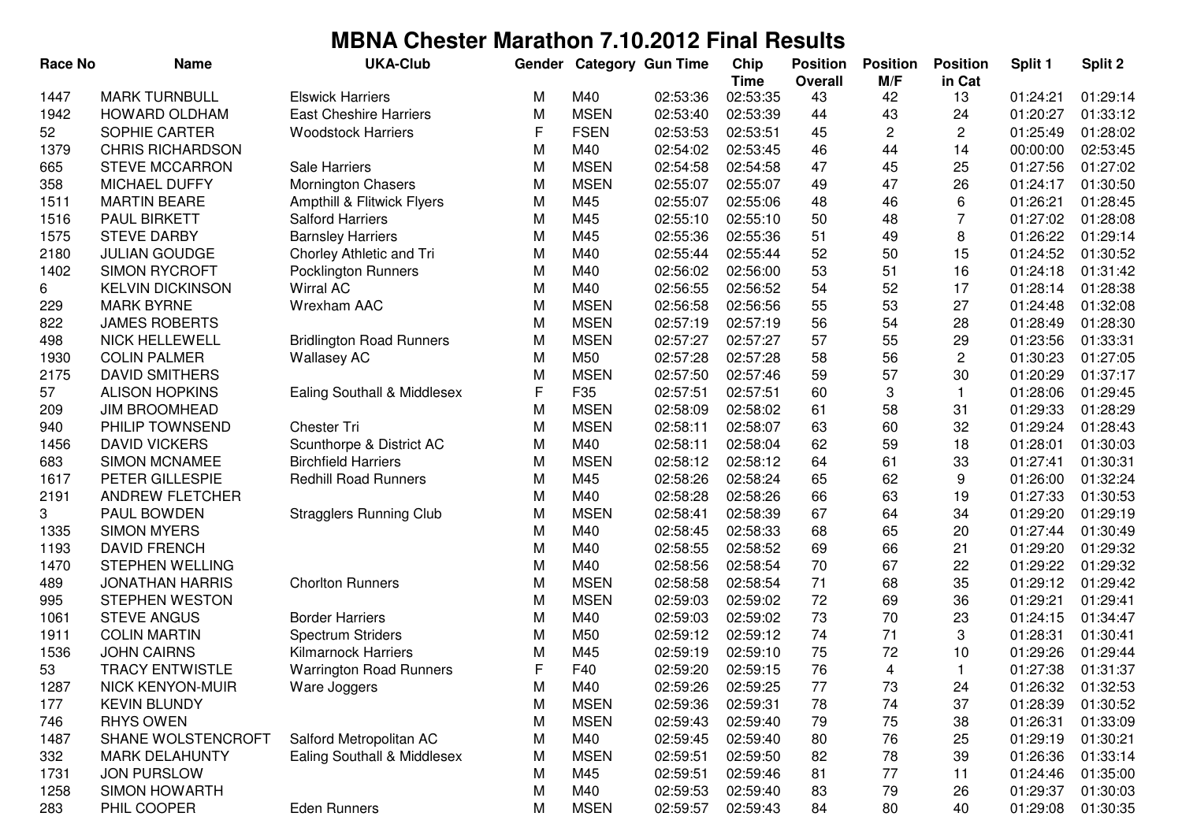# MBNA Chester Marathon 7.10.2012 Final Results

| Race No | Name | UKA-Club | Gender | Category | Gun Time | Chip Time | Position Overall | Position M/F | Position in Cat | Split 1 | Split 2 |
|---|---|---|---|---|---|---|---|---|---|---|---|
| 1447 | MARK TURNBULL | Elswick Harriers | M | M40 | 02:53:36 | 02:53:35 | 43 | 42 | 13 | 01:24:21 | 01:29:14 |
| 1942 | HOWARD OLDHAM | East Cheshire Harriers | M | MSEN | 02:53:40 | 02:53:39 | 44 | 43 | 24 | 01:20:27 | 01:33:12 |
| 52 | SOPHIE CARTER | Woodstock Harriers | F | FSEN | 02:53:53 | 02:53:51 | 45 | 2 | 2 | 01:25:49 | 01:28:02 |
| 1379 | CHRIS RICHARDSON | | M | M40 | 02:54:02 | 02:53:45 | 46 | 44 | 14 | 00:00:00 | 02:53:45 |
| 665 | STEVE MCCARRON | Sale Harriers | M | MSEN | 02:54:58 | 02:54:58 | 47 | 45 | 25 | 01:27:56 | 01:27:02 |
| 358 | MICHAEL DUFFY | Mornington Chasers | M | MSEN | 02:55:07 | 02:55:07 | 49 | 47 | 26 | 01:24:17 | 01:30:50 |
| 1511 | MARTIN BEARE | Ampthill & Flitwick Flyers | M | M45 | 02:55:07 | 02:55:06 | 48 | 46 | 6 | 01:26:21 | 01:28:45 |
| 1516 | PAUL BIRKETT | Salford Harriers | M | M45 | 02:55:10 | 02:55:10 | 50 | 48 | 7 | 01:27:02 | 01:28:08 |
| 1575 | STEVE DARBY | Barnsley Harriers | M | M45 | 02:55:36 | 02:55:36 | 51 | 49 | 8 | 01:26:22 | 01:29:14 |
| 2180 | JULIAN GOUDGE | Chorley Athletic and Tri | M | M40 | 02:55:44 | 02:55:44 | 52 | 50 | 15 | 01:24:52 | 01:30:52 |
| 1402 | SIMON RYCROFT | Pocklington Runners | M | M40 | 02:56:02 | 02:56:00 | 53 | 51 | 16 | 01:24:18 | 01:31:42 |
| 6 | KELVIN DICKINSON | Wirral AC | M | M40 | 02:56:55 | 02:56:52 | 54 | 52 | 17 | 01:28:14 | 01:28:38 |
| 229 | MARK BYRNE | Wrexham AAC | M | MSEN | 02:56:58 | 02:56:56 | 55 | 53 | 27 | 01:24:48 | 01:32:08 |
| 822 | JAMES ROBERTS | | M | MSEN | 02:57:19 | 02:57:19 | 56 | 54 | 28 | 01:28:49 | 01:28:30 |
| 498 | NICK HELLEWELL | Bridlington Road Runners | M | MSEN | 02:57:27 | 02:57:27 | 57 | 55 | 29 | 01:23:56 | 01:33:31 |
| 1930 | COLIN PALMER | Wallasey AC | M | M50 | 02:57:28 | 02:57:28 | 58 | 56 | 2 | 01:30:23 | 01:27:05 |
| 2175 | DAVID SMITHERS | | M | MSEN | 02:57:50 | 02:57:46 | 59 | 57 | 30 | 01:20:29 | 01:37:17 |
| 57 | ALISON HOPKINS | Ealing Southall & Middlesex | F | F35 | 02:57:51 | 02:57:51 | 60 | 3 | 1 | 01:28:06 | 01:29:45 |
| 209 | JIM BROOMHEAD | | M | MSEN | 02:58:09 | 02:58:02 | 61 | 58 | 31 | 01:29:33 | 01:28:29 |
| 940 | PHILIP TOWNSEND | Chester Tri | M | MSEN | 02:58:11 | 02:58:07 | 63 | 60 | 32 | 01:29:24 | 01:28:43 |
| 1456 | DAVID VICKERS | Scunthorpe & District AC | M | M40 | 02:58:11 | 02:58:04 | 62 | 59 | 18 | 01:28:01 | 01:30:03 |
| 683 | SIMON MCNAMEE | Birchfield Harriers | M | MSEN | 02:58:12 | 02:58:12 | 64 | 61 | 33 | 01:27:41 | 01:30:31 |
| 1617 | PETER GILLESPIE | Redhill Road Runners | M | M45 | 02:58:26 | 02:58:24 | 65 | 62 | 9 | 01:26:00 | 01:32:24 |
| 2191 | ANDREW FLETCHER | | M | M40 | 02:58:28 | 02:58:26 | 66 | 63 | 19 | 01:27:33 | 01:30:53 |
| 3 | PAUL BOWDEN | Stragglers Running Club | M | MSEN | 02:58:41 | 02:58:39 | 67 | 64 | 34 | 01:29:20 | 01:29:19 |
| 1335 | SIMON MYERS | | M | M40 | 02:58:45 | 02:58:33 | 68 | 65 | 20 | 01:27:44 | 01:30:49 |
| 1193 | DAVID FRENCH | | M | M40 | 02:58:55 | 02:58:52 | 69 | 66 | 21 | 01:29:20 | 01:29:32 |
| 1470 | STEPHEN WELLING | | M | M40 | 02:58:56 | 02:58:54 | 70 | 67 | 22 | 01:29:22 | 01:29:32 |
| 489 | JONATHAN HARRIS | Chorlton Runners | M | MSEN | 02:58:58 | 02:58:54 | 71 | 68 | 35 | 01:29:12 | 01:29:42 |
| 995 | STEPHEN WESTON | | M | MSEN | 02:59:03 | 02:59:02 | 72 | 69 | 36 | 01:29:21 | 01:29:41 |
| 1061 | STEVE ANGUS | Border Harriers | M | M40 | 02:59:03 | 02:59:02 | 73 | 70 | 23 | 01:24:15 | 01:34:47 |
| 1911 | COLIN MARTIN | Spectrum Striders | M | M50 | 02:59:12 | 02:59:12 | 74 | 71 | 3 | 01:28:31 | 01:30:41 |
| 1536 | JOHN CAIRNS | Kilmarnock Harriers | M | M45 | 02:59:19 | 02:59:10 | 75 | 72 | 10 | 01:29:26 | 01:29:44 |
| 53 | TRACY ENTWISTLE | Warrington Road Runners | F | F40 | 02:59:20 | 02:59:15 | 76 | 4 | 1 | 01:27:38 | 01:31:37 |
| 1287 | NICK KENYON-MUIR | Ware Joggers | M | M40 | 02:59:26 | 02:59:25 | 77 | 73 | 24 | 01:26:32 | 01:32:53 |
| 177 | KEVIN BLUNDY | | M | MSEN | 02:59:36 | 02:59:31 | 78 | 74 | 37 | 01:28:39 | 01:30:52 |
| 746 | RHYS OWEN | | M | MSEN | 02:59:43 | 02:59:40 | 79 | 75 | 38 | 01:26:31 | 01:33:09 |
| 1487 | SHANE WOLSTENCROFT | Salford Metropolitan AC | M | M40 | 02:59:45 | 02:59:40 | 80 | 76 | 25 | 01:29:19 | 01:30:21 |
| 332 | MARK DELAHUNTY | Ealing Southall & Middlesex | M | MSEN | 02:59:51 | 02:59:50 | 82 | 78 | 39 | 01:26:36 | 01:33:14 |
| 1731 | JON PURSLOW | | M | M45 | 02:59:51 | 02:59:46 | 81 | 77 | 11 | 01:24:46 | 01:35:00 |
| 1258 | SIMON HOWARTH | | M | M40 | 02:59:53 | 02:59:40 | 83 | 79 | 26 | 01:29:37 | 01:30:03 |
| 283 | PHIL COOPER | Eden Runners | M | MSEN | 02:59:57 | 02:59:43 | 84 | 80 | 40 | 01:29:08 | 01:30:35 |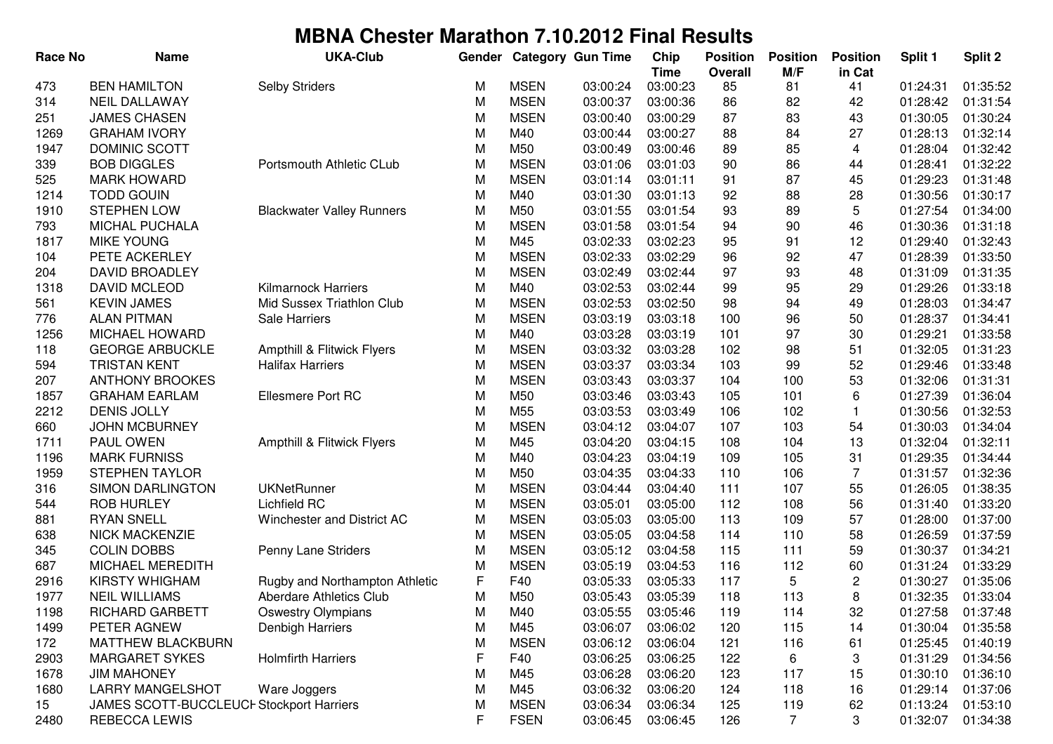# MBNA Chester Marathon 7.10.2012 Final Results

| Race No | Name | UKA-Club | Gender | Category | Gun Time | Chip Time | Position Overall | Position M/F | Position in Cat | Split 1 | Split 2 |
|---|---|---|---|---|---|---|---|---|---|---|---|
| 473 | BEN HAMILTON | Selby Striders | M | MSEN | 03:00:24 | 03:00:23 | 85 | 81 | 41 | 01:24:31 | 01:35:52 |
| 314 | NEIL DALLAWAY | | M | MSEN | 03:00:37 | 03:00:36 | 86 | 82 | 42 | 01:28:42 | 01:31:54 |
| 251 | JAMES CHASEN | | M | MSEN | 03:00:40 | 03:00:29 | 87 | 83 | 43 | 01:30:05 | 01:30:24 |
| 1269 | GRAHAM IVORY | | M | M40 | 03:00:44 | 03:00:27 | 88 | 84 | 27 | 01:28:13 | 01:32:14 |
| 1947 | DOMINIC SCOTT | | M | M50 | 03:00:49 | 03:00:46 | 89 | 85 | 4 | 01:28:04 | 01:32:42 |
| 339 | BOB DIGGLES | Portsmouth Athletic CLub | M | MSEN | 03:01:06 | 03:01:03 | 90 | 86 | 44 | 01:28:41 | 01:32:22 |
| 525 | MARK HOWARD | | M | MSEN | 03:01:14 | 03:01:11 | 91 | 87 | 45 | 01:29:23 | 01:31:48 |
| 1214 | TODD GOUIN | | M | M40 | 03:01:30 | 03:01:13 | 92 | 88 | 28 | 01:30:56 | 01:30:17 |
| 1910 | STEPHEN LOW | Blackwater Valley Runners | M | M50 | 03:01:55 | 03:01:54 | 93 | 89 | 5 | 01:27:54 | 01:34:00 |
| 793 | MICHAL PUCHALA | | M | MSEN | 03:01:58 | 03:01:54 | 94 | 90 | 46 | 01:30:36 | 01:31:18 |
| 1817 | MIKE YOUNG | | M | M45 | 03:02:33 | 03:02:23 | 95 | 91 | 12 | 01:29:40 | 01:32:43 |
| 104 | PETE ACKERLEY | | M | MSEN | 03:02:33 | 03:02:29 | 96 | 92 | 47 | 01:28:39 | 01:33:50 |
| 204 | DAVID BROADLEY | | M | MSEN | 03:02:49 | 03:02:44 | 97 | 93 | 48 | 01:31:09 | 01:31:35 |
| 1318 | DAVID MCLEOD | Kilmarnock Harriers | M | M40 | 03:02:53 | 03:02:44 | 99 | 95 | 29 | 01:29:26 | 01:33:18 |
| 561 | KEVIN JAMES | Mid Sussex Triathlon Club | M | MSEN | 03:02:53 | 03:02:50 | 98 | 94 | 49 | 01:28:03 | 01:34:47 |
| 776 | ALAN PITMAN | Sale Harriers | M | MSEN | 03:03:19 | 03:03:18 | 100 | 96 | 50 | 01:28:37 | 01:34:41 |
| 1256 | MICHAEL HOWARD | | M | M40 | 03:03:28 | 03:03:19 | 101 | 97 | 30 | 01:29:21 | 01:33:58 |
| 118 | GEORGE ARBUCKLE | Ampthill & Flitwick Flyers | M | MSEN | 03:03:32 | 03:03:28 | 102 | 98 | 51 | 01:32:05 | 01:31:23 |
| 594 | TRISTAN KENT | Halifax Harriers | M | MSEN | 03:03:37 | 03:03:34 | 103 | 99 | 52 | 01:29:46 | 01:33:48 |
| 207 | ANTHONY BROOKES | | M | MSEN | 03:03:43 | 03:03:37 | 104 | 100 | 53 | 01:32:06 | 01:31:31 |
| 1857 | GRAHAM EARLAM | Ellesmere Port RC | M | M50 | 03:03:46 | 03:03:43 | 105 | 101 | 6 | 01:27:39 | 01:36:04 |
| 2212 | DENIS JOLLY | | M | M55 | 03:03:53 | 03:03:49 | 106 | 102 | 1 | 01:30:56 | 01:32:53 |
| 660 | JOHN MCBURNEY | | M | MSEN | 03:04:12 | 03:04:07 | 107 | 103 | 54 | 01:30:03 | 01:34:04 |
| 1711 | PAUL OWEN | Ampthill & Flitwick Flyers | M | M45 | 03:04:20 | 03:04:15 | 108 | 104 | 13 | 01:32:04 | 01:32:11 |
| 1196 | MARK FURNISS | | M | M40 | 03:04:23 | 03:04:19 | 109 | 105 | 31 | 01:29:35 | 01:34:44 |
| 1959 | STEPHEN TAYLOR | | M | M50 | 03:04:35 | 03:04:33 | 110 | 106 | 7 | 01:31:57 | 01:32:36 |
| 316 | SIMON DARLINGTON | UKNetRunner | M | MSEN | 03:04:44 | 03:04:40 | 111 | 107 | 55 | 01:26:05 | 01:38:35 |
| 544 | ROB HURLEY | Lichfield RC | M | MSEN | 03:05:01 | 03:05:00 | 112 | 108 | 56 | 01:31:40 | 01:33:20 |
| 881 | RYAN SNELL | Winchester and District AC | M | MSEN | 03:05:03 | 03:05:00 | 113 | 109 | 57 | 01:28:00 | 01:37:00 |
| 638 | NICK MACKENZIE | | M | MSEN | 03:05:05 | 03:04:58 | 114 | 110 | 58 | 01:26:59 | 01:37:59 |
| 345 | COLIN DOBBS | Penny Lane Striders | M | MSEN | 03:05:12 | 03:04:58 | 115 | 111 | 59 | 01:30:37 | 01:34:21 |
| 687 | MICHAEL MEREDITH | | M | MSEN | 03:05:19 | 03:04:53 | 116 | 112 | 60 | 01:31:24 | 01:33:29 |
| 2916 | KIRSTY WHIGHAM | Rugby and Northampton Athletic | F | F40 | 03:05:33 | 03:05:33 | 117 | 5 | 2 | 01:30:27 | 01:35:06 |
| 1977 | NEIL WILLIAMS | Aberdare Athletics Club | M | M50 | 03:05:43 | 03:05:39 | 118 | 113 | 8 | 01:32:35 | 01:33:04 |
| 1198 | RICHARD GARBETT | Oswestry Olympians | M | M40 | 03:05:55 | 03:05:46 | 119 | 114 | 32 | 01:27:58 | 01:37:48 |
| 1499 | PETER AGNEW | Denbigh Harriers | M | M45 | 03:06:07 | 03:06:02 | 120 | 115 | 14 | 01:30:04 | 01:35:58 |
| 172 | MATTHEW BLACKBURN | | M | MSEN | 03:06:12 | 03:06:04 | 121 | 116 | 61 | 01:25:45 | 01:40:19 |
| 2903 | MARGARET SYKES | Holmfirth Harriers | F | F40 | 03:06:25 | 03:06:25 | 122 | 6 | 3 | 01:31:29 | 01:34:56 |
| 1678 | JIM MAHONEY | | M | M45 | 03:06:28 | 03:06:20 | 123 | 117 | 15 | 01:30:10 | 01:36:10 |
| 1680 | LARRY MANGELSHOT | Ware Joggers | M | M45 | 03:06:32 | 03:06:20 | 124 | 118 | 16 | 01:29:14 | 01:37:06 |
| 15 | JAMES SCOTT-BUCCLEUCH | Stockport Harriers | M | MSEN | 03:06:34 | 03:06:34 | 125 | 119 | 62 | 01:13:24 | 01:53:10 |
| 2480 | REBECCA LEWIS | | F | FSEN | 03:06:45 | 03:06:45 | 126 | 7 | 3 | 01:32:07 | 01:34:38 |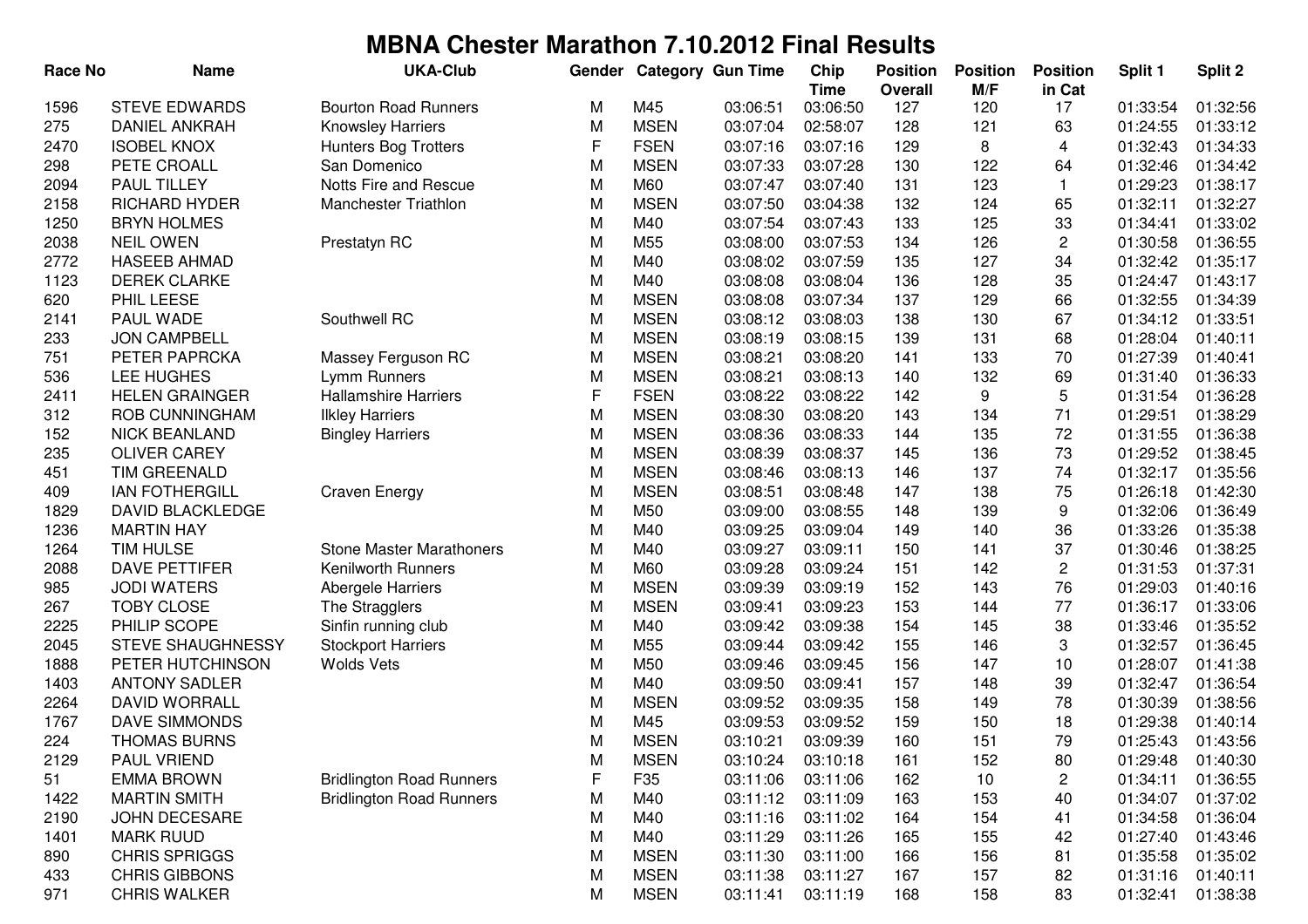# MBNA Chester Marathon 7.10.2012 Final Results

| Race No | Name | UKA-Club | Gender | Category | Gun Time | Chip Time | Position Overall | Position M/F | Position in Cat | Split 1 | Split 2 |
|---|---|---|---|---|---|---|---|---|---|---|---|
| 1596 | STEVE EDWARDS | Bourton Road Runners | M | M45 | 03:06:51 | 03:06:50 | 127 | 120 | 17 | 01:33:54 | 01:32:56 |
| 275 | DANIEL ANKRAH | Knowsley Harriers | M | MSEN | 03:07:04 | 02:58:07 | 128 | 121 | 63 | 01:24:55 | 01:33:12 |
| 2470 | ISOBEL KNOX | Hunters Bog Trotters | F | FSEN | 03:07:16 | 03:07:16 | 129 | 8 | 4 | 01:32:43 | 01:34:33 |
| 298 | PETE CROALL | San Domenico | M | MSEN | 03:07:33 | 03:07:28 | 130 | 122 | 64 | 01:32:46 | 01:34:42 |
| 2094 | PAUL TILLEY | Notts Fire and Rescue | M | M60 | 03:07:47 | 03:07:40 | 131 | 123 | 1 | 01:29:23 | 01:38:17 |
| 2158 | RICHARD HYDER | Manchester Triathlon | M | MSEN | 03:07:50 | 03:04:38 | 132 | 124 | 65 | 01:32:11 | 01:32:27 |
| 1250 | BRYN HOLMES | | M | M40 | 03:07:54 | 03:07:43 | 133 | 125 | 33 | 01:34:41 | 01:33:02 |
| 2038 | NEIL OWEN | Prestatyn RC | M | M55 | 03:08:00 | 03:07:53 | 134 | 126 | 2 | 01:30:58 | 01:36:55 |
| 2772 | HASEEB AHMAD | | M | M40 | 03:08:02 | 03:07:59 | 135 | 127 | 34 | 01:32:42 | 01:35:17 |
| 1123 | DEREK CLARKE | | M | M40 | 03:08:08 | 03:08:04 | 136 | 128 | 35 | 01:24:47 | 01:43:17 |
| 620 | PHIL LEESE | | M | MSEN | 03:08:08 | 03:07:34 | 137 | 129 | 66 | 01:32:55 | 01:34:39 |
| 2141 | PAUL WADE | Southwell RC | M | MSEN | 03:08:12 | 03:08:03 | 138 | 130 | 67 | 01:34:12 | 01:33:51 |
| 233 | JON CAMPBELL | | M | MSEN | 03:08:19 | 03:08:15 | 139 | 131 | 68 | 01:28:04 | 01:40:11 |
| 751 | PETER PAPRCKA | Massey Ferguson RC | M | MSEN | 03:08:21 | 03:08:20 | 141 | 133 | 70 | 01:27:39 | 01:40:41 |
| 536 | LEE HUGHES | Lymm Runners | M | MSEN | 03:08:21 | 03:08:13 | 140 | 132 | 69 | 01:31:40 | 01:36:33 |
| 2411 | HELEN GRAINGER | Hallamshire Harriers | F | FSEN | 03:08:22 | 03:08:22 | 142 | 9 | 5 | 01:31:54 | 01:36:28 |
| 312 | ROB CUNNINGHAM | Ilkley Harriers | M | MSEN | 03:08:30 | 03:08:20 | 143 | 134 | 71 | 01:29:51 | 01:38:29 |
| 152 | NICK BEANLAND | Bingley Harriers | M | MSEN | 03:08:36 | 03:08:33 | 144 | 135 | 72 | 01:31:55 | 01:36:38 |
| 235 | OLIVER CAREY | | M | MSEN | 03:08:39 | 03:08:37 | 145 | 136 | 73 | 01:29:52 | 01:38:45 |
| 451 | TIM GREENALD | | M | MSEN | 03:08:46 | 03:08:13 | 146 | 137 | 74 | 01:32:17 | 01:35:56 |
| 409 | IAN FOTHERGILL | Craven Energy | M | MSEN | 03:08:51 | 03:08:48 | 147 | 138 | 75 | 01:26:18 | 01:42:30 |
| 1829 | DAVID BLACKLEDGE | | M | M50 | 03:09:00 | 03:08:55 | 148 | 139 | 9 | 01:32:06 | 01:36:49 |
| 1236 | MARTIN HAY | | M | M40 | 03:09:25 | 03:09:04 | 149 | 140 | 36 | 01:33:26 | 01:35:38 |
| 1264 | TIM HULSE | Stone Master Marathoners | M | M40 | 03:09:27 | 03:09:11 | 150 | 141 | 37 | 01:30:46 | 01:38:25 |
| 2088 | DAVE PETTIFER | Kenilworth Runners | M | M60 | 03:09:28 | 03:09:24 | 151 | 142 | 2 | 01:31:53 | 01:37:31 |
| 985 | JODI WATERS | Abergele Harriers | M | MSEN | 03:09:39 | 03:09:19 | 152 | 143 | 76 | 01:29:03 | 01:40:16 |
| 267 | TOBY CLOSE | The Stragglers | M | MSEN | 03:09:41 | 03:09:23 | 153 | 144 | 77 | 01:36:17 | 01:33:06 |
| 2225 | PHILIP SCOPE | Sinfin running club | M | M40 | 03:09:42 | 03:09:38 | 154 | 145 | 38 | 01:33:46 | 01:35:52 |
| 2045 | STEVE SHAUGHNESSY | Stockport Harriers | M | M55 | 03:09:44 | 03:09:42 | 155 | 146 | 3 | 01:32:57 | 01:36:45 |
| 1888 | PETER HUTCHINSON | Wolds Vets | M | M50 | 03:09:46 | 03:09:45 | 156 | 147 | 10 | 01:28:07 | 01:41:38 |
| 1403 | ANTONY SADLER | | M | M40 | 03:09:50 | 03:09:41 | 157 | 148 | 39 | 01:32:47 | 01:36:54 |
| 2264 | DAVID WORRALL | | M | MSEN | 03:09:52 | 03:09:35 | 158 | 149 | 78 | 01:30:39 | 01:38:56 |
| 1767 | DAVE SIMMONDS | | M | M45 | 03:09:53 | 03:09:52 | 159 | 150 | 18 | 01:29:38 | 01:40:14 |
| 224 | THOMAS BURNS | | M | MSEN | 03:10:21 | 03:09:39 | 160 | 151 | 79 | 01:25:43 | 01:43:56 |
| 2129 | PAUL VRIEND | | M | MSEN | 03:10:24 | 03:10:18 | 161 | 152 | 80 | 01:29:48 | 01:40:30 |
| 51 | EMMA BROWN | Bridlington Road Runners | F | F35 | 03:11:06 | 03:11:06 | 162 | 10 | 2 | 01:34:11 | 01:36:55 |
| 1422 | MARTIN SMITH | Bridlington Road Runners | M | M40 | 03:11:12 | 03:11:09 | 163 | 153 | 40 | 01:34:07 | 01:37:02 |
| 2190 | JOHN DECESARE | | M | M40 | 03:11:16 | 03:11:02 | 164 | 154 | 41 | 01:34:58 | 01:36:04 |
| 1401 | MARK RUUD | | M | M40 | 03:11:29 | 03:11:26 | 165 | 155 | 42 | 01:27:40 | 01:43:46 |
| 890 | CHRIS SPRIGGS | | M | MSEN | 03:11:30 | 03:11:00 | 166 | 156 | 81 | 01:35:58 | 01:35:02 |
| 433 | CHRIS GIBBONS | | M | MSEN | 03:11:38 | 03:11:27 | 167 | 157 | 82 | 01:31:16 | 01:40:11 |
| 971 | CHRIS WALKER | | M | MSEN | 03:11:41 | 03:11:19 | 168 | 158 | 83 | 01:32:41 | 01:38:38 |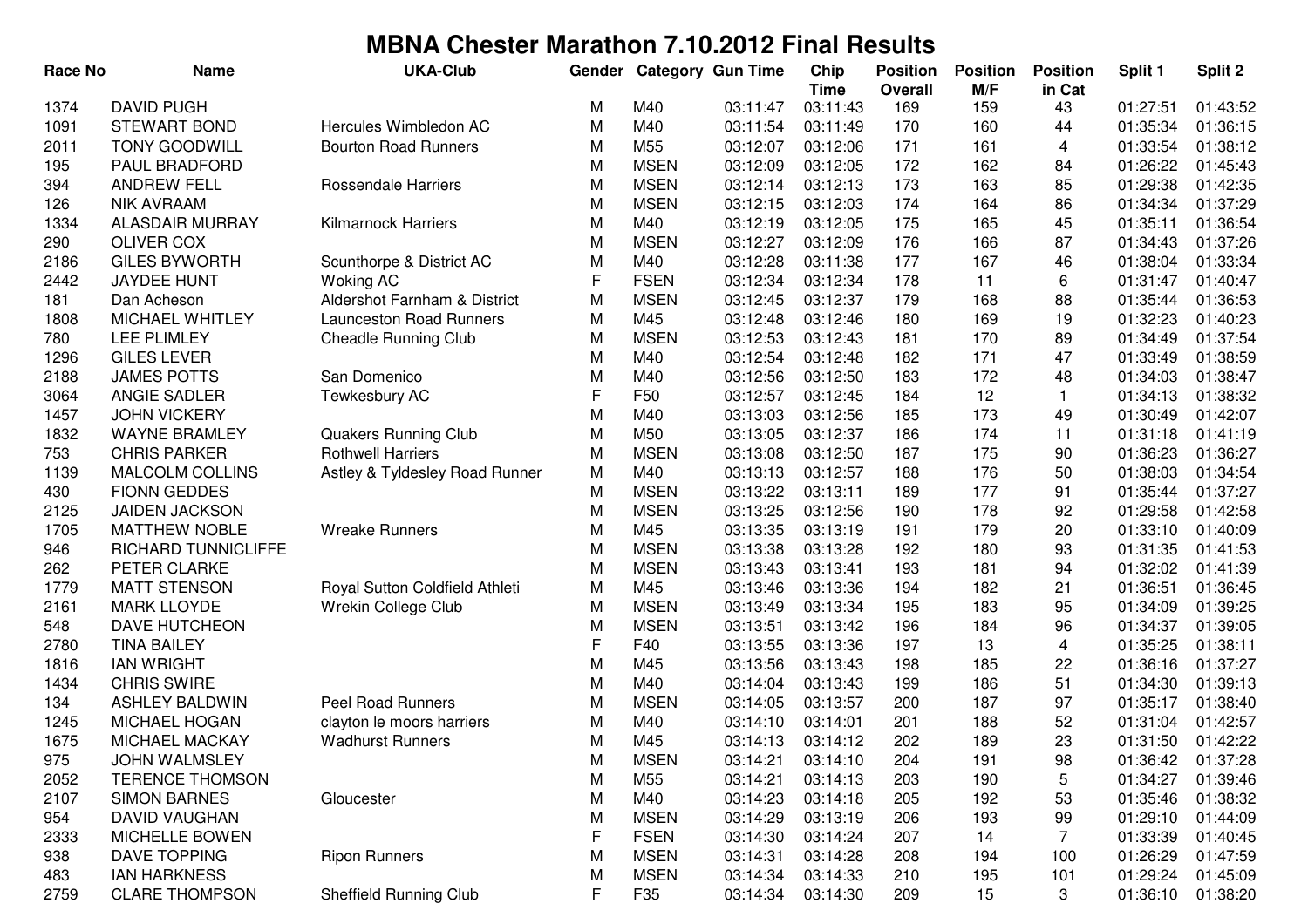# MBNA Chester Marathon 7.10.2012 Final Results

| Race No | Name | UKA-Club | Gender | Category | Gun Time | Chip Time | Position Overall | Position M/F | Position in Cat | Split 1 | Split 2 |
|---|---|---|---|---|---|---|---|---|---|---|---|
| 1374 | DAVID PUGH | | M | M40 | 03:11:47 | 03:11:43 | 169 | 159 | 43 | 01:27:51 | 01:43:52 |
| 1091 | STEWART BOND | Hercules Wimbledon AC | M | M40 | 03:11:54 | 03:11:49 | 170 | 160 | 44 | 01:35:34 | 01:36:15 |
| 2011 | TONY GOODWILL | Bourton Road Runners | M | M55 | 03:12:07 | 03:12:06 | 171 | 161 | 4 | 01:33:54 | 01:38:12 |
| 195 | PAUL BRADFORD | | M | MSEN | 03:12:09 | 03:12:05 | 172 | 162 | 84 | 01:26:22 | 01:45:43 |
| 394 | ANDREW FELL | Rossendale Harriers | M | MSEN | 03:12:14 | 03:12:13 | 173 | 163 | 85 | 01:29:38 | 01:42:35 |
| 126 | NIK AVRAAM | | M | MSEN | 03:12:15 | 03:12:03 | 174 | 164 | 86 | 01:34:34 | 01:37:29 |
| 1334 | ALASDAIR MURRAY | Kilmarnock Harriers | M | M40 | 03:12:19 | 03:12:05 | 175 | 165 | 45 | 01:35:11 | 01:36:54 |
| 290 | OLIVER COX | | M | MSEN | 03:12:27 | 03:12:09 | 176 | 166 | 87 | 01:34:43 | 01:37:26 |
| 2186 | GILES BYWORTH | Scunthorpe & District AC | M | M40 | 03:12:28 | 03:11:38 | 177 | 167 | 46 | 01:38:04 | 01:33:34 |
| 2442 | JAYDEE HUNT | Woking AC | F | FSEN | 03:12:34 | 03:12:34 | 178 | 11 | 6 | 01:31:47 | 01:40:47 |
| 181 | Dan Acheson | Aldershot Farnham & District | M | MSEN | 03:12:45 | 03:12:37 | 179 | 168 | 88 | 01:35:44 | 01:36:53 |
| 1808 | MICHAEL WHITLEY | Launceston Road Runners | M | M45 | 03:12:48 | 03:12:46 | 180 | 169 | 19 | 01:32:23 | 01:40:23 |
| 780 | LEE PLIMLEY | Cheadle Running Club | M | MSEN | 03:12:53 | 03:12:43 | 181 | 170 | 89 | 01:34:49 | 01:37:54 |
| 1296 | GILES LEVER | | M | M40 | 03:12:54 | 03:12:48 | 182 | 171 | 47 | 01:33:49 | 01:38:59 |
| 2188 | JAMES POTTS | San Domenico | M | M40 | 03:12:56 | 03:12:50 | 183 | 172 | 48 | 01:34:03 | 01:38:47 |
| 3064 | ANGIE SADLER | Tewkesbury AC | F | F50 | 03:12:57 | 03:12:45 | 184 | 12 | 1 | 01:34:13 | 01:38:32 |
| 1457 | JOHN VICKERY | | M | M40 | 03:13:03 | 03:12:56 | 185 | 173 | 49 | 01:30:49 | 01:42:07 |
| 1832 | WAYNE BRAMLEY | Quakers Running Club | M | M50 | 03:13:05 | 03:12:37 | 186 | 174 | 11 | 01:31:18 | 01:41:19 |
| 753 | CHRIS PARKER | Rothwell Harriers | M | MSEN | 03:13:08 | 03:12:50 | 187 | 175 | 90 | 01:36:23 | 01:36:27 |
| 1139 | MALCOLM COLLINS | Astley & Tyldesley Road Runner | M | M40 | 03:13:13 | 03:12:57 | 188 | 176 | 50 | 01:38:03 | 01:34:54 |
| 430 | FIONN GEDDES | | M | MSEN | 03:13:22 | 03:13:11 | 189 | 177 | 91 | 01:35:44 | 01:37:27 |
| 2125 | JAIDEN JACKSON | | M | MSEN | 03:13:25 | 03:12:56 | 190 | 178 | 92 | 01:29:58 | 01:42:58 |
| 1705 | MATTHEW NOBLE | Wreake Runners | M | M45 | 03:13:35 | 03:13:19 | 191 | 179 | 20 | 01:33:10 | 01:40:09 |
| 946 | RICHARD TUNNICLIFFE | | M | MSEN | 03:13:38 | 03:13:28 | 192 | 180 | 93 | 01:31:35 | 01:41:53 |
| 262 | PETER CLARKE | | M | MSEN | 03:13:43 | 03:13:41 | 193 | 181 | 94 | 01:32:02 | 01:41:39 |
| 1779 | MATT STENSON | Royal Sutton Coldfield Athleti | M | M45 | 03:13:46 | 03:13:36 | 194 | 182 | 21 | 01:36:51 | 01:36:45 |
| 2161 | MARK LLOYDE | Wrekin College Club | M | MSEN | 03:13:49 | 03:13:34 | 195 | 183 | 95 | 01:34:09 | 01:39:25 |
| 548 | DAVE HUTCHEON | | M | MSEN | 03:13:51 | 03:13:42 | 196 | 184 | 96 | 01:34:37 | 01:39:05 |
| 2780 | TINA BAILEY | | F | F40 | 03:13:55 | 03:13:36 | 197 | 13 | 4 | 01:35:25 | 01:38:11 |
| 1816 | IAN WRIGHT | | M | M45 | 03:13:56 | 03:13:43 | 198 | 185 | 22 | 01:36:16 | 01:37:27 |
| 1434 | CHRIS SWIRE | | M | M40 | 03:14:04 | 03:13:43 | 199 | 186 | 51 | 01:34:30 | 01:39:13 |
| 134 | ASHLEY BALDWIN | Peel Road Runners | M | MSEN | 03:14:05 | 03:13:57 | 200 | 187 | 97 | 01:35:17 | 01:38:40 |
| 1245 | MICHAEL HOGAN | clayton le moors harriers | M | M40 | 03:14:10 | 03:14:01 | 201 | 188 | 52 | 01:31:04 | 01:42:57 |
| 1675 | MICHAEL MACKAY | Wadhurst Runners | M | M45 | 03:14:13 | 03:14:12 | 202 | 189 | 23 | 01:31:50 | 01:42:22 |
| 975 | JOHN WALMSLEY | | M | MSEN | 03:14:21 | 03:14:10 | 204 | 191 | 98 | 01:36:42 | 01:37:28 |
| 2052 | TERENCE THOMSON | | M | M55 | 03:14:21 | 03:14:13 | 203 | 190 | 5 | 01:34:27 | 01:39:46 |
| 2107 | SIMON BARNES | Gloucester | M | M40 | 03:14:23 | 03:14:18 | 205 | 192 | 53 | 01:35:46 | 01:38:32 |
| 954 | DAVID VAUGHAN | | M | MSEN | 03:14:29 | 03:13:19 | 206 | 193 | 99 | 01:29:10 | 01:44:09 |
| 2333 | MICHELLE BOWEN | | F | FSEN | 03:14:30 | 03:14:24 | 207 | 14 | 7 | 01:33:39 | 01:40:45 |
| 938 | DAVE TOPPING | Ripon Runners | M | MSEN | 03:14:31 | 03:14:28 | 208 | 194 | 100 | 01:26:29 | 01:47:59 |
| 483 | IAN HARKNESS | | M | MSEN | 03:14:34 | 03:14:33 | 210 | 195 | 101 | 01:29:24 | 01:45:09 |
| 2759 | CLARE THOMPSON | Sheffield Running Club | F | F35 | 03:14:34 | 03:14:30 | 209 | 15 | 3 | 01:36:10 | 01:38:20 |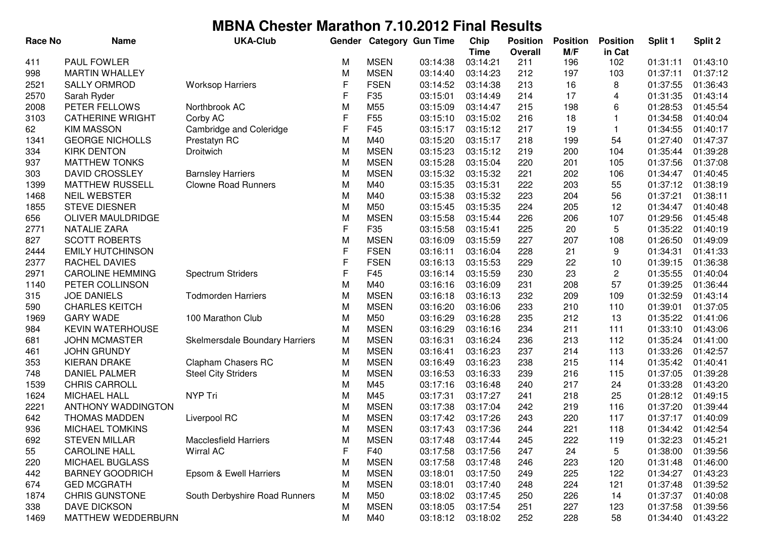# MBNA Chester Marathon 7.10.2012 Final Results

| Race No | Name | UKA-Club | Gender | Category | Gun Time | Chip Time | Position Overall | Position M/F | Position in Cat | Split 1 | Split 2 |
|---|---|---|---|---|---|---|---|---|---|---|---|
| 411 | PAUL FOWLER | | M | MSEN | 03:14:38 | 03:14:21 | 211 | 196 | 102 | 01:31:11 | 01:43:10 |
| 998 | MARTIN WHALLEY | | M | MSEN | 03:14:40 | 03:14:23 | 212 | 197 | 103 | 01:37:11 | 01:37:12 |
| 2521 | SALLY ORMROD | Worksop Harriers | F | FSEN | 03:14:52 | 03:14:38 | 213 | 16 | 8 | 01:37:55 | 01:36:43 |
| 2570 | Sarah Ryder | | F | F35 | 03:15:01 | 03:14:49 | 214 | 17 | 4 | 01:31:35 | 01:43:14 |
| 2008 | PETER FELLOWS | Northbrook AC | M | M55 | 03:15:09 | 03:14:47 | 215 | 198 | 6 | 01:28:53 | 01:45:54 |
| 3103 | CATHERINE WRIGHT | Corby AC | F | F55 | 03:15:10 | 03:15:02 | 216 | 18 | 1 | 01:34:58 | 01:40:04 |
| 62 | KIM MASSON | Cambridge and Coleridge | F | F45 | 03:15:17 | 03:15:12 | 217 | 19 | 1 | 01:34:55 | 01:40:17 |
| 1341 | GEORGE NICHOLLS | Prestatyn RC | M | M40 | 03:15:20 | 03:15:17 | 218 | 199 | 54 | 01:27:40 | 01:47:37 |
| 334 | KIRK DENTON | Droitwich | M | MSEN | 03:15:23 | 03:15:12 | 219 | 200 | 104 | 01:35:44 | 01:39:28 |
| 937 | MATTHEW TONKS | | M | MSEN | 03:15:28 | 03:15:04 | 220 | 201 | 105 | 01:37:56 | 01:37:08 |
| 303 | DAVID CROSSLEY | Barnsley Harriers | M | MSEN | 03:15:32 | 03:15:32 | 221 | 202 | 106 | 01:34:47 | 01:40:45 |
| 1399 | MATTHEW RUSSELL | Clowne Road Runners | M | M40 | 03:15:35 | 03:15:31 | 222 | 203 | 55 | 01:37:12 | 01:38:19 |
| 1468 | NEIL WEBSTER | | M | M40 | 03:15:38 | 03:15:32 | 223 | 204 | 56 | 01:37:21 | 01:38:11 |
| 1855 | STEVE DIESNER | | M | M50 | 03:15:45 | 03:15:35 | 224 | 205 | 12 | 01:34:47 | 01:40:48 |
| 656 | OLIVER MAULDRIDGE | | M | MSEN | 03:15:58 | 03:15:44 | 226 | 206 | 107 | 01:29:56 | 01:45:48 |
| 2771 | NATALIE ZARA | | F | F35 | 03:15:58 | 03:15:41 | 225 | 20 | 5 | 01:35:22 | 01:40:19 |
| 827 | SCOTT ROBERTS | | M | MSEN | 03:16:09 | 03:15:59 | 227 | 207 | 108 | 01:26:50 | 01:49:09 |
| 2444 | EMILY HUTCHINSON | | F | FSEN | 03:16:11 | 03:16:04 | 228 | 21 | 9 | 01:34:31 | 01:41:33 |
| 2377 | RACHEL DAVIES | | F | FSEN | 03:16:13 | 03:15:53 | 229 | 22 | 10 | 01:39:15 | 01:36:38 |
| 2971 | CAROLINE HEMMING | Spectrum Striders | F | F45 | 03:16:14 | 03:15:59 | 230 | 23 | 2 | 01:35:55 | 01:40:04 |
| 1140 | PETER COLLINSON | | M | M40 | 03:16:16 | 03:16:09 | 231 | 208 | 57 | 01:39:25 | 01:36:44 |
| 315 | JOE DANIELS | Todmorden Harriers | M | MSEN | 03:16:18 | 03:16:13 | 232 | 209 | 109 | 01:32:59 | 01:43:14 |
| 590 | CHARLES KEITCH | | M | MSEN | 03:16:20 | 03:16:06 | 233 | 210 | 110 | 01:39:01 | 01:37:05 |
| 1969 | GARY WADE | 100 Marathon Club | M | M50 | 03:16:29 | 03:16:28 | 235 | 212 | 13 | 01:35:22 | 01:41:06 |
| 984 | KEVIN WATERHOUSE | | M | MSEN | 03:16:29 | 03:16:16 | 234 | 211 | 111 | 01:33:10 | 01:43:06 |
| 681 | JOHN MCMASTER | Skelmersdale Boundary Harriers | M | MSEN | 03:16:31 | 03:16:24 | 236 | 213 | 112 | 01:35:24 | 01:41:00 |
| 461 | JOHN GRUNDY | | M | MSEN | 03:16:41 | 03:16:23 | 237 | 214 | 113 | 01:33:26 | 01:42:57 |
| 353 | KIERAN DRAKE | Clapham Chasers RC | M | MSEN | 03:16:49 | 03:16:23 | 238 | 215 | 114 | 01:35:42 | 01:40:41 |
| 748 | DANIEL PALMER | Steel City Striders | M | MSEN | 03:16:53 | 03:16:33 | 239 | 216 | 115 | 01:37:05 | 01:39:28 |
| 1539 | CHRIS CARROLL | | M | M45 | 03:17:16 | 03:16:48 | 240 | 217 | 24 | 01:33:28 | 01:43:20 |
| 1624 | MICHAEL HALL | NYP Tri | M | M45 | 03:17:31 | 03:17:27 | 241 | 218 | 25 | 01:28:12 | 01:49:15 |
| 2221 | ANTHONY WADDINGTON | | M | MSEN | 03:17:38 | 03:17:04 | 242 | 219 | 116 | 01:37:20 | 01:39:44 |
| 642 | THOMAS MADDEN | Liverpool RC | M | MSEN | 03:17:42 | 03:17:26 | 243 | 220 | 117 | 01:37:17 | 01:40:09 |
| 936 | MICHAEL TOMKINS | | M | MSEN | 03:17:43 | 03:17:36 | 244 | 221 | 118 | 01:34:42 | 01:42:54 |
| 692 | STEVEN MILLAR | Macclesfield Harriers | M | MSEN | 03:17:48 | 03:17:44 | 245 | 222 | 119 | 01:32:23 | 01:45:21 |
| 55 | CAROLINE HALL | Wirral AC | F | F40 | 03:17:58 | 03:17:56 | 247 | 24 | 5 | 01:38:00 | 01:39:56 |
| 220 | MICHAEL BUGLASS | | M | MSEN | 03:17:58 | 03:17:48 | 246 | 223 | 120 | 01:31:48 | 01:46:00 |
| 442 | BARNEY GOODRICH | Epsom & Ewell Harriers | M | MSEN | 03:18:01 | 03:17:50 | 249 | 225 | 122 | 01:34:27 | 01:43:23 |
| 674 | GED MCGRATH | | M | MSEN | 03:18:01 | 03:17:40 | 248 | 224 | 121 | 01:37:48 | 01:39:52 |
| 1874 | CHRIS GUNSTONE | South Derbyshire Road Runners | M | M50 | 03:18:02 | 03:17:45 | 250 | 226 | 14 | 01:37:37 | 01:40:08 |
| 338 | DAVE DICKSON | | M | MSEN | 03:18:05 | 03:17:54 | 251 | 227 | 123 | 01:37:58 | 01:39:56 |
| 1469 | MATTHEW WEDDERBURN | | M | M40 | 03:18:12 | 03:18:02 | 252 | 228 | 58 | 01:34:40 | 01:43:22 |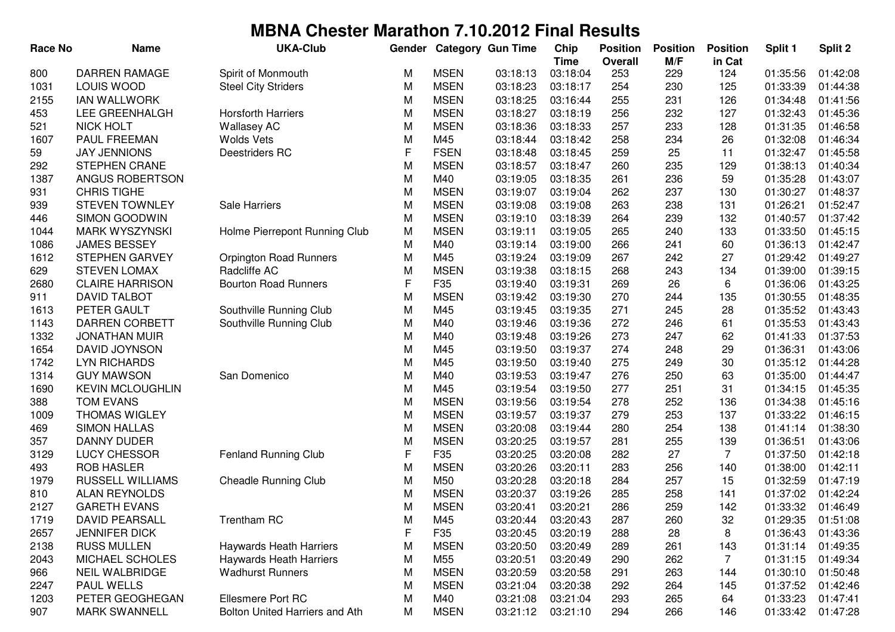# MBNA Chester Marathon 7.10.2012 Final Results

| Race No | Name | UKA-Club | Gender | Category | Gun Time | Chip Time | Position Overall | Position M/F | Position in Cat | Split 1 | Split 2 |
|---|---|---|---|---|---|---|---|---|---|---|---|
| 800 | DARREN RAMAGE | Spirit of Monmouth | M | MSEN | 03:18:13 | 03:18:04 | 253 | 229 | 124 | 01:35:56 | 01:42:08 |
| 1031 | LOUIS WOOD | Steel City Striders | M | MSEN | 03:18:23 | 03:18:17 | 254 | 230 | 125 | 01:33:39 | 01:44:38 |
| 2155 | IAN WALLWORK | | M | MSEN | 03:18:25 | 03:16:44 | 255 | 231 | 126 | 01:34:48 | 01:41:56 |
| 453 | LEE GREENHALGH | Horsforth Harriers | M | MSEN | 03:18:27 | 03:18:19 | 256 | 232 | 127 | 01:32:43 | 01:45:36 |
| 521 | NICK HOLT | Wallasey AC | M | MSEN | 03:18:36 | 03:18:33 | 257 | 233 | 128 | 01:31:35 | 01:46:58 |
| 1607 | PAUL FREEMAN | Wolds Vets | M | M45 | 03:18:44 | 03:18:42 | 258 | 234 | 26 | 01:32:08 | 01:46:34 |
| 59 | JAY JENNIONS | Deestriders RC | F | FSEN | 03:18:48 | 03:18:45 | 259 | 25 | 11 | 01:32:47 | 01:45:58 |
| 292 | STEPHEN CRANE | | M | MSEN | 03:18:57 | 03:18:47 | 260 | 235 | 129 | 01:38:13 | 01:40:34 |
| 1387 | ANGUS ROBERTSON | | M | M40 | 03:19:05 | 03:18:35 | 261 | 236 | 59 | 01:35:28 | 01:43:07 |
| 931 | CHRIS TIGHE | | M | MSEN | 03:19:07 | 03:19:04 | 262 | 237 | 130 | 01:30:27 | 01:48:37 |
| 939 | STEVEN TOWNLEY | Sale Harriers | M | MSEN | 03:19:08 | 03:19:08 | 263 | 238 | 131 | 01:26:21 | 01:52:47 |
| 446 | SIMON GOODWIN | | M | MSEN | 03:19:10 | 03:18:39 | 264 | 239 | 132 | 01:40:57 | 01:37:42 |
| 1044 | MARK WYSZYNSKI | Holme Pierrepont Running Club | M | MSEN | 03:19:11 | 03:19:05 | 265 | 240 | 133 | 01:33:50 | 01:45:15 |
| 1086 | JAMES BESSEY | | M | M40 | 03:19:14 | 03:19:00 | 266 | 241 | 60 | 01:36:13 | 01:42:47 |
| 1612 | STEPHEN GARVEY | Orpington Road Runners | M | M45 | 03:19:24 | 03:19:09 | 267 | 242 | 27 | 01:29:42 | 01:49:27 |
| 629 | STEVEN LOMAX | Radcliffe AC | M | MSEN | 03:19:38 | 03:18:15 | 268 | 243 | 134 | 01:39:00 | 01:39:15 |
| 2680 | CLAIRE HARRISON | Bourton Road Runners | F | F35 | 03:19:40 | 03:19:31 | 269 | 26 | 6 | 01:36:06 | 01:43:25 |
| 911 | DAVID TALBOT | | M | MSEN | 03:19:42 | 03:19:30 | 270 | 244 | 135 | 01:30:55 | 01:48:35 |
| 1613 | PETER GAULT | Southville Running Club | M | M45 | 03:19:45 | 03:19:35 | 271 | 245 | 28 | 01:35:52 | 01:43:43 |
| 1143 | DARREN CORBETT | Southville Running Club | M | M40 | 03:19:46 | 03:19:36 | 272 | 246 | 61 | 01:35:53 | 01:43:43 |
| 1332 | JONATHAN MUIR | | M | M40 | 03:19:48 | 03:19:26 | 273 | 247 | 62 | 01:41:33 | 01:37:53 |
| 1654 | DAVID JOYNSON | | M | M45 | 03:19:50 | 03:19:37 | 274 | 248 | 29 | 01:36:31 | 01:43:06 |
| 1742 | LYN RICHARDS | | M | M45 | 03:19:50 | 03:19:40 | 275 | 249 | 30 | 01:35:12 | 01:44:28 |
| 1314 | GUY MAWSON | San Domenico | M | M40 | 03:19:53 | 03:19:47 | 276 | 250 | 63 | 01:35:00 | 01:44:47 |
| 1690 | KEVIN MCLOUGHLIN | | M | M45 | 03:19:54 | 03:19:50 | 277 | 251 | 31 | 01:34:15 | 01:45:35 |
| 388 | TOM EVANS | | M | MSEN | 03:19:56 | 03:19:54 | 278 | 252 | 136 | 01:34:38 | 01:45:16 |
| 1009 | THOMAS WIGLEY | | M | MSEN | 03:19:57 | 03:19:37 | 279 | 253 | 137 | 01:33:22 | 01:46:15 |
| 469 | SIMON HALLAS | | M | MSEN | 03:20:08 | 03:19:44 | 280 | 254 | 138 | 01:41:14 | 01:38:30 |
| 357 | DANNY DUDER | | M | MSEN | 03:20:25 | 03:19:57 | 281 | 255 | 139 | 01:36:51 | 01:43:06 |
| 3129 | LUCY CHESSOR | Fenland Running Club | F | F35 | 03:20:25 | 03:20:08 | 282 | 27 | 7 | 01:37:50 | 01:42:18 |
| 493 | ROB HASLER | | M | MSEN | 03:20:26 | 03:20:11 | 283 | 256 | 140 | 01:38:00 | 01:42:11 |
| 1979 | RUSSELL WILLIAMS | Cheadle Running Club | M | M50 | 03:20:28 | 03:20:18 | 284 | 257 | 15 | 01:32:59 | 01:47:19 |
| 810 | ALAN REYNOLDS | | M | MSEN | 03:20:37 | 03:19:26 | 285 | 258 | 141 | 01:37:02 | 01:42:24 |
| 2127 | GARETH EVANS | | M | MSEN | 03:20:41 | 03:20:21 | 286 | 259 | 142 | 01:33:32 | 01:46:49 |
| 1719 | DAVID PEARSALL | Trentham RC | M | M45 | 03:20:44 | 03:20:43 | 287 | 260 | 32 | 01:29:35 | 01:51:08 |
| 2657 | JENNIFER DICK | | F | F35 | 03:20:45 | 03:20:19 | 288 | 28 | 8 | 01:36:43 | 01:43:36 |
| 2138 | RUSS MULLEN | Haywards Heath Harriers | M | MSEN | 03:20:50 | 03:20:49 | 289 | 261 | 143 | 01:31:14 | 01:49:35 |
| 2043 | MICHAEL SCHOLES | Haywards Heath Harriers | M | M55 | 03:20:51 | 03:20:49 | 290 | 262 | 7 | 01:31:15 | 01:49:34 |
| 966 | NEIL WALBRIDGE | Wadhurst Runners | M | MSEN | 03:20:59 | 03:20:58 | 291 | 263 | 144 | 01:30:10 | 01:50:48 |
| 2247 | PAUL WELLS | | M | MSEN | 03:21:04 | 03:20:38 | 292 | 264 | 145 | 01:37:52 | 01:42:46 |
| 1203 | PETER GEOGHEGAN | Ellesmere Port RC | M | M40 | 03:21:08 | 03:21:04 | 293 | 265 | 64 | 01:33:23 | 01:47:41 |
| 907 | MARK SWANNELL | Bolton United Harriers and Ath | M | MSEN | 03:21:12 | 03:21:10 | 294 | 266 | 146 | 01:33:42 | 01:47:28 |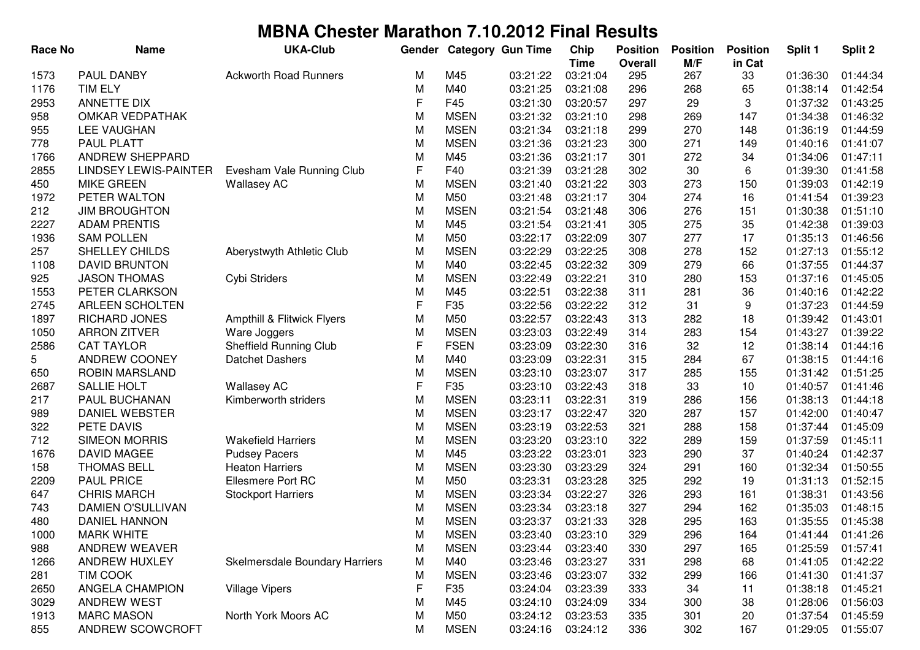# MBNA Chester Marathon 7.10.2012 Final Results

| Race No | Name | UKA-Club | Gender | Category | Gun Time | Chip Time | Position Overall | Position M/F | Position in Cat | Split 1 | Split 2 |
|---|---|---|---|---|---|---|---|---|---|---|---|
| 1573 | PAUL DANBY | Ackworth Road Runners | M | M45 | 03:21:22 | 03:21:04 | 295 | 267 | 33 | 01:36:30 | 01:44:34 |
| 1176 | TIM ELY | | M | M40 | 03:21:25 | 03:21:08 | 296 | 268 | 65 | 01:38:14 | 01:42:54 |
| 2953 | ANNETTE DIX | | F | F45 | 03:21:30 | 03:20:57 | 297 | 29 | 3 | 01:37:32 | 01:43:25 |
| 958 | OMKAR VEDPATHAK | | M | MSEN | 03:21:32 | 03:21:10 | 298 | 269 | 147 | 01:34:38 | 01:46:32 |
| 955 | LEE VAUGHAN | | M | MSEN | 03:21:34 | 03:21:18 | 299 | 270 | 148 | 01:36:19 | 01:44:59 |
| 778 | PAUL PLATT | | M | MSEN | 03:21:36 | 03:21:23 | 300 | 271 | 149 | 01:40:16 | 01:41:07 |
| 1766 | ANDREW SHEPPARD | | M | M45 | 03:21:36 | 03:21:17 | 301 | 272 | 34 | 01:34:06 | 01:47:11 |
| 2855 | LINDSEY LEWIS-PAINTER | Evesham Vale Running Club | F | F40 | 03:21:39 | 03:21:28 | 302 | 30 | 6 | 01:39:30 | 01:41:58 |
| 450 | MIKE GREEN | Wallasey AC | M | MSEN | 03:21:40 | 03:21:22 | 303 | 273 | 150 | 01:39:03 | 01:42:19 |
| 1972 | PETER WALTON | | M | M50 | 03:21:48 | 03:21:17 | 304 | 274 | 16 | 01:41:54 | 01:39:23 |
| 212 | JIM BROUGHTON | | M | MSEN | 03:21:54 | 03:21:48 | 306 | 276 | 151 | 01:30:38 | 01:51:10 |
| 2227 | ADAM PRENTIS | | M | M45 | 03:21:54 | 03:21:41 | 305 | 275 | 35 | 01:42:38 | 01:39:03 |
| 1936 | SAM POLLEN | | M | M50 | 03:22:17 | 03:22:09 | 307 | 277 | 17 | 01:35:13 | 01:46:56 |
| 257 | SHELLEY CHILDS | Aberystwyth Athletic Club | M | MSEN | 03:22:29 | 03:22:25 | 308 | 278 | 152 | 01:27:13 | 01:55:12 |
| 1108 | DAVID BRUNTON | | M | M40 | 03:22:45 | 03:22:32 | 309 | 279 | 66 | 01:37:55 | 01:44:37 |
| 925 | JASON THOMAS | Cybi Striders | M | MSEN | 03:22:49 | 03:22:21 | 310 | 280 | 153 | 01:37:16 | 01:45:05 |
| 1553 | PETER CLARKSON | | M | M45 | 03:22:51 | 03:22:38 | 311 | 281 | 36 | 01:40:16 | 01:42:22 |
| 2745 | ARLEEN SCHOLTEN | | F | F35 | 03:22:56 | 03:22:22 | 312 | 31 | 9 | 01:37:23 | 01:44:59 |
| 1897 | RICHARD JONES | Ampthill & Flitwick Flyers | M | M50 | 03:22:57 | 03:22:43 | 313 | 282 | 18 | 01:39:42 | 01:43:01 |
| 1050 | ARRON ZITVER | Ware Joggers | M | MSEN | 03:23:03 | 03:22:49 | 314 | 283 | 154 | 01:43:27 | 01:39:22 |
| 2586 | CAT TAYLOR | Sheffield Running Club | F | FSEN | 03:23:09 | 03:22:30 | 316 | 32 | 12 | 01:38:14 | 01:44:16 |
| 5 | ANDREW COONEY | Datchet Dashers | M | M40 | 03:23:09 | 03:22:31 | 315 | 284 | 67 | 01:38:15 | 01:44:16 |
| 650 | ROBIN MARSLAND | | M | MSEN | 03:23:10 | 03:23:07 | 317 | 285 | 155 | 01:31:42 | 01:51:25 |
| 2687 | SALLIE HOLT | Wallasey AC | F | F35 | 03:23:10 | 03:22:43 | 318 | 33 | 10 | 01:40:57 | 01:41:46 |
| 217 | PAUL BUCHANAN | Kimberworth striders | M | MSEN | 03:23:11 | 03:22:31 | 319 | 286 | 156 | 01:38:13 | 01:44:18 |
| 989 | DANIEL WEBSTER | | M | MSEN | 03:23:17 | 03:22:47 | 320 | 287 | 157 | 01:42:00 | 01:40:47 |
| 322 | PETE DAVIS | | M | MSEN | 03:23:19 | 03:22:53 | 321 | 288 | 158 | 01:37:44 | 01:45:09 |
| 712 | SIMEON MORRIS | Wakefield Harriers | M | MSEN | 03:23:20 | 03:23:10 | 322 | 289 | 159 | 01:37:59 | 01:45:11 |
| 1676 | DAVID MAGEE | Pudsey Pacers | M | M45 | 03:23:22 | 03:23:01 | 323 | 290 | 37 | 01:40:24 | 01:42:37 |
| 158 | THOMAS BELL | Heaton Harriers | M | MSEN | 03:23:30 | 03:23:29 | 324 | 291 | 160 | 01:32:34 | 01:50:55 |
| 2209 | PAUL PRICE | Ellesmere Port RC | M | M50 | 03:23:31 | 03:23:28 | 325 | 292 | 19 | 01:31:13 | 01:52:15 |
| 647 | CHRIS MARCH | Stockport Harriers | M | MSEN | 03:23:34 | 03:22:27 | 326 | 293 | 161 | 01:38:31 | 01:43:56 |
| 743 | DAMIEN O'SULLIVAN | | M | MSEN | 03:23:34 | 03:23:18 | 327 | 294 | 162 | 01:35:03 | 01:48:15 |
| 480 | DANIEL HANNON | | M | MSEN | 03:23:37 | 03:21:33 | 328 | 295 | 163 | 01:35:55 | 01:45:38 |
| 1000 | MARK WHITE | | M | MSEN | 03:23:40 | 03:23:10 | 329 | 296 | 164 | 01:41:44 | 01:41:26 |
| 988 | ANDREW WEAVER | | M | MSEN | 03:23:44 | 03:23:40 | 330 | 297 | 165 | 01:25:59 | 01:57:41 |
| 1266 | ANDREW HUXLEY | Skelmersdale Boundary Harriers | M | M40 | 03:23:46 | 03:23:27 | 331 | 298 | 68 | 01:41:05 | 01:42:22 |
| 281 | TIM COOK | | M | MSEN | 03:23:46 | 03:23:07 | 332 | 299 | 166 | 01:41:30 | 01:41:37 |
| 2650 | ANGELA CHAMPION | Village Vipers | F | F35 | 03:24:04 | 03:23:39 | 333 | 34 | 11 | 01:38:18 | 01:45:21 |
| 3029 | ANDREW WEST | | M | M45 | 03:24:10 | 03:24:09 | 334 | 300 | 38 | 01:28:06 | 01:56:03 |
| 1913 | MARC MASON | North York Moors AC | M | M50 | 03:24:12 | 03:23:53 | 335 | 301 | 20 | 01:37:54 | 01:45:59 |
| 855 | ANDREW SCOWCROFT | | M | MSEN | 03:24:16 | 03:24:12 | 336 | 302 | 167 | 01:29:05 | 01:55:07 |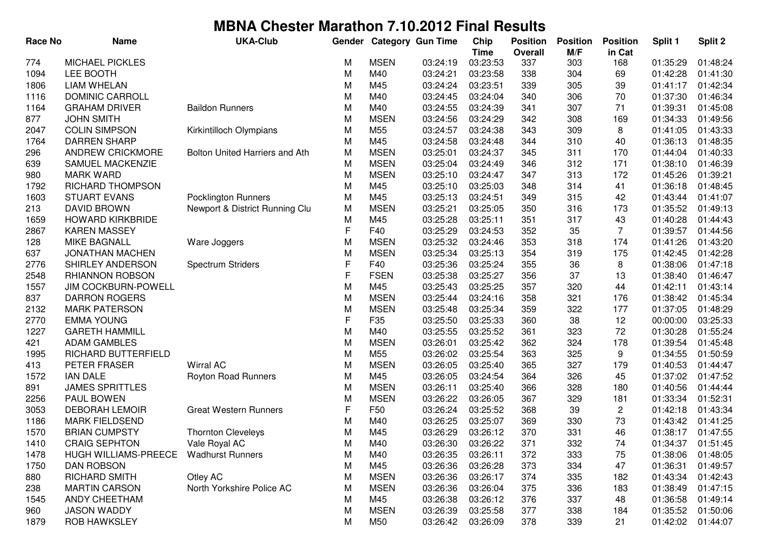# MBNA Chester Marathon 7.10.2012 Final Results

| Race No | Name | UKA-Club | Gender | Category | Gun Time | Chip Time | Position Overall | Position M/F | Position in Cat | Split 1 | Split 2 |
|---|---|---|---|---|---|---|---|---|---|---|---|
| 774 | MICHAEL PICKLES | | M | MSEN | 03:24:19 | 03:23:53 | 337 | 303 | 168 | 01:35:29 | 01:48:24 |
| 1094 | LEE BOOTH | | M | M40 | 03:24:21 | 03:23:58 | 338 | 304 | 69 | 01:42:28 | 01:41:30 |
| 1806 | LIAM WHELAN | | M | M45 | 03:24:24 | 03:23:51 | 339 | 305 | 39 | 01:41:17 | 01:42:34 |
| 1116 | DOMINIC CARROLL | | M | M40 | 03:24:45 | 03:24:04 | 340 | 306 | 70 | 01:37:30 | 01:46:34 |
| 1164 | GRAHAM DRIVER | Baildon Runners | M | M40 | 03:24:55 | 03:24:39 | 341 | 307 | 71 | 01:39:31 | 01:45:08 |
| 877 | JOHN SMITH | | M | MSEN | 03:24:56 | 03:24:29 | 342 | 308 | 169 | 01:34:33 | 01:49:56 |
| 2047 | COLIN SIMPSON | Kirkintilloch Olympians | M | M55 | 03:24:57 | 03:24:38 | 343 | 309 | 8 | 01:41:05 | 01:43:33 |
| 1764 | DARREN SHARP | | M | M45 | 03:24:58 | 03:24:48 | 344 | 310 | 40 | 01:36:13 | 01:48:35 |
| 296 | ANDREW CRICKMORE | Bolton United Harriers and Ath | M | MSEN | 03:25:01 | 03:24:37 | 345 | 311 | 170 | 01:44:04 | 01:40:33 |
| 639 | SAMUEL MACKENZIE | | M | MSEN | 03:25:04 | 03:24:49 | 346 | 312 | 171 | 01:38:10 | 01:46:39 |
| 980 | MARK WARD | | M | MSEN | 03:25:10 | 03:24:47 | 347 | 313 | 172 | 01:45:26 | 01:39:21 |
| 1792 | RICHARD THOMPSON | | M | M45 | 03:25:10 | 03:25:03 | 348 | 314 | 41 | 01:36:18 | 01:48:45 |
| 1603 | STUART EVANS | Pocklington Runners | M | M45 | 03:25:13 | 03:24:51 | 349 | 315 | 42 | 01:43:44 | 01:41:07 |
| 213 | DAVID BROWN | Newport & District Running Clu | M | MSEN | 03:25:21 | 03:25:05 | 350 | 316 | 173 | 01:35:52 | 01:49:13 |
| 1659 | HOWARD KIRKBRIDE | | M | M45 | 03:25:28 | 03:25:11 | 351 | 317 | 43 | 01:40:28 | 01:44:43 |
| 2867 | KAREN MASSEY | | F | F40 | 03:25:29 | 03:24:53 | 352 | 35 | 7 | 01:39:57 | 01:44:56 |
| 128 | MIKE BAGNALL | Ware Joggers | M | MSEN | 03:25:32 | 03:24:46 | 353 | 318 | 174 | 01:41:26 | 01:43:20 |
| 637 | JONATHAN MACHEN | | M | MSEN | 03:25:34 | 03:25:13 | 354 | 319 | 175 | 01:42:45 | 01:42:28 |
| 2776 | SHIRLEY ANDERSON | Spectrum Striders | F | F40 | 03:25:36 | 03:25:24 | 355 | 36 | 8 | 01:38:06 | 01:47:18 |
| 2548 | RHIANNON ROBSON | | F | FSEN | 03:25:38 | 03:25:27 | 356 | 37 | 13 | 01:38:40 | 01:46:47 |
| 1557 | JIM COCKBURN-POWELL | | M | M45 | 03:25:43 | 03:25:25 | 357 | 320 | 44 | 01:42:11 | 01:43:14 |
| 837 | DARRON ROGERS | | M | MSEN | 03:25:44 | 03:24:16 | 358 | 321 | 176 | 01:38:42 | 01:45:34 |
| 2132 | MARK PATERSON | | M | MSEN | 03:25:48 | 03:25:34 | 359 | 322 | 177 | 01:37:05 | 01:48:29 |
| 2770 | EMMA YOUNG | | F | F35 | 03:25:50 | 03:25:33 | 360 | 38 | 12 | 00:00:00 | 03:25:33 |
| 1227 | GARETH HAMMILL | | M | M40 | 03:25:55 | 03:25:52 | 361 | 323 | 72 | 01:30:28 | 01:55:24 |
| 421 | ADAM GAMBLES | | M | MSEN | 03:26:01 | 03:25:42 | 362 | 324 | 178 | 01:39:54 | 01:45:48 |
| 1995 | RICHARD BUTTERFIELD | | M | M55 | 03:26:02 | 03:25:54 | 363 | 325 | 9 | 01:34:55 | 01:50:59 |
| 413 | PETER FRASER | Wirral AC | M | MSEN | 03:26:05 | 03:25:40 | 365 | 327 | 179 | 01:40:53 | 01:44:47 |
| 1572 | IAN DALE | Royton Road Runners | M | M45 | 03:26:05 | 03:24:54 | 364 | 326 | 45 | 01:37:02 | 01:47:52 |
| 891 | JAMES SPRITTLES | | M | MSEN | 03:26:11 | 03:25:40 | 366 | 328 | 180 | 01:40:56 | 01:44:44 |
| 2256 | PAUL BOWEN | | M | MSEN | 03:26:22 | 03:26:05 | 367 | 329 | 181 | 01:33:34 | 01:52:31 |
| 3053 | DEBORAH LEMOIR | Great Western Runners | F | F50 | 03:26:24 | 03:25:52 | 368 | 39 | 2 | 01:42:18 | 01:43:34 |
| 1186 | MARK FIELDSEND | | M | M40 | 03:26:25 | 03:25:07 | 369 | 330 | 73 | 01:43:42 | 01:41:25 |
| 1570 | BRIAN CUMPSTY | Thornton Cleveleys | M | M45 | 03:26:29 | 03:26:12 | 370 | 331 | 46 | 01:38:17 | 01:47:55 |
| 1410 | CRAIG SEPHTON | Vale Royal AC | M | M40 | 03:26:30 | 03:26:22 | 371 | 332 | 74 | 01:34:37 | 01:51:45 |
| 1478 | HUGH WILLIAMS-PREECE | Wadhurst Runners | M | M40 | 03:26:35 | 03:26:11 | 372 | 333 | 75 | 01:38:06 | 01:48:05 |
| 1750 | DAN ROBSON | | M | M45 | 03:26:36 | 03:26:28 | 373 | 334 | 47 | 01:36:31 | 01:49:57 |
| 880 | RICHARD SMITH | Otley AC | M | MSEN | 03:26:36 | 03:26:17 | 374 | 335 | 182 | 01:43:34 | 01:42:43 |
| 238 | MARTIN CARSON | North Yorkshire Police AC | M | MSEN | 03:26:36 | 03:26:04 | 375 | 336 | 183 | 01:38:49 | 01:47:15 |
| 1545 | ANDY CHEETHAM | | M | M45 | 03:26:38 | 03:26:12 | 376 | 337 | 48 | 01:36:58 | 01:49:14 |
| 960 | JASON WADDY | | M | MSEN | 03:26:39 | 03:25:58 | 377 | 338 | 184 | 01:35:52 | 01:50:06 |
| 1879 | ROB HAWKSLEY | | M | M50 | 03:26:42 | 03:26:09 | 378 | 339 | 21 | 01:42:02 | 01:44:07 |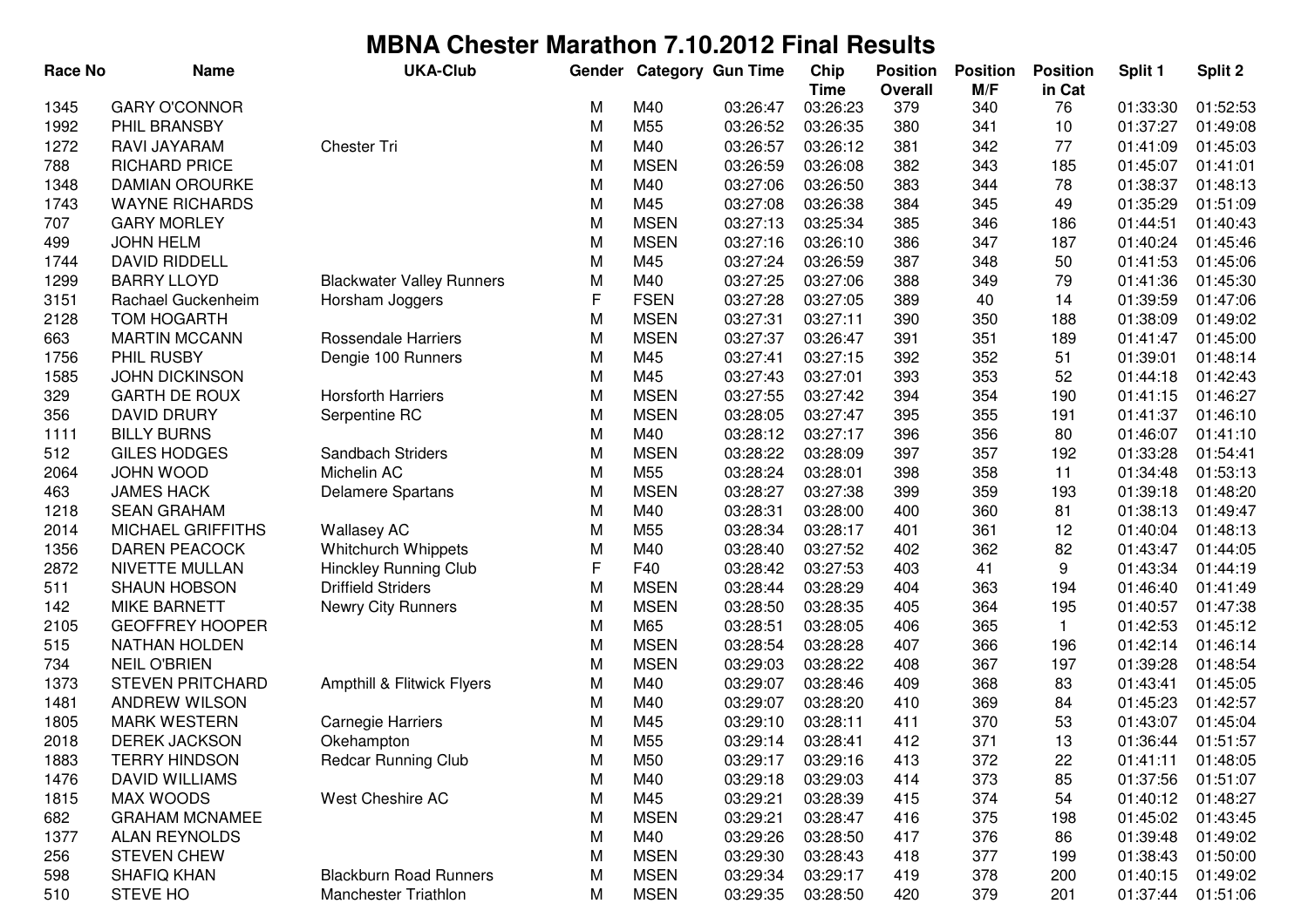# MBNA Chester Marathon 7.10.2012 Final Results

| Race No | Name | UKA-Club | Gender | Category | Gun Time | Chip Time | Position Overall | Position M/F | Position in Cat | Split 1 | Split 2 |
|---|---|---|---|---|---|---|---|---|---|---|---|
| 1345 | GARY O'CONNOR | | M | M40 | 03:26:47 | 03:26:23 | 379 | 340 | 76 | 01:33:30 | 01:52:53 |
| 1992 | PHIL BRANSBY | | M | M55 | 03:26:52 | 03:26:35 | 380 | 341 | 10 | 01:37:27 | 01:49:08 |
| 1272 | RAVI JAYARAM | Chester Tri | M | M40 | 03:26:57 | 03:26:12 | 381 | 342 | 77 | 01:41:09 | 01:45:03 |
| 788 | RICHARD PRICE | | M | MSEN | 03:26:59 | 03:26:08 | 382 | 343 | 185 | 01:45:07 | 01:41:01 |
| 1348 | DAMIAN OROURKE | | M | M40 | 03:27:06 | 03:26:50 | 383 | 344 | 78 | 01:38:37 | 01:48:13 |
| 1743 | WAYNE RICHARDS | | M | M45 | 03:27:08 | 03:26:38 | 384 | 345 | 49 | 01:35:29 | 01:51:09 |
| 707 | GARY MORLEY | | M | MSEN | 03:27:13 | 03:25:34 | 385 | 346 | 186 | 01:44:51 | 01:40:43 |
| 499 | JOHN HELM | | M | MSEN | 03:27:16 | 03:26:10 | 386 | 347 | 187 | 01:40:24 | 01:45:46 |
| 1744 | DAVID RIDDELL | | M | M45 | 03:27:24 | 03:26:59 | 387 | 348 | 50 | 01:41:53 | 01:45:06 |
| 1299 | BARRY LLOYD | Blackwater Valley Runners | M | M40 | 03:27:25 | 03:27:06 | 388 | 349 | 79 | 01:41:36 | 01:45:30 |
| 3151 | Rachael Guckenheim | Horsham Joggers | F | FSEN | 03:27:28 | 03:27:05 | 389 | 40 | 14 | 01:39:59 | 01:47:06 |
| 2128 | TOM HOGARTH | | M | MSEN | 03:27:31 | 03:27:11 | 390 | 350 | 188 | 01:38:09 | 01:49:02 |
| 663 | MARTIN MCCANN | Rossendale Harriers | M | MSEN | 03:27:37 | 03:26:47 | 391 | 351 | 189 | 01:41:47 | 01:45:00 |
| 1756 | PHIL RUSBY | Dengie 100 Runners | M | M45 | 03:27:41 | 03:27:15 | 392 | 352 | 51 | 01:39:01 | 01:48:14 |
| 1585 | JOHN DICKINSON | | M | M45 | 03:27:43 | 03:27:01 | 393 | 353 | 52 | 01:44:18 | 01:42:43 |
| 329 | GARTH DE ROUX | Horsforth Harriers | M | MSEN | 03:27:55 | 03:27:42 | 394 | 354 | 190 | 01:41:15 | 01:46:27 |
| 356 | DAVID DRURY | Serpentine RC | M | MSEN | 03:28:05 | 03:27:47 | 395 | 355 | 191 | 01:41:37 | 01:46:10 |
| 1111 | BILLY BURNS | | M | M40 | 03:28:12 | 03:27:17 | 396 | 356 | 80 | 01:46:07 | 01:41:10 |
| 512 | GILES HODGES | Sandbach Striders | M | MSEN | 03:28:22 | 03:28:09 | 397 | 357 | 192 | 01:33:28 | 01:54:41 |
| 2064 | JOHN WOOD | Michelin AC | M | M55 | 03:28:24 | 03:28:01 | 398 | 358 | 11 | 01:34:48 | 01:53:13 |
| 463 | JAMES HACK | Delamere Spartans | M | MSEN | 03:28:27 | 03:27:38 | 399 | 359 | 193 | 01:39:18 | 01:48:20 |
| 1218 | SEAN GRAHAM | | M | M40 | 03:28:31 | 03:28:00 | 400 | 360 | 81 | 01:38:13 | 01:49:47 |
| 2014 | MICHAEL GRIFFITHS | Wallasey AC | M | M55 | 03:28:34 | 03:28:17 | 401 | 361 | 12 | 01:40:04 | 01:48:13 |
| 1356 | DAREN PEACOCK | Whitchurch Whippets | M | M40 | 03:28:40 | 03:27:52 | 402 | 362 | 82 | 01:43:47 | 01:44:05 |
| 2872 | NIVETTE MULLAN | Hinckley Running Club | F | F40 | 03:28:42 | 03:27:53 | 403 | 41 | 9 | 01:43:34 | 01:44:19 |
| 511 | SHAUN HOBSON | Driffield Striders | M | MSEN | 03:28:44 | 03:28:29 | 404 | 363 | 194 | 01:46:40 | 01:41:49 |
| 142 | MIKE BARNETT | Newry City Runners | M | MSEN | 03:28:50 | 03:28:35 | 405 | 364 | 195 | 01:40:57 | 01:47:38 |
| 2105 | GEOFFREY HOOPER | | M | M65 | 03:28:51 | 03:28:05 | 406 | 365 | 1 | 01:42:53 | 01:45:12 |
| 515 | NATHAN HOLDEN | | M | MSEN | 03:28:54 | 03:28:28 | 407 | 366 | 196 | 01:42:14 | 01:46:14 |
| 734 | NEIL O'BRIEN | | M | MSEN | 03:29:03 | 03:28:22 | 408 | 367 | 197 | 01:39:28 | 01:48:54 |
| 1373 | STEVEN PRITCHARD | Ampthill & Flitwick Flyers | M | M40 | 03:29:07 | 03:28:46 | 409 | 368 | 83 | 01:43:41 | 01:45:05 |
| 1481 | ANDREW WILSON | | M | M40 | 03:29:07 | 03:28:20 | 410 | 369 | 84 | 01:45:23 | 01:42:57 |
| 1805 | MARK WESTERN | Carnegie Harriers | M | M45 | 03:29:10 | 03:28:11 | 411 | 370 | 53 | 01:43:07 | 01:45:04 |
| 2018 | DEREK JACKSON | Okehampton | M | M55 | 03:29:14 | 03:28:41 | 412 | 371 | 13 | 01:36:44 | 01:51:57 |
| 1883 | TERRY HINDSON | Redcar Running Club | M | M50 | 03:29:17 | 03:29:16 | 413 | 372 | 22 | 01:41:11 | 01:48:05 |
| 1476 | DAVID WILLIAMS | | M | M40 | 03:29:18 | 03:29:03 | 414 | 373 | 85 | 01:37:56 | 01:51:07 |
| 1815 | MAX WOODS | West Cheshire AC | M | M45 | 03:29:21 | 03:28:39 | 415 | 374 | 54 | 01:40:12 | 01:48:27 |
| 682 | GRAHAM MCNAMEE | | M | MSEN | 03:29:21 | 03:28:47 | 416 | 375 | 198 | 01:45:02 | 01:43:45 |
| 1377 | ALAN REYNOLDS | | M | M40 | 03:29:26 | 03:28:50 | 417 | 376 | 86 | 01:39:48 | 01:49:02 |
| 256 | STEVEN CHEW | | M | MSEN | 03:29:30 | 03:28:43 | 418 | 377 | 199 | 01:38:43 | 01:50:00 |
| 598 | SHAFIQ KHAN | Blackburn Road Runners | M | MSEN | 03:29:34 | 03:29:17 | 419 | 378 | 200 | 01:40:15 | 01:49:02 |
| 510 | STEVE HO | Manchester Triathlon | M | MSEN | 03:29:35 | 03:28:50 | 420 | 379 | 201 | 01:37:44 | 01:51:06 |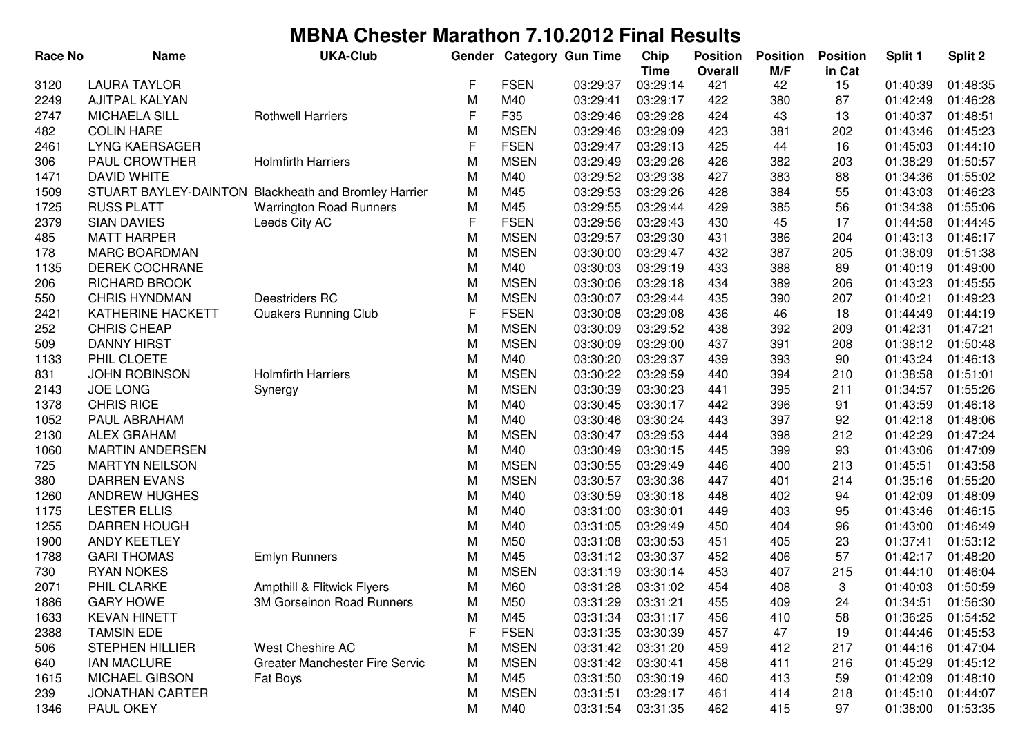# MBNA Chester Marathon 7.10.2012 Final Results

| Race No | Name | UKA-Club | Gender | Category | Gun Time | Chip Time | Position Overall | Position M/F | Position in Cat | Split 1 | Split 2 |
|---|---|---|---|---|---|---|---|---|---|---|---|
| 3120 | LAURA TAYLOR | | F | FSEN | 03:29:37 | 03:29:14 | 421 | 42 | 15 | 01:40:39 | 01:48:35 |
| 2249 | AJITPAL KALYAN | | M | M40 | 03:29:41 | 03:29:17 | 422 | 380 | 87 | 01:42:49 | 01:46:28 |
| 2747 | MICHAELA SILL | Rothwell Harriers | F | F35 | 03:29:46 | 03:29:28 | 424 | 43 | 13 | 01:40:37 | 01:48:51 |
| 482 | COLIN HARE | | M | MSEN | 03:29:46 | 03:29:09 | 423 | 381 | 202 | 01:43:46 | 01:45:23 |
| 2461 | LYNG KAERSAGER | | F | FSEN | 03:29:47 | 03:29:13 | 425 | 44 | 16 | 01:45:03 | 01:44:10 |
| 306 | PAUL CROWTHER | Holmfirth Harriers | M | MSEN | 03:29:49 | 03:29:26 | 426 | 382 | 203 | 01:38:29 | 01:50:57 |
| 1471 | DAVID WHITE | | M | M40 | 03:29:52 | 03:29:38 | 427 | 383 | 88 | 01:34:36 | 01:55:02 |
| 1509 | STUART BAYLEY-DAINTON | Blackheath and Bromley Harrier | M | M45 | 03:29:53 | 03:29:26 | 428 | 384 | 55 | 01:43:03 | 01:46:23 |
| 1725 | RUSS PLATT | Warrington Road Runners | M | M45 | 03:29:55 | 03:29:44 | 429 | 385 | 56 | 01:34:38 | 01:55:06 |
| 2379 | SIAN DAVIES | Leeds City AC | F | FSEN | 03:29:56 | 03:29:43 | 430 | 45 | 17 | 01:44:58 | 01:44:45 |
| 485 | MATT HARPER | | M | MSEN | 03:29:57 | 03:29:30 | 431 | 386 | 204 | 01:43:13 | 01:46:17 |
| 178 | MARC BOARDMAN | | M | MSEN | 03:30:00 | 03:29:47 | 432 | 387 | 205 | 01:38:09 | 01:51:38 |
| 1135 | DEREK COCHRANE | | M | M40 | 03:30:03 | 03:29:19 | 433 | 388 | 89 | 01:40:19 | 01:49:00 |
| 206 | RICHARD BROOK | | M | MSEN | 03:30:06 | 03:29:18 | 434 | 389 | 206 | 01:43:23 | 01:45:55 |
| 550 | CHRIS HYNDMAN | Deestriders RC | M | MSEN | 03:30:07 | 03:29:44 | 435 | 390 | 207 | 01:40:21 | 01:49:23 |
| 2421 | KATHERINE HACKETT | Quakers Running Club | F | FSEN | 03:30:08 | 03:29:08 | 436 | 46 | 18 | 01:44:49 | 01:44:19 |
| 252 | CHRIS CHEAP | | M | MSEN | 03:30:09 | 03:29:52 | 438 | 392 | 209 | 01:42:31 | 01:47:21 |
| 509 | DANNY HIRST | | M | MSEN | 03:30:09 | 03:29:00 | 437 | 391 | 208 | 01:38:12 | 01:50:48 |
| 1133 | PHIL CLOETE | | M | M40 | 03:30:20 | 03:29:37 | 439 | 393 | 90 | 01:43:24 | 01:46:13 |
| 831 | JOHN ROBINSON | Holmfirth Harriers | M | MSEN | 03:30:22 | 03:29:59 | 440 | 394 | 210 | 01:38:58 | 01:51:01 |
| 2143 | JOE LONG | Synergy | M | MSEN | 03:30:39 | 03:30:23 | 441 | 395 | 211 | 01:34:57 | 01:55:26 |
| 1378 | CHRIS RICE | | M | M40 | 03:30:45 | 03:30:17 | 442 | 396 | 91 | 01:43:59 | 01:46:18 |
| 1052 | PAUL ABRAHAM | | M | M40 | 03:30:46 | 03:30:24 | 443 | 397 | 92 | 01:42:18 | 01:48:06 |
| 2130 | ALEX GRAHAM | | M | MSEN | 03:30:47 | 03:29:53 | 444 | 398 | 212 | 01:42:29 | 01:47:24 |
| 1060 | MARTIN ANDERSEN | | M | M40 | 03:30:49 | 03:30:15 | 445 | 399 | 93 | 01:43:06 | 01:47:09 |
| 725 | MARTYN NEILSON | | M | MSEN | 03:30:55 | 03:29:49 | 446 | 400 | 213 | 01:45:51 | 01:43:58 |
| 380 | DARREN EVANS | | M | MSEN | 03:30:57 | 03:30:36 | 447 | 401 | 214 | 01:35:16 | 01:55:20 |
| 1260 | ANDREW HUGHES | | M | M40 | 03:30:59 | 03:30:18 | 448 | 402 | 94 | 01:42:09 | 01:48:09 |
| 1175 | LESTER ELLIS | | M | M40 | 03:31:00 | 03:30:01 | 449 | 403 | 95 | 01:43:46 | 01:46:15 |
| 1255 | DARREN HOUGH | | M | M40 | 03:31:05 | 03:29:49 | 450 | 404 | 96 | 01:43:00 | 01:46:49 |
| 1900 | ANDY KEETLEY | | M | M50 | 03:31:08 | 03:30:53 | 451 | 405 | 23 | 01:37:41 | 01:53:12 |
| 1788 | GARI THOMAS | Emlyn Runners | M | M45 | 03:31:12 | 03:30:37 | 452 | 406 | 57 | 01:42:17 | 01:48:20 |
| 730 | RYAN NOKES | | M | MSEN | 03:31:19 | 03:30:14 | 453 | 407 | 215 | 01:44:10 | 01:46:04 |
| 2071 | PHIL CLARKE | Ampthill & Flitwick Flyers | M | M60 | 03:31:28 | 03:31:02 | 454 | 408 | 3 | 01:40:03 | 01:50:59 |
| 1886 | GARY HOWE | 3M Gorseinon Road Runners | M | M50 | 03:31:29 | 03:31:21 | 455 | 409 | 24 | 01:34:51 | 01:56:30 |
| 1633 | KEVAN HINETT | | M | M45 | 03:31:34 | 03:31:17 | 456 | 410 | 58 | 01:36:25 | 01:54:52 |
| 2388 | TAMSIN EDE | | F | FSEN | 03:31:35 | 03:30:39 | 457 | 47 | 19 | 01:44:46 | 01:45:53 |
| 506 | STEPHEN HILLIER | West Cheshire AC | M | MSEN | 03:31:42 | 03:31:20 | 459 | 412 | 217 | 01:44:16 | 01:47:04 |
| 640 | IAN MACLURE | Greater Manchester Fire Servic | M | MSEN | 03:31:42 | 03:30:41 | 458 | 411 | 216 | 01:45:29 | 01:45:12 |
| 1615 | MICHAEL GIBSON | Fat Boys | M | M45 | 03:31:50 | 03:30:19 | 460 | 413 | 59 | 01:42:09 | 01:48:10 |
| 239 | JONATHAN CARTER | | M | MSEN | 03:31:51 | 03:29:17 | 461 | 414 | 218 | 01:45:10 | 01:44:07 |
| 1346 | PAUL OKEY | | M | M40 | 03:31:54 | 03:31:35 | 462 | 415 | 97 | 01:38:00 | 01:53:35 |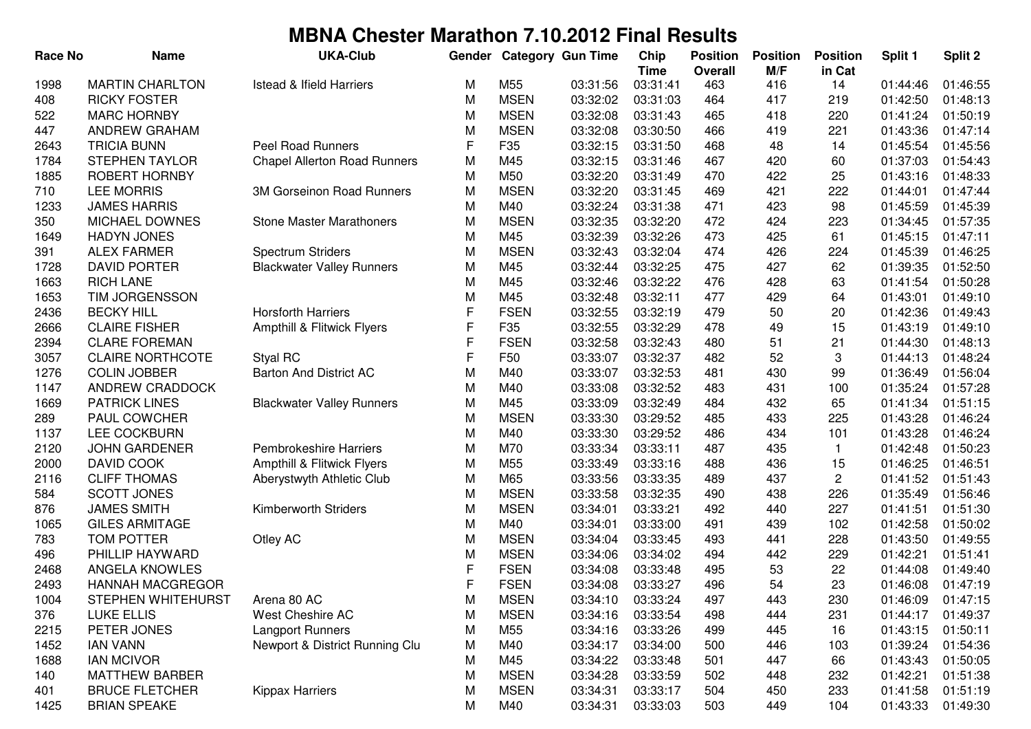# MBNA Chester Marathon 7.10.2012 Final Results

| Race No | Name | UKA-Club | Gender | Category | Gun Time | Chip Time | Position Overall | Position M/F | Position in Cat | Split 1 | Split 2 |
|---|---|---|---|---|---|---|---|---|---|---|---|
| 1998 | MARTIN CHARLTON | Istead & Ifield Harriers | M | M55 | 03:31:56 | 03:31:41 | 463 | 416 | 14 | 01:44:46 | 01:46:55 |
| 408 | RICKY FOSTER | | M | MSEN | 03:32:02 | 03:31:03 | 464 | 417 | 219 | 01:42:50 | 01:48:13 |
| 522 | MARC HORNBY | | M | MSEN | 03:32:08 | 03:31:43 | 465 | 418 | 220 | 01:41:24 | 01:50:19 |
| 447 | ANDREW GRAHAM | | M | MSEN | 03:32:08 | 03:30:50 | 466 | 419 | 221 | 01:43:36 | 01:47:14 |
| 2643 | TRICIA BUNN | Peel Road Runners | F | F35 | 03:32:15 | 03:31:50 | 468 | 48 | 14 | 01:45:54 | 01:45:56 |
| 1784 | STEPHEN TAYLOR | Chapel Allerton Road Runners | M | M45 | 03:32:15 | 03:31:46 | 467 | 420 | 60 | 01:37:03 | 01:54:43 |
| 1885 | ROBERT HORNBY | | M | M50 | 03:32:20 | 03:31:49 | 470 | 422 | 25 | 01:43:16 | 01:48:33 |
| 710 | LEE MORRIS | 3M Gorseinon Road Runners | M | MSEN | 03:32:20 | 03:31:45 | 469 | 421 | 222 | 01:44:01 | 01:47:44 |
| 1233 | JAMES HARRIS | | M | M40 | 03:32:24 | 03:31:38 | 471 | 423 | 98 | 01:45:59 | 01:45:39 |
| 350 | MICHAEL DOWNES | Stone Master Marathoners | M | MSEN | 03:32:35 | 03:32:20 | 472 | 424 | 223 | 01:34:45 | 01:57:35 |
| 1649 | HADYN JONES | | M | M45 | 03:32:39 | 03:32:26 | 473 | 425 | 61 | 01:45:15 | 01:47:11 |
| 391 | ALEX FARMER | Spectrum Striders | M | MSEN | 03:32:43 | 03:32:04 | 474 | 426 | 224 | 01:45:39 | 01:46:25 |
| 1728 | DAVID PORTER | Blackwater Valley Runners | M | M45 | 03:32:44 | 03:32:25 | 475 | 427 | 62 | 01:39:35 | 01:52:50 |
| 1663 | RICH LANE | | M | M45 | 03:32:46 | 03:32:22 | 476 | 428 | 63 | 01:41:54 | 01:50:28 |
| 1653 | TIM JORGENSSON | | M | M45 | 03:32:48 | 03:32:11 | 477 | 429 | 64 | 01:43:01 | 01:49:10 |
| 2436 | BECKY HILL | Horsforth Harriers | F | FSEN | 03:32:55 | 03:32:19 | 479 | 50 | 20 | 01:42:36 | 01:49:43 |
| 2666 | CLAIRE FISHER | Ampthill & Flitwick Flyers | F | F35 | 03:32:55 | 03:32:29 | 478 | 49 | 15 | 01:43:19 | 01:49:10 |
| 2394 | CLARE FOREMAN | | F | FSEN | 03:32:58 | 03:32:43 | 480 | 51 | 21 | 01:44:30 | 01:48:13 |
| 3057 | CLAIRE NORTHCOTE | Styal RC | F | F50 | 03:33:07 | 03:32:37 | 482 | 52 | 3 | 01:44:13 | 01:48:24 |
| 1276 | COLIN JOBBER | Barton And District AC | M | M40 | 03:33:07 | 03:32:53 | 481 | 430 | 99 | 01:36:49 | 01:56:04 |
| 1147 | ANDREW CRADDOCK | | M | M40 | 03:33:08 | 03:32:52 | 483 | 431 | 100 | 01:35:24 | 01:57:28 |
| 1669 | PATRICK LINES | Blackwater Valley Runners | M | M45 | 03:33:09 | 03:32:49 | 484 | 432 | 65 | 01:41:34 | 01:51:15 |
| 289 | PAUL COWCHER | | M | MSEN | 03:33:30 | 03:29:52 | 485 | 433 | 225 | 01:43:28 | 01:46:24 |
| 1137 | LEE COCKBURN | | M | M40 | 03:33:30 | 03:29:52 | 486 | 434 | 101 | 01:43:28 | 01:46:24 |
| 2120 | JOHN GARDENER | Pembrokeshire Harriers | M | M70 | 03:33:34 | 03:33:11 | 487 | 435 | 1 | 01:42:48 | 01:50:23 |
| 2000 | DAVID COOK | Ampthill & Flitwick Flyers | M | M55 | 03:33:49 | 03:33:16 | 488 | 436 | 15 | 01:46:25 | 01:46:51 |
| 2116 | CLIFF THOMAS | Aberystwyth Athletic Club | M | M65 | 03:33:56 | 03:33:35 | 489 | 437 | 2 | 01:41:52 | 01:51:43 |
| 584 | SCOTT JONES | | M | MSEN | 03:33:58 | 03:32:35 | 490 | 438 | 226 | 01:35:49 | 01:56:46 |
| 876 | JAMES SMITH | Kimberworth Striders | M | MSEN | 03:34:01 | 03:33:21 | 492 | 440 | 227 | 01:41:51 | 01:51:30 |
| 1065 | GILES ARMITAGE | | M | M40 | 03:34:01 | 03:33:00 | 491 | 439 | 102 | 01:42:58 | 01:50:02 |
| 783 | TOM POTTER | Otley AC | M | MSEN | 03:34:04 | 03:33:45 | 493 | 441 | 228 | 01:43:50 | 01:49:55 |
| 496 | PHILLIP HAYWARD | | M | MSEN | 03:34:06 | 03:34:02 | 494 | 442 | 229 | 01:42:21 | 01:51:41 |
| 2468 | ANGELA KNOWLES | | F | FSEN | 03:34:08 | 03:33:48 | 495 | 53 | 22 | 01:44:08 | 01:49:40 |
| 2493 | HANNAH MACGREGOR | | F | FSEN | 03:34:08 | 03:33:27 | 496 | 54 | 23 | 01:46:08 | 01:47:19 |
| 1004 | STEPHEN WHITEHURST | Arena 80 AC | M | MSEN | 03:34:10 | 03:33:24 | 497 | 443 | 230 | 01:46:09 | 01:47:15 |
| 376 | LUKE ELLIS | West Cheshire AC | M | MSEN | 03:34:16 | 03:33:54 | 498 | 444 | 231 | 01:44:17 | 01:49:37 |
| 2215 | PETER JONES | Langport Runners | M | M55 | 03:34:16 | 03:33:26 | 499 | 445 | 16 | 01:43:15 | 01:50:11 |
| 1452 | IAN VANN | Newport & District Running Clu | M | M40 | 03:34:17 | 03:34:00 | 500 | 446 | 103 | 01:39:24 | 01:54:36 |
| 1688 | IAN MCIVOR | | M | M45 | 03:34:22 | 03:33:48 | 501 | 447 | 66 | 01:43:43 | 01:50:05 |
| 140 | MATTHEW BARBER | | M | MSEN | 03:34:28 | 03:33:59 | 502 | 448 | 232 | 01:42:21 | 01:51:38 |
| 401 | BRUCE FLETCHER | Kippax Harriers | M | MSEN | 03:34:31 | 03:33:17 | 504 | 450 | 233 | 01:41:58 | 01:51:19 |
| 1425 | BRIAN SPEAKE | | M | M40 | 03:34:31 | 03:33:03 | 503 | 449 | 104 | 01:43:33 | 01:49:30 |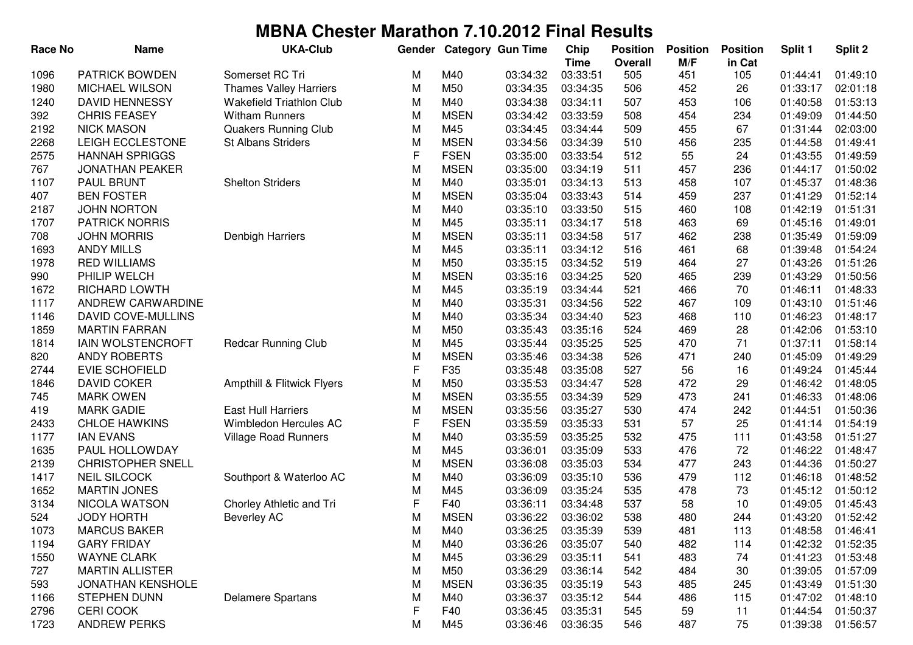# MBNA Chester Marathon 7.10.2012 Final Results

| Race No | Name | UKA-Club | Gender | Category | Gun Time | Chip Time | Position Overall | Position M/F | Position in Cat | Split 1 | Split 2 |
|---|---|---|---|---|---|---|---|---|---|---|---|
| 1096 | PATRICK BOWDEN | Somerset RC Tri | M | M40 | 03:34:32 | 03:33:51 | 505 | 451 | 105 | 01:44:41 | 01:49:10 |
| 1980 | MICHAEL WILSON | Thames Valley Harriers | M | M50 | 03:34:35 | 03:34:35 | 506 | 452 | 26 | 01:33:17 | 02:01:18 |
| 1240 | DAVID HENNESSY | Wakefield Triathlon Club | M | M40 | 03:34:38 | 03:34:11 | 507 | 453 | 106 | 01:40:58 | 01:53:13 |
| 392 | CHRIS FEASEY | Witham Runners | M | MSEN | 03:34:42 | 03:33:59 | 508 | 454 | 234 | 01:49:09 | 01:44:50 |
| 2192 | NICK MASON | Quakers Running Club | M | M45 | 03:34:45 | 03:34:44 | 509 | 455 | 67 | 01:31:44 | 02:03:00 |
| 2268 | LEIGH ECCLESTONE | St Albans Striders | M | MSEN | 03:34:56 | 03:34:39 | 510 | 456 | 235 | 01:44:58 | 01:49:41 |
| 2575 | HANNAH SPRIGGS | | F | FSEN | 03:35:00 | 03:33:54 | 512 | 55 | 24 | 01:43:55 | 01:49:59 |
| 767 | JONATHAN PEAKER | | M | MSEN | 03:35:00 | 03:34:19 | 511 | 457 | 236 | 01:44:17 | 01:50:02 |
| 1107 | PAUL BRUNT | Shelton Striders | M | M40 | 03:35:01 | 03:34:13 | 513 | 458 | 107 | 01:45:37 | 01:48:36 |
| 407 | BEN FOSTER | | M | MSEN | 03:35:04 | 03:33:43 | 514 | 459 | 237 | 01:41:29 | 01:52:14 |
| 2187 | JOHN NORTON | | M | M40 | 03:35:10 | 03:33:50 | 515 | 460 | 108 | 01:42:19 | 01:51:31 |
| 1707 | PATRICK NORRIS | | M | M45 | 03:35:11 | 03:34:17 | 518 | 463 | 69 | 01:45:16 | 01:49:01 |
| 708 | JOHN MORRIS | Denbigh Harriers | M | MSEN | 03:35:11 | 03:34:58 | 517 | 462 | 238 | 01:35:49 | 01:59:09 |
| 1693 | ANDY MILLS | | M | M45 | 03:35:11 | 03:34:12 | 516 | 461 | 68 | 01:39:48 | 01:54:24 |
| 1978 | RED WILLIAMS | | M | M50 | 03:35:15 | 03:34:52 | 519 | 464 | 27 | 01:43:26 | 01:51:26 |
| 990 | PHILIP WELCH | | M | MSEN | 03:35:16 | 03:34:25 | 520 | 465 | 239 | 01:43:29 | 01:50:56 |
| 1672 | RICHARD LOWTH | | M | M45 | 03:35:19 | 03:34:44 | 521 | 466 | 70 | 01:46:11 | 01:48:33 |
| 1117 | ANDREW CARWARDINE | | M | M40 | 03:35:31 | 03:34:56 | 522 | 467 | 109 | 01:43:10 | 01:51:46 |
| 1146 | DAVID COVE-MULLINS | | M | M40 | 03:35:34 | 03:34:40 | 523 | 468 | 110 | 01:46:23 | 01:48:17 |
| 1859 | MARTIN FARRAN | | M | M50 | 03:35:43 | 03:35:16 | 524 | 469 | 28 | 01:42:06 | 01:53:10 |
| 1814 | IAIN WOLSTENCROFT | Redcar Running Club | M | M45 | 03:35:44 | 03:35:25 | 525 | 470 | 71 | 01:37:11 | 01:58:14 |
| 820 | ANDY ROBERTS | | M | MSEN | 03:35:46 | 03:34:38 | 526 | 471 | 240 | 01:45:09 | 01:49:29 |
| 2744 | EVIE SCHOFIELD | | F | F35 | 03:35:48 | 03:35:08 | 527 | 56 | 16 | 01:49:24 | 01:45:44 |
| 1846 | DAVID COKER | Ampthill & Flitwick Flyers | M | M50 | 03:35:53 | 03:34:47 | 528 | 472 | 29 | 01:46:42 | 01:48:05 |
| 745 | MARK OWEN | | M | MSEN | 03:35:55 | 03:34:39 | 529 | 473 | 241 | 01:46:33 | 01:48:06 |
| 419 | MARK GADIE | East Hull Harriers | M | MSEN | 03:35:56 | 03:35:27 | 530 | 474 | 242 | 01:44:51 | 01:50:36 |
| 2433 | CHLOE HAWKINS | Wimbledon Hercules AC | F | FSEN | 03:35:59 | 03:35:33 | 531 | 57 | 25 | 01:41:14 | 01:54:19 |
| 1177 | IAN EVANS | Village Road Runners | M | M40 | 03:35:59 | 03:35:25 | 532 | 475 | 111 | 01:43:58 | 01:51:27 |
| 1635 | PAUL HOLLOWDAY | | M | M45 | 03:36:01 | 03:35:09 | 533 | 476 | 72 | 01:46:22 | 01:48:47 |
| 2139 | CHRISTOPHER SNELL | | M | MSEN | 03:36:08 | 03:35:03 | 534 | 477 | 243 | 01:44:36 | 01:50:27 |
| 1417 | NEIL SILCOCK | Southport & Waterloo AC | M | M40 | 03:36:09 | 03:35:10 | 536 | 479 | 112 | 01:46:18 | 01:48:52 |
| 1652 | MARTIN JONES | | M | M45 | 03:36:09 | 03:35:24 | 535 | 478 | 73 | 01:45:12 | 01:50:12 |
| 3134 | NICOLA WATSON | Chorley Athletic and Tri | F | F40 | 03:36:11 | 03:34:48 | 537 | 58 | 10 | 01:49:05 | 01:45:43 |
| 524 | JODY HORTH | Beverley AC | M | MSEN | 03:36:22 | 03:36:02 | 538 | 480 | 244 | 01:43:20 | 01:52:42 |
| 1073 | MARCUS BAKER | | M | M40 | 03:36:25 | 03:35:39 | 539 | 481 | 113 | 01:48:58 | 01:46:41 |
| 1194 | GARY FRIDAY | | M | M40 | 03:36:26 | 03:35:07 | 540 | 482 | 114 | 01:42:32 | 01:52:35 |
| 1550 | WAYNE CLARK | | M | M45 | 03:36:29 | 03:35:11 | 541 | 483 | 74 | 01:41:23 | 01:53:48 |
| 727 | MARTIN ALLISTER | | M | M50 | 03:36:29 | 03:36:14 | 542 | 484 | 30 | 01:39:05 | 01:57:09 |
| 593 | JONATHAN KENSHOLE | | M | MSEN | 03:36:35 | 03:35:19 | 543 | 485 | 245 | 01:43:49 | 01:51:30 |
| 1166 | STEPHEN DUNN | Delamere Spartans | M | M40 | 03:36:37 | 03:35:12 | 544 | 486 | 115 | 01:47:02 | 01:48:10 |
| 2796 | CERI COOK | | F | F40 | 03:36:45 | 03:35:31 | 545 | 59 | 11 | 01:44:54 | 01:50:37 |
| 1723 | ANDREW PERKS | | M | M45 | 03:36:46 | 03:36:35 | 546 | 487 | 75 | 01:39:38 | 01:56:57 |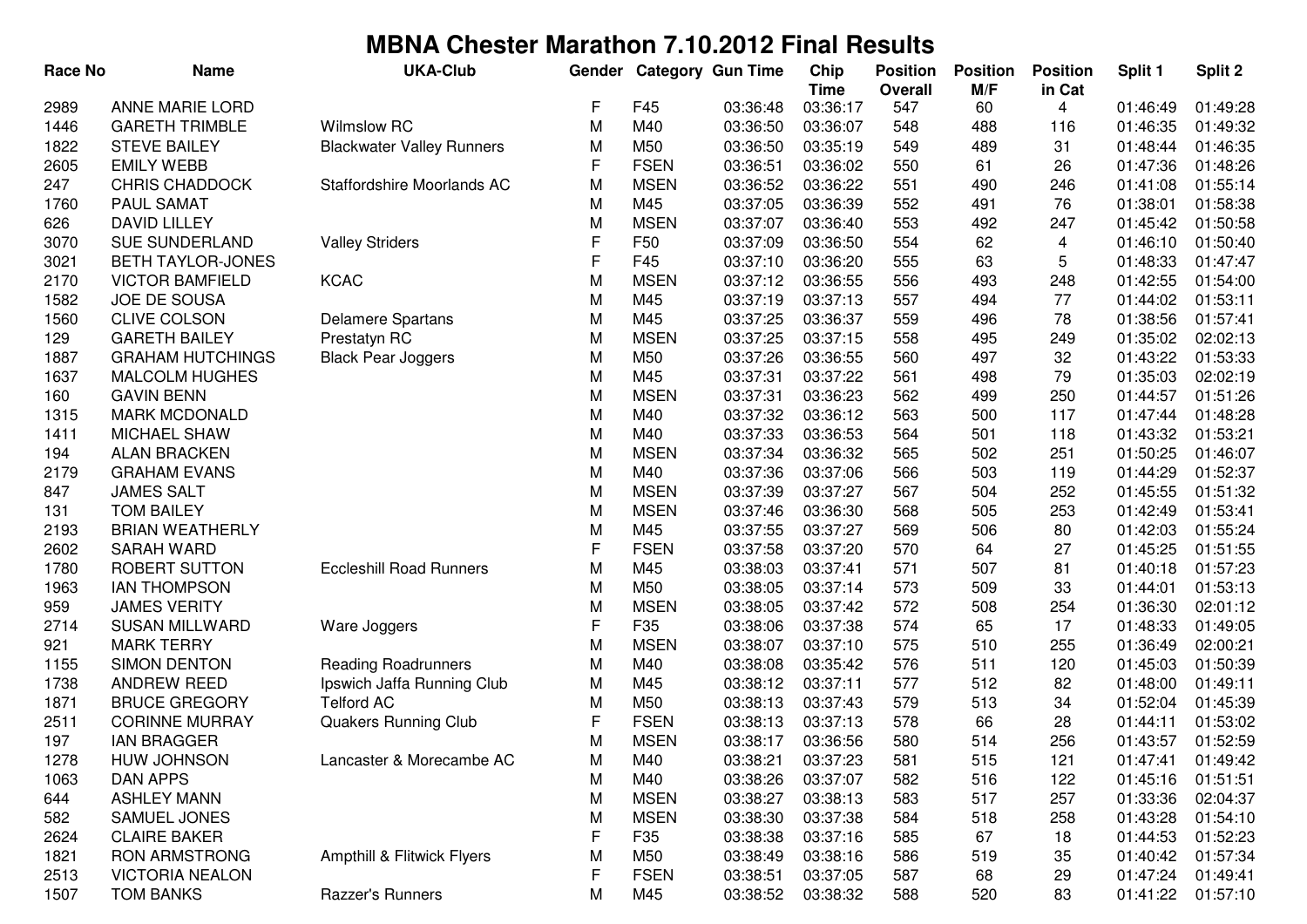# MBNA Chester Marathon 7.10.2012 Final Results

| Race No | Name | UKA-Club | Gender | Category | Gun Time | Chip Time | Position Overall | Position M/F | Position in Cat | Split 1 | Split 2 |
|---|---|---|---|---|---|---|---|---|---|---|---|
| 2989 | ANNE MARIE LORD | | F | F45 | 03:36:48 | 03:36:17 | 547 | 60 | 4 | 01:46:49 | 01:49:28 |
| 1446 | GARETH TRIMBLE | Wilmslow RC | M | M40 | 03:36:50 | 03:36:07 | 548 | 488 | 116 | 01:46:35 | 01:49:32 |
| 1822 | STEVE BAILEY | Blackwater Valley Runners | M | M50 | 03:36:50 | 03:35:19 | 549 | 489 | 31 | 01:48:44 | 01:46:35 |
| 2605 | EMILY WEBB | | F | FSEN | 03:36:51 | 03:36:02 | 550 | 61 | 26 | 01:47:36 | 01:48:26 |
| 247 | CHRIS CHADDOCK | Staffordshire Moorlands AC | M | MSEN | 03:36:52 | 03:36:22 | 551 | 490 | 246 | 01:41:08 | 01:55:14 |
| 1760 | PAUL SAMAT | | M | M45 | 03:37:05 | 03:36:39 | 552 | 491 | 76 | 01:38:01 | 01:58:38 |
| 626 | DAVID LILLEY | | M | MSEN | 03:37:07 | 03:36:40 | 553 | 492 | 247 | 01:45:42 | 01:50:58 |
| 3070 | SUE SUNDERLAND | Valley Striders | F | F50 | 03:37:09 | 03:36:50 | 554 | 62 | 4 | 01:46:10 | 01:50:40 |
| 3021 | BETH TAYLOR-JONES | | F | F45 | 03:37:10 | 03:36:20 | 555 | 63 | 5 | 01:48:33 | 01:47:47 |
| 2170 | VICTOR BAMFIELD | KCAC | M | MSEN | 03:37:12 | 03:36:55 | 556 | 493 | 248 | 01:42:55 | 01:54:00 |
| 1582 | JOE DE SOUSA | | M | M45 | 03:37:19 | 03:37:13 | 557 | 494 | 77 | 01:44:02 | 01:53:11 |
| 1560 | CLIVE COLSON | Delamere Spartans | M | M45 | 03:37:25 | 03:36:37 | 559 | 496 | 78 | 01:38:56 | 01:57:41 |
| 129 | GARETH BAILEY | Prestatyn RC | M | MSEN | 03:37:25 | 03:37:15 | 558 | 495 | 249 | 01:35:02 | 02:02:13 |
| 1887 | GRAHAM HUTCHINGS | Black Pear Joggers | M | M50 | 03:37:26 | 03:36:55 | 560 | 497 | 32 | 01:43:22 | 01:53:33 |
| 1637 | MALCOLM HUGHES | | M | M45 | 03:37:31 | 03:37:22 | 561 | 498 | 79 | 01:35:03 | 02:02:19 |
| 160 | GAVIN BENN | | M | MSEN | 03:37:31 | 03:36:23 | 562 | 499 | 250 | 01:44:57 | 01:51:26 |
| 1315 | MARK MCDONALD | | M | M40 | 03:37:32 | 03:36:12 | 563 | 500 | 117 | 01:47:44 | 01:48:28 |
| 1411 | MICHAEL SHAW | | M | M40 | 03:37:33 | 03:36:53 | 564 | 501 | 118 | 01:43:32 | 01:53:21 |
| 194 | ALAN BRACKEN | | M | MSEN | 03:37:34 | 03:36:32 | 565 | 502 | 251 | 01:50:25 | 01:46:07 |
| 2179 | GRAHAM EVANS | | M | M40 | 03:37:36 | 03:37:06 | 566 | 503 | 119 | 01:44:29 | 01:52:37 |
| 847 | JAMES SALT | | M | MSEN | 03:37:39 | 03:37:27 | 567 | 504 | 252 | 01:45:55 | 01:51:32 |
| 131 | TOM BAILEY | | M | MSEN | 03:37:46 | 03:36:30 | 568 | 505 | 253 | 01:42:49 | 01:53:41 |
| 2193 | BRIAN WEATHERLY | | M | M45 | 03:37:55 | 03:37:27 | 569 | 506 | 80 | 01:42:03 | 01:55:24 |
| 2602 | SARAH WARD | | F | FSEN | 03:37:58 | 03:37:20 | 570 | 64 | 27 | 01:45:25 | 01:51:55 |
| 1780 | ROBERT SUTTON | Eccleshill Road Runners | M | M45 | 03:38:03 | 03:37:41 | 571 | 507 | 81 | 01:40:18 | 01:57:23 |
| 1963 | IAN THOMPSON | | M | M50 | 03:38:05 | 03:37:14 | 573 | 509 | 33 | 01:44:01 | 01:53:13 |
| 959 | JAMES VERITY | | M | MSEN | 03:38:05 | 03:37:42 | 572 | 508 | 254 | 01:36:30 | 02:01:12 |
| 2714 | SUSAN MILLWARD | Ware Joggers | F | F35 | 03:38:06 | 03:37:38 | 574 | 65 | 17 | 01:48:33 | 01:49:05 |
| 921 | MARK TERRY | | M | MSEN | 03:38:07 | 03:37:10 | 575 | 510 | 255 | 01:36:49 | 02:00:21 |
| 1155 | SIMON DENTON | Reading Roadrunners | M | M40 | 03:38:08 | 03:35:42 | 576 | 511 | 120 | 01:45:03 | 01:50:39 |
| 1738 | ANDREW REED | Ipswich Jaffa Running Club | M | M45 | 03:38:12 | 03:37:11 | 577 | 512 | 82 | 01:48:00 | 01:49:11 |
| 1871 | BRUCE GREGORY | Telford AC | M | M50 | 03:38:13 | 03:37:43 | 579 | 513 | 34 | 01:52:04 | 01:45:39 |
| 2511 | CORINNE MURRAY | Quakers Running Club | F | FSEN | 03:38:13 | 03:37:13 | 578 | 66 | 28 | 01:44:11 | 01:53:02 |
| 197 | IAN BRAGGER | | M | MSEN | 03:38:17 | 03:36:56 | 580 | 514 | 256 | 01:43:57 | 01:52:59 |
| 1278 | HUW JOHNSON | Lancaster & Morecambe AC | M | M40 | 03:38:21 | 03:37:23 | 581 | 515 | 121 | 01:47:41 | 01:49:42 |
| 1063 | DAN APPS | | M | M40 | 03:38:26 | 03:37:07 | 582 | 516 | 122 | 01:45:16 | 01:51:51 |
| 644 | ASHLEY MANN | | M | MSEN | 03:38:27 | 03:38:13 | 583 | 517 | 257 | 01:33:36 | 02:04:37 |
| 582 | SAMUEL JONES | | M | MSEN | 03:38:30 | 03:37:38 | 584 | 518 | 258 | 01:43:28 | 01:54:10 |
| 2624 | CLAIRE BAKER | | F | F35 | 03:38:38 | 03:37:16 | 585 | 67 | 18 | 01:44:53 | 01:52:23 |
| 1821 | RON ARMSTRONG | Ampthill & Flitwick Flyers | M | M50 | 03:38:49 | 03:38:16 | 586 | 519 | 35 | 01:40:42 | 01:57:34 |
| 2513 | VICTORIA NEALON | | F | FSEN | 03:38:51 | 03:37:05 | 587 | 68 | 29 | 01:47:24 | 01:49:41 |
| 1507 | TOM BANKS | Razzer's Runners | M | M45 | 03:38:52 | 03:38:32 | 588 | 520 | 83 | 01:41:22 | 01:57:10 |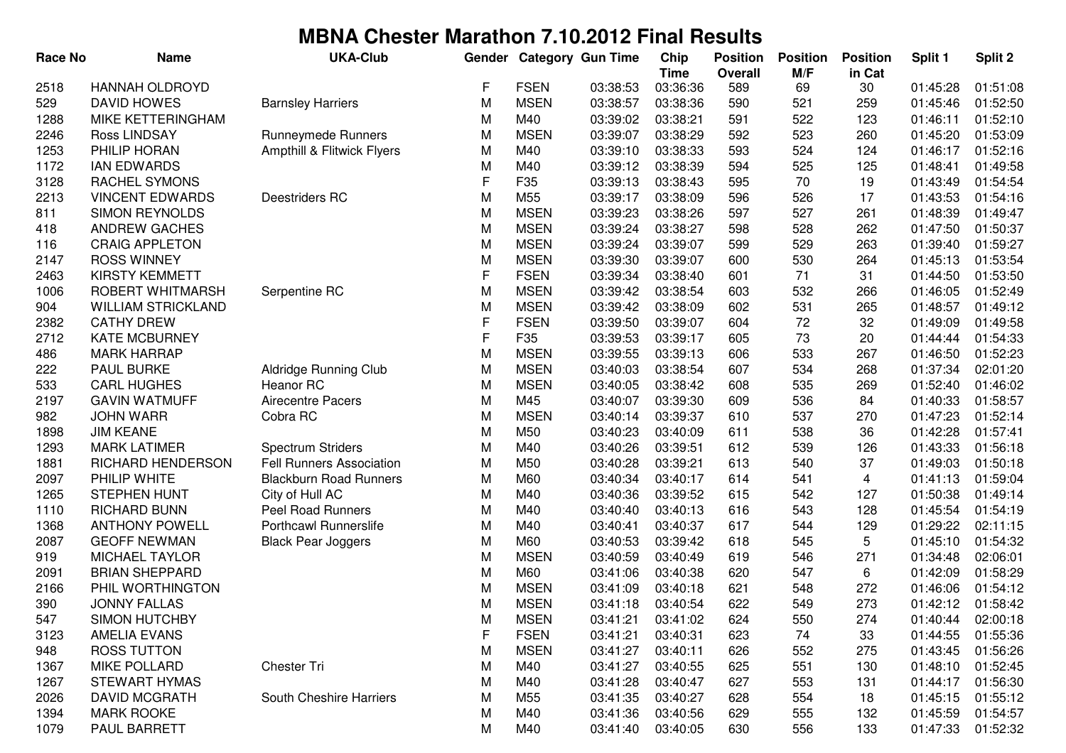# MBNA Chester Marathon 7.10.2012 Final Results

| Race No | Name | UKA-Club | Gender | Category | Gun Time | Chip Time | Position Overall | Position M/F | Position in Cat | Split 1 | Split 2 |
|---|---|---|---|---|---|---|---|---|---|---|---|
| 2518 | HANNAH OLDROYD | | F | FSEN | 03:38:53 | 03:36:36 | 589 | 69 | 30 | 01:45:28 | 01:51:08 |
| 529 | DAVID HOWES | Barnsley Harriers | M | MSEN | 03:38:57 | 03:38:36 | 590 | 521 | 259 | 01:45:46 | 01:52:50 |
| 1288 | MIKE KETTERINGHAM | | M | M40 | 03:39:02 | 03:38:21 | 591 | 522 | 123 | 01:46:11 | 01:52:10 |
| 2246 | Ross LINDSAY | Runneymede Runners | M | MSEN | 03:39:07 | 03:38:29 | 592 | 523 | 260 | 01:45:20 | 01:53:09 |
| 1253 | PHILIP HORAN | Ampthill & Flitwick Flyers | M | M40 | 03:39:10 | 03:38:33 | 593 | 524 | 124 | 01:46:17 | 01:52:16 |
| 1172 | IAN EDWARDS | | M | M40 | 03:39:12 | 03:38:39 | 594 | 525 | 125 | 01:48:41 | 01:49:58 |
| 3128 | RACHEL SYMONS | | F | F35 | 03:39:13 | 03:38:43 | 595 | 70 | 19 | 01:43:49 | 01:54:54 |
| 2213 | VINCENT EDWARDS | Deestriders RC | M | M55 | 03:39:17 | 03:38:09 | 596 | 526 | 17 | 01:43:53 | 01:54:16 |
| 811 | SIMON REYNOLDS | | M | MSEN | 03:39:23 | 03:38:26 | 597 | 527 | 261 | 01:48:39 | 01:49:47 |
| 418 | ANDREW GACHES | | M | MSEN | 03:39:24 | 03:38:27 | 598 | 528 | 262 | 01:47:50 | 01:50:37 |
| 116 | CRAIG APPLETON | | M | MSEN | 03:39:24 | 03:39:07 | 599 | 529 | 263 | 01:39:40 | 01:59:27 |
| 2147 | ROSS WINNEY | | M | MSEN | 03:39:30 | 03:39:07 | 600 | 530 | 264 | 01:45:13 | 01:53:54 |
| 2463 | KIRSTY KEMMETT | | F | FSEN | 03:39:34 | 03:38:40 | 601 | 71 | 31 | 01:44:50 | 01:53:50 |
| 1006 | ROBERT WHITMARSH | Serpentine RC | M | MSEN | 03:39:42 | 03:38:54 | 603 | 532 | 266 | 01:46:05 | 01:52:49 |
| 904 | WILLIAM STRICKLAND | | M | MSEN | 03:39:42 | 03:38:09 | 602 | 531 | 265 | 01:48:57 | 01:49:12 |
| 2382 | CATHY DREW | | F | FSEN | 03:39:50 | 03:39:07 | 604 | 72 | 32 | 01:49:09 | 01:49:58 |
| 2712 | KATE MCBURNEY | | F | F35 | 03:39:53 | 03:39:17 | 605 | 73 | 20 | 01:44:44 | 01:54:33 |
| 486 | MARK HARRAP | | M | MSEN | 03:39:55 | 03:39:13 | 606 | 533 | 267 | 01:46:50 | 01:52:23 |
| 222 | PAUL BURKE | Aldridge Running Club | M | MSEN | 03:40:03 | 03:38:54 | 607 | 534 | 268 | 01:37:34 | 02:01:20 |
| 533 | CARL HUGHES | Heanor RC | M | MSEN | 03:40:05 | 03:38:42 | 608 | 535 | 269 | 01:52:40 | 01:46:02 |
| 2197 | GAVIN WATMUFF | Airecentre Pacers | M | M45 | 03:40:07 | 03:39:30 | 609 | 536 | 84 | 01:40:33 | 01:58:57 |
| 982 | JOHN WARR | Cobra RC | M | MSEN | 03:40:14 | 03:39:37 | 610 | 537 | 270 | 01:47:23 | 01:52:14 |
| 1898 | JIM KEANE | | M | M50 | 03:40:23 | 03:40:09 | 611 | 538 | 36 | 01:42:28 | 01:57:41 |
| 1293 | MARK LATIMER | Spectrum Striders | M | M40 | 03:40:26 | 03:39:51 | 612 | 539 | 126 | 01:43:33 | 01:56:18 |
| 1881 | RICHARD HENDERSON | Fell Runners Association | M | M50 | 03:40:28 | 03:39:21 | 613 | 540 | 37 | 01:49:03 | 01:50:18 |
| 2097 | PHILIP WHITE | Blackburn Road Runners | M | M60 | 03:40:34 | 03:40:17 | 614 | 541 | 4 | 01:41:13 | 01:59:04 |
| 1265 | STEPHEN HUNT | City of Hull AC | M | M40 | 03:40:36 | 03:39:52 | 615 | 542 | 127 | 01:50:38 | 01:49:14 |
| 1110 | RICHARD BUNN | Peel Road Runners | M | M40 | 03:40:40 | 03:40:13 | 616 | 543 | 128 | 01:45:54 | 01:54:19 |
| 1368 | ANTHONY POWELL | Porthcawl Runnerslife | M | M40 | 03:40:41 | 03:40:37 | 617 | 544 | 129 | 01:29:22 | 02:11:15 |
| 2087 | GEOFF NEWMAN | Black Pear Joggers | M | M60 | 03:40:53 | 03:39:42 | 618 | 545 | 5 | 01:45:10 | 01:54:32 |
| 919 | MICHAEL TAYLOR | | M | MSEN | 03:40:59 | 03:40:49 | 619 | 546 | 271 | 01:34:48 | 02:06:01 |
| 2091 | BRIAN SHEPPARD | | M | M60 | 03:41:06 | 03:40:38 | 620 | 547 | 6 | 01:42:09 | 01:58:29 |
| 2166 | PHIL WORTHINGTON | | M | MSEN | 03:41:09 | 03:40:18 | 621 | 548 | 272 | 01:46:06 | 01:54:12 |
| 390 | JONNY FALLAS | | M | MSEN | 03:41:18 | 03:40:54 | 622 | 549 | 273 | 01:42:12 | 01:58:42 |
| 547 | SIMON HUTCHBY | | M | MSEN | 03:41:21 | 03:41:02 | 624 | 550 | 274 | 01:40:44 | 02:00:18 |
| 3123 | AMELIA EVANS | | F | FSEN | 03:41:21 | 03:40:31 | 623 | 74 | 33 | 01:44:55 | 01:55:36 |
| 948 | ROSS TUTTON | | M | MSEN | 03:41:27 | 03:40:11 | 626 | 552 | 275 | 01:43:45 | 01:56:26 |
| 1367 | MIKE POLLARD | Chester Tri | M | M40 | 03:41:27 | 03:40:55 | 625 | 551 | 130 | 01:48:10 | 01:52:45 |
| 1267 | STEWART HYMAS | | M | M40 | 03:41:28 | 03:40:47 | 627 | 553 | 131 | 01:44:17 | 01:56:30 |
| 2026 | DAVID MCGRATH | South Cheshire Harriers | M | M55 | 03:41:35 | 03:40:27 | 628 | 554 | 18 | 01:45:15 | 01:55:12 |
| 1394 | MARK ROOKE | | M | M40 | 03:41:36 | 03:40:56 | 629 | 555 | 132 | 01:45:59 | 01:54:57 |
| 1079 | PAUL BARRETT | | M | M40 | 03:41:40 | 03:40:05 | 630 | 556 | 133 | 01:47:33 | 01:52:32 |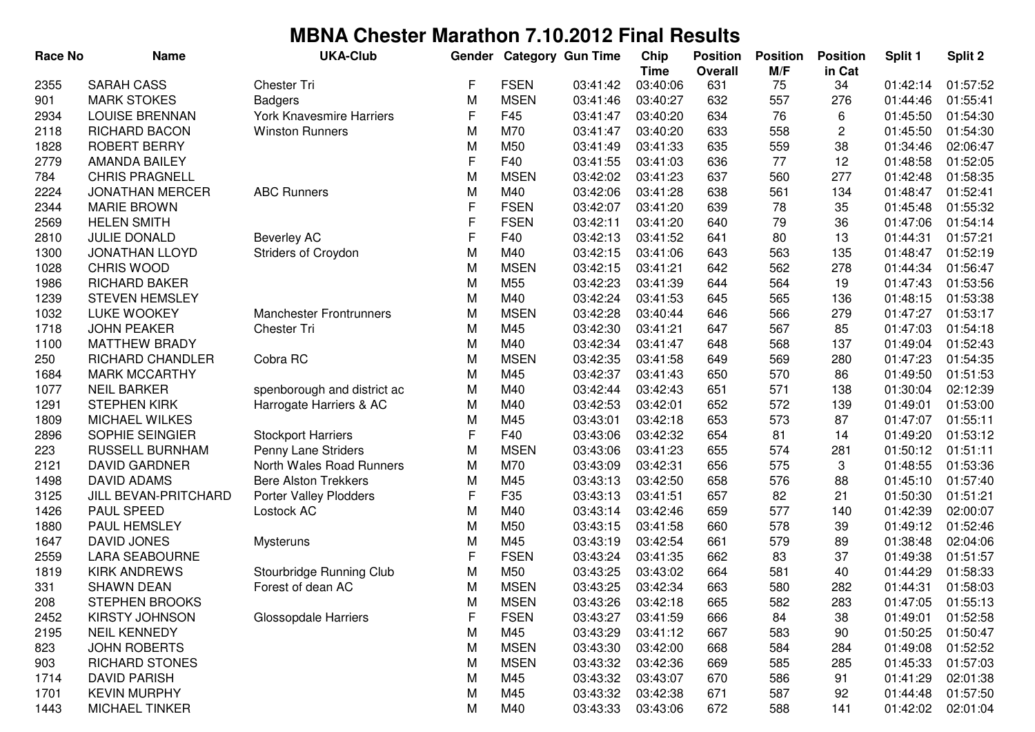# MBNA Chester Marathon 7.10.2012 Final Results

| Race No | Name | UKA-Club | Gender | Category | Gun Time | Chip Time | Position Overall | Position M/F | Position in Cat | Split 1 | Split 2 |
|---|---|---|---|---|---|---|---|---|---|---|---|
| 2355 | SARAH CASS | Chester Tri | F | FSEN | 03:41:42 | 03:40:06 | 631 | 75 | 34 | 01:42:14 | 01:57:52 |
| 901 | MARK STOKES | Badgers | M | MSEN | 03:41:46 | 03:40:27 | 632 | 557 | 276 | 01:44:46 | 01:55:41 |
| 2934 | LOUISE BRENNAN | York Knavesmire Harriers | F | F45 | 03:41:47 | 03:40:20 | 634 | 76 | 6 | 01:45:50 | 01:54:30 |
| 2118 | RICHARD BACON | Winston Runners | M | M70 | 03:41:47 | 03:40:20 | 633 | 558 | 2 | 01:45:50 | 01:54:30 |
| 1828 | ROBERT BERRY | | M | M50 | 03:41:49 | 03:41:33 | 635 | 559 | 38 | 01:34:46 | 02:06:47 |
| 2779 | AMANDA BAILEY | | F | F40 | 03:41:55 | 03:41:03 | 636 | 77 | 12 | 01:48:58 | 01:52:05 |
| 784 | CHRIS PRAGNELL | | M | MSEN | 03:42:02 | 03:41:23 | 637 | 560 | 277 | 01:42:48 | 01:58:35 |
| 2224 | JONATHAN MERCER | ABC Runners | M | M40 | 03:42:06 | 03:41:28 | 638 | 561 | 134 | 01:48:47 | 01:52:41 |
| 2344 | MARIE BROWN | | F | FSEN | 03:42:07 | 03:41:20 | 639 | 78 | 35 | 01:45:48 | 01:55:32 |
| 2569 | HELEN SMITH | | F | FSEN | 03:42:11 | 03:41:20 | 640 | 79 | 36 | 01:47:06 | 01:54:14 |
| 2810 | JULIE DONALD | Beverley AC | F | F40 | 03:42:13 | 03:41:52 | 641 | 80 | 13 | 01:44:31 | 01:57:21 |
| 1300 | JONATHAN LLOYD | Striders of Croydon | M | M40 | 03:42:15 | 03:41:06 | 643 | 563 | 135 | 01:48:47 | 01:52:19 |
| 1028 | CHRIS WOOD | | M | MSEN | 03:42:15 | 03:41:21 | 642 | 562 | 278 | 01:44:34 | 01:56:47 |
| 1986 | RICHARD BAKER | | M | M55 | 03:42:23 | 03:41:39 | 644 | 564 | 19 | 01:47:43 | 01:53:56 |
| 1239 | STEVEN HEMSLEY | | M | M40 | 03:42:24 | 03:41:53 | 645 | 565 | 136 | 01:48:15 | 01:53:38 |
| 1032 | LUKE WOOKEY | Manchester Frontrunners | M | MSEN | 03:42:28 | 03:40:44 | 646 | 566 | 279 | 01:47:27 | 01:53:17 |
| 1718 | JOHN PEAKER | Chester Tri | M | M45 | 03:42:30 | 03:41:21 | 647 | 567 | 85 | 01:47:03 | 01:54:18 |
| 1100 | MATTHEW BRADY | | M | M40 | 03:42:34 | 03:41:47 | 648 | 568 | 137 | 01:49:04 | 01:52:43 |
| 250 | RICHARD CHANDLER | Cobra RC | M | MSEN | 03:42:35 | 03:41:58 | 649 | 569 | 280 | 01:47:23 | 01:54:35 |
| 1684 | MARK MCCARTHY | | M | M45 | 03:42:37 | 03:41:43 | 650 | 570 | 86 | 01:49:50 | 01:51:53 |
| 1077 | NEIL BARKER | spenborough and district ac | M | M40 | 03:42:44 | 03:42:43 | 651 | 571 | 138 | 01:30:04 | 02:12:39 |
| 1291 | STEPHEN KIRK | Harrogate Harriers & AC | M | M40 | 03:42:53 | 03:42:01 | 652 | 572 | 139 | 01:49:01 | 01:53:00 |
| 1809 | MICHAEL WILKES | | M | M45 | 03:43:01 | 03:42:18 | 653 | 573 | 87 | 01:47:07 | 01:55:11 |
| 2896 | SOPHIE SEINGIER | Stockport Harriers | F | F40 | 03:43:06 | 03:42:32 | 654 | 81 | 14 | 01:49:20 | 01:53:12 |
| 223 | RUSSELL BURNHAM | Penny Lane Striders | M | MSEN | 03:43:06 | 03:41:23 | 655 | 574 | 281 | 01:50:12 | 01:51:11 |
| 2121 | DAVID GARDNER | North Wales Road Runners | M | M70 | 03:43:09 | 03:42:31 | 656 | 575 | 3 | 01:48:55 | 01:53:36 |
| 1498 | DAVID ADAMS | Bere Alston Trekkers | M | M45 | 03:43:13 | 03:42:50 | 658 | 576 | 88 | 01:45:10 | 01:57:40 |
| 3125 | JILL BEVAN-PRITCHARD | Porter Valley Plodders | F | F35 | 03:43:13 | 03:41:51 | 657 | 82 | 21 | 01:50:30 | 01:51:21 |
| 1426 | PAUL SPEED | Lostock AC | M | M40 | 03:43:14 | 03:42:46 | 659 | 577 | 140 | 01:42:39 | 02:00:07 |
| 1880 | PAUL HEMSLEY | | M | M50 | 03:43:15 | 03:41:58 | 660 | 578 | 39 | 01:49:12 | 01:52:46 |
| 1647 | DAVID JONES | Mysteruns | M | M45 | 03:43:19 | 03:42:54 | 661 | 579 | 89 | 01:38:48 | 02:04:06 |
| 2559 | LARA SEABOURNE | | F | FSEN | 03:43:24 | 03:41:35 | 662 | 83 | 37 | 01:49:38 | 01:51:57 |
| 1819 | KIRK ANDREWS | Stourbridge Running Club | M | M50 | 03:43:25 | 03:43:02 | 664 | 581 | 40 | 01:44:29 | 01:58:33 |
| 331 | SHAWN DEAN | Forest of dean AC | M | MSEN | 03:43:25 | 03:42:34 | 663 | 580 | 282 | 01:44:31 | 01:58:03 |
| 208 | STEPHEN BROOKS | | M | MSEN | 03:43:26 | 03:42:18 | 665 | 582 | 283 | 01:47:05 | 01:55:13 |
| 2452 | KIRSTY JOHNSON | Glossopdale Harriers | F | FSEN | 03:43:27 | 03:41:59 | 666 | 84 | 38 | 01:49:01 | 01:52:58 |
| 2195 | NEIL KENNEDY | | M | M45 | 03:43:29 | 03:41:12 | 667 | 583 | 90 | 01:50:25 | 01:50:47 |
| 823 | JOHN ROBERTS | | M | MSEN | 03:43:30 | 03:42:00 | 668 | 584 | 284 | 01:49:08 | 01:52:52 |
| 903 | RICHARD STONES | | M | MSEN | 03:43:32 | 03:42:36 | 669 | 585 | 285 | 01:45:33 | 01:57:03 |
| 1714 | DAVID PARISH | | M | M45 | 03:43:32 | 03:43:07 | 670 | 586 | 91 | 01:41:29 | 02:01:38 |
| 1701 | KEVIN MURPHY | | M | M45 | 03:43:32 | 03:42:38 | 671 | 587 | 92 | 01:44:48 | 01:57:50 |
| 1443 | MICHAEL TINKER | | M | M40 | 03:43:33 | 03:43:06 | 672 | 588 | 141 | 01:42:02 | 02:01:04 |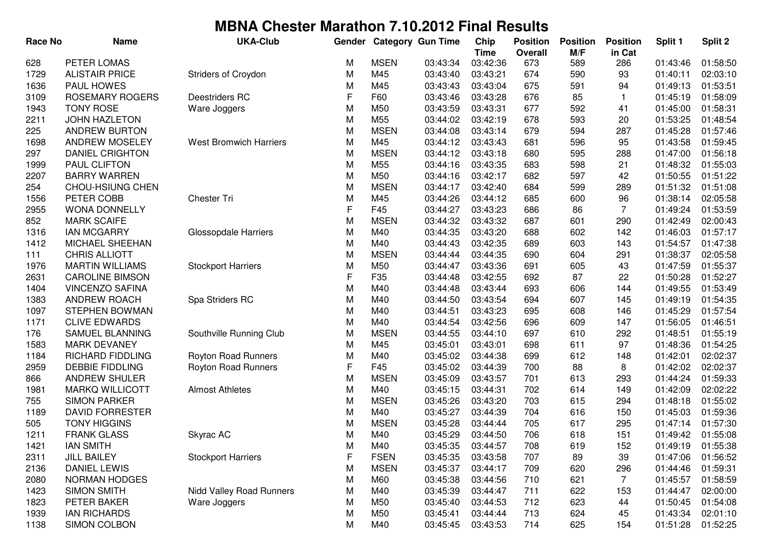# MBNA Chester Marathon 7.10.2012 Final Results

| Race No | Name | UKA-Club | Gender | Category | Gun Time | Chip Time | Position Overall | Position M/F | Position in Cat | Split 1 | Split 2 |
|---|---|---|---|---|---|---|---|---|---|---|---|
| 628 | PETER LOMAS | | M | MSEN | 03:43:34 | 03:42:36 | 673 | 589 | 286 | 01:43:46 | 01:58:50 |
| 1729 | ALISTAIR PRICE | Striders of Croydon | M | M45 | 03:43:40 | 03:43:21 | 674 | 590 | 93 | 01:40:11 | 02:03:10 |
| 1636 | PAUL HOWES | | M | M45 | 03:43:43 | 03:43:04 | 675 | 591 | 94 | 01:49:13 | 01:53:51 |
| 3109 | ROSEMARY ROGERS | Deestriders RC | F | F60 | 03:43:46 | 03:43:28 | 676 | 85 | 1 | 01:45:19 | 01:58:09 |
| 1943 | TONY ROSE | Ware Joggers | M | M50 | 03:43:59 | 03:43:31 | 677 | 592 | 41 | 01:45:00 | 01:58:31 |
| 2211 | JOHN HAZLETON | | M | M55 | 03:44:02 | 03:42:19 | 678 | 593 | 20 | 01:53:25 | 01:48:54 |
| 225 | ANDREW BURTON | | M | MSEN | 03:44:08 | 03:43:14 | 679 | 594 | 287 | 01:45:28 | 01:57:46 |
| 1698 | ANDREW MOSELEY | West Bromwich Harriers | M | M45 | 03:44:12 | 03:43:43 | 681 | 596 | 95 | 01:43:58 | 01:59:45 |
| 297 | DANIEL CRIGHTON | | M | MSEN | 03:44:12 | 03:43:18 | 680 | 595 | 288 | 01:47:00 | 01:56:18 |
| 1999 | PAUL CLIFTON | | M | M55 | 03:44:16 | 03:43:35 | 683 | 598 | 21 | 01:48:32 | 01:55:03 |
| 2207 | BARRY WARREN | | M | M50 | 03:44:16 | 03:42:17 | 682 | 597 | 42 | 01:50:55 | 01:51:22 |
| 254 | CHOU-HSIUNG CHEN | | M | MSEN | 03:44:17 | 03:42:40 | 684 | 599 | 289 | 01:51:32 | 01:51:08 |
| 1556 | PETER COBB | Chester Tri | M | M45 | 03:44:26 | 03:44:12 | 685 | 600 | 96 | 01:38:14 | 02:05:58 |
| 2955 | WONA DONNELLY | | F | F45 | 03:44:27 | 03:43:23 | 686 | 86 | 7 | 01:49:24 | 01:53:59 |
| 852 | MARK SCAIFE | | M | MSEN | 03:44:32 | 03:43:32 | 687 | 601 | 290 | 01:42:49 | 02:00:43 |
| 1316 | IAN MCGARRY | Glossopdale Harriers | M | M40 | 03:44:35 | 03:43:20 | 688 | 602 | 142 | 01:46:03 | 01:57:17 |
| 1412 | MICHAEL SHEEHAN | | M | M40 | 03:44:43 | 03:42:35 | 689 | 603 | 143 | 01:54:57 | 01:47:38 |
| 111 | CHRIS ALLIOTT | | M | MSEN | 03:44:44 | 03:44:35 | 690 | 604 | 291 | 01:38:37 | 02:05:58 |
| 1976 | MARTIN WILLIAMS | Stockport Harriers | M | M50 | 03:44:47 | 03:43:36 | 691 | 605 | 43 | 01:47:59 | 01:55:37 |
| 2631 | CAROLINE BIMSON | | F | F35 | 03:44:48 | 03:42:55 | 692 | 87 | 22 | 01:50:28 | 01:52:27 |
| 1404 | VINCENZO SAFINA | | M | M40 | 03:44:48 | 03:43:44 | 693 | 606 | 144 | 01:49:55 | 01:53:49 |
| 1383 | ANDREW ROACH | Spa Striders RC | M | M40 | 03:44:50 | 03:43:54 | 694 | 607 | 145 | 01:49:19 | 01:54:35 |
| 1097 | STEPHEN BOWMAN | | M | M40 | 03:44:51 | 03:43:23 | 695 | 608 | 146 | 01:45:29 | 01:57:54 |
| 1171 | CLIVE EDWARDS | | M | M40 | 03:44:54 | 03:42:56 | 696 | 609 | 147 | 01:56:05 | 01:46:51 |
| 176 | SAMUEL BLANNING | Southville Running Club | M | MSEN | 03:44:55 | 03:44:10 | 697 | 610 | 292 | 01:48:51 | 01:55:19 |
| 1583 | MARK DEVANEY | | M | M45 | 03:45:01 | 03:43:01 | 698 | 611 | 97 | 01:48:36 | 01:54:25 |
| 1184 | RICHARD FIDDLING | Royton Road Runners | M | M40 | 03:45:02 | 03:44:38 | 699 | 612 | 148 | 01:42:01 | 02:02:37 |
| 2959 | DEBBIE FIDDLING | Royton Road Runners | F | F45 | 03:45:02 | 03:44:39 | 700 | 88 | 8 | 01:42:02 | 02:02:37 |
| 866 | ANDREW SHULER | | M | MSEN | 03:45:09 | 03:43:57 | 701 | 613 | 293 | 01:44:24 | 01:59:33 |
| 1981 | MARKQ WILLICOTT | Almost Athletes | M | M40 | 03:45:15 | 03:44:31 | 702 | 614 | 149 | 01:42:09 | 02:02:22 |
| 755 | SIMON PARKER | | M | MSEN | 03:45:26 | 03:43:20 | 703 | 615 | 294 | 01:48:18 | 01:55:02 |
| 1189 | DAVID FORRESTER | | M | M40 | 03:45:27 | 03:44:39 | 704 | 616 | 150 | 01:45:03 | 01:59:36 |
| 505 | TONY HIGGINS | | M | MSEN | 03:45:28 | 03:44:44 | 705 | 617 | 295 | 01:47:14 | 01:57:30 |
| 1211 | FRANK GLASS | Skyrac AC | M | M40 | 03:45:29 | 03:44:50 | 706 | 618 | 151 | 01:49:42 | 01:55:08 |
| 1421 | IAN SMITH | | M | M40 | 03:45:35 | 03:44:57 | 708 | 619 | 152 | 01:49:19 | 01:55:38 |
| 2311 | JILL BAILEY | Stockport Harriers | F | FSEN | 03:45:35 | 03:43:58 | 707 | 89 | 39 | 01:47:06 | 01:56:52 |
| 2136 | DANIEL LEWIS | | M | MSEN | 03:45:37 | 03:44:17 | 709 | 620 | 296 | 01:44:46 | 01:59:31 |
| 2080 | NORMAN HODGES | | M | M60 | 03:45:38 | 03:44:56 | 710 | 621 | 7 | 01:45:57 | 01:58:59 |
| 1423 | SIMON SMITH | Nidd Valley Road Runners | M | M40 | 03:45:39 | 03:44:47 | 711 | 622 | 153 | 01:44:47 | 02:00:00 |
| 1823 | PETER BAKER | Ware Joggers | M | M50 | 03:45:40 | 03:44:53 | 712 | 623 | 44 | 01:50:45 | 01:54:08 |
| 1939 | IAN RICHARDS | | M | M50 | 03:45:41 | 03:44:44 | 713 | 624 | 45 | 01:43:34 | 02:01:10 |
| 1138 | SIMON COLBON | | M | M40 | 03:45:45 | 03:43:53 | 714 | 625 | 154 | 01:51:28 | 01:52:25 |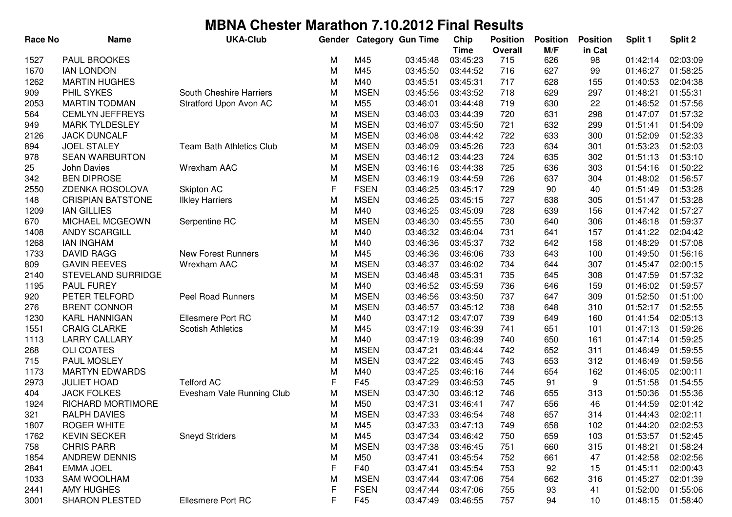# MBNA Chester Marathon 7.10.2012 Final Results

| Race No | Name | UKA-Club | Gender | Category | Gun Time | Chip Time | Position Overall | Position M/F | Position in Cat | Split 1 | Split 2 |
|---|---|---|---|---|---|---|---|---|---|---|---|
| 1527 | PAUL BROOKES | | M | M45 | 03:45:48 | 03:45:23 | 715 | 626 | 98 | 01:42:14 | 02:03:09 |
| 1670 | IAN LONDON | | M | M45 | 03:45:50 | 03:44:52 | 716 | 627 | 99 | 01:46:27 | 01:58:25 |
| 1262 | MARTIN HUGHES | | M | M40 | 03:45:51 | 03:45:31 | 717 | 628 | 155 | 01:40:53 | 02:04:38 |
| 909 | PHIL SYKES | South Cheshire Harriers | M | MSEN | 03:45:56 | 03:43:52 | 718 | 629 | 297 | 01:48:21 | 01:55:31 |
| 2053 | MARTIN TODMAN | Stratford Upon Avon AC | M | M55 | 03:46:01 | 03:44:48 | 719 | 630 | 22 | 01:46:52 | 01:57:56 |
| 564 | CEMLYN JEFFREYS | | M | MSEN | 03:46:03 | 03:44:39 | 720 | 631 | 298 | 01:47:07 | 01:57:32 |
| 949 | MARK TYLDESLEY | | M | MSEN | 03:46:07 | 03:45:50 | 721 | 632 | 299 | 01:51:41 | 01:54:09 |
| 2126 | JACK DUNCALF | | M | MSEN | 03:46:08 | 03:44:42 | 722 | 633 | 300 | 01:52:09 | 01:52:33 |
| 894 | JOEL STALEY | Team Bath Athletics Club | M | MSEN | 03:46:09 | 03:45:26 | 723 | 634 | 301 | 01:53:23 | 01:52:03 |
| 978 | SEAN WARBURTON | | M | MSEN | 03:46:12 | 03:44:23 | 724 | 635 | 302 | 01:51:13 | 01:53:10 |
| 25 | John Davies | Wrexham AAC | M | MSEN | 03:46:16 | 03:44:38 | 725 | 636 | 303 | 01:54:16 | 01:50:22 |
| 342 | BEN DIPROSE | | M | MSEN | 03:46:19 | 03:44:59 | 726 | 637 | 304 | 01:48:02 | 01:56:57 |
| 2550 | ZDENKA ROSOLOVA | Skipton AC | F | FSEN | 03:46:25 | 03:45:17 | 729 | 90 | 40 | 01:51:49 | 01:53:28 |
| 148 | CRISPIAN BATSTONE | Ilkley Harriers | M | MSEN | 03:46:25 | 03:45:15 | 727 | 638 | 305 | 01:51:47 | 01:53:28 |
| 1209 | IAN GILLIES | | M | M40 | 03:46:25 | 03:45:09 | 728 | 639 | 156 | 01:47:42 | 01:57:27 |
| 670 | MICHAEL MCGEOWN | Serpentine RC | M | MSEN | 03:46:30 | 03:45:55 | 730 | 640 | 306 | 01:46:18 | 01:59:37 |
| 1408 | ANDY SCARGILL | | M | M40 | 03:46:32 | 03:46:04 | 731 | 641 | 157 | 01:41:22 | 02:04:42 |
| 1268 | IAN INGHAM | | M | M40 | 03:46:36 | 03:45:37 | 732 | 642 | 158 | 01:48:29 | 01:57:08 |
| 1733 | DAVID RAGG | New Forest Runners | M | M45 | 03:46:36 | 03:46:06 | 733 | 643 | 100 | 01:49:50 | 01:56:16 |
| 809 | GAVIN REEVES | Wrexham AAC | M | MSEN | 03:46:37 | 03:46:02 | 734 | 644 | 307 | 01:45:47 | 02:00:15 |
| 2140 | STEVELAND SURRIDGE | | M | MSEN | 03:46:48 | 03:45:31 | 735 | 645 | 308 | 01:47:59 | 01:57:32 |
| 1195 | PAUL FUREY | | M | M40 | 03:46:52 | 03:45:59 | 736 | 646 | 159 | 01:46:02 | 01:59:57 |
| 920 | PETER TELFORD | Peel Road Runners | M | MSEN | 03:46:56 | 03:43:50 | 737 | 647 | 309 | 01:52:50 | 01:51:00 |
| 276 | BRENT CONNOR | | M | MSEN | 03:46:57 | 03:45:12 | 738 | 648 | 310 | 01:52:17 | 01:52:55 |
| 1230 | KARL HANNIGAN | Ellesmere Port RC | M | M40 | 03:47:12 | 03:47:07 | 739 | 649 | 160 | 01:41:54 | 02:05:13 |
| 1551 | CRAIG CLARKE | Scottish Athletics | M | M45 | 03:47:19 | 03:46:39 | 741 | 651 | 101 | 01:47:13 | 01:59:26 |
| 1113 | LARRY CALLARY | | M | M40 | 03:47:19 | 03:46:39 | 740 | 650 | 161 | 01:47:14 | 01:59:25 |
| 268 | OLI COATES | | M | MSEN | 03:47:21 | 03:46:44 | 742 | 652 | 311 | 01:46:49 | 01:59:55 |
| 715 | PAUL MOSLEY | | M | MSEN | 03:47:22 | 03:46:45 | 743 | 653 | 312 | 01:46:49 | 01:59:56 |
| 1173 | MARTYN EDWARDS | | M | M40 | 03:47:25 | 03:46:16 | 744 | 654 | 162 | 01:46:05 | 02:00:11 |
| 2973 | JULIET HOAD | Telford AC | F | F45 | 03:47:29 | 03:46:53 | 745 | 91 | 9 | 01:51:58 | 01:54:55 |
| 404 | JACK FOLKES | Evesham Vale Running Club | M | MSEN | 03:47:30 | 03:46:12 | 746 | 655 | 313 | 01:50:36 | 01:55:36 |
| 1924 | RICHARD MORTIMORE | | M | M50 | 03:47:31 | 03:46:41 | 747 | 656 | 46 | 01:44:59 | 02:01:42 |
| 321 | RALPH DAVIES | | M | MSEN | 03:47:33 | 03:46:54 | 748 | 657 | 314 | 01:44:43 | 02:02:11 |
| 1807 | ROGER WHITE | | M | M45 | 03:47:33 | 03:47:13 | 749 | 658 | 102 | 01:44:20 | 02:02:53 |
| 1762 | KEVIN SECKER | Sneyd Striders | M | M45 | 03:47:34 | 03:46:42 | 750 | 659 | 103 | 01:53:57 | 01:52:45 |
| 758 | CHRIS PARR | | M | MSEN | 03:47:38 | 03:46:45 | 751 | 660 | 315 | 01:48:21 | 01:58:24 |
| 1854 | ANDREW DENNIS | | M | M50 | 03:47:41 | 03:45:54 | 752 | 661 | 47 | 01:42:58 | 02:02:56 |
| 2841 | EMMA JOEL | | F | F40 | 03:47:41 | 03:45:54 | 753 | 92 | 15 | 01:45:11 | 02:00:43 |
| 1033 | SAM WOOLHAM | | M | MSEN | 03:47:44 | 03:47:06 | 754 | 662 | 316 | 01:45:27 | 02:01:39 |
| 2441 | AMY HUGHES | | F | FSEN | 03:47:44 | 03:47:06 | 755 | 93 | 41 | 01:52:00 | 01:55:06 |
| 3001 | SHARON PLESTED | Ellesmere Port RC | F | F45 | 03:47:49 | 03:46:55 | 757 | 94 | 10 | 01:48:15 | 01:58:40 |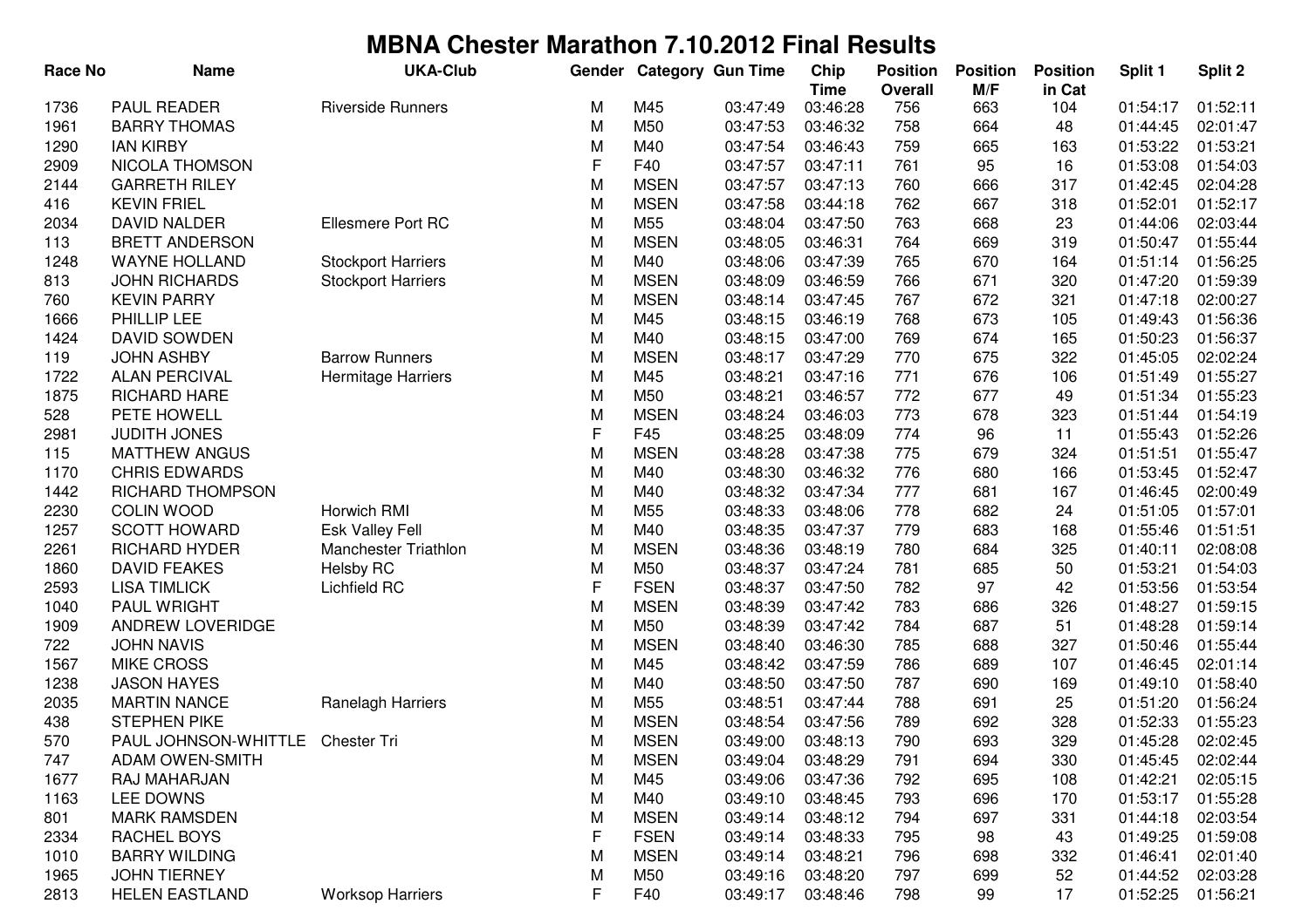# MBNA Chester Marathon 7.10.2012 Final Results

| Race No | Name | UKA-Club | Gender | Category | Gun Time | Chip Time | Position Overall | Position M/F | Position in Cat | Split 1 | Split 2 |
|---|---|---|---|---|---|---|---|---|---|---|---|
| 1736 | PAUL READER | Riverside Runners | M | M45 | 03:47:49 | 03:46:28 | 756 | 663 | 104 | 01:54:17 | 01:52:11 |
| 1961 | BARRY THOMAS | | M | M50 | 03:47:53 | 03:46:32 | 758 | 664 | 48 | 01:44:45 | 02:01:47 |
| 1290 | IAN KIRBY | | M | M40 | 03:47:54 | 03:46:43 | 759 | 665 | 163 | 01:53:22 | 01:53:21 |
| 2909 | NICOLA THOMSON | | F | F40 | 03:47:57 | 03:47:11 | 761 | 95 | 16 | 01:53:08 | 01:54:03 |
| 2144 | GARRETH RILEY | | M | MSEN | 03:47:57 | 03:47:13 | 760 | 666 | 317 | 01:42:45 | 02:04:28 |
| 416 | KEVIN FRIEL | | M | MSEN | 03:47:58 | 03:44:18 | 762 | 667 | 318 | 01:52:01 | 01:52:17 |
| 2034 | DAVID NALDER | Ellesmere Port RC | M | M55 | 03:48:04 | 03:47:50 | 763 | 668 | 23 | 01:44:06 | 02:03:44 |
| 113 | BRETT ANDERSON | | M | MSEN | 03:48:05 | 03:46:31 | 764 | 669 | 319 | 01:50:47 | 01:55:44 |
| 1248 | WAYNE HOLLAND | Stockport Harriers | M | M40 | 03:48:06 | 03:47:39 | 765 | 670 | 164 | 01:51:14 | 01:56:25 |
| 813 | JOHN RICHARDS | Stockport Harriers | M | MSEN | 03:48:09 | 03:46:59 | 766 | 671 | 320 | 01:47:20 | 01:59:39 |
| 760 | KEVIN PARRY | | M | MSEN | 03:48:14 | 03:47:45 | 767 | 672 | 321 | 01:47:18 | 02:00:27 |
| 1666 | PHILLIP LEE | | M | M45 | 03:48:15 | 03:46:19 | 768 | 673 | 105 | 01:49:43 | 01:56:36 |
| 1424 | DAVID SOWDEN | | M | M40 | 03:48:15 | 03:47:00 | 769 | 674 | 165 | 01:50:23 | 01:56:37 |
| 119 | JOHN ASHBY | Barrow Runners | M | MSEN | 03:48:17 | 03:47:29 | 770 | 675 | 322 | 01:45:05 | 02:02:24 |
| 1722 | ALAN PERCIVAL | Hermitage Harriers | M | M45 | 03:48:21 | 03:47:16 | 771 | 676 | 106 | 01:51:49 | 01:55:27 |
| 1875 | RICHARD HARE | | M | M50 | 03:48:21 | 03:46:57 | 772 | 677 | 49 | 01:51:34 | 01:55:23 |
| 528 | PETE HOWELL | | M | MSEN | 03:48:24 | 03:46:03 | 773 | 678 | 323 | 01:51:44 | 01:54:19 |
| 2981 | JUDITH JONES | | F | F45 | 03:48:25 | 03:48:09 | 774 | 96 | 11 | 01:55:43 | 01:52:26 |
| 115 | MATTHEW ANGUS | | M | MSEN | 03:48:28 | 03:47:38 | 775 | 679 | 324 | 01:51:51 | 01:55:47 |
| 1170 | CHRIS EDWARDS | | M | M40 | 03:48:30 | 03:46:32 | 776 | 680 | 166 | 01:53:45 | 01:52:47 |
| 1442 | RICHARD THOMPSON | | M | M40 | 03:48:32 | 03:47:34 | 777 | 681 | 167 | 01:46:45 | 02:00:49 |
| 2230 | COLIN WOOD | Horwich RMI | M | M55 | 03:48:33 | 03:48:06 | 778 | 682 | 24 | 01:51:05 | 01:57:01 |
| 1257 | SCOTT HOWARD | Esk Valley Fell | M | M40 | 03:48:35 | 03:47:37 | 779 | 683 | 168 | 01:55:46 | 01:51:51 |
| 2261 | RICHARD HYDER | Manchester Triathlon | M | MSEN | 03:48:36 | 03:48:19 | 780 | 684 | 325 | 01:40:11 | 02:08:08 |
| 1860 | DAVID FEAKES | Helsby RC | M | M50 | 03:48:37 | 03:47:24 | 781 | 685 | 50 | 01:53:21 | 01:54:03 |
| 2593 | LISA TIMLICK | Lichfield RC | F | FSEN | 03:48:37 | 03:47:50 | 782 | 97 | 42 | 01:53:56 | 01:53:54 |
| 1040 | PAUL WRIGHT | | M | MSEN | 03:48:39 | 03:47:42 | 783 | 686 | 326 | 01:48:27 | 01:59:15 |
| 1909 | ANDREW LOVERIDGE | | M | M50 | 03:48:39 | 03:47:42 | 784 | 687 | 51 | 01:48:28 | 01:59:14 |
| 722 | JOHN NAVIS | | M | MSEN | 03:48:40 | 03:46:30 | 785 | 688 | 327 | 01:50:46 | 01:55:44 |
| 1567 | MIKE CROSS | | M | M45 | 03:48:42 | 03:47:59 | 786 | 689 | 107 | 01:46:45 | 02:01:14 |
| 1238 | JASON HAYES | | M | M40 | 03:48:50 | 03:47:50 | 787 | 690 | 169 | 01:49:10 | 01:58:40 |
| 2035 | MARTIN NANCE | Ranelagh Harriers | M | M55 | 03:48:51 | 03:47:44 | 788 | 691 | 25 | 01:51:20 | 01:56:24 |
| 438 | STEPHEN PIKE | | M | MSEN | 03:48:54 | 03:47:56 | 789 | 692 | 328 | 01:52:33 | 01:55:23 |
| 570 | PAUL JOHNSON-WHITTLE | Chester Tri | M | MSEN | 03:49:00 | 03:48:13 | 790 | 693 | 329 | 01:45:28 | 02:02:45 |
| 747 | ADAM OWEN-SMITH | | M | MSEN | 03:49:04 | 03:48:29 | 791 | 694 | 330 | 01:45:45 | 02:02:44 |
| 1677 | RAJ MAHARJAN | | M | M45 | 03:49:06 | 03:47:36 | 792 | 695 | 108 | 01:42:21 | 02:05:15 |
| 1163 | LEE DOWNS | | M | M40 | 03:49:10 | 03:48:45 | 793 | 696 | 170 | 01:53:17 | 01:55:28 |
| 801 | MARK RAMSDEN | | M | MSEN | 03:49:14 | 03:48:12 | 794 | 697 | 331 | 01:44:18 | 02:03:54 |
| 2334 | RACHEL BOYS | | F | FSEN | 03:49:14 | 03:48:33 | 795 | 98 | 43 | 01:49:25 | 01:59:08 |
| 1010 | BARRY WILDING | | M | MSEN | 03:49:14 | 03:48:21 | 796 | 698 | 332 | 01:46:41 | 02:01:40 |
| 1965 | JOHN TIERNEY | | M | M50 | 03:49:16 | 03:48:20 | 797 | 699 | 52 | 01:44:52 | 02:03:28 |
| 2813 | HELEN EASTLAND | Worksop Harriers | F | F40 | 03:49:17 | 03:48:46 | 798 | 99 | 17 | 01:52:25 | 01:56:21 |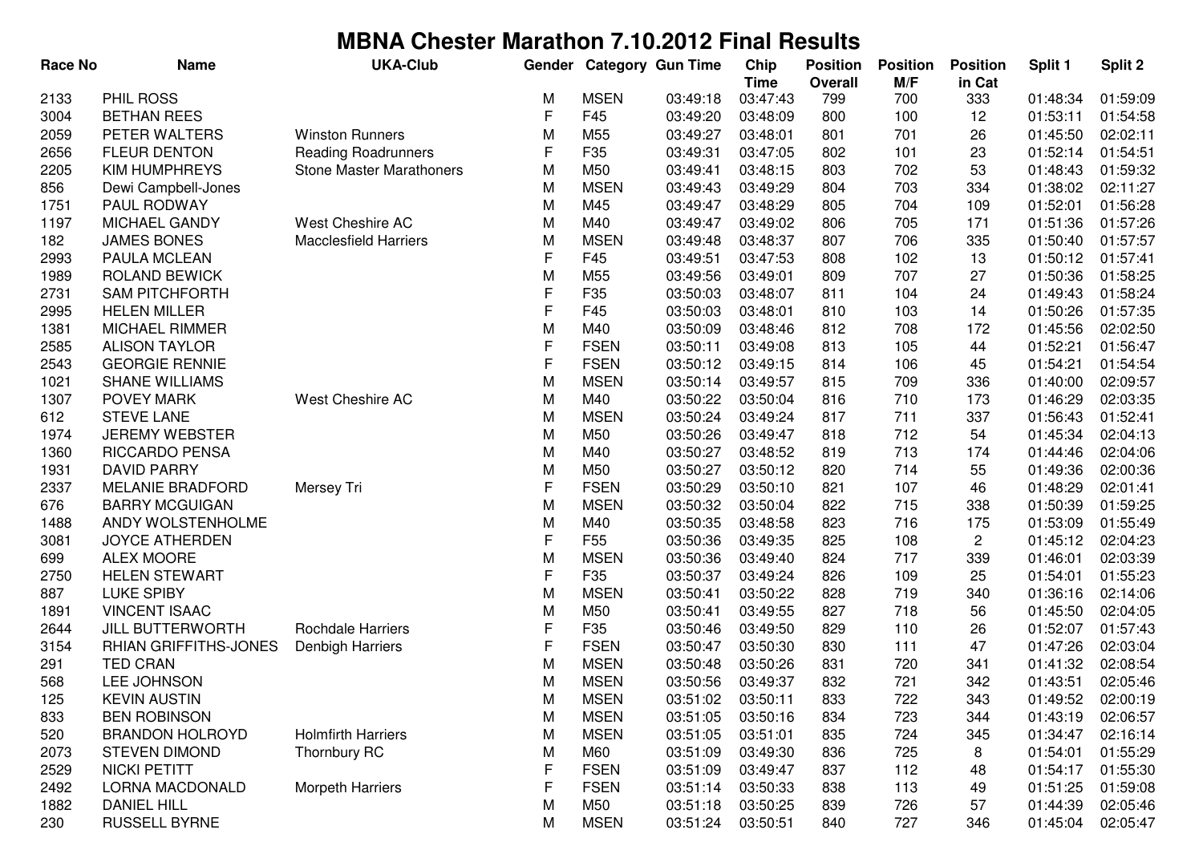# MBNA Chester Marathon 7.10.2012 Final Results

| Race No | Name | UKA-Club | Gender | Category | Gun Time | Chip Time | Position Overall | Position M/F | Position in Cat | Split 1 | Split 2 |
|---|---|---|---|---|---|---|---|---|---|---|---|
| 2133 | PHIL ROSS | | M | MSEN | 03:49:18 | 03:47:43 | 799 | 700 | 333 | 01:48:34 | 01:59:09 |
| 3004 | BETHAN REES | | F | F45 | 03:49:20 | 03:48:09 | 800 | 100 | 12 | 01:53:11 | 01:54:58 |
| 2059 | PETER WALTERS | Winston Runners | M | M55 | 03:49:27 | 03:48:01 | 801 | 701 | 26 | 01:45:50 | 02:02:11 |
| 2656 | FLEUR DENTON | Reading Roadrunners | F | F35 | 03:49:31 | 03:47:05 | 802 | 101 | 23 | 01:52:14 | 01:54:51 |
| 2205 | KIM HUMPHREYS | Stone Master Marathoners | M | M50 | 03:49:41 | 03:48:15 | 803 | 702 | 53 | 01:48:43 | 01:59:32 |
| 856 | Dewi Campbell-Jones | | M | MSEN | 03:49:43 | 03:49:29 | 804 | 703 | 334 | 01:38:02 | 02:11:27 |
| 1751 | PAUL RODWAY | | M | M45 | 03:49:47 | 03:48:29 | 805 | 704 | 109 | 01:52:01 | 01:56:28 |
| 1197 | MICHAEL GANDY | West Cheshire AC | M | M40 | 03:49:47 | 03:49:02 | 806 | 705 | 171 | 01:51:36 | 01:57:26 |
| 182 | JAMES BONES | Macclesfield Harriers | M | MSEN | 03:49:48 | 03:48:37 | 807 | 706 | 335 | 01:50:40 | 01:57:57 |
| 2993 | PAULA MCLEAN | | F | F45 | 03:49:51 | 03:47:53 | 808 | 102 | 13 | 01:50:12 | 01:57:41 |
| 1989 | ROLAND BEWICK | | M | M55 | 03:49:56 | 03:49:01 | 809 | 707 | 27 | 01:50:36 | 01:58:25 |
| 2731 | SAM PITCHFORTH | | F | F35 | 03:50:03 | 03:48:07 | 811 | 104 | 24 | 01:49:43 | 01:58:24 |
| 2995 | HELEN MILLER | | F | F45 | 03:50:03 | 03:48:01 | 810 | 103 | 14 | 01:50:26 | 01:57:35 |
| 1381 | MICHAEL RIMMER | | M | M40 | 03:50:09 | 03:48:46 | 812 | 708 | 172 | 01:45:56 | 02:02:50 |
| 2585 | ALISON TAYLOR | | F | FSEN | 03:50:11 | 03:49:08 | 813 | 105 | 44 | 01:52:21 | 01:56:47 |
| 2543 | GEORGIE RENNIE | | F | FSEN | 03:50:12 | 03:49:15 | 814 | 106 | 45 | 01:54:21 | 01:54:54 |
| 1021 | SHANE WILLIAMS | | M | MSEN | 03:50:14 | 03:49:57 | 815 | 709 | 336 | 01:40:00 | 02:09:57 |
| 1307 | POVEY MARK | West Cheshire AC | M | M40 | 03:50:22 | 03:50:04 | 816 | 710 | 173 | 01:46:29 | 02:03:35 |
| 612 | STEVE LANE | | M | MSEN | 03:50:24 | 03:49:24 | 817 | 711 | 337 | 01:56:43 | 01:52:41 |
| 1974 | JEREMY WEBSTER | | M | M50 | 03:50:26 | 03:49:47 | 818 | 712 | 54 | 01:45:34 | 02:04:13 |
| 1360 | RICCARDO PENSA | | M | M40 | 03:50:27 | 03:48:52 | 819 | 713 | 174 | 01:44:46 | 02:04:06 |
| 1931 | DAVID PARRY | | M | M50 | 03:50:27 | 03:50:12 | 820 | 714 | 55 | 01:49:36 | 02:00:36 |
| 2337 | MELANIE BRADFORD | Mersey Tri | F | FSEN | 03:50:29 | 03:50:10 | 821 | 107 | 46 | 01:48:29 | 02:01:41 |
| 676 | BARRY MCGUIGAN | | M | MSEN | 03:50:32 | 03:50:04 | 822 | 715 | 338 | 01:50:39 | 01:59:25 |
| 1488 | ANDY WOLSTENHOLME | | M | M40 | 03:50:35 | 03:48:58 | 823 | 716 | 175 | 01:53:09 | 01:55:49 |
| 3081 | JOYCE ATHERDEN | | F | F55 | 03:50:36 | 03:49:35 | 825 | 108 | 2 | 01:45:12 | 02:04:23 |
| 699 | ALEX MOORE | | M | MSEN | 03:50:36 | 03:49:40 | 824 | 717 | 339 | 01:46:01 | 02:03:39 |
| 2750 | HELEN STEWART | | F | F35 | 03:50:37 | 03:49:24 | 826 | 109 | 25 | 01:54:01 | 01:55:23 |
| 887 | LUKE SPIBY | | M | MSEN | 03:50:41 | 03:50:22 | 828 | 719 | 340 | 01:36:16 | 02:14:06 |
| 1891 | VINCENT ISAAC | | M | M50 | 03:50:41 | 03:49:55 | 827 | 718 | 56 | 01:45:50 | 02:04:05 |
| 2644 | JILL BUTTERWORTH | Rochdale Harriers | F | F35 | 03:50:46 | 03:49:50 | 829 | 110 | 26 | 01:52:07 | 01:57:43 |
| 3154 | RHIAN GRIFFITHS-JONES | Denbigh Harriers | F | FSEN | 03:50:47 | 03:50:30 | 830 | 111 | 47 | 01:47:26 | 02:03:04 |
| 291 | TED CRAN | | M | MSEN | 03:50:48 | 03:50:26 | 831 | 720 | 341 | 01:41:32 | 02:08:54 |
| 568 | LEE JOHNSON | | M | MSEN | 03:50:56 | 03:49:37 | 832 | 721 | 342 | 01:43:51 | 02:05:46 |
| 125 | KEVIN AUSTIN | | M | MSEN | 03:51:02 | 03:50:11 | 833 | 722 | 343 | 01:49:52 | 02:00:19 |
| 833 | BEN ROBINSON | | M | MSEN | 03:51:05 | 03:50:16 | 834 | 723 | 344 | 01:43:19 | 02:06:57 |
| 520 | BRANDON HOLROYD | Holmfirth Harriers | M | MSEN | 03:51:05 | 03:51:01 | 835 | 724 | 345 | 01:34:47 | 02:16:14 |
| 2073 | STEVEN DIMOND | Thornbury RC | M | M60 | 03:51:09 | 03:49:30 | 836 | 725 | 8 | 01:54:01 | 01:55:29 |
| 2529 | NICKI PETITT | | F | FSEN | 03:51:09 | 03:49:47 | 837 | 112 | 48 | 01:54:17 | 01:55:30 |
| 2492 | LORNA MACDONALD | Morpeth Harriers | F | FSEN | 03:51:14 | 03:50:33 | 838 | 113 | 49 | 01:51:25 | 01:59:08 |
| 1882 | DANIEL HILL | | M | M50 | 03:51:18 | 03:50:25 | 839 | 726 | 57 | 01:44:39 | 02:05:46 |
| 230 | RUSSELL BYRNE | | M | MSEN | 03:51:24 | 03:50:51 | 840 | 727 | 346 | 01:45:04 | 02:05:47 |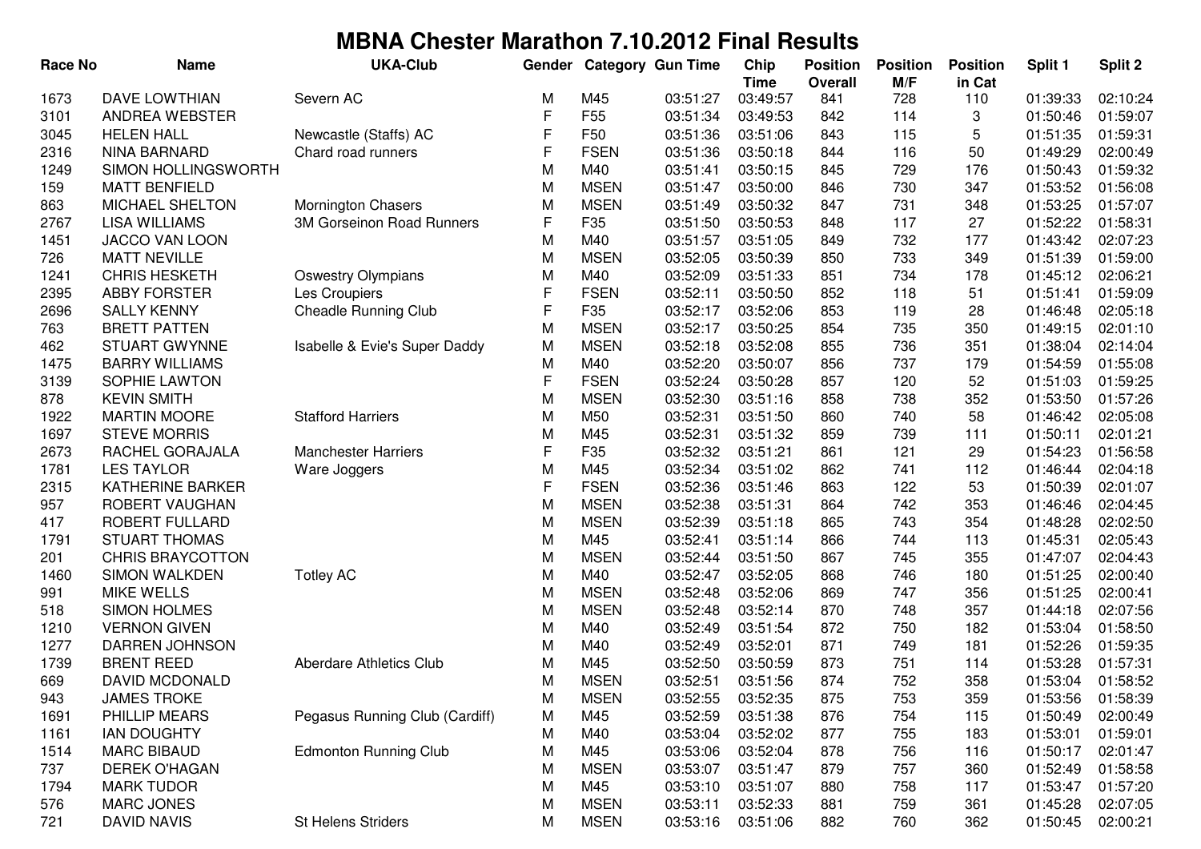# MBNA Chester Marathon 7.10.2012 Final Results

| Race No | Name | UKA-Club | Gender | Category | Gun Time | Chip Time | Position Overall | Position M/F | Position in Cat | Split 1 | Split 2 |
|---|---|---|---|---|---|---|---|---|---|---|---|
| 1673 | DAVE LOWTHIAN | Severn AC | M | M45 | 03:51:27 | 03:49:57 | 841 | 728 | 110 | 01:39:33 | 02:10:24 |
| 3101 | ANDREA WEBSTER | | F | F55 | 03:51:34 | 03:49:53 | 842 | 114 | 3 | 01:50:46 | 01:59:07 |
| 3045 | HELEN HALL | Newcastle (Staffs) AC | F | F50 | 03:51:36 | 03:51:06 | 843 | 115 | 5 | 01:51:35 | 01:59:31 |
| 2316 | NINA BARNARD | Chard road runners | F | FSEN | 03:51:36 | 03:50:18 | 844 | 116 | 50 | 01:49:29 | 02:00:49 |
| 1249 | SIMON HOLLINGSWORTH | | M | M40 | 03:51:41 | 03:50:15 | 845 | 729 | 176 | 01:50:43 | 01:59:32 |
| 159 | MATT BENFIELD | | M | MSEN | 03:51:47 | 03:50:00 | 846 | 730 | 347 | 01:53:52 | 01:56:08 |
| 863 | MICHAEL SHELTON | Mornington Chasers | M | MSEN | 03:51:49 | 03:50:32 | 847 | 731 | 348 | 01:53:25 | 01:57:07 |
| 2767 | LISA WILLIAMS | 3M Gorseinon Road Runners | F | F35 | 03:51:50 | 03:50:53 | 848 | 117 | 27 | 01:52:22 | 01:58:31 |
| 1451 | JACCO VAN LOON | | M | M40 | 03:51:57 | 03:51:05 | 849 | 732 | 177 | 01:43:42 | 02:07:23 |
| 726 | MATT NEVILLE | | M | MSEN | 03:52:05 | 03:50:39 | 850 | 733 | 349 | 01:51:39 | 01:59:00 |
| 1241 | CHRIS HESKETH | Oswestry Olympians | M | M40 | 03:52:09 | 03:51:33 | 851 | 734 | 178 | 01:45:12 | 02:06:21 |
| 2395 | ABBY FORSTER | Les Croupiers | F | FSEN | 03:52:11 | 03:50:50 | 852 | 118 | 51 | 01:51:41 | 01:59:09 |
| 2696 | SALLY KENNY | Cheadle Running Club | F | F35 | 03:52:17 | 03:52:06 | 853 | 119 | 28 | 01:46:48 | 02:05:18 |
| 763 | BRETT PATTEN | | M | MSEN | 03:52:17 | 03:50:25 | 854 | 735 | 350 | 01:49:15 | 02:01:10 |
| 462 | STUART GWYNNE | Isabelle & Evie's Super Daddy | M | MSEN | 03:52:18 | 03:52:08 | 855 | 736 | 351 | 01:38:04 | 02:14:04 |
| 1475 | BARRY WILLIAMS | | M | M40 | 03:52:20 | 03:50:07 | 856 | 737 | 179 | 01:54:59 | 01:55:08 |
| 3139 | SOPHIE LAWTON | | F | FSEN | 03:52:24 | 03:50:28 | 857 | 120 | 52 | 01:51:03 | 01:59:25 |
| 878 | KEVIN SMITH | | M | MSEN | 03:52:30 | 03:51:16 | 858 | 738 | 352 | 01:53:50 | 01:57:26 |
| 1922 | MARTIN MOORE | Stafford Harriers | M | M50 | 03:52:31 | 03:51:50 | 860 | 740 | 58 | 01:46:42 | 02:05:08 |
| 1697 | STEVE MORRIS | | M | M45 | 03:52:31 | 03:51:32 | 859 | 739 | 111 | 01:50:11 | 02:01:21 |
| 2673 | RACHEL GORAJALA | Manchester Harriers | F | F35 | 03:52:32 | 03:51:21 | 861 | 121 | 29 | 01:54:23 | 01:56:58 |
| 1781 | LES TAYLOR | Ware Joggers | M | M45 | 03:52:34 | 03:51:02 | 862 | 741 | 112 | 01:46:44 | 02:04:18 |
| 2315 | KATHERINE BARKER | | F | FSEN | 03:52:36 | 03:51:46 | 863 | 122 | 53 | 01:50:39 | 02:01:07 |
| 957 | ROBERT VAUGHAN | | M | MSEN | 03:52:38 | 03:51:31 | 864 | 742 | 353 | 01:46:46 | 02:04:45 |
| 417 | ROBERT FULLARD | | M | MSEN | 03:52:39 | 03:51:18 | 865 | 743 | 354 | 01:48:28 | 02:02:50 |
| 1791 | STUART THOMAS | | M | M45 | 03:52:41 | 03:51:14 | 866 | 744 | 113 | 01:45:31 | 02:05:43 |
| 201 | CHRIS BRAYCOTTON | | M | MSEN | 03:52:44 | 03:51:50 | 867 | 745 | 355 | 01:47:07 | 02:04:43 |
| 1460 | SIMON WALKDEN | Totley AC | M | M40 | 03:52:47 | 03:52:05 | 868 | 746 | 180 | 01:51:25 | 02:00:40 |
| 991 | MIKE WELLS | | M | MSEN | 03:52:48 | 03:52:06 | 869 | 747 | 356 | 01:51:25 | 02:00:41 |
| 518 | SIMON HOLMES | | M | MSEN | 03:52:48 | 03:52:14 | 870 | 748 | 357 | 01:44:18 | 02:07:56 |
| 1210 | VERNON GIVEN | | M | M40 | 03:52:49 | 03:51:54 | 872 | 750 | 182 | 01:53:04 | 01:58:50 |
| 1277 | DARREN JOHNSON | | M | M40 | 03:52:49 | 03:52:01 | 871 | 749 | 181 | 01:52:26 | 01:59:35 |
| 1739 | BRENT REED | Aberdare Athletics Club | M | M45 | 03:52:50 | 03:50:59 | 873 | 751 | 114 | 01:53:28 | 01:57:31 |
| 669 | DAVID MCDONALD | | M | MSEN | 03:52:51 | 03:51:56 | 874 | 752 | 358 | 01:53:04 | 01:58:52 |
| 943 | JAMES TROKE | | M | MSEN | 03:52:55 | 03:52:35 | 875 | 753 | 359 | 01:53:56 | 01:58:39 |
| 1691 | PHILLIP MEARS | Pegasus Running Club (Cardiff) | M | M45 | 03:52:59 | 03:51:38 | 876 | 754 | 115 | 01:50:49 | 02:00:49 |
| 1161 | IAN DOUGHTY | | M | M40 | 03:53:04 | 03:52:02 | 877 | 755 | 183 | 01:53:01 | 01:59:01 |
| 1514 | MARC BIBAUD | Edmonton Running Club | M | M45 | 03:53:06 | 03:52:04 | 878 | 756 | 116 | 01:50:17 | 02:01:47 |
| 737 | DEREK O'HAGAN | | M | MSEN | 03:53:07 | 03:51:47 | 879 | 757 | 360 | 01:52:49 | 01:58:58 |
| 1794 | MARK TUDOR | | M | M45 | 03:53:10 | 03:51:07 | 880 | 758 | 117 | 01:53:47 | 01:57:20 |
| 576 | MARC JONES | | M | MSEN | 03:53:11 | 03:52:33 | 881 | 759 | 361 | 01:45:28 | 02:07:05 |
| 721 | DAVID NAVIS | St Helens Striders | M | MSEN | 03:53:16 | 03:51:06 | 882 | 760 | 362 | 01:50:45 | 02:00:21 |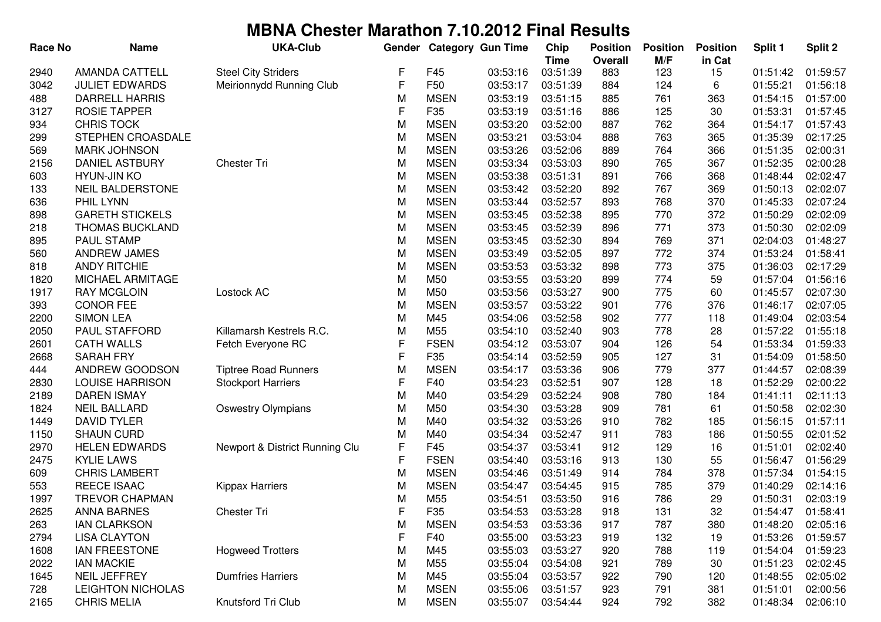# MBNA Chester Marathon 7.10.2012 Final Results

| Race No | Name | UKA-Club | Gender | Category | Gun Time | Chip Time | Position Overall | Position M/F | Position in Cat | Split 1 | Split 2 |
|---|---|---|---|---|---|---|---|---|---|---|---|
| 2940 | AMANDA CATTELL | Steel City Striders | F | F45 | 03:53:16 | 03:51:39 | 883 | 123 | 15 | 01:51:42 | 01:59:57 |
| 3042 | JULIET EDWARDS | Meirionnydd Running Club | F | F50 | 03:53:17 | 03:51:39 | 884 | 124 | 6 | 01:55:21 | 01:56:18 |
| 488 | DARRELL HARRIS | | M | MSEN | 03:53:19 | 03:51:15 | 885 | 761 | 363 | 01:54:15 | 01:57:00 |
| 3127 | ROSIE TAPPER | | F | F35 | 03:53:19 | 03:51:16 | 886 | 125 | 30 | 01:53:31 | 01:57:45 |
| 934 | CHRIS TOCK | | M | MSEN | 03:53:20 | 03:52:00 | 887 | 762 | 364 | 01:54:17 | 01:57:43 |
| 299 | STEPHEN CROASDALE | | M | MSEN | 03:53:21 | 03:53:04 | 888 | 763 | 365 | 01:35:39 | 02:17:25 |
| 569 | MARK JOHNSON | | M | MSEN | 03:53:26 | 03:52:06 | 889 | 764 | 366 | 01:51:35 | 02:00:31 |
| 2156 | DANIEL ASTBURY | Chester Tri | M | MSEN | 03:53:34 | 03:53:03 | 890 | 765 | 367 | 01:52:35 | 02:00:28 |
| 603 | HYUN-JIN KO | | M | MSEN | 03:53:38 | 03:51:31 | 891 | 766 | 368 | 01:48:44 | 02:02:47 |
| 133 | NEIL BALDERSTONE | | M | MSEN | 03:53:42 | 03:52:20 | 892 | 767 | 369 | 01:50:13 | 02:02:07 |
| 636 | PHIL LYNN | | M | MSEN | 03:53:44 | 03:52:57 | 893 | 768 | 370 | 01:45:33 | 02:07:24 |
| 898 | GARETH STICKELS | | M | MSEN | 03:53:45 | 03:52:38 | 895 | 770 | 372 | 01:50:29 | 02:02:09 |
| 218 | THOMAS BUCKLAND | | M | MSEN | 03:53:45 | 03:52:39 | 896 | 771 | 373 | 01:50:30 | 02:02:09 |
| 895 | PAUL STAMP | | M | MSEN | 03:53:45 | 03:52:30 | 894 | 769 | 371 | 02:04:03 | 01:48:27 |
| 560 | ANDREW JAMES | | M | MSEN | 03:53:49 | 03:52:05 | 897 | 772 | 374 | 01:53:24 | 01:58:41 |
| 818 | ANDY RITCHIE | | M | MSEN | 03:53:53 | 03:53:32 | 898 | 773 | 375 | 01:36:03 | 02:17:29 |
| 1820 | MICHAEL ARMITAGE | | M | M50 | 03:53:55 | 03:53:20 | 899 | 774 | 59 | 01:57:04 | 01:56:16 |
| 1917 | RAY MCGLOIN | Lostock AC | M | M50 | 03:53:56 | 03:53:27 | 900 | 775 | 60 | 01:45:57 | 02:07:30 |
| 393 | CONOR FEE | | M | MSEN | 03:53:57 | 03:53:22 | 901 | 776 | 376 | 01:46:17 | 02:07:05 |
| 2200 | SIMON LEA | | M | M45 | 03:54:06 | 03:52:58 | 902 | 777 | 118 | 01:49:04 | 02:03:54 |
| 2050 | PAUL STAFFORD | Killamarsh Kestrels R.C. | M | M55 | 03:54:10 | 03:52:40 | 903 | 778 | 28 | 01:57:22 | 01:55:18 |
| 2601 | CATH WALLS | Fetch Everyone RC | F | FSEN | 03:54:12 | 03:53:07 | 904 | 126 | 54 | 01:53:34 | 01:59:33 |
| 2668 | SARAH FRY | | F | F35 | 03:54:14 | 03:52:59 | 905 | 127 | 31 | 01:54:09 | 01:58:50 |
| 444 | ANDREW GOODSON | Tiptree Road Runners | M | MSEN | 03:54:17 | 03:53:36 | 906 | 779 | 377 | 01:44:57 | 02:08:39 |
| 2830 | LOUISE HARRISON | Stockport Harriers | F | F40 | 03:54:23 | 03:52:51 | 907 | 128 | 18 | 01:52:29 | 02:00:22 |
| 2189 | DAREN ISMAY | | M | M40 | 03:54:29 | 03:52:24 | 908 | 780 | 184 | 01:41:11 | 02:11:13 |
| 1824 | NEIL BALLARD | Oswestry Olympians | M | M50 | 03:54:30 | 03:53:28 | 909 | 781 | 61 | 01:50:58 | 02:02:30 |
| 1449 | DAVID TYLER | | M | M40 | 03:54:32 | 03:53:26 | 910 | 782 | 185 | 01:56:15 | 01:57:11 |
| 1150 | SHAUN CURD | | M | M40 | 03:54:34 | 03:52:47 | 911 | 783 | 186 | 01:50:55 | 02:01:52 |
| 2970 | HELEN EDWARDS | Newport & District Running Clu | F | F45 | 03:54:37 | 03:53:41 | 912 | 129 | 16 | 01:51:01 | 02:02:40 |
| 2475 | KYLIE LAWS | | F | FSEN | 03:54:40 | 03:53:16 | 913 | 130 | 55 | 01:56:47 | 01:56:29 |
| 609 | CHRIS LAMBERT | | M | MSEN | 03:54:46 | 03:51:49 | 914 | 784 | 378 | 01:57:34 | 01:54:15 |
| 553 | REECE ISAAC | Kippax Harriers | M | MSEN | 03:54:47 | 03:54:45 | 915 | 785 | 379 | 01:40:29 | 02:14:16 |
| 1997 | TREVOR CHAPMAN | | M | M55 | 03:54:51 | 03:53:50 | 916 | 786 | 29 | 01:50:31 | 02:03:19 |
| 2625 | ANNA BARNES | Chester Tri | F | F35 | 03:54:53 | 03:53:28 | 918 | 131 | 32 | 01:54:47 | 01:58:41 |
| 263 | IAN CLARKSON | | M | MSEN | 03:54:53 | 03:53:36 | 917 | 787 | 380 | 01:48:20 | 02:05:16 |
| 2794 | LISA CLAYTON | | F | F40 | 03:55:00 | 03:53:23 | 919 | 132 | 19 | 01:53:26 | 01:59:57 |
| 1608 | IAN FREESTONE | Hogweed Trotters | M | M45 | 03:55:03 | 03:53:27 | 920 | 788 | 119 | 01:54:04 | 01:59:23 |
| 2022 | IAN MACKIE | | M | M55 | 03:55:04 | 03:54:08 | 921 | 789 | 30 | 01:51:23 | 02:02:45 |
| 1645 | NEIL JEFFREY | Dumfries Harriers | M | M45 | 03:55:04 | 03:53:57 | 922 | 790 | 120 | 01:48:55 | 02:05:02 |
| 728 | LEIGHTON NICHOLAS | | M | MSEN | 03:55:06 | 03:51:57 | 923 | 791 | 381 | 01:51:01 | 02:00:56 |
| 2165 | CHRIS MELIA | Knutsford Tri Club | M | MSEN | 03:55:07 | 03:54:44 | 924 | 792 | 382 | 01:48:34 | 02:06:10 |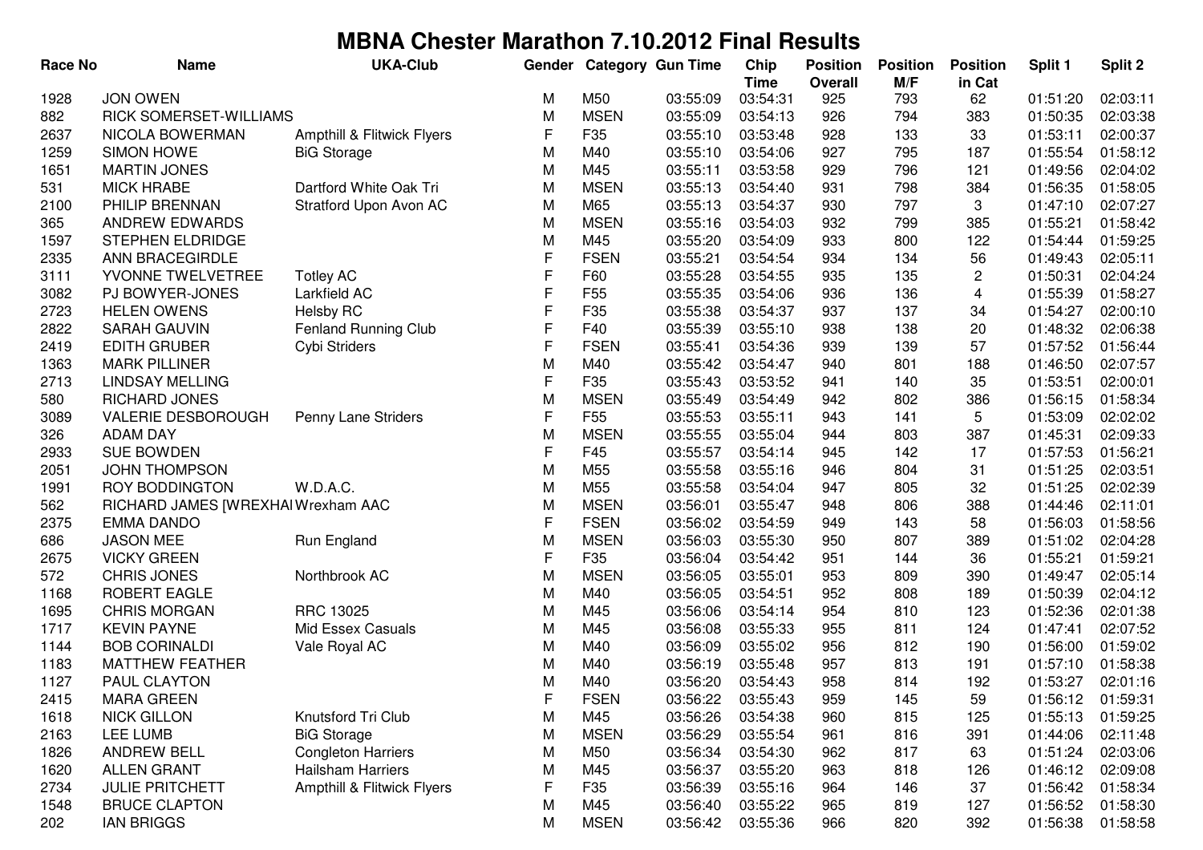# MBNA Chester Marathon 7.10.2012 Final Results

| Race No | Name | UKA-Club | Gender | Category | Gun Time | Chip Time | Position Overall | Position M/F | Position in Cat | Split 1 | Split 2 |
|---|---|---|---|---|---|---|---|---|---|---|---|
| 1928 | JON OWEN | | M | M50 | 03:55:09 | 03:54:31 | 925 | 793 | 62 | 01:51:20 | 02:03:11 |
| 882 | RICK SOMERSET-WILLIAMS | | M | MSEN | 03:55:09 | 03:54:13 | 926 | 794 | 383 | 01:50:35 | 02:03:38 |
| 2637 | NICOLA BOWERMAN | Ampthill & Flitwick Flyers | F | F35 | 03:55:10 | 03:53:48 | 928 | 133 | 33 | 01:53:11 | 02:00:37 |
| 1259 | SIMON HOWE | BiG Storage | M | M40 | 03:55:10 | 03:54:06 | 927 | 795 | 187 | 01:55:54 | 01:58:12 |
| 1651 | MARTIN JONES | | M | M45 | 03:55:11 | 03:53:58 | 929 | 796 | 121 | 01:49:56 | 02:04:02 |
| 531 | MICK HRABE | Dartford White Oak Tri | M | MSEN | 03:55:13 | 03:54:40 | 931 | 798 | 384 | 01:56:35 | 01:58:05 |
| 2100 | PHILIP BRENNAN | Stratford Upon Avon AC | M | M65 | 03:55:13 | 03:54:37 | 930 | 797 | 3 | 01:47:10 | 02:07:27 |
| 365 | ANDREW EDWARDS | | M | MSEN | 03:55:16 | 03:54:03 | 932 | 799 | 385 | 01:55:21 | 01:58:42 |
| 1597 | STEPHEN ELDRIDGE | | M | M45 | 03:55:20 | 03:54:09 | 933 | 800 | 122 | 01:54:44 | 01:59:25 |
| 2335 | ANN BRACEGIRDLE | | F | FSEN | 03:55:21 | 03:54:54 | 934 | 134 | 56 | 01:49:43 | 02:05:11 |
| 3111 | YVONNE TWELVETREE | Totley AC | F | F60 | 03:55:28 | 03:54:55 | 935 | 135 | 2 | 01:50:31 | 02:04:24 |
| 3082 | PJ BOWYER-JONES | Larkfield AC | F | F55 | 03:55:35 | 03:54:06 | 936 | 136 | 4 | 01:55:39 | 01:58:27 |
| 2723 | HELEN OWENS | Helsby RC | F | F35 | 03:55:38 | 03:54:37 | 937 | 137 | 34 | 01:54:27 | 02:00:10 |
| 2822 | SARAH GAUVIN | Fenland Running Club | F | F40 | 03:55:39 | 03:55:10 | 938 | 138 | 20 | 01:48:32 | 02:06:38 |
| 2419 | EDITH GRUBER | Cybi Striders | F | FSEN | 03:55:41 | 03:54:36 | 939 | 139 | 57 | 01:57:52 | 01:56:44 |
| 1363 | MARK PILLINER | | M | M40 | 03:55:42 | 03:54:47 | 940 | 801 | 188 | 01:46:50 | 02:07:57 |
| 2713 | LINDSAY MELLING | | F | F35 | 03:55:43 | 03:53:52 | 941 | 140 | 35 | 01:53:51 | 02:00:01 |
| 580 | RICHARD JONES | | M | MSEN | 03:55:49 | 03:54:49 | 942 | 802 | 386 | 01:56:15 | 01:58:34 |
| 3089 | VALERIE DESBOROUGH | Penny Lane Striders | F | F55 | 03:55:53 | 03:55:11 | 943 | 141 | 5 | 01:53:09 | 02:02:02 |
| 326 | ADAM DAY | | M | MSEN | 03:55:55 | 03:55:04 | 944 | 803 | 387 | 01:45:31 | 02:09:33 |
| 2933 | SUE BOWDEN | | F | F45 | 03:55:57 | 03:54:14 | 945 | 142 | 17 | 01:57:53 | 01:56:21 |
| 2051 | JOHN THOMPSON | | M | M55 | 03:55:58 | 03:55:16 | 946 | 804 | 31 | 01:51:25 | 02:03:51 |
| 1991 | ROY BODDINGTON | W.D.A.C. | M | M55 | 03:55:58 | 03:54:04 | 947 | 805 | 32 | 01:51:25 | 02:02:39 |
| 562 | RICHARD JAMES [WREXHAI | Wrexham AAC | M | MSEN | 03:56:01 | 03:55:47 | 948 | 806 | 388 | 01:44:46 | 02:11:01 |
| 2375 | EMMA DANDO | | F | FSEN | 03:56:02 | 03:54:59 | 949 | 143 | 58 | 01:56:03 | 01:58:56 |
| 686 | JASON MEE | Run England | M | MSEN | 03:56:03 | 03:55:30 | 950 | 807 | 389 | 01:51:02 | 02:04:28 |
| 2675 | VICKY GREEN | | F | F35 | 03:56:04 | 03:54:42 | 951 | 144 | 36 | 01:55:21 | 01:59:21 |
| 572 | CHRIS JONES | Northbrook AC | M | MSEN | 03:56:05 | 03:55:01 | 953 | 809 | 390 | 01:49:47 | 02:05:14 |
| 1168 | ROBERT EAGLE | | M | M40 | 03:56:05 | 03:54:51 | 952 | 808 | 189 | 01:50:39 | 02:04:12 |
| 1695 | CHRIS MORGAN | RRC 13025 | M | M45 | 03:56:06 | 03:54:14 | 954 | 810 | 123 | 01:52:36 | 02:01:38 |
| 1717 | KEVIN PAYNE | Mid Essex Casuals | M | M45 | 03:56:08 | 03:55:33 | 955 | 811 | 124 | 01:47:41 | 02:07:52 |
| 1144 | BOB CORINALDI | Vale Royal AC | M | M40 | 03:56:09 | 03:55:02 | 956 | 812 | 190 | 01:56:00 | 01:59:02 |
| 1183 | MATTHEW FEATHER | | M | M40 | 03:56:19 | 03:55:48 | 957 | 813 | 191 | 01:57:10 | 01:58:38 |
| 1127 | PAUL CLAYTON | | M | M40 | 03:56:20 | 03:54:43 | 958 | 814 | 192 | 01:53:27 | 02:01:16 |
| 2415 | MARA GREEN | | F | FSEN | 03:56:22 | 03:55:43 | 959 | 145 | 59 | 01:56:12 | 01:59:31 |
| 1618 | NICK GILLON | Knutsford Tri Club | M | M45 | 03:56:26 | 03:54:38 | 960 | 815 | 125 | 01:55:13 | 01:59:25 |
| 2163 | LEE LUMB | BiG Storage | M | MSEN | 03:56:29 | 03:55:54 | 961 | 816 | 391 | 01:44:06 | 02:11:48 |
| 1826 | ANDREW BELL | Congleton Harriers | M | M50 | 03:56:34 | 03:54:30 | 962 | 817 | 63 | 01:51:24 | 02:03:06 |
| 1620 | ALLEN GRANT | Hailsham Harriers | M | M45 | 03:56:37 | 03:55:20 | 963 | 818 | 126 | 01:46:12 | 02:09:08 |
| 2734 | JULIE PRITCHETT | Ampthill & Flitwick Flyers | F | F35 | 03:56:39 | 03:55:16 | 964 | 146 | 37 | 01:56:42 | 01:58:34 |
| 1548 | BRUCE CLAPTON | | M | M45 | 03:56:40 | 03:55:22 | 965 | 819 | 127 | 01:56:52 | 01:58:30 |
| 202 | IAN BRIGGS | | M | MSEN | 03:56:42 | 03:55:36 | 966 | 820 | 392 | 01:56:38 | 01:58:58 |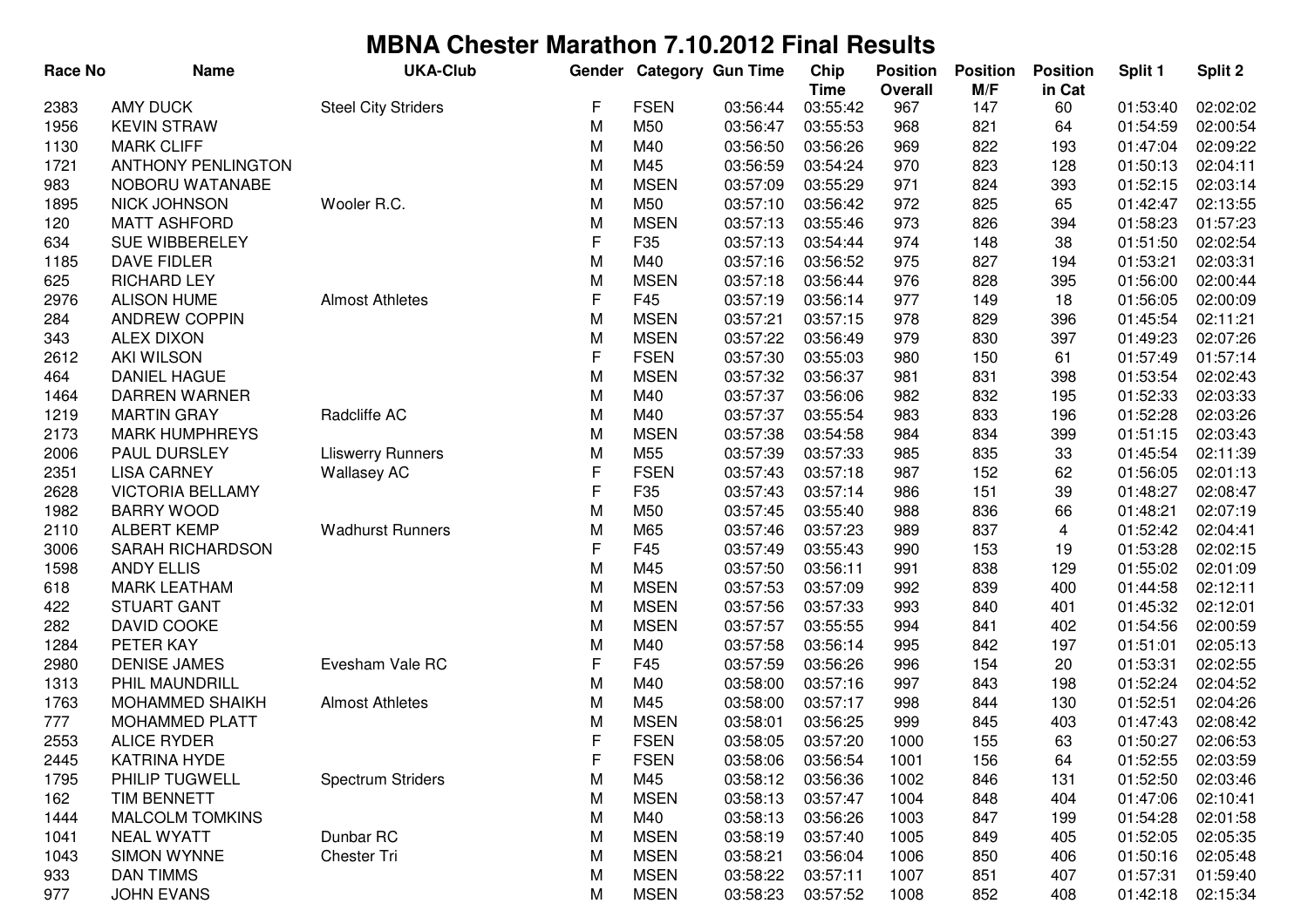# MBNA Chester Marathon 7.10.2012 Final Results

| Race No | Name | UKA-Club | Gender | Category | Gun Time | Chip Time | Position Overall | Position M/F | Position in Cat | Split 1 | Split 2 |
|---|---|---|---|---|---|---|---|---|---|---|---|
| 2383 | AMY DUCK | Steel City Striders | F | FSEN | 03:56:44 | 03:55:42 | 967 | 147 | 60 | 01:53:40 | 02:02:02 |
| 1956 | KEVIN STRAW | | M | M50 | 03:56:47 | 03:55:53 | 968 | 821 | 64 | 01:54:59 | 02:00:54 |
| 1130 | MARK CLIFF | | M | M40 | 03:56:50 | 03:56:26 | 969 | 822 | 193 | 01:47:04 | 02:09:22 |
| 1721 | ANTHONY PENLINGTON | | M | M45 | 03:56:59 | 03:54:24 | 970 | 823 | 128 | 01:50:13 | 02:04:11 |
| 983 | NOBORU WATANABE | | M | MSEN | 03:57:09 | 03:55:29 | 971 | 824 | 393 | 01:52:15 | 02:03:14 |
| 1895 | NICK JOHNSON | Wooler R.C. | M | M50 | 03:57:10 | 03:56:42 | 972 | 825 | 65 | 01:42:47 | 02:13:55 |
| 120 | MATT ASHFORD | | M | MSEN | 03:57:13 | 03:55:46 | 973 | 826 | 394 | 01:58:23 | 01:57:23 |
| 634 | SUE WIBBERELEY | | F | F35 | 03:57:13 | 03:54:44 | 974 | 148 | 38 | 01:51:50 | 02:02:54 |
| 1185 | DAVE FIDLER | | M | M40 | 03:57:16 | 03:56:52 | 975 | 827 | 194 | 01:53:21 | 02:03:31 |
| 625 | RICHARD LEY | | M | MSEN | 03:57:18 | 03:56:44 | 976 | 828 | 395 | 01:56:00 | 02:00:44 |
| 2976 | ALISON HUME | Almost Athletes | F | F45 | 03:57:19 | 03:56:14 | 977 | 149 | 18 | 01:56:05 | 02:00:09 |
| 284 | ANDREW COPPIN | | M | MSEN | 03:57:21 | 03:57:15 | 978 | 829 | 396 | 01:45:54 | 02:11:21 |
| 343 | ALEX DIXON | | M | MSEN | 03:57:22 | 03:56:49 | 979 | 830 | 397 | 01:49:23 | 02:07:26 |
| 2612 | AKI WILSON | | F | FSEN | 03:57:30 | 03:55:03 | 980 | 150 | 61 | 01:57:49 | 01:57:14 |
| 464 | DANIEL HAGUE | | M | MSEN | 03:57:32 | 03:56:37 | 981 | 831 | 398 | 01:53:54 | 02:02:43 |
| 1464 | DARREN WARNER | | M | M40 | 03:57:37 | 03:56:06 | 982 | 832 | 195 | 01:52:33 | 02:03:33 |
| 1219 | MARTIN GRAY | Radcliffe AC | M | M40 | 03:57:37 | 03:55:54 | 983 | 833 | 196 | 01:52:28 | 02:03:26 |
| 2173 | MARK HUMPHREYS | | M | MSEN | 03:57:38 | 03:54:58 | 984 | 834 | 399 | 01:51:15 | 02:03:43 |
| 2006 | PAUL DURSLEY | Lliswerry Runners | M | M55 | 03:57:39 | 03:57:33 | 985 | 835 | 33 | 01:45:54 | 02:11:39 |
| 2351 | LISA CARNEY | Wallasey AC | F | FSEN | 03:57:43 | 03:57:18 | 987 | 152 | 62 | 01:56:05 | 02:01:13 |
| 2628 | VICTORIA BELLAMY | | F | F35 | 03:57:43 | 03:57:14 | 986 | 151 | 39 | 01:48:27 | 02:08:47 |
| 1982 | BARRY WOOD | | M | M50 | 03:57:45 | 03:55:40 | 988 | 836 | 66 | 01:48:21 | 02:07:19 |
| 2110 | ALBERT KEMP | Wadhurst Runners | M | M65 | 03:57:46 | 03:57:23 | 989 | 837 | 4 | 01:52:42 | 02:04:41 |
| 3006 | SARAH RICHARDSON | | F | F45 | 03:57:49 | 03:55:43 | 990 | 153 | 19 | 01:53:28 | 02:02:15 |
| 1598 | ANDY ELLIS | | M | M45 | 03:57:50 | 03:56:11 | 991 | 838 | 129 | 01:55:02 | 02:01:09 |
| 618 | MARK LEATHAM | | M | MSEN | 03:57:53 | 03:57:09 | 992 | 839 | 400 | 01:44:58 | 02:12:11 |
| 422 | STUART GANT | | M | MSEN | 03:57:56 | 03:57:33 | 993 | 840 | 401 | 01:45:32 | 02:12:01 |
| 282 | DAVID COOKE | | M | MSEN | 03:57:57 | 03:55:55 | 994 | 841 | 402 | 01:54:56 | 02:00:59 |
| 1284 | PETER KAY | | M | M40 | 03:57:58 | 03:56:14 | 995 | 842 | 197 | 01:51:01 | 02:05:13 |
| 2980 | DENISE JAMES | Evesham Vale RC | F | F45 | 03:57:59 | 03:56:26 | 996 | 154 | 20 | 01:53:31 | 02:02:55 |
| 1313 | PHIL MAUNDRILL | | M | M40 | 03:58:00 | 03:57:16 | 997 | 843 | 198 | 01:52:24 | 02:04:52 |
| 1763 | MOHAMMED SHAIKH | Almost Athletes | M | M45 | 03:58:00 | 03:57:17 | 998 | 844 | 130 | 01:52:51 | 02:04:26 |
| 777 | MOHAMMED PLATT | | M | MSEN | 03:58:01 | 03:56:25 | 999 | 845 | 403 | 01:47:43 | 02:08:42 |
| 2553 | ALICE RYDER | | F | FSEN | 03:58:05 | 03:57:20 | 1000 | 155 | 63 | 01:50:27 | 02:06:53 |
| 2445 | KATRINA HYDE | | F | FSEN | 03:58:06 | 03:56:54 | 1001 | 156 | 64 | 01:52:55 | 02:03:59 |
| 1795 | PHILIP TUGWELL | Spectrum Striders | M | M45 | 03:58:12 | 03:56:36 | 1002 | 846 | 131 | 01:52:50 | 02:03:46 |
| 162 | TIM BENNETT | | M | MSEN | 03:58:13 | 03:57:47 | 1004 | 848 | 404 | 01:47:06 | 02:10:41 |
| 1444 | MALCOLM TOMKINS | | M | M40 | 03:58:13 | 03:56:26 | 1003 | 847 | 199 | 01:54:28 | 02:01:58 |
| 1041 | NEAL WYATT | Dunbar RC | M | MSEN | 03:58:19 | 03:57:40 | 1005 | 849 | 405 | 01:52:05 | 02:05:35 |
| 1043 | SIMON WYNNE | Chester Tri | M | MSEN | 03:58:21 | 03:56:04 | 1006 | 850 | 406 | 01:50:16 | 02:05:48 |
| 933 | DAN TIMMS | | M | MSEN | 03:58:22 | 03:57:11 | 1007 | 851 | 407 | 01:57:31 | 01:59:40 |
| 977 | JOHN EVANS | | M | MSEN | 03:58:23 | 03:57:52 | 1008 | 852 | 408 | 01:42:18 | 02:15:34 |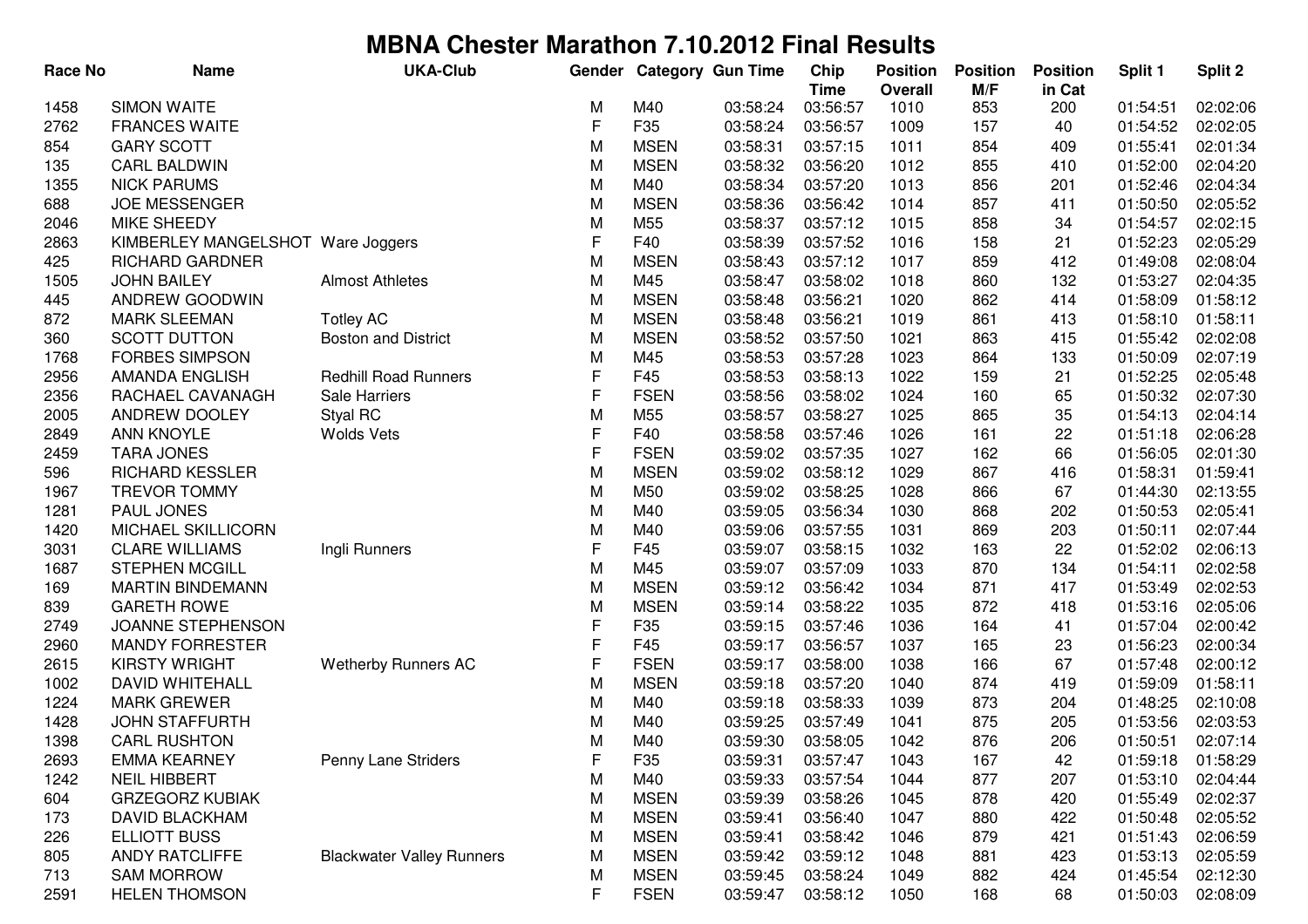# MBNA Chester Marathon 7.10.2012 Final Results

| Race No | Name | UKA-Club | Gender | Category | Gun Time | Chip Time | Position Overall | Position M/F | Position in Cat | Split 1 | Split 2 |
|---|---|---|---|---|---|---|---|---|---|---|---|
| 1458 | SIMON WAITE | | M | M40 | 03:58:24 | 03:56:57 | 1010 | 853 | 200 | 01:54:51 | 02:02:06 |
| 2762 | FRANCES WAITE | | F | F35 | 03:58:24 | 03:56:57 | 1009 | 157 | 40 | 01:54:52 | 02:02:05 |
| 854 | GARY SCOTT | | M | MSEN | 03:58:31 | 03:57:15 | 1011 | 854 | 409 | 01:55:41 | 02:01:34 |
| 135 | CARL BALDWIN | | M | MSEN | 03:58:32 | 03:56:20 | 1012 | 855 | 410 | 01:52:00 | 02:04:20 |
| 1355 | NICK PARUMS | | M | M40 | 03:58:34 | 03:57:20 | 1013 | 856 | 201 | 01:52:46 | 02:04:34 |
| 688 | JOE MESSENGER | | M | MSEN | 03:58:36 | 03:56:42 | 1014 | 857 | 411 | 01:50:50 | 02:05:52 |
| 2046 | MIKE SHEEDY | | M | M55 | 03:58:37 | 03:57:12 | 1015 | 858 | 34 | 01:54:57 | 02:02:15 |
| 2863 | KIMBERLEY MANGELSHOT | Ware Joggers | F | F40 | 03:58:39 | 03:57:52 | 1016 | 158 | 21 | 01:52:23 | 02:05:29 |
| 425 | RICHARD GARDNER | | M | MSEN | 03:58:43 | 03:57:12 | 1017 | 859 | 412 | 01:49:08 | 02:08:04 |
| 1505 | JOHN BAILEY | Almost Athletes | M | M45 | 03:58:47 | 03:58:02 | 1018 | 860 | 132 | 01:53:27 | 02:04:35 |
| 445 | ANDREW GOODWIN | | M | MSEN | 03:58:48 | 03:56:21 | 1020 | 862 | 414 | 01:58:09 | 01:58:12 |
| 872 | MARK SLEEMAN | Totley AC | M | MSEN | 03:58:48 | 03:56:21 | 1019 | 861 | 413 | 01:58:10 | 01:58:11 |
| 360 | SCOTT DUTTON | Boston and District | M | MSEN | 03:58:52 | 03:57:50 | 1021 | 863 | 415 | 01:55:42 | 02:02:08 |
| 1768 | FORBES SIMPSON | | M | M45 | 03:58:53 | 03:57:28 | 1023 | 864 | 133 | 01:50:09 | 02:07:19 |
| 2956 | AMANDA ENGLISH | Redhill Road Runners | F | F45 | 03:58:53 | 03:58:13 | 1022 | 159 | 21 | 01:52:25 | 02:05:48 |
| 2356 | RACHAEL CAVANAGH | Sale Harriers | F | FSEN | 03:58:56 | 03:58:02 | 1024 | 160 | 65 | 01:50:32 | 02:07:30 |
| 2005 | ANDREW DOOLEY | Styal RC | M | M55 | 03:58:57 | 03:58:27 | 1025 | 865 | 35 | 01:54:13 | 02:04:14 |
| 2849 | ANN KNOYLE | Wolds Vets | F | F40 | 03:58:58 | 03:57:46 | 1026 | 161 | 22 | 01:51:18 | 02:06:28 |
| 2459 | TARA JONES | | F | FSEN | 03:59:02 | 03:57:35 | 1027 | 162 | 66 | 01:56:05 | 02:01:30 |
| 596 | RICHARD KESSLER | | M | MSEN | 03:59:02 | 03:58:12 | 1029 | 867 | 416 | 01:58:31 | 01:59:41 |
| 1967 | TREVOR TOMMY | | M | M50 | 03:59:02 | 03:58:25 | 1028 | 866 | 67 | 01:44:30 | 02:13:55 |
| 1281 | PAUL JONES | | M | M40 | 03:59:05 | 03:56:34 | 1030 | 868 | 202 | 01:50:53 | 02:05:41 |
| 1420 | MICHAEL SKILLICORN | | M | M40 | 03:59:06 | 03:57:55 | 1031 | 869 | 203 | 01:50:11 | 02:07:44 |
| 3031 | CLARE WILLIAMS | Ingli Runners | F | F45 | 03:59:07 | 03:58:15 | 1032 | 163 | 22 | 01:52:02 | 02:06:13 |
| 1687 | STEPHEN MCGILL | | M | M45 | 03:59:07 | 03:57:09 | 1033 | 870 | 134 | 01:54:11 | 02:02:58 |
| 169 | MARTIN BINDEMANN | | M | MSEN | 03:59:12 | 03:56:42 | 1034 | 871 | 417 | 01:53:49 | 02:02:53 |
| 839 | GARETH ROWE | | M | MSEN | 03:59:14 | 03:58:22 | 1035 | 872 | 418 | 01:53:16 | 02:05:06 |
| 2749 | JOANNE STEPHENSON | | F | F35 | 03:59:15 | 03:57:46 | 1036 | 164 | 41 | 01:57:04 | 02:00:42 |
| 2960 | MANDY FORRESTER | | F | F45 | 03:59:17 | 03:56:57 | 1037 | 165 | 23 | 01:56:23 | 02:00:34 |
| 2615 | KIRSTY WRIGHT | Wetherby Runners AC | F | FSEN | 03:59:17 | 03:58:00 | 1038 | 166 | 67 | 01:57:48 | 02:00:12 |
| 1002 | DAVID WHITEHALL | | M | MSEN | 03:59:18 | 03:57:20 | 1040 | 874 | 419 | 01:59:09 | 01:58:11 |
| 1224 | MARK GREWER | | M | M40 | 03:59:18 | 03:58:33 | 1039 | 873 | 204 | 01:48:25 | 02:10:08 |
| 1428 | JOHN STAFFURTH | | M | M40 | 03:59:25 | 03:57:49 | 1041 | 875 | 205 | 01:53:56 | 02:03:53 |
| 1398 | CARL RUSHTON | | M | M40 | 03:59:30 | 03:58:05 | 1042 | 876 | 206 | 01:50:51 | 02:07:14 |
| 2693 | EMMA KEARNEY | Penny Lane Striders | F | F35 | 03:59:31 | 03:57:47 | 1043 | 167 | 42 | 01:59:18 | 01:58:29 |
| 1242 | NEIL HIBBERT | | M | M40 | 03:59:33 | 03:57:54 | 1044 | 877 | 207 | 01:53:10 | 02:04:44 |
| 604 | GRZEGORZ KUBIAK | | M | MSEN | 03:59:39 | 03:58:26 | 1045 | 878 | 420 | 01:55:49 | 02:02:37 |
| 173 | DAVID BLACKHAM | | M | MSEN | 03:59:41 | 03:56:40 | 1047 | 880 | 422 | 01:50:48 | 02:05:52 |
| 226 | ELLIOTT BUSS | | M | MSEN | 03:59:41 | 03:58:42 | 1046 | 879 | 421 | 01:51:43 | 02:06:59 |
| 805 | ANDY RATCLIFFE | Blackwater Valley Runners | M | MSEN | 03:59:42 | 03:59:12 | 1048 | 881 | 423 | 01:53:13 | 02:05:59 |
| 713 | SAM MORROW | | M | MSEN | 03:59:45 | 03:58:24 | 1049 | 882 | 424 | 01:45:54 | 02:12:30 |
| 2591 | HELEN THOMSON | | F | FSEN | 03:59:47 | 03:58:12 | 1050 | 168 | 68 | 01:50:03 | 02:08:09 |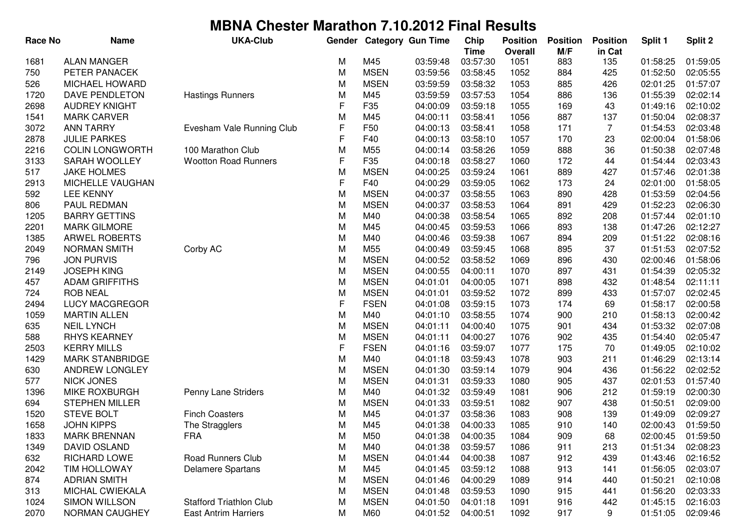# MBNA Chester Marathon 7.10.2012 Final Results

| Race No | Name | UKA-Club | Gender | Category | Gun Time | Chip Time | Position Overall | Position M/F | Position in Cat | Split 1 | Split 2 |
|---|---|---|---|---|---|---|---|---|---|---|---|
| 1681 | ALAN MANGER | | M | M45 | 03:59:48 | 03:57:30 | 1051 | 883 | 135 | 01:58:25 | 01:59:05 |
| 750 | PETER PANACEK | | M | MSEN | 03:59:56 | 03:58:45 | 1052 | 884 | 425 | 01:52:50 | 02:05:55 |
| 526 | MICHAEL HOWARD | | M | MSEN | 03:59:59 | 03:58:32 | 1053 | 885 | 426 | 02:01:25 | 01:57:07 |
| 1720 | DAVE PENDLETON | Hastings Runners | M | M45 | 03:59:59 | 03:57:53 | 1054 | 886 | 136 | 01:55:39 | 02:02:14 |
| 2698 | AUDREY KNIGHT | | F | F35 | 04:00:09 | 03:59:18 | 1055 | 169 | 43 | 01:49:16 | 02:10:02 |
| 1541 | MARK CARVER | | M | M45 | 04:00:11 | 03:58:41 | 1056 | 887 | 137 | 01:50:04 | 02:08:37 |
| 3072 | ANN TARRY | Evesham Vale Running Club | F | F50 | 04:00:13 | 03:58:41 | 1058 | 171 | 7 | 01:54:53 | 02:03:48 |
| 2878 | JULIE PARKES | | F | F40 | 04:00:13 | 03:58:10 | 1057 | 170 | 23 | 02:00:04 | 01:58:06 |
| 2216 | COLIN LONGWORTH | 100 Marathon Club | M | M55 | 04:00:14 | 03:58:26 | 1059 | 888 | 36 | 01:50:38 | 02:07:48 |
| 3133 | SARAH WOOLLEY | Wootton Road Runners | F | F35 | 04:00:18 | 03:58:27 | 1060 | 172 | 44 | 01:54:44 | 02:03:43 |
| 517 | JAKE HOLMES | | M | MSEN | 04:00:25 | 03:59:24 | 1061 | 889 | 427 | 01:57:46 | 02:01:38 |
| 2913 | MICHELLE VAUGHAN | | F | F40 | 04:00:29 | 03:59:05 | 1062 | 173 | 24 | 02:01:00 | 01:58:05 |
| 592 | LEE KENNY | | M | MSEN | 04:00:37 | 03:58:55 | 1063 | 890 | 428 | 01:53:59 | 02:04:56 |
| 806 | PAUL REDMAN | | M | MSEN | 04:00:37 | 03:58:53 | 1064 | 891 | 429 | 01:52:23 | 02:06:30 |
| 1205 | BARRY GETTINS | | M | M40 | 04:00:38 | 03:58:54 | 1065 | 892 | 208 | 01:57:44 | 02:01:10 |
| 2201 | MARK GILMORE | | M | M45 | 04:00:45 | 03:59:53 | 1066 | 893 | 138 | 01:47:26 | 02:12:27 |
| 1385 | ARWEL ROBERTS | | M | M40 | 04:00:46 | 03:59:38 | 1067 | 894 | 209 | 01:51:22 | 02:08:16 |
| 2049 | NORMAN SMITH | Corby AC | M | M55 | 04:00:49 | 03:59:45 | 1068 | 895 | 37 | 01:51:53 | 02:07:52 |
| 796 | JON PURVIS | | M | MSEN | 04:00:52 | 03:58:52 | 1069 | 896 | 430 | 02:00:46 | 01:58:06 |
| 2149 | JOSEPH KING | | M | MSEN | 04:00:55 | 04:00:11 | 1070 | 897 | 431 | 01:54:39 | 02:05:32 |
| 457 | ADAM GRIFFITHS | | M | MSEN | 04:01:01 | 04:00:05 | 1071 | 898 | 432 | 01:48:54 | 02:11:11 |
| 724 | ROB NEAL | | M | MSEN | 04:01:01 | 03:59:52 | 1072 | 899 | 433 | 01:57:07 | 02:02:45 |
| 2494 | LUCY MACGREGOR | | F | FSEN | 04:01:08 | 03:59:15 | 1073 | 174 | 69 | 01:58:17 | 02:00:58 |
| 1059 | MARTIN ALLEN | | M | M40 | 04:01:10 | 03:58:55 | 1074 | 900 | 210 | 01:58:13 | 02:00:42 |
| 635 | NEIL LYNCH | | M | MSEN | 04:01:11 | 04:00:40 | 1075 | 901 | 434 | 01:53:32 | 02:07:08 |
| 588 | RHYS KEARNEY | | M | MSEN | 04:01:11 | 04:00:27 | 1076 | 902 | 435 | 01:54:40 | 02:05:47 |
| 2503 | KERRY MILLS | | F | FSEN | 04:01:16 | 03:59:07 | 1077 | 175 | 70 | 01:49:05 | 02:10:02 |
| 1429 | MARK STANBRIDGE | | M | M40 | 04:01:18 | 03:59:43 | 1078 | 903 | 211 | 01:46:29 | 02:13:14 |
| 630 | ANDREW LONGLEY | | M | MSEN | 04:01:30 | 03:59:14 | 1079 | 904 | 436 | 01:56:22 | 02:02:52 |
| 577 | NICK JONES | | M | MSEN | 04:01:31 | 03:59:33 | 1080 | 905 | 437 | 02:01:53 | 01:57:40 |
| 1396 | MIKE ROXBURGH | Penny Lane Striders | M | M40 | 04:01:32 | 03:59:49 | 1081 | 906 | 212 | 01:59:19 | 02:00:30 |
| 694 | STEPHEN MILLER | | M | MSEN | 04:01:33 | 03:59:51 | 1082 | 907 | 438 | 01:50:51 | 02:09:00 |
| 1520 | STEVE BOLT | Finch Coasters | M | M45 | 04:01:37 | 03:58:36 | 1083 | 908 | 139 | 01:49:09 | 02:09:27 |
| 1658 | JOHN KIPPS | The Stragglers | M | M45 | 04:01:38 | 04:00:33 | 1085 | 910 | 140 | 02:00:43 | 01:59:50 |
| 1833 | MARK BRENNAN | FRA | M | M50 | 04:01:38 | 04:00:35 | 1084 | 909 | 68 | 02:00:45 | 01:59:50 |
| 1349 | DAVID OSLAND | | M | M40 | 04:01:38 | 03:59:57 | 1086 | 911 | 213 | 01:51:34 | 02:08:23 |
| 632 | RICHARD LOWE | Road Runners Club | M | MSEN | 04:01:44 | 04:00:38 | 1087 | 912 | 439 | 01:43:46 | 02:16:52 |
| 2042 | TIM HOLLOWAY | Delamere Spartans | M | M45 | 04:01:45 | 03:59:12 | 1088 | 913 | 141 | 01:56:05 | 02:03:07 |
| 874 | ADRIAN SMITH | | M | MSEN | 04:01:46 | 04:00:29 | 1089 | 914 | 440 | 01:50:21 | 02:10:08 |
| 313 | MICHAL CWIEKALA | | M | MSEN | 04:01:48 | 03:59:53 | 1090 | 915 | 441 | 01:56:20 | 02:03:33 |
| 1024 | SIMON WILLSON | Stafford Triathlon Club | M | MSEN | 04:01:50 | 04:01:18 | 1091 | 916 | 442 | 01:45:15 | 02:16:03 |
| 2070 | NORMAN CAUGHEY | East Antrim Harriers | M | M60 | 04:01:52 | 04:00:51 | 1092 | 917 | 9 | 01:51:05 | 02:09:46 |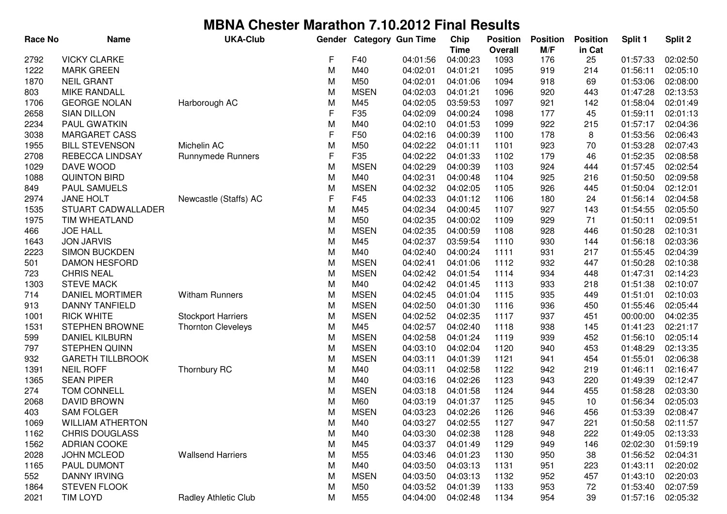# MBNA Chester Marathon 7.10.2012 Final Results

| Race No | Name | UKA-Club | Gender | Category | Gun Time | Chip Time | Position Overall | Position M/F | Position in Cat | Split 1 | Split 2 |
|---|---|---|---|---|---|---|---|---|---|---|---|
| 2792 | VICKY CLARKE | | F | F40 | 04:01:56 | 04:00:23 | 1093 | 176 | 25 | 01:57:33 | 02:02:50 |
| 1222 | MARK GREEN | | M | M40 | 04:02:01 | 04:01:21 | 1095 | 919 | 214 | 01:56:11 | 02:05:10 |
| 1870 | NEIL GRANT | | M | M50 | 04:02:01 | 04:01:06 | 1094 | 918 | 69 | 01:53:06 | 02:08:00 |
| 803 | MIKE RANDALL | | M | MSEN | 04:02:03 | 04:01:21 | 1096 | 920 | 443 | 01:47:28 | 02:13:53 |
| 1706 | GEORGE NOLAN | Harborough AC | M | M45 | 04:02:05 | 03:59:53 | 1097 | 921 | 142 | 01:58:04 | 02:01:49 |
| 2658 | SIAN DILLON | | F | F35 | 04:02:09 | 04:00:24 | 1098 | 177 | 45 | 01:59:11 | 02:01:13 |
| 2234 | PAUL GWATKIN | | M | M40 | 04:02:10 | 04:01:53 | 1099 | 922 | 215 | 01:57:17 | 02:04:36 |
| 3038 | MARGARET CASS | | F | F50 | 04:02:16 | 04:00:39 | 1100 | 178 | 8 | 01:53:56 | 02:06:43 |
| 1955 | BILL STEVENSON | Michelin AC | M | M50 | 04:02:22 | 04:01:11 | 1101 | 923 | 70 | 01:53:28 | 02:07:43 |
| 2708 | REBECCA LINDSAY | Runnymede Runners | F | F35 | 04:02:22 | 04:01:33 | 1102 | 179 | 46 | 01:52:35 | 02:08:58 |
| 1029 | DAVE WOOD | | M | MSEN | 04:02:29 | 04:00:39 | 1103 | 924 | 444 | 01:57:45 | 02:02:54 |
| 1088 | QUINTON BIRD | | M | M40 | 04:02:31 | 04:00:48 | 1104 | 925 | 216 | 01:50:50 | 02:09:58 |
| 849 | PAUL SAMUELS | | M | MSEN | 04:02:32 | 04:02:05 | 1105 | 926 | 445 | 01:50:04 | 02:12:01 |
| 2974 | JANE HOLT | Newcastle (Staffs) AC | F | F45 | 04:02:33 | 04:01:12 | 1106 | 180 | 24 | 01:56:14 | 02:04:58 |
| 1535 | STUART CADWALLADER | | M | M45 | 04:02:34 | 04:00:45 | 1107 | 927 | 143 | 01:54:55 | 02:05:50 |
| 1975 | TIM WHEATLAND | | M | M50 | 04:02:35 | 04:00:02 | 1109 | 929 | 71 | 01:50:11 | 02:09:51 |
| 466 | JOE HALL | | M | MSEN | 04:02:35 | 04:00:59 | 1108 | 928 | 446 | 01:50:28 | 02:10:31 |
| 1643 | JON JARVIS | | M | M45 | 04:02:37 | 03:59:54 | 1110 | 930 | 144 | 01:56:18 | 02:03:36 |
| 2223 | SIMON BUCKDEN | | M | M40 | 04:02:40 | 04:00:24 | 1111 | 931 | 217 | 01:55:45 | 02:04:39 |
| 501 | DAMON HESFORD | | M | MSEN | 04:02:41 | 04:01:06 | 1112 | 932 | 447 | 01:50:28 | 02:10:38 |
| 723 | CHRIS NEAL | | M | MSEN | 04:02:42 | 04:01:54 | 1114 | 934 | 448 | 01:47:31 | 02:14:23 |
| 1303 | STEVE MACK | | M | M40 | 04:02:42 | 04:01:45 | 1113 | 933 | 218 | 01:51:38 | 02:10:07 |
| 714 | DANIEL MORTIMER | Witham Runners | M | MSEN | 04:02:45 | 04:01:04 | 1115 | 935 | 449 | 01:51:01 | 02:10:03 |
| 913 | DANNY TANFIELD | | M | MSEN | 04:02:50 | 04:01:30 | 1116 | 936 | 450 | 01:55:46 | 02:05:44 |
| 1001 | RICK WHITE | Stockport Harriers | M | MSEN | 04:02:52 | 04:02:35 | 1117 | 937 | 451 | 00:00:00 | 04:02:35 |
| 1531 | STEPHEN BROWNE | Thornton Cleveleys | M | M45 | 04:02:57 | 04:02:40 | 1118 | 938 | 145 | 01:41:23 | 02:21:17 |
| 599 | DANIEL KILBURN | | M | MSEN | 04:02:58 | 04:01:24 | 1119 | 939 | 452 | 01:56:10 | 02:05:14 |
| 797 | STEPHEN QUINN | | M | MSEN | 04:03:10 | 04:02:04 | 1120 | 940 | 453 | 01:48:29 | 02:13:35 |
| 932 | GARETH TILLBROOK | | M | MSEN | 04:03:11 | 04:01:39 | 1121 | 941 | 454 | 01:55:01 | 02:06:38 |
| 1391 | NEIL ROFF | Thornbury RC | M | M40 | 04:03:11 | 04:02:58 | 1122 | 942 | 219 | 01:46:11 | 02:16:47 |
| 1365 | SEAN PIPER | | M | M40 | 04:03:16 | 04:02:26 | 1123 | 943 | 220 | 01:49:39 | 02:12:47 |
| 274 | TOM CONNELL | | M | MSEN | 04:03:18 | 04:01:58 | 1124 | 944 | 455 | 01:58:28 | 02:03:30 |
| 2068 | DAVID BROWN | | M | M60 | 04:03:19 | 04:01:37 | 1125 | 945 | 10 | 01:56:34 | 02:05:03 |
| 403 | SAM FOLGER | | M | MSEN | 04:03:23 | 04:02:26 | 1126 | 946 | 456 | 01:53:39 | 02:08:47 |
| 1069 | WILLIAM ATHERTON | | M | M40 | 04:03:27 | 04:02:55 | 1127 | 947 | 221 | 01:50:58 | 02:11:57 |
| 1162 | CHRIS DOUGLASS | | M | M40 | 04:03:30 | 04:02:38 | 1128 | 948 | 222 | 01:49:05 | 02:13:33 |
| 1562 | ADRIAN COOKE | | M | M45 | 04:03:37 | 04:01:49 | 1129 | 949 | 146 | 02:02:30 | 01:59:19 |
| 2028 | JOHN MCLEOD | Wallsend Harriers | M | M55 | 04:03:46 | 04:01:23 | 1130 | 950 | 38 | 01:56:52 | 02:04:31 |
| 1165 | PAUL DUMONT | | M | M40 | 04:03:50 | 04:03:13 | 1131 | 951 | 223 | 01:43:11 | 02:20:02 |
| 552 | DANNY IRVING | | M | MSEN | 04:03:50 | 04:03:13 | 1132 | 952 | 457 | 01:43:10 | 02:20:03 |
| 1864 | STEVEN FLOOK | | M | M50 | 04:03:52 | 04:01:39 | 1133 | 953 | 72 | 01:53:40 | 02:07:59 |
| 2021 | TIM LOYD | Radley Athletic Club | M | M55 | 04:04:00 | 04:02:48 | 1134 | 954 | 39 | 01:57:16 | 02:05:32 |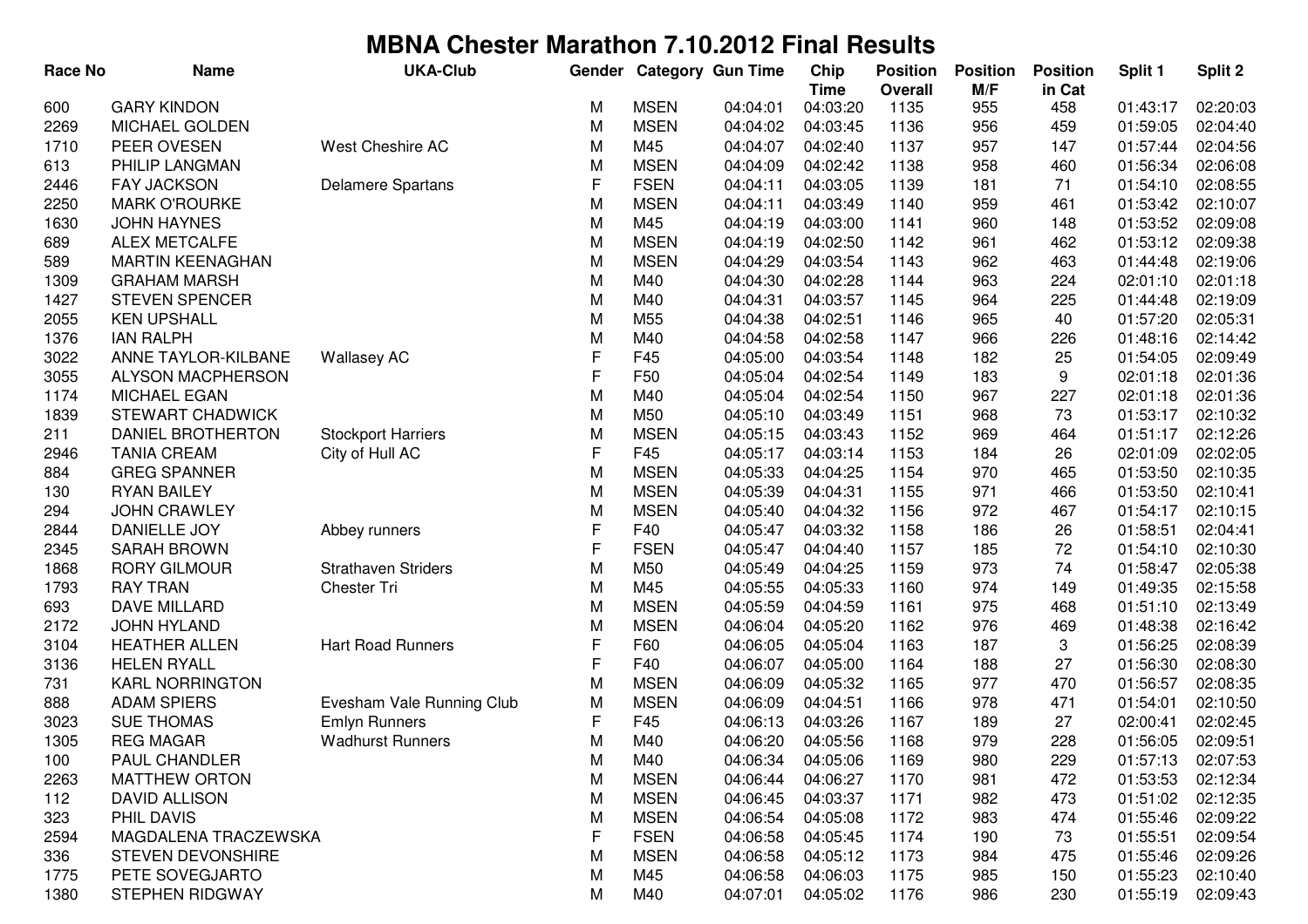# MBNA Chester Marathon 7.10.2012 Final Results

| Race No | Name | UKA-Club | Gender | Category | Gun Time | Chip Time | Position Overall | Position M/F | Position in Cat | Split 1 | Split 2 |
|---|---|---|---|---|---|---|---|---|---|---|---|
| 600 | GARY KINDON | | M | MSEN | 04:04:01 | 04:03:20 | 1135 | 955 | 458 | 01:43:17 | 02:20:03 |
| 2269 | MICHAEL GOLDEN | | M | MSEN | 04:04:02 | 04:03:45 | 1136 | 956 | 459 | 01:59:05 | 02:04:40 |
| 1710 | PEER OVESEN | West Cheshire AC | M | M45 | 04:04:07 | 04:02:40 | 1137 | 957 | 147 | 01:57:44 | 02:04:56 |
| 613 | PHILIP LANGMAN | | M | MSEN | 04:04:09 | 04:02:42 | 1138 | 958 | 460 | 01:56:34 | 02:06:08 |
| 2446 | FAY JACKSON | Delamere Spartans | F | FSEN | 04:04:11 | 04:03:05 | 1139 | 181 | 71 | 01:54:10 | 02:08:55 |
| 2250 | MARK O'ROURKE | | M | MSEN | 04:04:11 | 04:03:49 | 1140 | 959 | 461 | 01:53:42 | 02:10:07 |
| 1630 | JOHN HAYNES | | M | M45 | 04:04:19 | 04:03:00 | 1141 | 960 | 148 | 01:53:52 | 02:09:08 |
| 689 | ALEX METCALFE | | M | MSEN | 04:04:19 | 04:02:50 | 1142 | 961 | 462 | 01:53:12 | 02:09:38 |
| 589 | MARTIN KEENAGHAN | | M | MSEN | 04:04:29 | 04:03:54 | 1143 | 962 | 463 | 01:44:48 | 02:19:06 |
| 1309 | GRAHAM MARSH | | M | M40 | 04:04:30 | 04:02:28 | 1144 | 963 | 224 | 02:01:10 | 02:01:18 |
| 1427 | STEVEN SPENCER | | M | M40 | 04:04:31 | 04:03:57 | 1145 | 964 | 225 | 01:44:48 | 02:19:09 |
| 2055 | KEN UPSHALL | | M | M55 | 04:04:38 | 04:02:51 | 1146 | 965 | 40 | 01:57:20 | 02:05:31 |
| 1376 | IAN RALPH | | M | M40 | 04:04:58 | 04:02:58 | 1147 | 966 | 226 | 01:48:16 | 02:14:42 |
| 3022 | ANNE TAYLOR-KILBANE | Wallasey AC | F | F45 | 04:05:00 | 04:03:54 | 1148 | 182 | 25 | 01:54:05 | 02:09:49 |
| 3055 | ALYSON MACPHERSON | | F | F50 | 04:05:04 | 04:02:54 | 1149 | 183 | 9 | 02:01:18 | 02:01:36 |
| 1174 | MICHAEL EGAN | | M | M40 | 04:05:04 | 04:02:54 | 1150 | 967 | 227 | 02:01:18 | 02:01:36 |
| 1839 | STEWART CHADWICK | | M | M50 | 04:05:10 | 04:03:49 | 1151 | 968 | 73 | 01:53:17 | 02:10:32 |
| 211 | DANIEL BROTHERTON | Stockport Harriers | M | MSEN | 04:05:15 | 04:03:43 | 1152 | 969 | 464 | 01:51:17 | 02:12:26 |
| 2946 | TANIA CREAM | City of Hull AC | F | F45 | 04:05:17 | 04:03:14 | 1153 | 184 | 26 | 02:01:09 | 02:02:05 |
| 884 | GREG SPANNER | | M | MSEN | 04:05:33 | 04:04:25 | 1154 | 970 | 465 | 01:53:50 | 02:10:35 |
| 130 | RYAN BAILEY | | M | MSEN | 04:05:39 | 04:04:31 | 1155 | 971 | 466 | 01:53:50 | 02:10:41 |
| 294 | JOHN CRAWLEY | | M | MSEN | 04:05:40 | 04:04:32 | 1156 | 972 | 467 | 01:54:17 | 02:10:15 |
| 2844 | DANIELLE JOY | Abbey runners | F | F40 | 04:05:47 | 04:03:32 | 1158 | 186 | 26 | 01:58:51 | 02:04:41 |
| 2345 | SARAH BROWN | | F | FSEN | 04:05:47 | 04:04:40 | 1157 | 185 | 72 | 01:54:10 | 02:10:30 |
| 1868 | RORY GILMOUR | Strathaven Striders | M | M50 | 04:05:49 | 04:04:25 | 1159 | 973 | 74 | 01:58:47 | 02:05:38 |
| 1793 | RAY TRAN | Chester Tri | M | M45 | 04:05:55 | 04:05:33 | 1160 | 974 | 149 | 01:49:35 | 02:15:58 |
| 693 | DAVE MILLARD | | M | MSEN | 04:05:59 | 04:04:59 | 1161 | 975 | 468 | 01:51:10 | 02:13:49 |
| 2172 | JOHN HYLAND | | M | MSEN | 04:06:04 | 04:05:20 | 1162 | 976 | 469 | 01:48:38 | 02:16:42 |
| 3104 | HEATHER ALLEN | Hart Road Runners | F | F60 | 04:06:05 | 04:05:04 | 1163 | 187 | 3 | 01:56:25 | 02:08:39 |
| 3136 | HELEN RYALL | | F | F40 | 04:06:07 | 04:05:00 | 1164 | 188 | 27 | 01:56:30 | 02:08:30 |
| 731 | KARL NORRINGTON | | M | MSEN | 04:06:09 | 04:05:32 | 1165 | 977 | 470 | 01:56:57 | 02:08:35 |
| 888 | ADAM SPIERS | Evesham Vale Running Club | M | MSEN | 04:06:09 | 04:04:51 | 1166 | 978 | 471 | 01:54:01 | 02:10:50 |
| 3023 | SUE THOMAS | Emlyn Runners | F | F45 | 04:06:13 | 04:03:26 | 1167 | 189 | 27 | 02:00:41 | 02:02:45 |
| 1305 | REG MAGAR | Wadhurst Runners | M | M40 | 04:06:20 | 04:05:56 | 1168 | 979 | 228 | 01:56:05 | 02:09:51 |
| 100 | PAUL CHANDLER | | M | M40 | 04:06:34 | 04:05:06 | 1169 | 980 | 229 | 01:57:13 | 02:07:53 |
| 2263 | MATTHEW ORTON | | M | MSEN | 04:06:44 | 04:06:27 | 1170 | 981 | 472 | 01:53:53 | 02:12:34 |
| 112 | DAVID ALLISON | | M | MSEN | 04:06:45 | 04:03:37 | 1171 | 982 | 473 | 01:51:02 | 02:12:35 |
| 323 | PHIL DAVIS | | M | MSEN | 04:06:54 | 04:05:08 | 1172 | 983 | 474 | 01:55:46 | 02:09:22 |
| 2594 | MAGDALENA TRACZEWSKA | | F | FSEN | 04:06:58 | 04:05:45 | 1174 | 190 | 73 | 01:55:51 | 02:09:54 |
| 336 | STEVEN DEVONSHIRE | | M | MSEN | 04:06:58 | 04:05:12 | 1173 | 984 | 475 | 01:55:46 | 02:09:26 |
| 1775 | PETE SOVEGJARTO | | M | M45 | 04:06:58 | 04:06:03 | 1175 | 985 | 150 | 01:55:23 | 02:10:40 |
| 1380 | STEPHEN RIDGWAY | | M | M40 | 04:07:01 | 04:05:02 | 1176 | 986 | 230 | 01:55:19 | 02:09:43 |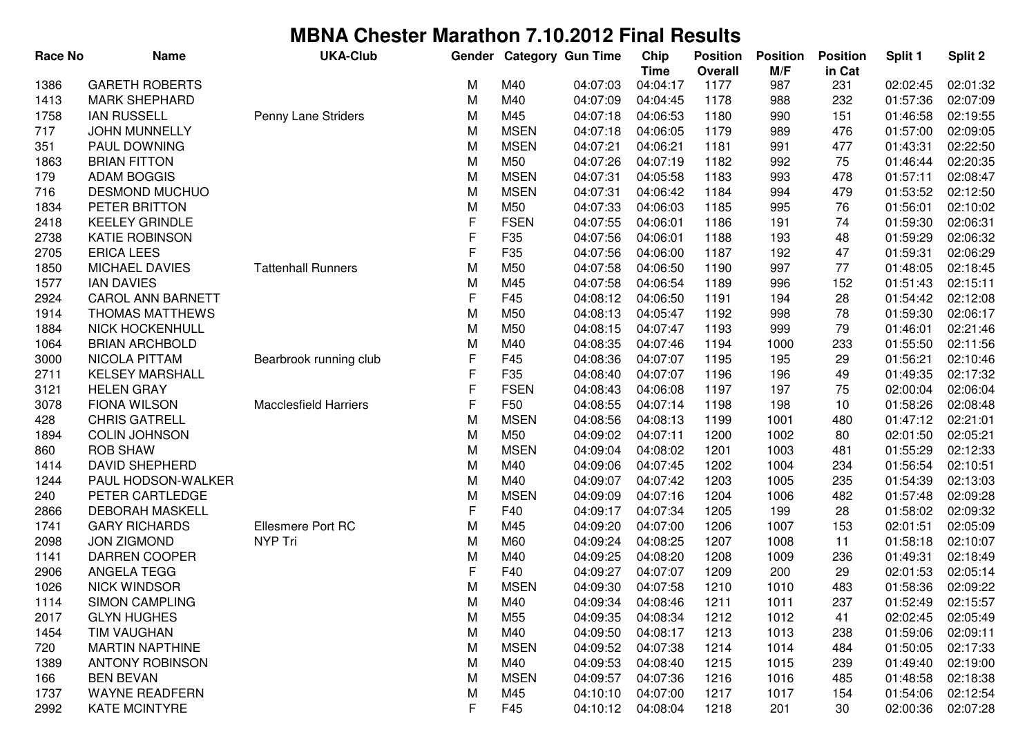# MBNA Chester Marathon 7.10.2012 Final Results

| Race No | Name | UKA-Club | Gender | Category | Gun Time | Chip Time | Position Overall | Position M/F | Position in Cat | Split 1 | Split 2 |
|---|---|---|---|---|---|---|---|---|---|---|---|
| 1386 | GARETH ROBERTS | | M | M40 | 04:07:03 | 04:04:17 | 1177 | 987 | 231 | 02:02:45 | 02:01:32 |
| 1413 | MARK SHEPHARD | | M | M40 | 04:07:09 | 04:04:45 | 1178 | 988 | 232 | 01:57:36 | 02:07:09 |
| 1758 | IAN RUSSELL | Penny Lane Striders | M | M45 | 04:07:18 | 04:06:53 | 1180 | 990 | 151 | 01:46:58 | 02:19:55 |
| 717 | JOHN MUNNELLY | | M | MSEN | 04:07:18 | 04:06:05 | 1179 | 989 | 476 | 01:57:00 | 02:09:05 |
| 351 | PAUL DOWNING | | M | MSEN | 04:07:21 | 04:06:21 | 1181 | 991 | 477 | 01:43:31 | 02:22:50 |
| 1863 | BRIAN FITTON | | M | M50 | 04:07:26 | 04:07:19 | 1182 | 992 | 75 | 01:46:44 | 02:20:35 |
| 179 | ADAM BOGGIS | | M | MSEN | 04:07:31 | 04:05:58 | 1183 | 993 | 478 | 01:57:11 | 02:08:47 |
| 716 | DESMOND MUCHUO | | M | MSEN | 04:07:31 | 04:06:42 | 1184 | 994 | 479 | 01:53:52 | 02:12:50 |
| 1834 | PETER BRITTON | | M | M50 | 04:07:33 | 04:06:03 | 1185 | 995 | 76 | 01:56:01 | 02:10:02 |
| 2418 | KEELEY GRINDLE | | F | FSEN | 04:07:55 | 04:06:01 | 1186 | 191 | 74 | 01:59:30 | 02:06:31 |
| 2738 | KATIE ROBINSON | | F | F35 | 04:07:56 | 04:06:01 | 1188 | 193 | 48 | 01:59:29 | 02:06:32 |
| 2705 | ERICA LEES | | F | F35 | 04:07:56 | 04:06:00 | 1187 | 192 | 47 | 01:59:31 | 02:06:29 |
| 1850 | MICHAEL DAVIES | Tattenhall Runners | M | M50 | 04:07:58 | 04:06:50 | 1190 | 997 | 77 | 01:48:05 | 02:18:45 |
| 1577 | IAN DAVIES | | M | M45 | 04:07:58 | 04:06:54 | 1189 | 996 | 152 | 01:51:43 | 02:15:11 |
| 2924 | CAROL ANN BARNETT | | F | F45 | 04:08:12 | 04:06:50 | 1191 | 194 | 28 | 01:54:42 | 02:12:08 |
| 1914 | THOMAS MATTHEWS | | M | M50 | 04:08:13 | 04:05:47 | 1192 | 998 | 78 | 01:59:30 | 02:06:17 |
| 1884 | NICK HOCKENHULL | | M | M50 | 04:08:15 | 04:07:47 | 1193 | 999 | 79 | 01:46:01 | 02:21:46 |
| 1064 | BRIAN ARCHBOLD | | M | M40 | 04:08:35 | 04:07:46 | 1194 | 1000 | 233 | 01:55:50 | 02:11:56 |
| 3000 | NICOLA PITTAM | Bearbrook running club | F | F45 | 04:08:36 | 04:07:07 | 1195 | 195 | 29 | 01:56:21 | 02:10:46 |
| 2711 | KELSEY MARSHALL | | F | F35 | 04:08:40 | 04:07:07 | 1196 | 196 | 49 | 01:49:35 | 02:17:32 |
| 3121 | HELEN GRAY | | F | FSEN | 04:08:43 | 04:06:08 | 1197 | 197 | 75 | 02:00:04 | 02:06:04 |
| 3078 | FIONA WILSON | Macclesfield Harriers | F | F50 | 04:08:55 | 04:07:14 | 1198 | 198 | 10 | 01:58:26 | 02:08:48 |
| 428 | CHRIS GATRELL | | M | MSEN | 04:08:56 | 04:08:13 | 1199 | 1001 | 480 | 01:47:12 | 02:21:01 |
| 1894 | COLIN JOHNSON | | M | M50 | 04:09:02 | 04:07:11 | 1200 | 1002 | 80 | 02:01:50 | 02:05:21 |
| 860 | ROB SHAW | | M | MSEN | 04:09:04 | 04:08:02 | 1201 | 1003 | 481 | 01:55:29 | 02:12:33 |
| 1414 | DAVID SHEPHERD | | M | M40 | 04:09:06 | 04:07:45 | 1202 | 1004 | 234 | 01:56:54 | 02:10:51 |
| 1244 | PAUL HODSON-WALKER | | M | M40 | 04:09:07 | 04:07:42 | 1203 | 1005 | 235 | 01:54:39 | 02:13:03 |
| 240 | PETER CARTLEDGE | | M | MSEN | 04:09:09 | 04:07:16 | 1204 | 1006 | 482 | 01:57:48 | 02:09:28 |
| 2866 | DEBORAH MASKELL | | F | F40 | 04:09:17 | 04:07:34 | 1205 | 199 | 28 | 01:58:02 | 02:09:32 |
| 1741 | GARY RICHARDS | Ellesmere Port RC | M | M45 | 04:09:20 | 04:07:00 | 1206 | 1007 | 153 | 02:01:51 | 02:05:09 |
| 2098 | JON ZIGMOND | NYP Tri | M | M60 | 04:09:24 | 04:08:25 | 1207 | 1008 | 11 | 01:58:18 | 02:10:07 |
| 1141 | DARREN COOPER | | M | M40 | 04:09:25 | 04:08:20 | 1208 | 1009 | 236 | 01:49:31 | 02:18:49 |
| 2906 | ANGELA TEGG | | F | F40 | 04:09:27 | 04:07:07 | 1209 | 200 | 29 | 02:01:53 | 02:05:14 |
| 1026 | NICK WINDSOR | | M | MSEN | 04:09:30 | 04:07:58 | 1210 | 1010 | 483 | 01:58:36 | 02:09:22 |
| 1114 | SIMON CAMPLING | | M | M40 | 04:09:34 | 04:08:46 | 1211 | 1011 | 237 | 01:52:49 | 02:15:57 |
| 2017 | GLYN HUGHES | | M | M55 | 04:09:35 | 04:08:34 | 1212 | 1012 | 41 | 02:02:45 | 02:05:49 |
| 1454 | TIM VAUGHAN | | M | M40 | 04:09:50 | 04:08:17 | 1213 | 1013 | 238 | 01:59:06 | 02:09:11 |
| 720 | MARTIN NAPTHINE | | M | MSEN | 04:09:52 | 04:07:38 | 1214 | 1014 | 484 | 01:50:05 | 02:17:33 |
| 1389 | ANTONY ROBINSON | | M | M40 | 04:09:53 | 04:08:40 | 1215 | 1015 | 239 | 01:49:40 | 02:19:00 |
| 166 | BEN BEVAN | | M | MSEN | 04:09:57 | 04:07:36 | 1216 | 1016 | 485 | 01:48:58 | 02:18:38 |
| 1737 | WAYNE READFERN | | M | M45 | 04:10:10 | 04:07:00 | 1217 | 1017 | 154 | 01:54:06 | 02:12:54 |
| 2992 | KATE MCINTYRE | | F | F45 | 04:10:12 | 04:08:04 | 1218 | 201 | 30 | 02:00:36 | 02:07:28 |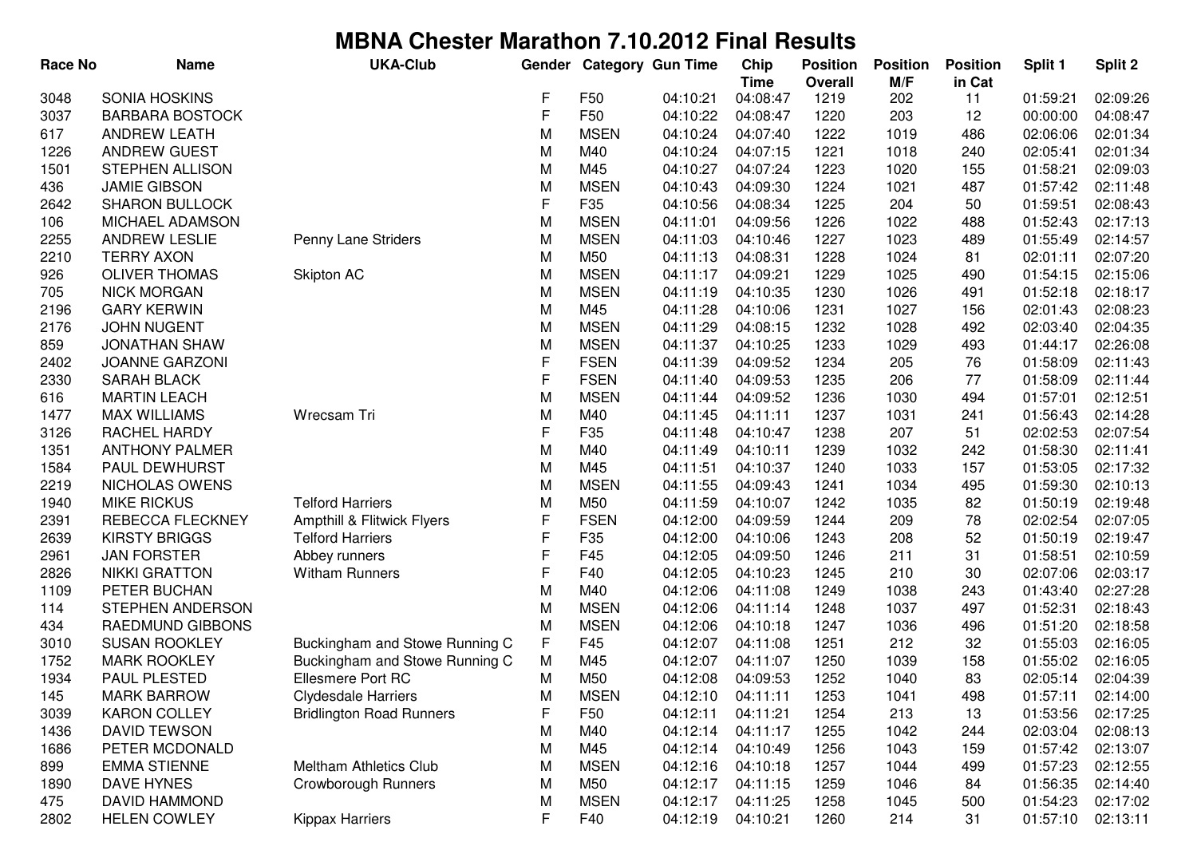# MBNA Chester Marathon 7.10.2012 Final Results

| Race No | Name | UKA-Club | Gender | Category | Gun Time | Chip Time | Position Overall | Position M/F | Position in Cat | Split 1 | Split 2 |
|---|---|---|---|---|---|---|---|---|---|---|---|
| 3048 | SONIA HOSKINS | | F | F50 | 04:10:21 | 04:08:47 | 1219 | 202 | 11 | 01:59:21 | 02:09:26 |
| 3037 | BARBARA BOSTOCK | | F | F50 | 04:10:22 | 04:08:47 | 1220 | 203 | 12 | 00:00:00 | 04:08:47 |
| 617 | ANDREW LEATH | | M | MSEN | 04:10:24 | 04:07:40 | 1222 | 1019 | 486 | 02:06:06 | 02:01:34 |
| 1226 | ANDREW GUEST | | M | M40 | 04:10:24 | 04:07:15 | 1221 | 1018 | 240 | 02:05:41 | 02:01:34 |
| 1501 | STEPHEN ALLISON | | M | M45 | 04:10:27 | 04:07:24 | 1223 | 1020 | 155 | 01:58:21 | 02:09:03 |
| 436 | JAMIE GIBSON | | M | MSEN | 04:10:43 | 04:09:30 | 1224 | 1021 | 487 | 01:57:42 | 02:11:48 |
| 2642 | SHARON BULLOCK | | F | F35 | 04:10:56 | 04:08:34 | 1225 | 204 | 50 | 01:59:51 | 02:08:43 |
| 106 | MICHAEL ADAMSON | | M | MSEN | 04:11:01 | 04:09:56 | 1226 | 1022 | 488 | 01:52:43 | 02:17:13 |
| 2255 | ANDREW LESLIE | Penny Lane Striders | M | MSEN | 04:11:03 | 04:10:46 | 1227 | 1023 | 489 | 01:55:49 | 02:14:57 |
| 2210 | TERRY AXON | | M | M50 | 04:11:13 | 04:08:31 | 1228 | 1024 | 81 | 02:01:11 | 02:07:20 |
| 926 | OLIVER THOMAS | Skipton AC | M | MSEN | 04:11:17 | 04:09:21 | 1229 | 1025 | 490 | 01:54:15 | 02:15:06 |
| 705 | NICK MORGAN | | M | MSEN | 04:11:19 | 04:10:35 | 1230 | 1026 | 491 | 01:52:18 | 02:18:17 |
| 2196 | GARY KERWIN | | M | M45 | 04:11:28 | 04:10:06 | 1231 | 1027 | 156 | 02:01:43 | 02:08:23 |
| 2176 | JOHN NUGENT | | M | MSEN | 04:11:29 | 04:08:15 | 1232 | 1028 | 492 | 02:03:40 | 02:04:35 |
| 859 | JONATHAN SHAW | | M | MSEN | 04:11:37 | 04:10:25 | 1233 | 1029 | 493 | 01:44:17 | 02:26:08 |
| 2402 | JOANNE GARZONI | | F | FSEN | 04:11:39 | 04:09:52 | 1234 | 205 | 76 | 01:58:09 | 02:11:43 |
| 2330 | SARAH BLACK | | F | FSEN | 04:11:40 | 04:09:53 | 1235 | 206 | 77 | 01:58:09 | 02:11:44 |
| 616 | MARTIN LEACH | | M | MSEN | 04:11:44 | 04:09:52 | 1236 | 1030 | 494 | 01:57:01 | 02:12:51 |
| 1477 | MAX WILLIAMS | Wrecsam Tri | M | M40 | 04:11:45 | 04:11:11 | 1237 | 1031 | 241 | 01:56:43 | 02:14:28 |
| 3126 | RACHEL HARDY | | F | F35 | 04:11:48 | 04:10:47 | 1238 | 207 | 51 | 02:02:53 | 02:07:54 |
| 1351 | ANTHONY PALMER | | M | M40 | 04:11:49 | 04:10:11 | 1239 | 1032 | 242 | 01:58:30 | 02:11:41 |
| 1584 | PAUL DEWHURST | | M | M45 | 04:11:51 | 04:10:37 | 1240 | 1033 | 157 | 01:53:05 | 02:17:32 |
| 2219 | NICHOLAS OWENS | | M | MSEN | 04:11:55 | 04:09:43 | 1241 | 1034 | 495 | 01:59:30 | 02:10:13 |
| 1940 | MIKE RICKUS | Telford Harriers | M | M50 | 04:11:59 | 04:10:07 | 1242 | 1035 | 82 | 01:50:19 | 02:19:48 |
| 2391 | REBECCA FLECKNEY | Ampthill & Flitwick Flyers | F | FSEN | 04:12:00 | 04:09:59 | 1244 | 209 | 78 | 02:02:54 | 02:07:05 |
| 2639 | KIRSTY BRIGGS | Telford Harriers | F | F35 | 04:12:00 | 04:10:06 | 1243 | 208 | 52 | 01:50:19 | 02:19:47 |
| 2961 | JAN FORSTER | Abbey runners | F | F45 | 04:12:05 | 04:09:50 | 1246 | 211 | 31 | 01:58:51 | 02:10:59 |
| 2826 | NIKKI GRATTON | Witham Runners | F | F40 | 04:12:05 | 04:10:23 | 1245 | 210 | 30 | 02:07:06 | 02:03:17 |
| 1109 | PETER BUCHAN | | M | M40 | 04:12:06 | 04:11:08 | 1249 | 1038 | 243 | 01:43:40 | 02:27:28 |
| 114 | STEPHEN ANDERSON | | M | MSEN | 04:12:06 | 04:11:14 | 1248 | 1037 | 497 | 01:52:31 | 02:18:43 |
| 434 | RAEDMUND GIBBONS | | M | MSEN | 04:12:06 | 04:10:18 | 1247 | 1036 | 496 | 01:51:20 | 02:18:58 |
| 3010 | SUSAN ROOKLEY | Buckingham and Stowe Running C | F | F45 | 04:12:07 | 04:11:08 | 1251 | 212 | 32 | 01:55:03 | 02:16:05 |
| 1752 | MARK ROOKLEY | Buckingham and Stowe Running C | M | M45 | 04:12:07 | 04:11:07 | 1250 | 1039 | 158 | 01:55:02 | 02:16:05 |
| 1934 | PAUL PLESTED | Ellesmere Port RC | M | M50 | 04:12:08 | 04:09:53 | 1252 | 1040 | 83 | 02:05:14 | 02:04:39 |
| 145 | MARK BARROW | Clydesdale Harriers | M | MSEN | 04:12:10 | 04:11:11 | 1253 | 1041 | 498 | 01:57:11 | 02:14:00 |
| 3039 | KARON COLLEY | Bridlington Road Runners | F | F50 | 04:12:11 | 04:11:21 | 1254 | 213 | 13 | 01:53:56 | 02:17:25 |
| 1436 | DAVID TEWSON | | M | M40 | 04:12:14 | 04:11:17 | 1255 | 1042 | 244 | 02:03:04 | 02:08:13 |
| 1686 | PETER MCDONALD | | M | M45 | 04:12:14 | 04:10:49 | 1256 | 1043 | 159 | 01:57:42 | 02:13:07 |
| 899 | EMMA STIENNE | Meltham Athletics Club | M | MSEN | 04:12:16 | 04:10:18 | 1257 | 1044 | 499 | 01:57:23 | 02:12:55 |
| 1890 | DAVE HYNES | Crowborough Runners | M | M50 | 04:12:17 | 04:11:15 | 1259 | 1046 | 84 | 01:56:35 | 02:14:40 |
| 475 | DAVID HAMMOND | | M | MSEN | 04:12:17 | 04:11:25 | 1258 | 1045 | 500 | 01:54:23 | 02:17:02 |
| 2802 | HELEN COWLEY | Kippax Harriers | F | F40 | 04:12:19 | 04:10:21 | 1260 | 214 | 31 | 01:57:10 | 02:13:11 |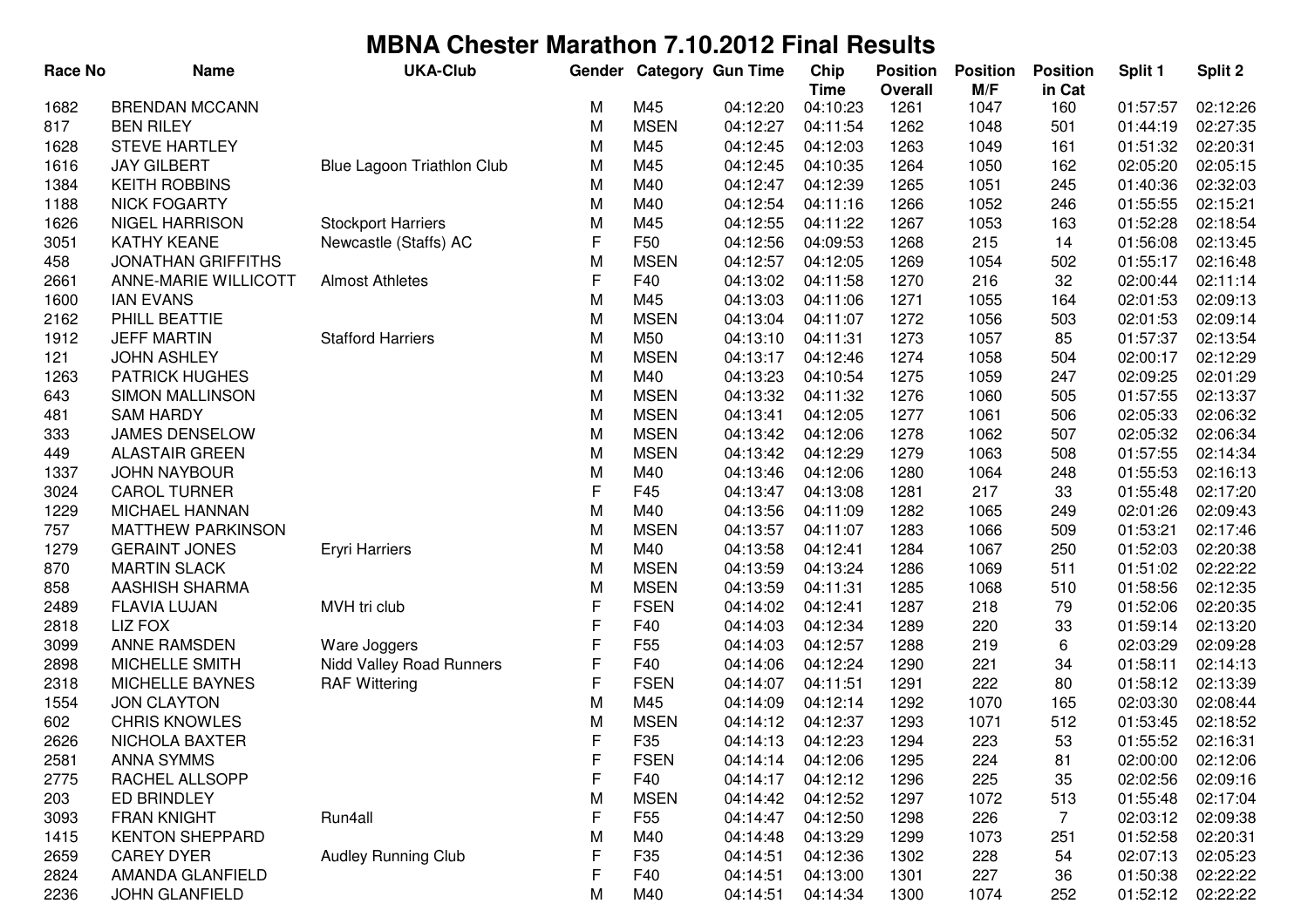# MBNA Chester Marathon 7.10.2012 Final Results

| Race No | Name | UKA-Club | Gender | Category | Gun Time | Chip Time | Position Overall | Position M/F | Position in Cat | Split 1 | Split 2 |
|---|---|---|---|---|---|---|---|---|---|---|---|
| 1682 | BRENDAN MCCANN | | M | M45 | 04:12:20 | 04:10:23 | 1261 | 1047 | 160 | 01:57:57 | 02:12:26 |
| 817 | BEN RILEY | | M | MSEN | 04:12:27 | 04:11:54 | 1262 | 1048 | 501 | 01:44:19 | 02:27:35 |
| 1628 | STEVE HARTLEY | | M | M45 | 04:12:45 | 04:12:03 | 1263 | 1049 | 161 | 01:51:32 | 02:20:31 |
| 1616 | JAY GILBERT | Blue Lagoon Triathlon Club | M | M45 | 04:12:45 | 04:10:35 | 1264 | 1050 | 162 | 02:05:20 | 02:05:15 |
| 1384 | KEITH ROBBINS | | M | M40 | 04:12:47 | 04:12:39 | 1265 | 1051 | 245 | 01:40:36 | 02:32:03 |
| 1188 | NICK FOGARTY | | M | M40 | 04:12:54 | 04:11:16 | 1266 | 1052 | 246 | 01:55:55 | 02:15:21 |
| 1626 | NIGEL HARRISON | Stockport Harriers | M | M45 | 04:12:55 | 04:11:22 | 1267 | 1053 | 163 | 01:52:28 | 02:18:54 |
| 3051 | KATHY KEANE | Newcastle (Staffs) AC | F | F50 | 04:12:56 | 04:09:53 | 1268 | 215 | 14 | 01:56:08 | 02:13:45 |
| 458 | JONATHAN GRIFFITHS | | M | MSEN | 04:12:57 | 04:12:05 | 1269 | 1054 | 502 | 01:55:17 | 02:16:48 |
| 2661 | ANNE-MARIE WILLICOTT | Almost Athletes | F | F40 | 04:13:02 | 04:11:58 | 1270 | 216 | 32 | 02:00:44 | 02:11:14 |
| 1600 | IAN EVANS | | M | M45 | 04:13:03 | 04:11:06 | 1271 | 1055 | 164 | 02:01:53 | 02:09:13 |
| 2162 | PHILL BEATTIE | | M | MSEN | 04:13:04 | 04:11:07 | 1272 | 1056 | 503 | 02:01:53 | 02:09:14 |
| 1912 | JEFF MARTIN | Stafford Harriers | M | M50 | 04:13:10 | 04:11:31 | 1273 | 1057 | 85 | 01:57:37 | 02:13:54 |
| 121 | JOHN ASHLEY | | M | MSEN | 04:13:17 | 04:12:46 | 1274 | 1058 | 504 | 02:00:17 | 02:12:29 |
| 1263 | PATRICK HUGHES | | M | M40 | 04:13:23 | 04:10:54 | 1275 | 1059 | 247 | 02:09:25 | 02:01:29 |
| 643 | SIMON MALLINSON | | M | MSEN | 04:13:32 | 04:11:32 | 1276 | 1060 | 505 | 01:57:55 | 02:13:37 |
| 481 | SAM HARDY | | M | MSEN | 04:13:41 | 04:12:05 | 1277 | 1061 | 506 | 02:05:33 | 02:06:32 |
| 333 | JAMES DENSELOW | | M | MSEN | 04:13:42 | 04:12:06 | 1278 | 1062 | 507 | 02:05:32 | 02:06:34 |
| 449 | ALASTAIR GREEN | | M | MSEN | 04:13:42 | 04:12:29 | 1279 | 1063 | 508 | 01:57:55 | 02:14:34 |
| 1337 | JOHN NAYBOUR | | M | M40 | 04:13:46 | 04:12:06 | 1280 | 1064 | 248 | 01:55:53 | 02:16:13 |
| 3024 | CAROL TURNER | | F | F45 | 04:13:47 | 04:13:08 | 1281 | 217 | 33 | 01:55:48 | 02:17:20 |
| 1229 | MICHAEL HANNAN | | M | M40 | 04:13:56 | 04:11:09 | 1282 | 1065 | 249 | 02:01:26 | 02:09:43 |
| 757 | MATTHEW PARKINSON | | M | MSEN | 04:13:57 | 04:11:07 | 1283 | 1066 | 509 | 01:53:21 | 02:17:46 |
| 1279 | GERAINT JONES | Eryri Harriers | M | M40 | 04:13:58 | 04:12:41 | 1284 | 1067 | 250 | 01:52:03 | 02:20:38 |
| 870 | MARTIN SLACK | | M | MSEN | 04:13:59 | 04:13:24 | 1286 | 1069 | 511 | 01:51:02 | 02:22:22 |
| 858 | AASHISH SHARMA | | M | MSEN | 04:13:59 | 04:11:31 | 1285 | 1068 | 510 | 01:58:56 | 02:12:35 |
| 2489 | FLAVIA LUJAN | MVH tri club | F | FSEN | 04:14:02 | 04:12:41 | 1287 | 218 | 79 | 01:52:06 | 02:20:35 |
| 2818 | LIZ FOX | | F | F40 | 04:14:03 | 04:12:34 | 1289 | 220 | 33 | 01:59:14 | 02:13:20 |
| 3099 | ANNE RAMSDEN | Ware Joggers | F | F55 | 04:14:03 | 04:12:57 | 1288 | 219 | 6 | 02:03:29 | 02:09:28 |
| 2898 | MICHELLE SMITH | Nidd Valley Road Runners | F | F40 | 04:14:06 | 04:12:24 | 1290 | 221 | 34 | 01:58:11 | 02:14:13 |
| 2318 | MICHELLE BAYNES | RAF Wittering | F | FSEN | 04:14:07 | 04:11:51 | 1291 | 222 | 80 | 01:58:12 | 02:13:39 |
| 1554 | JON CLAYTON | | M | M45 | 04:14:09 | 04:12:14 | 1292 | 1070 | 165 | 02:03:30 | 02:08:44 |
| 602 | CHRIS KNOWLES | | M | MSEN | 04:14:12 | 04:12:37 | 1293 | 1071 | 512 | 01:53:45 | 02:18:52 |
| 2626 | NICHOLA BAXTER | | F | F35 | 04:14:13 | 04:12:23 | 1294 | 223 | 53 | 01:55:52 | 02:16:31 |
| 2581 | ANNA SYMMS | | F | FSEN | 04:14:14 | 04:12:06 | 1295 | 224 | 81 | 02:00:00 | 02:12:06 |
| 2775 | RACHEL ALLSOPP | | F | F40 | 04:14:17 | 04:12:12 | 1296 | 225 | 35 | 02:02:56 | 02:09:16 |
| 203 | ED BRINDLEY | | M | MSEN | 04:14:42 | 04:12:52 | 1297 | 1072 | 513 | 01:55:48 | 02:17:04 |
| 3093 | FRAN KNIGHT | Run4all | F | F55 | 04:14:47 | 04:12:50 | 1298 | 226 | 7 | 02:03:12 | 02:09:38 |
| 1415 | KENTON SHEPPARD | | M | M40 | 04:14:48 | 04:13:29 | 1299 | 1073 | 251 | 01:52:58 | 02:20:31 |
| 2659 | CAREY DYER | Audley Running Club | F | F35 | 04:14:51 | 04:12:36 | 1302 | 228 | 54 | 02:07:13 | 02:05:23 |
| 2824 | AMANDA GLANFIELD | | F | F40 | 04:14:51 | 04:13:00 | 1301 | 227 | 36 | 01:50:38 | 02:22:22 |
| 2236 | JOHN GLANFIELD | | M | M40 | 04:14:51 | 04:14:34 | 1300 | 1074 | 252 | 01:52:12 | 02:22:22 |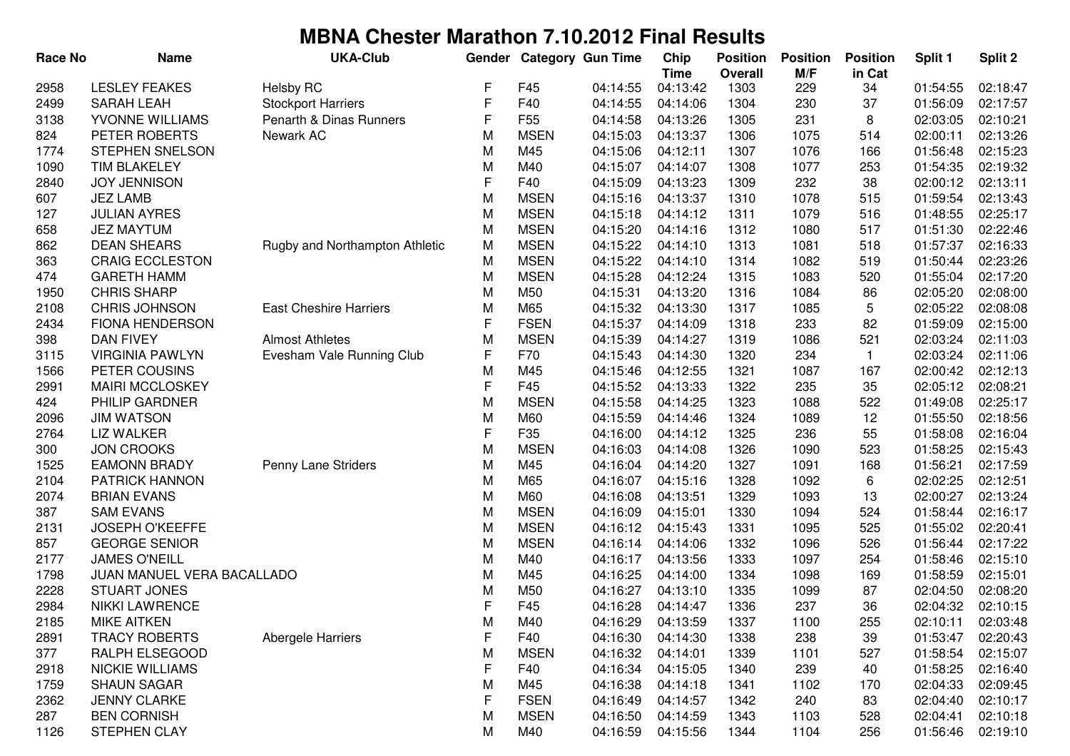# MBNA Chester Marathon 7.10.2012 Final Results

| Race No | Name | UKA-Club | Gender | Category | Gun Time | Chip Time | Position Overall | Position M/F | Position in Cat | Split 1 | Split 2 |
|---|---|---|---|---|---|---|---|---|---|---|---|
| 2958 | LESLEY FEAKES | Helsby RC | F | F45 | 04:14:55 | 04:13:42 | 1303 | 229 | 34 | 01:54:55 | 02:18:47 |
| 2499 | SARAH LEAH | Stockport Harriers | F | F40 | 04:14:55 | 04:14:06 | 1304 | 230 | 37 | 01:56:09 | 02:17:57 |
| 3138 | YVONNE WILLIAMS | Penarth & Dinas Runners | F | F55 | 04:14:58 | 04:13:26 | 1305 | 231 | 8 | 02:03:05 | 02:10:21 |
| 824 | PETER ROBERTS | Newark AC | M | MSEN | 04:15:03 | 04:13:37 | 1306 | 1075 | 514 | 02:00:11 | 02:13:26 |
| 1774 | STEPHEN SNELSON | | M | M45 | 04:15:06 | 04:12:11 | 1307 | 1076 | 166 | 01:56:48 | 02:15:23 |
| 1090 | TIM BLAKELEY | | M | M40 | 04:15:07 | 04:14:07 | 1308 | 1077 | 253 | 01:54:35 | 02:19:32 |
| 2840 | JOY JENNISON | | F | F40 | 04:15:09 | 04:13:23 | 1309 | 232 | 38 | 02:00:12 | 02:13:11 |
| 607 | JEZ LAMB | | M | MSEN | 04:15:16 | 04:13:37 | 1310 | 1078 | 515 | 01:59:54 | 02:13:43 |
| 127 | JULIAN AYRES | | M | MSEN | 04:15:18 | 04:14:12 | 1311 | 1079 | 516 | 01:48:55 | 02:25:17 |
| 658 | JEZ MAYTUM | | M | MSEN | 04:15:20 | 04:14:16 | 1312 | 1080 | 517 | 01:51:30 | 02:22:46 |
| 862 | DEAN SHEARS | Rugby and Northampton Athletic | M | MSEN | 04:15:22 | 04:14:10 | 1313 | 1081 | 518 | 01:57:37 | 02:16:33 |
| 363 | CRAIG ECCLESTON | | M | MSEN | 04:15:22 | 04:14:10 | 1314 | 1082 | 519 | 01:50:44 | 02:23:26 |
| 474 | GARETH HAMM | | M | MSEN | 04:15:28 | 04:12:24 | 1315 | 1083 | 520 | 01:55:04 | 02:17:20 |
| 1950 | CHRIS SHARP | | M | M50 | 04:15:31 | 04:13:20 | 1316 | 1084 | 86 | 02:05:20 | 02:08:00 |
| 2108 | CHRIS JOHNSON | East Cheshire Harriers | M | M65 | 04:15:32 | 04:13:30 | 1317 | 1085 | 5 | 02:05:22 | 02:08:08 |
| 2434 | FIONA HENDERSON | | F | FSEN | 04:15:37 | 04:14:09 | 1318 | 233 | 82 | 01:59:09 | 02:15:00 |
| 398 | DAN FIVEY | Almost Athletes | M | MSEN | 04:15:39 | 04:14:27 | 1319 | 1086 | 521 | 02:03:24 | 02:11:03 |
| 3115 | VIRGINIA PAWLYN | Evesham Vale Running Club | F | F70 | 04:15:43 | 04:14:30 | 1320 | 234 | 1 | 02:03:24 | 02:11:06 |
| 1566 | PETER COUSINS | | M | M45 | 04:15:46 | 04:12:55 | 1321 | 1087 | 167 | 02:00:42 | 02:12:13 |
| 2991 | MAIRI MCCLOSKEY | | F | F45 | 04:15:52 | 04:13:33 | 1322 | 235 | 35 | 02:05:12 | 02:08:21 |
| 424 | PHILIP GARDNER | | M | MSEN | 04:15:58 | 04:14:25 | 1323 | 1088 | 522 | 01:49:08 | 02:25:17 |
| 2096 | JIM WATSON | | M | M60 | 04:15:59 | 04:14:46 | 1324 | 1089 | 12 | 01:55:50 | 02:18:56 |
| 2764 | LIZ WALKER | | F | F35 | 04:16:00 | 04:14:12 | 1325 | 236 | 55 | 01:58:08 | 02:16:04 |
| 300 | JON CROOKS | | M | MSEN | 04:16:03 | 04:14:08 | 1326 | 1090 | 523 | 01:58:25 | 02:15:43 |
| 1525 | EAMONN BRADY | Penny Lane Striders | M | M45 | 04:16:04 | 04:14:20 | 1327 | 1091 | 168 | 01:56:21 | 02:17:59 |
| 2104 | PATRICK HANNON | | M | M65 | 04:16:07 | 04:15:16 | 1328 | 1092 | 6 | 02:02:25 | 02:12:51 |
| 2074 | BRIAN EVANS | | M | M60 | 04:16:08 | 04:13:51 | 1329 | 1093 | 13 | 02:00:27 | 02:13:24 |
| 387 | SAM EVANS | | M | MSEN | 04:16:09 | 04:15:01 | 1330 | 1094 | 524 | 01:58:44 | 02:16:17 |
| 2131 | JOSEPH O'KEEFFE | | M | MSEN | 04:16:12 | 04:15:43 | 1331 | 1095 | 525 | 01:55:02 | 02:20:41 |
| 857 | GEORGE SENIOR | | M | MSEN | 04:16:14 | 04:14:06 | 1332 | 1096 | 526 | 01:56:44 | 02:17:22 |
| 2177 | JAMES O'NEILL | | M | M40 | 04:16:17 | 04:13:56 | 1333 | 1097 | 254 | 01:58:46 | 02:15:10 |
| 1798 | JUAN MANUEL VERA BACALLADO | | M | M45 | 04:16:25 | 04:14:00 | 1334 | 1098 | 169 | 01:58:59 | 02:15:01 |
| 2228 | STUART JONES | | M | M50 | 04:16:27 | 04:13:10 | 1335 | 1099 | 87 | 02:04:50 | 02:08:20 |
| 2984 | NIKKI LAWRENCE | | F | F45 | 04:16:28 | 04:14:47 | 1336 | 237 | 36 | 02:04:32 | 02:10:15 |
| 2185 | MIKE AITKEN | | M | M40 | 04:16:29 | 04:13:59 | 1337 | 1100 | 255 | 02:10:11 | 02:03:48 |
| 2891 | TRACY ROBERTS | Abergele Harriers | F | F40 | 04:16:30 | 04:14:30 | 1338 | 238 | 39 | 01:53:47 | 02:20:43 |
| 377 | RALPH ELSEGOOD | | M | MSEN | 04:16:32 | 04:14:01 | 1339 | 1101 | 527 | 01:58:54 | 02:15:07 |
| 2918 | NICKIE WILLIAMS | | F | F40 | 04:16:34 | 04:15:05 | 1340 | 239 | 40 | 01:58:25 | 02:16:40 |
| 1759 | SHAUN SAGAR | | M | M45 | 04:16:38 | 04:14:18 | 1341 | 1102 | 170 | 02:04:33 | 02:09:45 |
| 2362 | JENNY CLARKE | | F | FSEN | 04:16:49 | 04:14:57 | 1342 | 240 | 83 | 02:04:40 | 02:10:17 |
| 287 | BEN CORNISH | | M | MSEN | 04:16:50 | 04:14:59 | 1343 | 1103 | 528 | 02:04:41 | 02:10:18 |
| 1126 | STEPHEN CLAY | | M | M40 | 04:16:59 | 04:15:56 | 1344 | 1104 | 256 | 01:56:46 | 02:19:10 |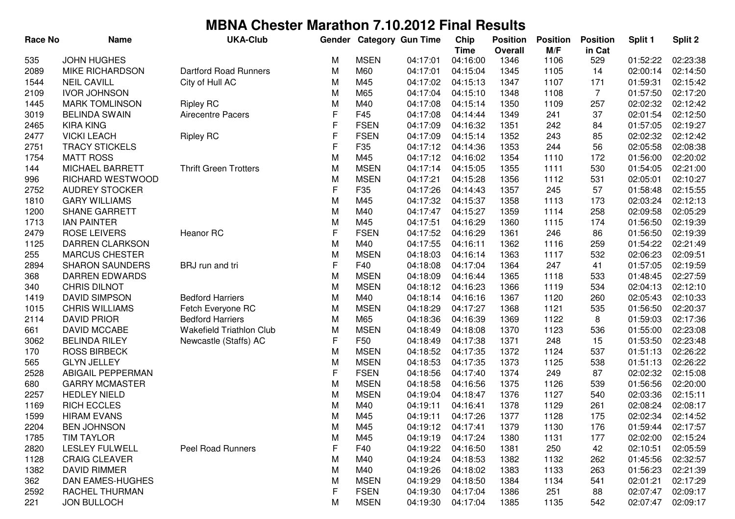# MBNA Chester Marathon 7.10.2012 Final Results

| Race No | Name | UKA-Club | Gender | Category | Gun Time | Chip Time | Position Overall | Position M/F | Position in Cat | Split 1 | Split 2 |
|---|---|---|---|---|---|---|---|---|---|---|---|
| 535 | JOHN HUGHES | | M | MSEN | 04:17:01 | 04:16:00 | 1346 | 1106 | 529 | 01:52:22 | 02:23:38 |
| 2089 | MIKE RICHARDSON | Dartford Road Runners | M | M60 | 04:17:01 | 04:15:04 | 1345 | 1105 | 14 | 02:00:14 | 02:14:50 |
| 1544 | NEIL CAVILL | City of Hull AC | M | M45 | 04:17:02 | 04:15:13 | 1347 | 1107 | 171 | 01:59:31 | 02:15:42 |
| 2109 | IVOR JOHNSON | | M | M65 | 04:17:04 | 04:15:10 | 1348 | 1108 | 7 | 01:57:50 | 02:17:20 |
| 1445 | MARK TOMLINSON | Ripley RC | M | M40 | 04:17:08 | 04:15:14 | 1350 | 1109 | 257 | 02:02:32 | 02:12:42 |
| 3019 | BELINDA SWAIN | Airecentre Pacers | F | F45 | 04:17:08 | 04:14:44 | 1349 | 241 | 37 | 02:01:54 | 02:12:50 |
| 2465 | KIRA KING | | F | FSEN | 04:17:09 | 04:16:32 | 1351 | 242 | 84 | 01:57:05 | 02:19:27 |
| 2477 | VICKI LEACH | Ripley RC | F | FSEN | 04:17:09 | 04:15:14 | 1352 | 243 | 85 | 02:02:32 | 02:12:42 |
| 2751 | TRACY STICKELS | | F | F35 | 04:17:12 | 04:14:36 | 1353 | 244 | 56 | 02:05:58 | 02:08:38 |
| 1754 | MATT ROSS | | M | M45 | 04:17:12 | 04:16:02 | 1354 | 1110 | 172 | 01:56:00 | 02:20:02 |
| 144 | MICHAEL BARRETT | Thrift Green Trotters | M | MSEN | 04:17:14 | 04:15:05 | 1355 | 1111 | 530 | 01:54:05 | 02:21:00 |
| 996 | RICHARD WESTWOOD | | M | MSEN | 04:17:21 | 04:15:28 | 1356 | 1112 | 531 | 02:05:01 | 02:10:27 |
| 2752 | AUDREY STOCKER | | F | F35 | 04:17:26 | 04:14:43 | 1357 | 245 | 57 | 01:58:48 | 02:15:55 |
| 1810 | GARY WILLIAMS | | M | M45 | 04:17:32 | 04:15:37 | 1358 | 1113 | 173 | 02:03:24 | 02:12:13 |
| 1200 | SHANE GARRETT | | M | M40 | 04:17:47 | 04:15:27 | 1359 | 1114 | 258 | 02:09:58 | 02:05:29 |
| 1713 | IAN PAINTER | | M | M45 | 04:17:51 | 04:16:29 | 1360 | 1115 | 174 | 01:56:50 | 02:19:39 |
| 2479 | ROSE LEIVERS | Heanor RC | F | FSEN | 04:17:52 | 04:16:29 | 1361 | 246 | 86 | 01:56:50 | 02:19:39 |
| 1125 | DARREN CLARKSON | | M | M40 | 04:17:55 | 04:16:11 | 1362 | 1116 | 259 | 01:54:22 | 02:21:49 |
| 255 | MARCUS CHESTER | | M | MSEN | 04:18:03 | 04:16:14 | 1363 | 1117 | 532 | 02:06:23 | 02:09:51 |
| 2894 | SHARON SAUNDERS | BRJ run and tri | F | F40 | 04:18:08 | 04:17:04 | 1364 | 247 | 41 | 01:57:05 | 02:19:59 |
| 368 | DARREN EDWARDS | | M | MSEN | 04:18:09 | 04:16:44 | 1365 | 1118 | 533 | 01:48:45 | 02:27:59 |
| 340 | CHRIS DILNOT | | M | MSEN | 04:18:12 | 04:16:23 | 1366 | 1119 | 534 | 02:04:13 | 02:12:10 |
| 1419 | DAVID SIMPSON | Bedford Harriers | M | M40 | 04:18:14 | 04:16:16 | 1367 | 1120 | 260 | 02:05:43 | 02:10:33 |
| 1015 | CHRIS WILLIAMS | Fetch Everyone RC | M | MSEN | 04:18:29 | 04:17:27 | 1368 | 1121 | 535 | 01:56:50 | 02:20:37 |
| 2114 | DAVID PRIOR | Bedford Harriers | M | M65 | 04:18:36 | 04:16:39 | 1369 | 1122 | 8 | 01:59:03 | 02:17:36 |
| 661 | DAVID MCCABE | Wakefield Triathlon Club | M | MSEN | 04:18:49 | 04:18:08 | 1370 | 1123 | 536 | 01:55:00 | 02:23:08 |
| 3062 | BELINDA RILEY | Newcastle (Staffs) AC | F | F50 | 04:18:49 | 04:17:38 | 1371 | 248 | 15 | 01:53:50 | 02:23:48 |
| 170 | ROSS BIRBECK | | M | MSEN | 04:18:52 | 04:17:35 | 1372 | 1124 | 537 | 01:51:13 | 02:26:22 |
| 565 | GLYN JELLEY | | M | MSEN | 04:18:53 | 04:17:35 | 1373 | 1125 | 538 | 01:51:13 | 02:26:22 |
| 2528 | ABIGAIL PEPPERMAN | | F | FSEN | 04:18:56 | 04:17:40 | 1374 | 249 | 87 | 02:02:32 | 02:15:08 |
| 680 | GARRY MCMASTER | | M | MSEN | 04:18:58 | 04:16:56 | 1375 | 1126 | 539 | 01:56:56 | 02:20:00 |
| 2257 | HEDLEY NIELD | | M | MSEN | 04:19:04 | 04:18:47 | 1376 | 1127 | 540 | 02:03:36 | 02:15:11 |
| 1169 | RICH ECCLES | | M | M40 | 04:19:11 | 04:16:41 | 1378 | 1129 | 261 | 02:08:24 | 02:08:17 |
| 1599 | HIRAM EVANS | | M | M45 | 04:19:11 | 04:17:26 | 1377 | 1128 | 175 | 02:02:34 | 02:14:52 |
| 2204 | BEN JOHNSON | | M | M45 | 04:19:12 | 04:17:41 | 1379 | 1130 | 176 | 01:59:44 | 02:17:57 |
| 1785 | TIM TAYLOR | | M | M45 | 04:19:19 | 04:17:24 | 1380 | 1131 | 177 | 02:02:00 | 02:15:24 |
| 2820 | LESLEY FULWELL | Peel Road Runners | F | F40 | 04:19:22 | 04:16:50 | 1381 | 250 | 42 | 02:10:51 | 02:05:59 |
| 1128 | CRAIG CLEAVER | | M | M40 | 04:19:24 | 04:18:53 | 1382 | 1132 | 262 | 01:45:56 | 02:32:57 |
| 1382 | DAVID RIMMER | | M | M40 | 04:19:26 | 04:18:02 | 1383 | 1133 | 263 | 01:56:23 | 02:21:39 |
| 362 | DAN EAMES-HUGHES | | M | MSEN | 04:19:29 | 04:18:50 | 1384 | 1134 | 541 | 02:01:21 | 02:17:29 |
| 2592 | RACHEL THURMAN | | F | FSEN | 04:19:30 | 04:17:04 | 1386 | 251 | 88 | 02:07:47 | 02:09:17 |
| 221 | JON BULLOCH | | M | MSEN | 04:19:30 | 04:17:04 | 1385 | 1135 | 542 | 02:07:47 | 02:09:17 |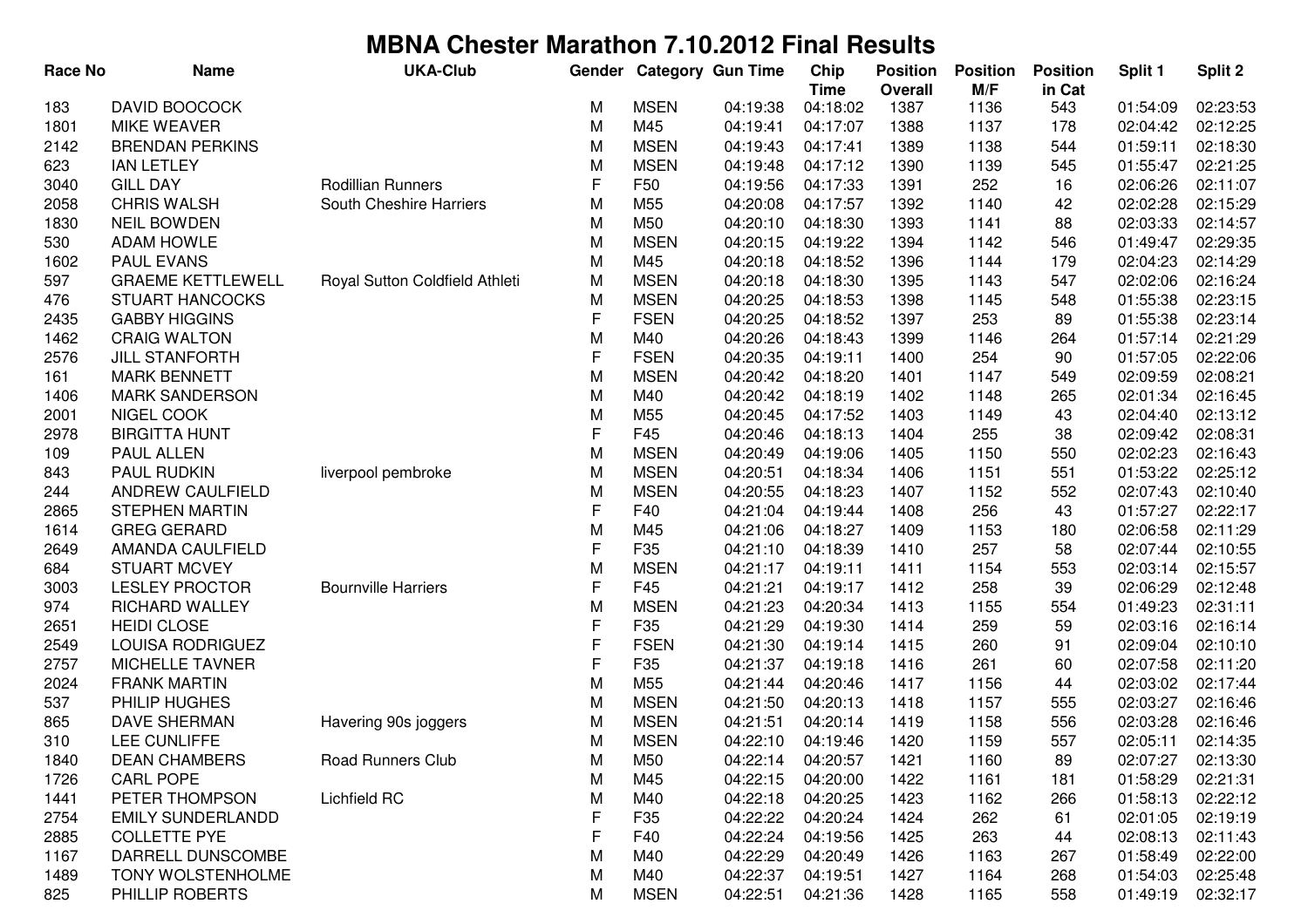# MBNA Chester Marathon 7.10.2012 Final Results

| Race No | Name | UKA-Club | Gender | Category | Gun Time | Chip Time | Position Overall | Position M/F | Position in Cat | Split 1 | Split 2 |
|---|---|---|---|---|---|---|---|---|---|---|---|
| 183 | DAVID BOOCOCK | | M | MSEN | 04:19:38 | 04:18:02 | 1387 | 1136 | 543 | 01:54:09 | 02:23:53 |
| 1801 | MIKE WEAVER | | M | M45 | 04:19:41 | 04:17:07 | 1388 | 1137 | 178 | 02:04:42 | 02:12:25 |
| 2142 | BRENDAN PERKINS | | M | MSEN | 04:19:43 | 04:17:41 | 1389 | 1138 | 544 | 01:59:11 | 02:18:30 |
| 623 | IAN LETLEY | | M | MSEN | 04:19:48 | 04:17:12 | 1390 | 1139 | 545 | 01:55:47 | 02:21:25 |
| 3040 | GILL DAY | Rodillian Runners | F | F50 | 04:19:56 | 04:17:33 | 1391 | 252 | 16 | 02:06:26 | 02:11:07 |
| 2058 | CHRIS WALSH | South Cheshire Harriers | M | M55 | 04:20:08 | 04:17:57 | 1392 | 1140 | 42 | 02:02:28 | 02:15:29 |
| 1830 | NEIL BOWDEN | | M | M50 | 04:20:10 | 04:18:30 | 1393 | 1141 | 88 | 02:03:33 | 02:14:57 |
| 530 | ADAM HOWLE | | M | MSEN | 04:20:15 | 04:19:22 | 1394 | 1142 | 546 | 01:49:47 | 02:29:35 |
| 1602 | PAUL EVANS | | M | M45 | 04:20:18 | 04:18:52 | 1396 | 1144 | 179 | 02:04:23 | 02:14:29 |
| 597 | GRAEME KETTLEWELL | Royal Sutton Coldfield Athleti | M | MSEN | 04:20:18 | 04:18:30 | 1395 | 1143 | 547 | 02:02:06 | 02:16:24 |
| 476 | STUART HANCOCKS | | M | MSEN | 04:20:25 | 04:18:53 | 1398 | 1145 | 548 | 01:55:38 | 02:23:15 |
| 2435 | GABBY HIGGINS | | F | FSEN | 04:20:25 | 04:18:52 | 1397 | 253 | 89 | 01:55:38 | 02:23:14 |
| 1462 | CRAIG WALTON | | M | M40 | 04:20:26 | 04:18:43 | 1399 | 1146 | 264 | 01:57:14 | 02:21:29 |
| 2576 | JILL STANFORTH | | F | FSEN | 04:20:35 | 04:19:11 | 1400 | 254 | 90 | 01:57:05 | 02:22:06 |
| 161 | MARK BENNETT | | M | MSEN | 04:20:42 | 04:18:20 | 1401 | 1147 | 549 | 02:09:59 | 02:08:21 |
| 1406 | MARK SANDERSON | | M | M40 | 04:20:42 | 04:18:19 | 1402 | 1148 | 265 | 02:01:34 | 02:16:45 |
| 2001 | NIGEL COOK | | M | M55 | 04:20:45 | 04:17:52 | 1403 | 1149 | 43 | 02:04:40 | 02:13:12 |
| 2978 | BIRGITTA HUNT | | F | F45 | 04:20:46 | 04:18:13 | 1404 | 255 | 38 | 02:09:42 | 02:08:31 |
| 109 | PAUL ALLEN | | M | MSEN | 04:20:49 | 04:19:06 | 1405 | 1150 | 550 | 02:02:23 | 02:16:43 |
| 843 | PAUL RUDKIN | liverpool pembroke | M | MSEN | 04:20:51 | 04:18:34 | 1406 | 1151 | 551 | 01:53:22 | 02:25:12 |
| 244 | ANDREW CAULFIELD | | M | MSEN | 04:20:55 | 04:18:23 | 1407 | 1152 | 552 | 02:07:43 | 02:10:40 |
| 2865 | STEPHEN MARTIN | | F | F40 | 04:21:04 | 04:19:44 | 1408 | 256 | 43 | 01:57:27 | 02:22:17 |
| 1614 | GREG GERARD | | M | M45 | 04:21:06 | 04:18:27 | 1409 | 1153 | 180 | 02:06:58 | 02:11:29 |
| 2649 | AMANDA CAULFIELD | | F | F35 | 04:21:10 | 04:18:39 | 1410 | 257 | 58 | 02:07:44 | 02:10:55 |
| 684 | STUART MCVEY | | M | MSEN | 04:21:17 | 04:19:11 | 1411 | 1154 | 553 | 02:03:14 | 02:15:57 |
| 3003 | LESLEY PROCTOR | Bournville Harriers | F | F45 | 04:21:21 | 04:19:17 | 1412 | 258 | 39 | 02:06:29 | 02:12:48 |
| 974 | RICHARD WALLEY | | M | MSEN | 04:21:23 | 04:20:34 | 1413 | 1155 | 554 | 01:49:23 | 02:31:11 |
| 2651 | HEIDI CLOSE | | F | F35 | 04:21:29 | 04:19:30 | 1414 | 259 | 59 | 02:03:16 | 02:16:14 |
| 2549 | LOUISA RODRIGUEZ | | F | FSEN | 04:21:30 | 04:19:14 | 1415 | 260 | 91 | 02:09:04 | 02:10:10 |
| 2757 | MICHELLE TAVNER | | F | F35 | 04:21:37 | 04:19:18 | 1416 | 261 | 60 | 02:07:58 | 02:11:20 |
| 2024 | FRANK MARTIN | | M | M55 | 04:21:44 | 04:20:46 | 1417 | 1156 | 44 | 02:03:02 | 02:17:44 |
| 537 | PHILIP HUGHES | | M | MSEN | 04:21:50 | 04:20:13 | 1418 | 1157 | 555 | 02:03:27 | 02:16:46 |
| 865 | DAVE SHERMAN | Havering 90s joggers | M | MSEN | 04:21:51 | 04:20:14 | 1419 | 1158 | 556 | 02:03:28 | 02:16:46 |
| 310 | LEE CUNLIFFE | | M | MSEN | 04:22:10 | 04:19:46 | 1420 | 1159 | 557 | 02:05:11 | 02:14:35 |
| 1840 | DEAN CHAMBERS | Road Runners Club | M | M50 | 04:22:14 | 04:20:57 | 1421 | 1160 | 89 | 02:07:27 | 02:13:30 |
| 1726 | CARL POPE | | M | M45 | 04:22:15 | 04:20:00 | 1422 | 1161 | 181 | 01:58:29 | 02:21:31 |
| 1441 | PETER THOMPSON | Lichfield RC | M | M40 | 04:22:18 | 04:20:25 | 1423 | 1162 | 266 | 01:58:13 | 02:22:12 |
| 2754 | EMILY SUNDERLANDD | | F | F35 | 04:22:22 | 04:20:24 | 1424 | 262 | 61 | 02:01:05 | 02:19:19 |
| 2885 | COLLETTE PYE | | F | F40 | 04:22:24 | 04:19:56 | 1425 | 263 | 44 | 02:08:13 | 02:11:43 |
| 1167 | DARRELL DUNSCOMBE | | M | M40 | 04:22:29 | 04:20:49 | 1426 | 1163 | 267 | 01:58:49 | 02:22:00 |
| 1489 | TONY WOLSTENHOLME | | M | M40 | 04:22:37 | 04:19:51 | 1427 | 1164 | 268 | 01:54:03 | 02:25:48 |
| 825 | PHILLIP ROBERTS | | M | MSEN | 04:22:51 | 04:21:36 | 1428 | 1165 | 558 | 01:49:19 | 02:32:17 |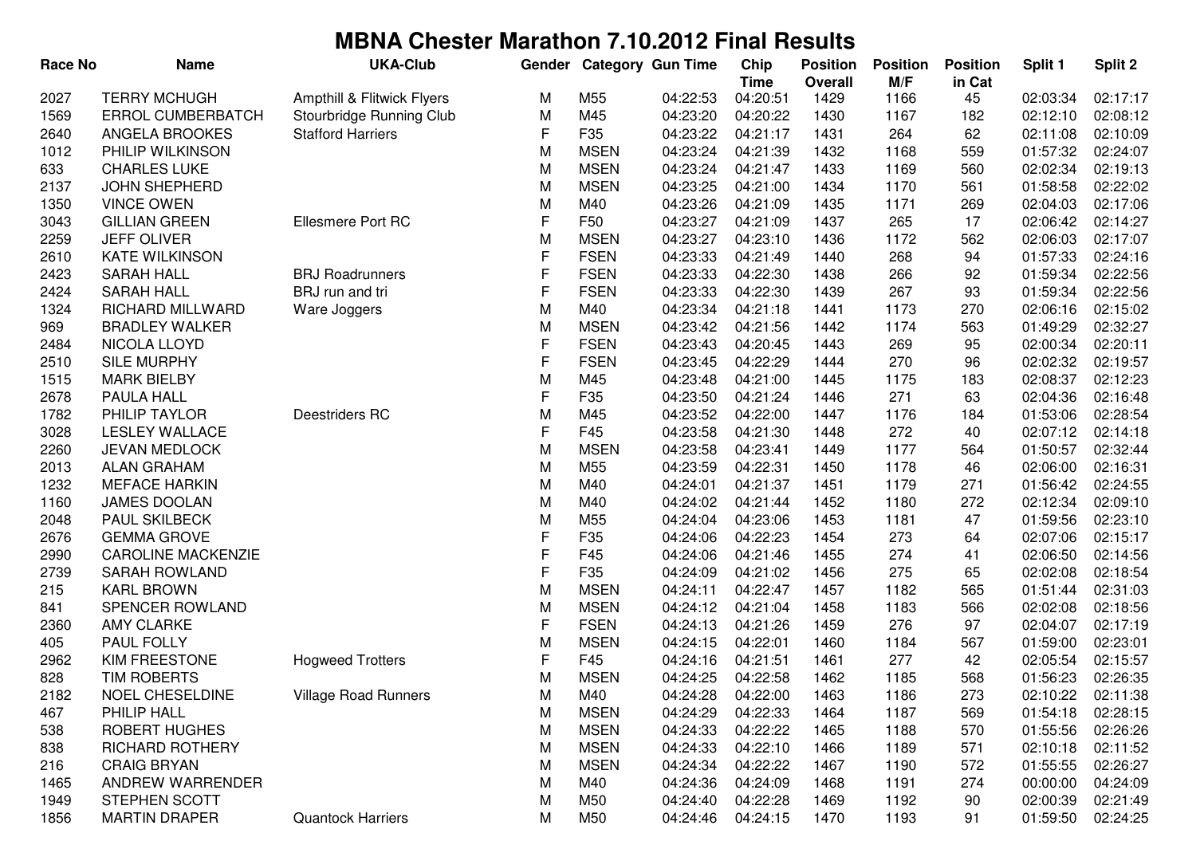# MBNA Chester Marathon 7.10.2012 Final Results

| Race No | Name | UKA-Club | Gender | Category | Gun Time | Chip Time | Position Overall | Position M/F | Position in Cat | Split 1 | Split 2 |
|---|---|---|---|---|---|---|---|---|---|---|---|
| 2027 | TERRY MCHUGH | Ampthill & Flitwick Flyers | M | M55 | 04:22:53 | 04:20:51 | 1429 | 1166 | 45 | 02:03:34 | 02:17:17 |
| 1569 | ERROL CUMBERBATCH | Stourbridge Running Club | M | M45 | 04:23:20 | 04:20:22 | 1430 | 1167 | 182 | 02:12:10 | 02:08:12 |
| 2640 | ANGELA BROOKES | Stafford Harriers | F | F35 | 04:23:22 | 04:21:17 | 1431 | 264 | 62 | 02:11:08 | 02:10:09 |
| 1012 | PHILIP WILKINSON | | M | MSEN | 04:23:24 | 04:21:39 | 1432 | 1168 | 559 | 01:57:32 | 02:24:07 |
| 633 | CHARLES LUKE | | M | MSEN | 04:23:24 | 04:21:47 | 1433 | 1169 | 560 | 02:02:34 | 02:19:13 |
| 2137 | JOHN SHEPHERD | | M | MSEN | 04:23:25 | 04:21:00 | 1434 | 1170 | 561 | 01:58:58 | 02:22:02 |
| 1350 | VINCE OWEN | | M | M40 | 04:23:26 | 04:21:09 | 1435 | 1171 | 269 | 02:04:03 | 02:17:06 |
| 3043 | GILLIAN GREEN | Ellesmere Port RC | F | F50 | 04:23:27 | 04:21:09 | 1437 | 265 | 17 | 02:06:42 | 02:14:27 |
| 2259 | JEFF OLIVER | | M | MSEN | 04:23:27 | 04:23:10 | 1436 | 1172 | 562 | 02:06:03 | 02:17:07 |
| 2610 | KATE WILKINSON | | F | FSEN | 04:23:33 | 04:21:49 | 1440 | 268 | 94 | 01:57:33 | 02:24:16 |
| 2423 | SARAH HALL | BRJ Roadrunners | F | FSEN | 04:23:33 | 04:22:30 | 1438 | 266 | 92 | 01:59:34 | 02:22:56 |
| 2424 | SARAH HALL | BRJ run and tri | F | FSEN | 04:23:33 | 04:22:30 | 1439 | 267 | 93 | 01:59:34 | 02:22:56 |
| 1324 | RICHARD MILLWARD | Ware Joggers | M | M40 | 04:23:34 | 04:21:18 | 1441 | 1173 | 270 | 02:06:16 | 02:15:02 |
| 969 | BRADLEY WALKER | | M | MSEN | 04:23:42 | 04:21:56 | 1442 | 1174 | 563 | 01:49:29 | 02:32:27 |
| 2484 | NICOLA LLOYD | | F | FSEN | 04:23:43 | 04:20:45 | 1443 | 269 | 95 | 02:00:34 | 02:20:11 |
| 2510 | SILE MURPHY | | F | FSEN | 04:23:45 | 04:22:29 | 1444 | 270 | 96 | 02:02:32 | 02:19:57 |
| 1515 | MARK BIELBY | | M | M45 | 04:23:48 | 04:21:00 | 1445 | 1175 | 183 | 02:08:37 | 02:12:23 |
| 2678 | PAULA HALL | | F | F35 | 04:23:50 | 04:21:24 | 1446 | 271 | 63 | 02:04:36 | 02:16:48 |
| 1782 | PHILIP TAYLOR | Deestriders RC | M | M45 | 04:23:52 | 04:22:00 | 1447 | 1176 | 184 | 01:53:06 | 02:28:54 |
| 3028 | LESLEY WALLACE | | F | F45 | 04:23:58 | 04:21:30 | 1448 | 272 | 40 | 02:07:12 | 02:14:18 |
| 2260 | JEVAN MEDLOCK | | M | MSEN | 04:23:58 | 04:23:41 | 1449 | 1177 | 564 | 01:50:57 | 02:32:44 |
| 2013 | ALAN GRAHAM | | M | M55 | 04:23:59 | 04:22:31 | 1450 | 1178 | 46 | 02:06:00 | 02:16:31 |
| 1232 | MEFACE HARKIN | | M | M40 | 04:24:01 | 04:21:37 | 1451 | 1179 | 271 | 01:56:42 | 02:24:55 |
| 1160 | JAMES DOOLAN | | M | M40 | 04:24:02 | 04:21:44 | 1452 | 1180 | 272 | 02:12:34 | 02:09:10 |
| 2048 | PAUL SKILBECK | | M | M55 | 04:24:04 | 04:23:06 | 1453 | 1181 | 47 | 01:59:56 | 02:23:10 |
| 2676 | GEMMA GROVE | | F | F35 | 04:24:06 | 04:22:23 | 1454 | 273 | 64 | 02:07:06 | 02:15:17 |
| 2990 | CAROLINE MACKENZIE | | F | F45 | 04:24:06 | 04:21:46 | 1455 | 274 | 41 | 02:06:50 | 02:14:56 |
| 2739 | SARAH ROWLAND | | F | F35 | 04:24:09 | 04:21:02 | 1456 | 275 | 65 | 02:02:08 | 02:18:54 |
| 215 | KARL BROWN | | M | MSEN | 04:24:11 | 04:22:47 | 1457 | 1182 | 565 | 01:51:44 | 02:31:03 |
| 841 | SPENCER ROWLAND | | M | MSEN | 04:24:12 | 04:21:04 | 1458 | 1183 | 566 | 02:02:08 | 02:18:56 |
| 2360 | AMY CLARKE | | F | FSEN | 04:24:13 | 04:21:26 | 1459 | 276 | 97 | 02:04:07 | 02:17:19 |
| 405 | PAUL FOLLY | | M | MSEN | 04:24:15 | 04:22:01 | 1460 | 1184 | 567 | 01:59:00 | 02:23:01 |
| 2962 | KIM FREESTONE | Hogweed Trotters | F | F45 | 04:24:16 | 04:21:51 | 1461 | 277 | 42 | 02:05:54 | 02:15:57 |
| 828 | TIM ROBERTS | | M | MSEN | 04:24:25 | 04:22:58 | 1462 | 1185 | 568 | 01:56:23 | 02:26:35 |
| 2182 | NOEL CHESELDINE | Village Road Runners | M | M40 | 04:24:28 | 04:22:00 | 1463 | 1186 | 273 | 02:10:22 | 02:11:38 |
| 467 | PHILIP HALL | | M | MSEN | 04:24:29 | 04:22:33 | 1464 | 1187 | 569 | 01:54:18 | 02:28:15 |
| 538 | ROBERT HUGHES | | M | MSEN | 04:24:33 | 04:22:22 | 1465 | 1188 | 570 | 01:55:56 | 02:26:26 |
| 838 | RICHARD ROTHERY | | M | MSEN | 04:24:33 | 04:22:10 | 1466 | 1189 | 571 | 02:10:18 | 02:11:52 |
| 216 | CRAIG BRYAN | | M | MSEN | 04:24:34 | 04:22:22 | 1467 | 1190 | 572 | 01:55:55 | 02:26:27 |
| 1465 | ANDREW WARRENDER | | M | M40 | 04:24:36 | 04:24:09 | 1468 | 1191 | 274 | 00:00:00 | 04:24:09 |
| 1949 | STEPHEN SCOTT | | M | M50 | 04:24:40 | 04:22:28 | 1469 | 1192 | 90 | 02:00:39 | 02:21:49 |
| 1856 | MARTIN DRAPER | Quantock Harriers | M | M50 | 04:24:46 | 04:24:15 | 1470 | 1193 | 91 | 01:59:50 | 02:24:25 |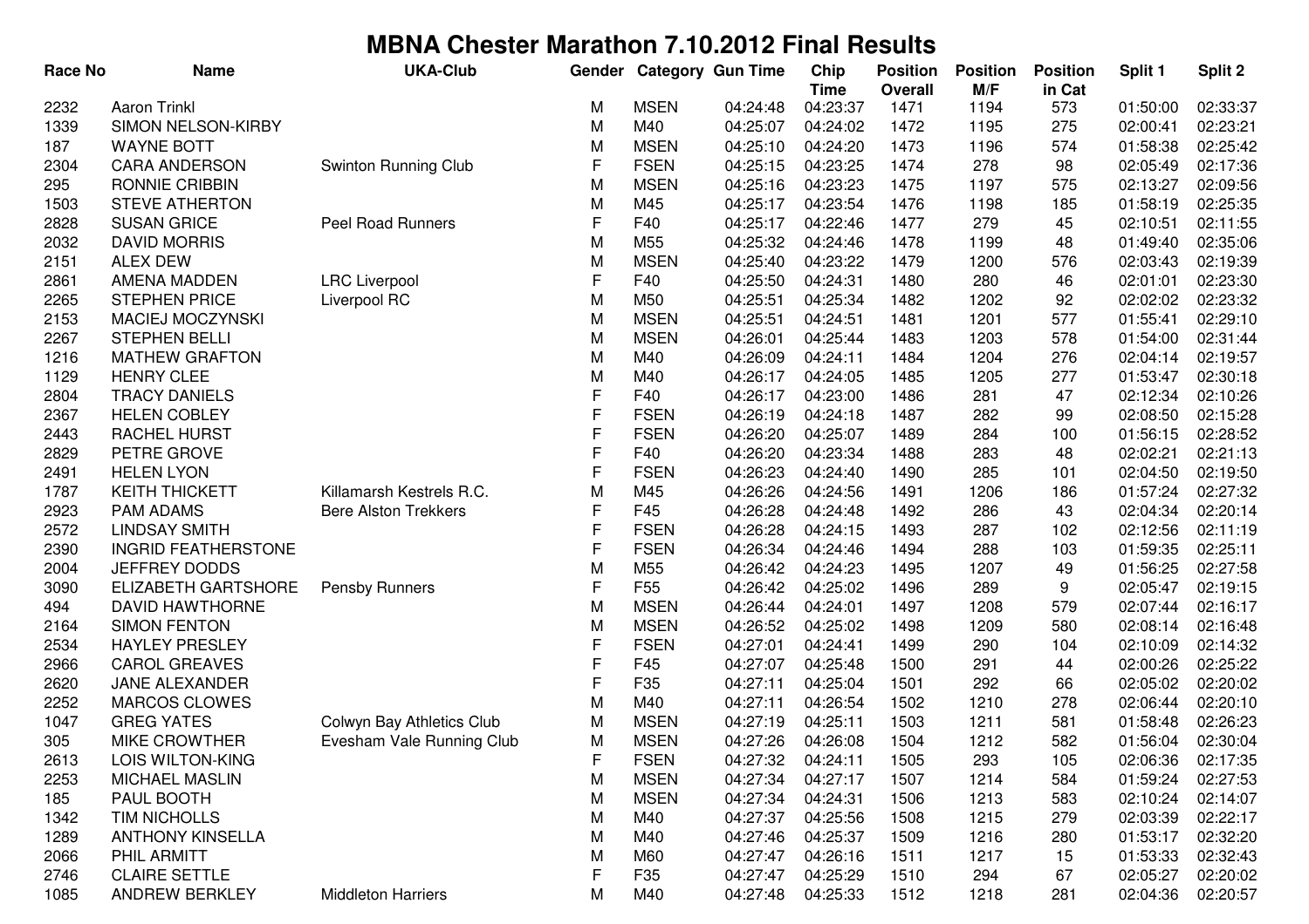# MBNA Chester Marathon 7.10.2012 Final Results

| Race No | Name | UKA-Club | Gender | Category | Gun Time | Chip Time | Position Overall | Position M/F | Position in Cat | Split 1 | Split 2 |
|---|---|---|---|---|---|---|---|---|---|---|---|
| 2232 | Aaron Trinkl | | M | MSEN | 04:24:48 | 04:23:37 | 1471 | 1194 | 573 | 01:50:00 | 02:33:37 |
| 1339 | SIMON NELSON-KIRBY | | M | M40 | 04:25:07 | 04:24:02 | 1472 | 1195 | 275 | 02:00:41 | 02:23:21 |
| 187 | WAYNE BOTT | | M | MSEN | 04:25:10 | 04:24:20 | 1473 | 1196 | 574 | 01:58:38 | 02:25:42 |
| 2304 | CARA ANDERSON | Swinton Running Club | F | FSEN | 04:25:15 | 04:23:25 | 1474 | 278 | 98 | 02:05:49 | 02:17:36 |
| 295 | RONNIE CRIBBIN | | M | MSEN | 04:25:16 | 04:23:23 | 1475 | 1197 | 575 | 02:13:27 | 02:09:56 |
| 1503 | STEVE ATHERTON | | M | M45 | 04:25:17 | 04:23:54 | 1476 | 1198 | 185 | 01:58:19 | 02:25:35 |
| 2828 | SUSAN GRICE | Peel Road Runners | F | F40 | 04:25:17 | 04:22:46 | 1477 | 279 | 45 | 02:10:51 | 02:11:55 |
| 2032 | DAVID MORRIS | | M | M55 | 04:25:32 | 04:24:46 | 1478 | 1199 | 48 | 01:49:40 | 02:35:06 |
| 2151 | ALEX DEW | | M | MSEN | 04:25:40 | 04:23:22 | 1479 | 1200 | 576 | 02:03:43 | 02:19:39 |
| 2861 | AMENA MADDEN | LRC Liverpool | F | F40 | 04:25:50 | 04:24:31 | 1480 | 280 | 46 | 02:01:01 | 02:23:30 |
| 2265 | STEPHEN PRICE | Liverpool RC | M | M50 | 04:25:51 | 04:25:34 | 1482 | 1202 | 92 | 02:02:02 | 02:23:32 |
| 2153 | MACIEJ MOCZYNSKI | | M | MSEN | 04:25:51 | 04:24:51 | 1481 | 1201 | 577 | 01:55:41 | 02:29:10 |
| 2267 | STEPHEN BELLI | | M | MSEN | 04:26:01 | 04:25:44 | 1483 | 1203 | 578 | 01:54:00 | 02:31:44 |
| 1216 | MATHEW GRAFTON | | M | M40 | 04:26:09 | 04:24:11 | 1484 | 1204 | 276 | 02:04:14 | 02:19:57 |
| 1129 | HENRY CLEE | | M | M40 | 04:26:17 | 04:24:05 | 1485 | 1205 | 277 | 01:53:47 | 02:30:18 |
| 2804 | TRACY DANIELS | | F | F40 | 04:26:17 | 04:23:00 | 1486 | 281 | 47 | 02:12:34 | 02:10:26 |
| 2367 | HELEN COBLEY | | F | FSEN | 04:26:19 | 04:24:18 | 1487 | 282 | 99 | 02:08:50 | 02:15:28 |
| 2443 | RACHEL HURST | | F | FSEN | 04:26:20 | 04:25:07 | 1489 | 284 | 100 | 01:56:15 | 02:28:52 |
| 2829 | PETRE GROVE | | F | F40 | 04:26:20 | 04:23:34 | 1488 | 283 | 48 | 02:02:21 | 02:21:13 |
| 2491 | HELEN LYON | | F | FSEN | 04:26:23 | 04:24:40 | 1490 | 285 | 101 | 02:04:50 | 02:19:50 |
| 1787 | KEITH THICKETT | Killamarsh Kestrels R.C. | M | M45 | 04:26:26 | 04:24:56 | 1491 | 1206 | 186 | 01:57:24 | 02:27:32 |
| 2923 | PAM ADAMS | Bere Alston Trekkers | F | F45 | 04:26:28 | 04:24:48 | 1492 | 286 | 43 | 02:04:34 | 02:20:14 |
| 2572 | LINDSAY SMITH | | F | FSEN | 04:26:28 | 04:24:15 | 1493 | 287 | 102 | 02:12:56 | 02:11:19 |
| 2390 | INGRID FEATHERSTONE | | F | FSEN | 04:26:34 | 04:24:46 | 1494 | 288 | 103 | 01:59:35 | 02:25:11 |
| 2004 | JEFFREY DODDS | | M | M55 | 04:26:42 | 04:24:23 | 1495 | 1207 | 49 | 01:56:25 | 02:27:58 |
| 3090 | ELIZABETH GARTSHORE | Pensby Runners | F | F55 | 04:26:42 | 04:25:02 | 1496 | 289 | 9 | 02:05:47 | 02:19:15 |
| 494 | DAVID HAWTHORNE | | M | MSEN | 04:26:44 | 04:24:01 | 1497 | 1208 | 579 | 02:07:44 | 02:16:17 |
| 2164 | SIMON FENTON | | M | MSEN | 04:26:52 | 04:25:02 | 1498 | 1209 | 580 | 02:08:14 | 02:16:48 |
| 2534 | HAYLEY PRESLEY | | F | FSEN | 04:27:01 | 04:24:41 | 1499 | 290 | 104 | 02:10:09 | 02:14:32 |
| 2966 | CAROL GREAVES | | F | F45 | 04:27:07 | 04:25:48 | 1500 | 291 | 44 | 02:00:26 | 02:25:22 |
| 2620 | JANE ALEXANDER | | F | F35 | 04:27:11 | 04:25:04 | 1501 | 292 | 66 | 02:05:02 | 02:20:02 |
| 2252 | MARCOS CLOWES | | M | M40 | 04:27:11 | 04:26:54 | 1502 | 1210 | 278 | 02:06:44 | 02:20:10 |
| 1047 | GREG YATES | Colwyn Bay Athletics Club | M | MSEN | 04:27:19 | 04:25:11 | 1503 | 1211 | 581 | 01:58:48 | 02:26:23 |
| 305 | MIKE CROWTHER | Evesham Vale Running Club | M | MSEN | 04:27:26 | 04:26:08 | 1504 | 1212 | 582 | 01:56:04 | 02:30:04 |
| 2613 | LOIS WILTON-KING | | F | FSEN | 04:27:32 | 04:24:11 | 1505 | 293 | 105 | 02:06:36 | 02:17:35 |
| 2253 | MICHAEL MASLIN | | M | MSEN | 04:27:34 | 04:27:17 | 1507 | 1214 | 584 | 01:59:24 | 02:27:53 |
| 185 | PAUL BOOTH | | M | MSEN | 04:27:34 | 04:24:31 | 1506 | 1213 | 583 | 02:10:24 | 02:14:07 |
| 1342 | TIM NICHOLLS | | M | M40 | 04:27:37 | 04:25:56 | 1508 | 1215 | 279 | 02:03:39 | 02:22:17 |
| 1289 | ANTHONY KINSELLA | | M | M40 | 04:27:46 | 04:25:37 | 1509 | 1216 | 280 | 01:53:17 | 02:32:20 |
| 2066 | PHIL ARMITT | | M | M60 | 04:27:47 | 04:26:16 | 1511 | 1217 | 15 | 01:53:33 | 02:32:43 |
| 2746 | CLAIRE SETTLE | | F | F35 | 04:27:47 | 04:25:29 | 1510 | 294 | 67 | 02:05:27 | 02:20:02 |
| 1085 | ANDREW BERKLEY | Middleton Harriers | M | M40 | 04:27:48 | 04:25:33 | 1512 | 1218 | 281 | 02:04:36 | 02:20:57 |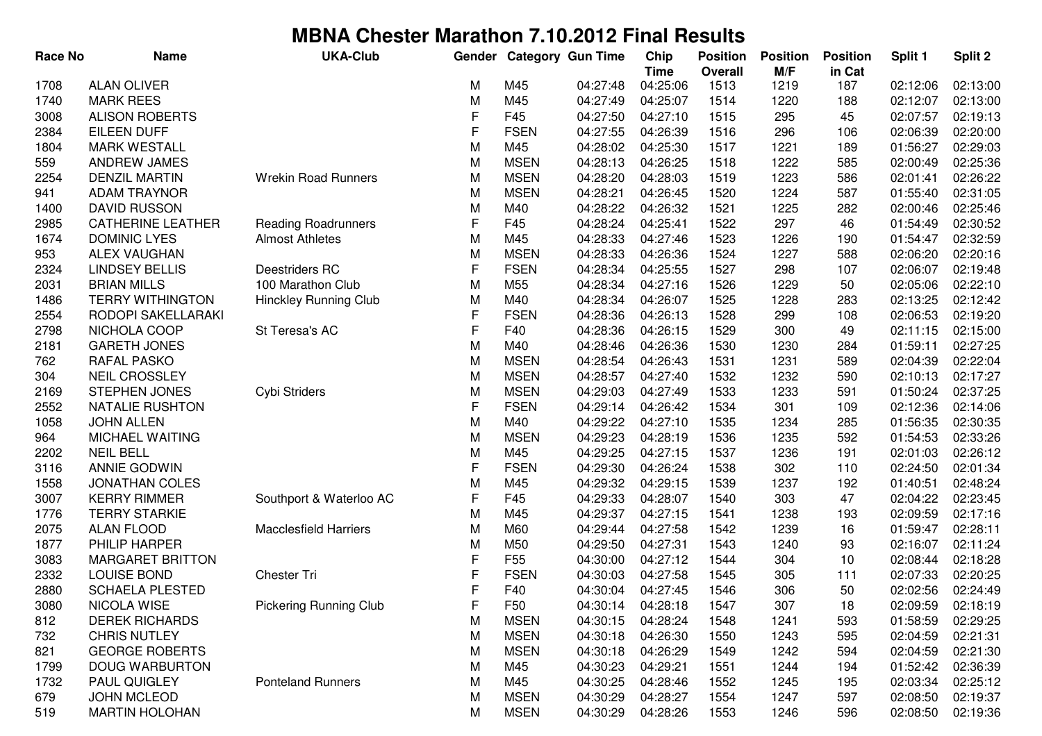# MBNA Chester Marathon 7.10.2012 Final Results

| Race No | Name | UKA-Club | Gender | Category | Gun Time | Chip Time | Position Overall | Position M/F | Position in Cat | Split 1 | Split 2 |
|---|---|---|---|---|---|---|---|---|---|---|---|
| 1708 | ALAN OLIVER | | M | M45 | 04:27:48 | 04:25:06 | 1513 | 1219 | 187 | 02:12:06 | 02:13:00 |
| 1740 | MARK REES | | M | M45 | 04:27:49 | 04:25:07 | 1514 | 1220 | 188 | 02:12:07 | 02:13:00 |
| 3008 | ALISON ROBERTS | | F | F45 | 04:27:50 | 04:27:10 | 1515 | 295 | 45 | 02:07:57 | 02:19:13 |
| 2384 | EILEEN DUFF | | F | FSEN | 04:27:55 | 04:26:39 | 1516 | 296 | 106 | 02:06:39 | 02:20:00 |
| 1804 | MARK WESTALL | | M | M45 | 04:28:02 | 04:25:30 | 1517 | 1221 | 189 | 01:56:27 | 02:29:03 |
| 559 | ANDREW JAMES | | M | MSEN | 04:28:13 | 04:26:25 | 1518 | 1222 | 585 | 02:00:49 | 02:25:36 |
| 2254 | DENZIL MARTIN | Wrekin Road Runners | M | MSEN | 04:28:20 | 04:28:03 | 1519 | 1223 | 586 | 02:01:41 | 02:26:22 |
| 941 | ADAM TRAYNOR | | M | MSEN | 04:28:21 | 04:26:45 | 1520 | 1224 | 587 | 01:55:40 | 02:31:05 |
| 1400 | DAVID RUSSON | | M | M40 | 04:28:22 | 04:26:32 | 1521 | 1225 | 282 | 02:00:46 | 02:25:46 |
| 2985 | CATHERINE LEATHER | Reading Roadrunners | F | F45 | 04:28:24 | 04:25:41 | 1522 | 297 | 46 | 01:54:49 | 02:30:52 |
| 1674 | DOMINIC LYES | Almost Athletes | M | M45 | 04:28:33 | 04:27:46 | 1523 | 1226 | 190 | 01:54:47 | 02:32:59 |
| 953 | ALEX VAUGHAN | | M | MSEN | 04:28:33 | 04:26:36 | 1524 | 1227 | 588 | 02:06:20 | 02:20:16 |
| 2324 | LINDSEY BELLIS | Deestriders RC | F | FSEN | 04:28:34 | 04:25:55 | 1527 | 298 | 107 | 02:06:07 | 02:19:48 |
| 2031 | BRIAN MILLS | 100 Marathon Club | M | M55 | 04:28:34 | 04:27:16 | 1526 | 1229 | 50 | 02:05:06 | 02:22:10 |
| 1486 | TERRY WITHINGTON | Hinckley Running Club | M | M40 | 04:28:34 | 04:26:07 | 1525 | 1228 | 283 | 02:13:25 | 02:12:42 |
| 2554 | RODOPI SAKELLARAKI | | F | FSEN | 04:28:36 | 04:26:13 | 1528 | 299 | 108 | 02:06:53 | 02:19:20 |
| 2798 | NICHOLA COOP | St Teresa's AC | F | F40 | 04:28:36 | 04:26:15 | 1529 | 300 | 49 | 02:11:15 | 02:15:00 |
| 2181 | GARETH JONES | | M | M40 | 04:28:46 | 04:26:36 | 1530 | 1230 | 284 | 01:59:11 | 02:27:25 |
| 762 | RAFAL PASKO | | M | MSEN | 04:28:54 | 04:26:43 | 1531 | 1231 | 589 | 02:04:39 | 02:22:04 |
| 304 | NEIL CROSSLEY | | M | MSEN | 04:28:57 | 04:27:40 | 1532 | 1232 | 590 | 02:10:13 | 02:17:27 |
| 2169 | STEPHEN JONES | Cybi Striders | M | MSEN | 04:29:03 | 04:27:49 | 1533 | 1233 | 591 | 01:50:24 | 02:37:25 |
| 2552 | NATALIE RUSHTON | | F | FSEN | 04:29:14 | 04:26:42 | 1534 | 301 | 109 | 02:12:36 | 02:14:06 |
| 1058 | JOHN ALLEN | | M | M40 | 04:29:22 | 04:27:10 | 1535 | 1234 | 285 | 01:56:35 | 02:30:35 |
| 964 | MICHAEL WAITING | | M | MSEN | 04:29:23 | 04:28:19 | 1536 | 1235 | 592 | 01:54:53 | 02:33:26 |
| 2202 | NEIL BELL | | M | M45 | 04:29:25 | 04:27:15 | 1537 | 1236 | 191 | 02:01:03 | 02:26:12 |
| 3116 | ANNIE GODWIN | | F | FSEN | 04:29:30 | 04:26:24 | 1538 | 302 | 110 | 02:24:50 | 02:01:34 |
| 1558 | JONATHAN COLES | | M | M45 | 04:29:32 | 04:29:15 | 1539 | 1237 | 192 | 01:40:51 | 02:48:24 |
| 3007 | KERRY RIMMER | Southport & Waterloo AC | F | F45 | 04:29:33 | 04:28:07 | 1540 | 303 | 47 | 02:04:22 | 02:23:45 |
| 1776 | TERRY STARKIE | | M | M45 | 04:29:37 | 04:27:15 | 1541 | 1238 | 193 | 02:09:59 | 02:17:16 |
| 2075 | ALAN FLOOD | Macclesfield Harriers | M | M60 | 04:29:44 | 04:27:58 | 1542 | 1239 | 16 | 01:59:47 | 02:28:11 |
| 1877 | PHILIP HARPER | | M | M50 | 04:29:50 | 04:27:31 | 1543 | 1240 | 93 | 02:16:07 | 02:11:24 |
| 3083 | MARGARET BRITTON | | F | F55 | 04:30:00 | 04:27:12 | 1544 | 304 | 10 | 02:08:44 | 02:18:28 |
| 2332 | LOUISE BOND | Chester Tri | F | FSEN | 04:30:03 | 04:27:58 | 1545 | 305 | 111 | 02:07:33 | 02:20:25 |
| 2880 | SCHAELA PLESTED | | F | F40 | 04:30:04 | 04:27:45 | 1546 | 306 | 50 | 02:02:56 | 02:24:49 |
| 3080 | NICOLA WISE | Pickering Running Club | F | F50 | 04:30:14 | 04:28:18 | 1547 | 307 | 18 | 02:09:59 | 02:18:19 |
| 812 | DEREK RICHARDS | | M | MSEN | 04:30:15 | 04:28:24 | 1548 | 1241 | 593 | 01:58:59 | 02:29:25 |
| 732 | CHRIS NUTLEY | | M | MSEN | 04:30:18 | 04:26:30 | 1550 | 1243 | 595 | 02:04:59 | 02:21:31 |
| 821 | GEORGE ROBERTS | | M | MSEN | 04:30:18 | 04:26:29 | 1549 | 1242 | 594 | 02:04:59 | 02:21:30 |
| 1799 | DOUG WARBURTON | | M | M45 | 04:30:23 | 04:29:21 | 1551 | 1244 | 194 | 01:52:42 | 02:36:39 |
| 1732 | PAUL QUIGLEY | Ponteland Runners | M | M45 | 04:30:25 | 04:28:46 | 1552 | 1245 | 195 | 02:03:34 | 02:25:12 |
| 679 | JOHN MCLEOD | | M | MSEN | 04:30:29 | 04:28:27 | 1554 | 1247 | 597 | 02:08:50 | 02:19:37 |
| 519 | MARTIN HOLOHAN | | M | MSEN | 04:30:29 | 04:28:26 | 1553 | 1246 | 596 | 02:08:50 | 02:19:36 |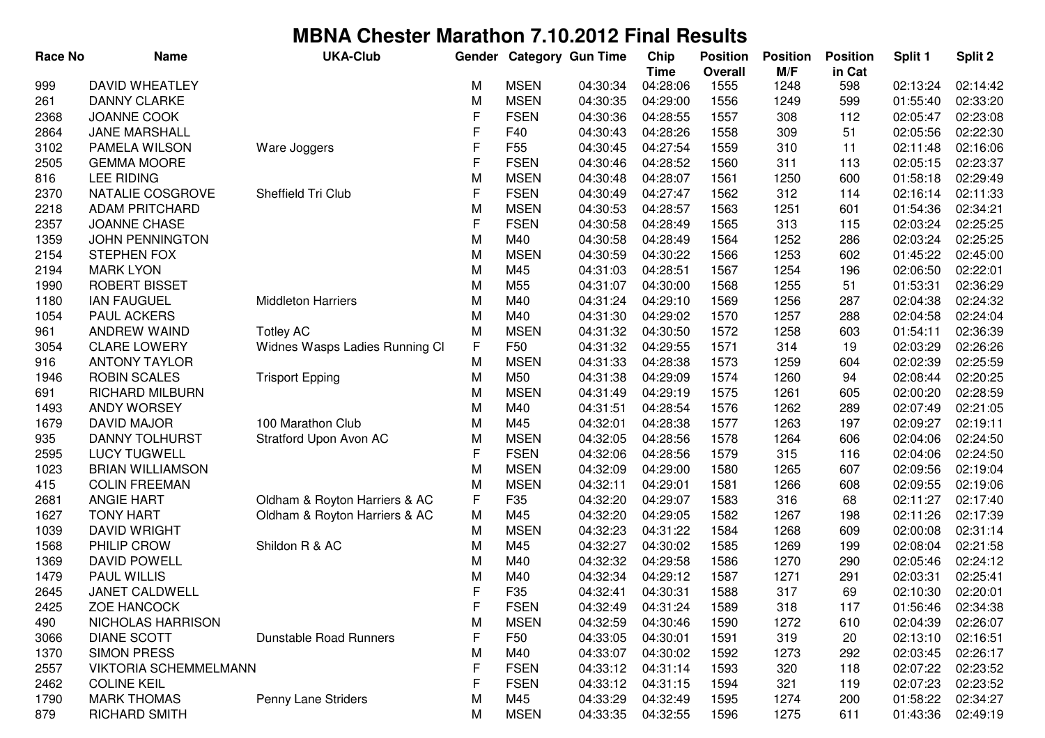# MBNA Chester Marathon 7.10.2012 Final Results

| Race No | Name | UKA-Club | Gender | Category | Gun Time | Chip Time | Position Overall | Position M/F | Position in Cat | Split 1 | Split 2 |
|---|---|---|---|---|---|---|---|---|---|---|---|
| 999 | DAVID WHEATLEY | | M | MSEN | 04:30:34 | 04:28:06 | 1555 | 1248 | 598 | 02:13:24 | 02:14:42 |
| 261 | DANNY CLARKE | | M | MSEN | 04:30:35 | 04:29:00 | 1556 | 1249 | 599 | 01:55:40 | 02:33:20 |
| 2368 | JOANNE COOK | | F | FSEN | 04:30:36 | 04:28:55 | 1557 | 308 | 112 | 02:05:47 | 02:23:08 |
| 2864 | JANE MARSHALL | | F | F40 | 04:30:43 | 04:28:26 | 1558 | 309 | 51 | 02:05:56 | 02:22:30 |
| 3102 | PAMELA WILSON | Ware Joggers | F | F55 | 04:30:45 | 04:27:54 | 1559 | 310 | 11 | 02:11:48 | 02:16:06 |
| 2505 | GEMMA MOORE | | F | FSEN | 04:30:46 | 04:28:52 | 1560 | 311 | 113 | 02:05:15 | 02:23:37 |
| 816 | LEE RIDING | | M | MSEN | 04:30:48 | 04:28:07 | 1561 | 1250 | 600 | 01:58:18 | 02:29:49 |
| 2370 | NATALIE COSGROVE | Sheffield Tri Club | F | FSEN | 04:30:49 | 04:27:47 | 1562 | 312 | 114 | 02:16:14 | 02:11:33 |
| 2218 | ADAM PRITCHARD | | M | MSEN | 04:30:53 | 04:28:57 | 1563 | 1251 | 601 | 01:54:36 | 02:34:21 |
| 2357 | JOANNE CHASE | | F | FSEN | 04:30:58 | 04:28:49 | 1565 | 313 | 115 | 02:03:24 | 02:25:25 |
| 1359 | JOHN PENNINGTON | | M | M40 | 04:30:58 | 04:28:49 | 1564 | 1252 | 286 | 02:03:24 | 02:25:25 |
| 2154 | STEPHEN FOX | | M | MSEN | 04:30:59 | 04:30:22 | 1566 | 1253 | 602 | 01:45:22 | 02:45:00 |
| 2194 | MARK LYON | | M | M45 | 04:31:03 | 04:28:51 | 1567 | 1254 | 196 | 02:06:50 | 02:22:01 |
| 1990 | ROBERT BISSET | | M | M55 | 04:31:07 | 04:30:00 | 1568 | 1255 | 51 | 01:53:31 | 02:36:29 |
| 1180 | IAN FAUGUEL | Middleton Harriers | M | M40 | 04:31:24 | 04:29:10 | 1569 | 1256 | 287 | 02:04:38 | 02:24:32 |
| 1054 | PAUL ACKERS | | M | M40 | 04:31:30 | 04:29:02 | 1570 | 1257 | 288 | 02:04:58 | 02:24:04 |
| 961 | ANDREW WAIND | Totley AC | M | MSEN | 04:31:32 | 04:30:50 | 1572 | 1258 | 603 | 01:54:11 | 02:36:39 |
| 3054 | CLARE LOWERY | Widnes Wasps Ladies Running Cl | F | F50 | 04:31:32 | 04:29:55 | 1571 | 314 | 19 | 02:03:29 | 02:26:26 |
| 916 | ANTONY TAYLOR | | M | MSEN | 04:31:33 | 04:28:38 | 1573 | 1259 | 604 | 02:02:39 | 02:25:59 |
| 1946 | ROBIN SCALES | Trisport Epping | M | M50 | 04:31:38 | 04:29:09 | 1574 | 1260 | 94 | 02:08:44 | 02:20:25 |
| 691 | RICHARD MILBURN | | M | MSEN | 04:31:49 | 04:29:19 | 1575 | 1261 | 605 | 02:00:20 | 02:28:59 |
| 1493 | ANDY WORSEY | | M | M40 | 04:31:51 | 04:28:54 | 1576 | 1262 | 289 | 02:07:49 | 02:21:05 |
| 1679 | DAVID MAJOR | 100 Marathon Club | M | M45 | 04:32:01 | 04:28:38 | 1577 | 1263 | 197 | 02:09:27 | 02:19:11 |
| 935 | DANNY TOLHURST | Stratford Upon Avon AC | M | MSEN | 04:32:05 | 04:28:56 | 1578 | 1264 | 606 | 02:04:06 | 02:24:50 |
| 2595 | LUCY TUGWELL | | F | FSEN | 04:32:06 | 04:28:56 | 1579 | 315 | 116 | 02:04:06 | 02:24:50 |
| 1023 | BRIAN WILLIAMSON | | M | MSEN | 04:32:09 | 04:29:00 | 1580 | 1265 | 607 | 02:09:56 | 02:19:04 |
| 415 | COLIN FREEMAN | | M | MSEN | 04:32:11 | 04:29:01 | 1581 | 1266 | 608 | 02:09:55 | 02:19:06 |
| 2681 | ANGIE HART | Oldham & Royton Harriers & AC | F | F35 | 04:32:20 | 04:29:07 | 1583 | 316 | 68 | 02:11:27 | 02:17:40 |
| 1627 | TONY HART | Oldham & Royton Harriers & AC | M | M45 | 04:32:20 | 04:29:05 | 1582 | 1267 | 198 | 02:11:26 | 02:17:39 |
| 1039 | DAVID WRIGHT | | M | MSEN | 04:32:23 | 04:31:22 | 1584 | 1268 | 609 | 02:00:08 | 02:31:14 |
| 1568 | PHILIP CROW | Shildon R & AC | M | M45 | 04:32:27 | 04:30:02 | 1585 | 1269 | 199 | 02:08:04 | 02:21:58 |
| 1369 | DAVID POWELL | | M | M40 | 04:32:32 | 04:29:58 | 1586 | 1270 | 290 | 02:05:46 | 02:24:12 |
| 1479 | PAUL WILLIS | | M | M40 | 04:32:34 | 04:29:12 | 1587 | 1271 | 291 | 02:03:31 | 02:25:41 |
| 2645 | JANET CALDWELL | | F | F35 | 04:32:41 | 04:30:31 | 1588 | 317 | 69 | 02:10:30 | 02:20:01 |
| 2425 | ZOE HANCOCK | | F | FSEN | 04:32:49 | 04:31:24 | 1589 | 318 | 117 | 01:56:46 | 02:34:38 |
| 490 | NICHOLAS HARRISON | | M | MSEN | 04:32:59 | 04:30:46 | 1590 | 1272 | 610 | 02:04:39 | 02:26:07 |
| 3066 | DIANE SCOTT | Dunstable Road Runners | F | F50 | 04:33:05 | 04:30:01 | 1591 | 319 | 20 | 02:13:10 | 02:16:51 |
| 1370 | SIMON PRESS | | M | M40 | 04:33:07 | 04:30:02 | 1592 | 1273 | 292 | 02:03:45 | 02:26:17 |
| 2557 | VIKTORIA SCHEMMELMANN | | F | FSEN | 04:33:12 | 04:31:14 | 1593 | 320 | 118 | 02:07:22 | 02:23:52 |
| 2462 | COLINE KEIL | | F | FSEN | 04:33:12 | 04:31:15 | 1594 | 321 | 119 | 02:07:23 | 02:23:52 |
| 1790 | MARK THOMAS | Penny Lane Striders | M | M45 | 04:33:29 | 04:32:49 | 1595 | 1274 | 200 | 01:58:22 | 02:34:27 |
| 879 | RICHARD SMITH | | M | MSEN | 04:33:35 | 04:32:55 | 1596 | 1275 | 611 | 01:43:36 | 02:49:19 |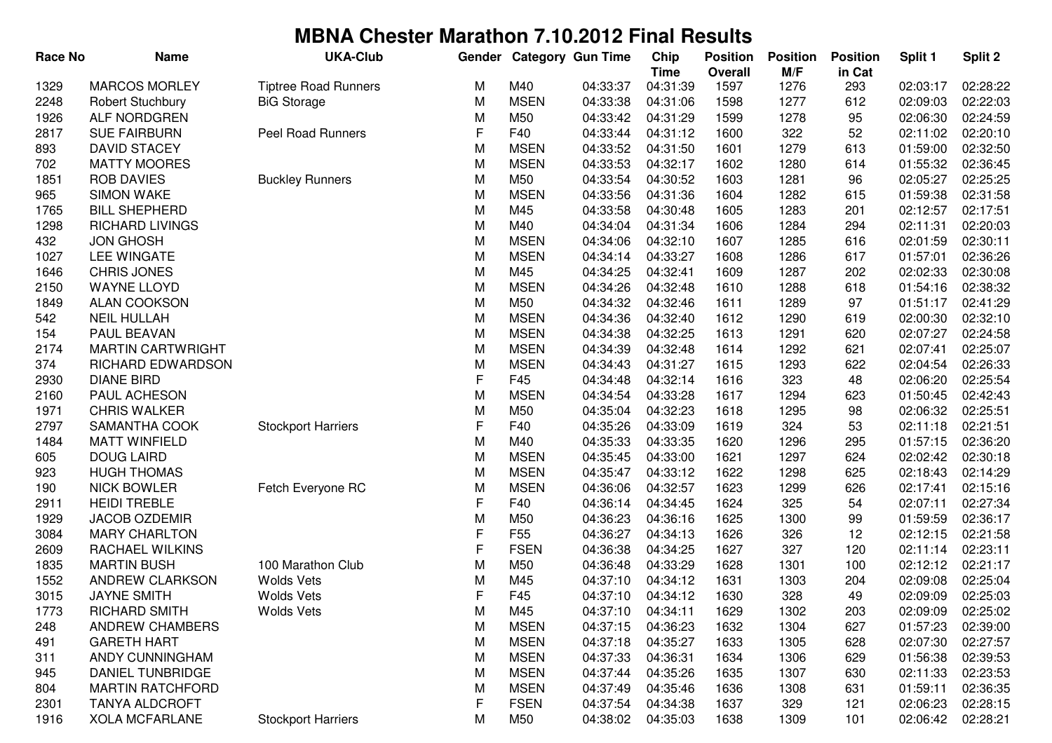# MBNA Chester Marathon 7.10.2012 Final Results

| Race No | Name | UKA-Club | Gender | Category | Gun Time | Chip Time | Position Overall | Position M/F | Position in Cat | Split 1 | Split 2 |
|---|---|---|---|---|---|---|---|---|---|---|---|
| 1329 | MARCOS MORLEY | Tiptree Road Runners | M | M40 | 04:33:37 | 04:31:39 | 1597 | 1276 | 293 | 02:03:17 | 02:28:22 |
| 2248 | Robert Stuchbury | BiG Storage | M | MSEN | 04:33:38 | 04:31:06 | 1598 | 1277 | 612 | 02:09:03 | 02:22:03 |
| 1926 | ALF NORDGREN | | M | M50 | 04:33:42 | 04:31:29 | 1599 | 1278 | 95 | 02:06:30 | 02:24:59 |
| 2817 | SUE FAIRBURN | Peel Road Runners | F | F40 | 04:33:44 | 04:31:12 | 1600 | 322 | 52 | 02:11:02 | 02:20:10 |
| 893 | DAVID STACEY | | M | MSEN | 04:33:52 | 04:31:50 | 1601 | 1279 | 613 | 01:59:00 | 02:32:50 |
| 702 | MATTY MOORES | | M | MSEN | 04:33:53 | 04:32:17 | 1602 | 1280 | 614 | 01:55:32 | 02:36:45 |
| 1851 | ROB DAVIES | Buckley Runners | M | M50 | 04:33:54 | 04:30:52 | 1603 | 1281 | 96 | 02:05:27 | 02:25:25 |
| 965 | SIMON WAKE | | M | MSEN | 04:33:56 | 04:31:36 | 1604 | 1282 | 615 | 01:59:38 | 02:31:58 |
| 1765 | BILL SHEPHERD | | M | M45 | 04:33:58 | 04:30:48 | 1605 | 1283 | 201 | 02:12:57 | 02:17:51 |
| 1298 | RICHARD LIVINGS | | M | M40 | 04:34:04 | 04:31:34 | 1606 | 1284 | 294 | 02:11:31 | 02:20:03 |
| 432 | JON GHOSH | | M | MSEN | 04:34:06 | 04:32:10 | 1607 | 1285 | 616 | 02:01:59 | 02:30:11 |
| 1027 | LEE WINGATE | | M | MSEN | 04:34:14 | 04:33:27 | 1608 | 1286 | 617 | 01:57:01 | 02:36:26 |
| 1646 | CHRIS JONES | | M | M45 | 04:34:25 | 04:32:41 | 1609 | 1287 | 202 | 02:02:33 | 02:30:08 |
| 2150 | WAYNE LLOYD | | M | MSEN | 04:34:26 | 04:32:48 | 1610 | 1288 | 618 | 01:54:16 | 02:38:32 |
| 1849 | ALAN COOKSON | | M | M50 | 04:34:32 | 04:32:46 | 1611 | 1289 | 97 | 01:51:17 | 02:41:29 |
| 542 | NEIL HULLAH | | M | MSEN | 04:34:36 | 04:32:40 | 1612 | 1290 | 619 | 02:00:30 | 02:32:10 |
| 154 | PAUL BEAVAN | | M | MSEN | 04:34:38 | 04:32:25 | 1613 | 1291 | 620 | 02:07:27 | 02:24:58 |
| 2174 | MARTIN CARTWRIGHT | | M | MSEN | 04:34:39 | 04:32:48 | 1614 | 1292 | 621 | 02:07:41 | 02:25:07 |
| 374 | RICHARD EDWARDSON | | M | MSEN | 04:34:43 | 04:31:27 | 1615 | 1293 | 622 | 02:04:54 | 02:26:33 |
| 2930 | DIANE BIRD | | F | F45 | 04:34:48 | 04:32:14 | 1616 | 323 | 48 | 02:06:20 | 02:25:54 |
| 2160 | PAUL ACHESON | | M | MSEN | 04:34:54 | 04:33:28 | 1617 | 1294 | 623 | 01:50:45 | 02:42:43 |
| 1971 | CHRIS WALKER | | M | M50 | 04:35:04 | 04:32:23 | 1618 | 1295 | 98 | 02:06:32 | 02:25:51 |
| 2797 | SAMANTHA COOK | Stockport Harriers | F | F40 | 04:35:26 | 04:33:09 | 1619 | 324 | 53 | 02:11:18 | 02:21:51 |
| 1484 | MATT WINFIELD | | M | M40 | 04:35:33 | 04:33:35 | 1620 | 1296 | 295 | 01:57:15 | 02:36:20 |
| 605 | DOUG LAIRD | | M | MSEN | 04:35:45 | 04:33:00 | 1621 | 1297 | 624 | 02:02:42 | 02:30:18 |
| 923 | HUGH THOMAS | | M | MSEN | 04:35:47 | 04:33:12 | 1622 | 1298 | 625 | 02:18:43 | 02:14:29 |
| 190 | NICK BOWLER | Fetch Everyone RC | M | MSEN | 04:36:06 | 04:32:57 | 1623 | 1299 | 626 | 02:17:41 | 02:15:16 |
| 2911 | HEIDI TREBLE | | F | F40 | 04:36:14 | 04:34:45 | 1624 | 325 | 54 | 02:07:11 | 02:27:34 |
| 1929 | JACOB OZDEMIR | | M | M50 | 04:36:23 | 04:36:16 | 1625 | 1300 | 99 | 01:59:59 | 02:36:17 |
| 3084 | MARY CHARLTON | | F | F55 | 04:36:27 | 04:34:13 | 1626 | 326 | 12 | 02:12:15 | 02:21:58 |
| 2609 | RACHAEL WILKINS | | F | FSEN | 04:36:38 | 04:34:25 | 1627 | 327 | 120 | 02:11:14 | 02:23:11 |
| 1835 | MARTIN BUSH | 100 Marathon Club | M | M50 | 04:36:48 | 04:33:29 | 1628 | 1301 | 100 | 02:12:12 | 02:21:17 |
| 1552 | ANDREW CLARKSON | Wolds Vets | M | M45 | 04:37:10 | 04:34:12 | 1631 | 1303 | 204 | 02:09:08 | 02:25:04 |
| 3015 | JAYNE SMITH | Wolds Vets | F | F45 | 04:37:10 | 04:34:12 | 1630 | 328 | 49 | 02:09:09 | 02:25:03 |
| 1773 | RICHARD SMITH | Wolds Vets | M | M45 | 04:37:10 | 04:34:11 | 1629 | 1302 | 203 | 02:09:09 | 02:25:02 |
| 248 | ANDREW CHAMBERS | | M | MSEN | 04:37:15 | 04:36:23 | 1632 | 1304 | 627 | 01:57:23 | 02:39:00 |
| 491 | GARETH HART | | M | MSEN | 04:37:18 | 04:35:27 | 1633 | 1305 | 628 | 02:07:30 | 02:27:57 |
| 311 | ANDY CUNNINGHAM | | M | MSEN | 04:37:33 | 04:36:31 | 1634 | 1306 | 629 | 01:56:38 | 02:39:53 |
| 945 | DANIEL TUNBRIDGE | | M | MSEN | 04:37:44 | 04:35:26 | 1635 | 1307 | 630 | 02:11:33 | 02:23:53 |
| 804 | MARTIN RATCHFORD | | M | MSEN | 04:37:49 | 04:35:46 | 1636 | 1308 | 631 | 01:59:11 | 02:36:35 |
| 2301 | TANYA ALDCROFT | | F | FSEN | 04:37:54 | 04:34:38 | 1637 | 329 | 121 | 02:06:23 | 02:28:15 |
| 1916 | XOLA MCFARLANE | Stockport Harriers | M | M50 | 04:38:02 | 04:35:03 | 1638 | 1309 | 101 | 02:06:42 | 02:28:21 |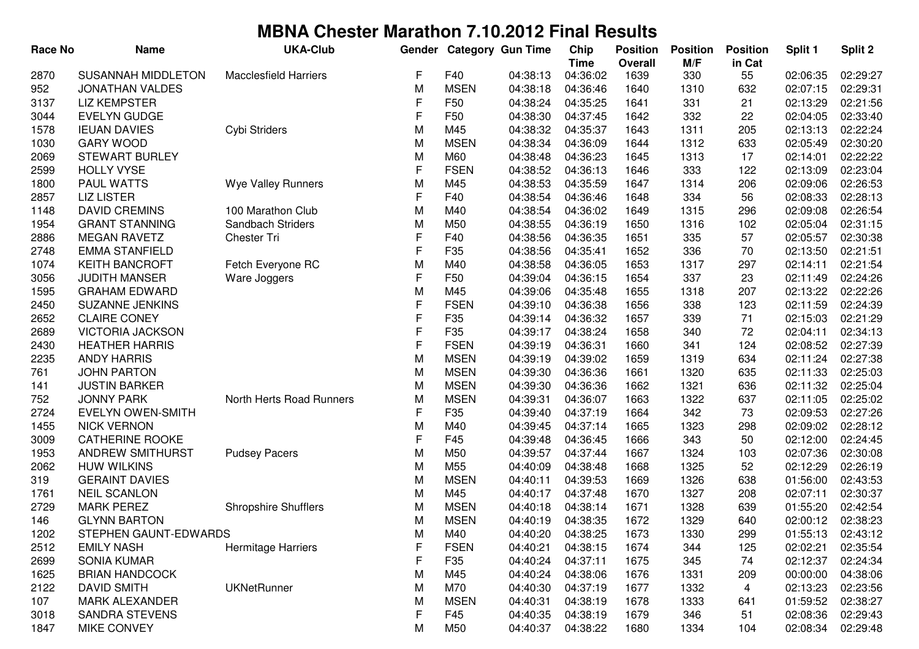# MBNA Chester Marathon 7.10.2012 Final Results

| Race No | Name | UKA-Club | Gender | Category | Gun Time | Chip Time | Position Overall | Position M/F | Position in Cat | Split 1 | Split 2 |
|---|---|---|---|---|---|---|---|---|---|---|---|
| 2870 | SUSANNAH MIDDLETON | Macclesfield Harriers | F | F40 | 04:38:13 | 04:36:02 | 1639 | 330 | 55 | 02:06:35 | 02:29:27 |
| 952 | JONATHAN VALDES | | M | MSEN | 04:38:18 | 04:36:46 | 1640 | 1310 | 632 | 02:07:15 | 02:29:31 |
| 3137 | LIZ KEMPSTER | | F | F50 | 04:38:24 | 04:35:25 | 1641 | 331 | 21 | 02:13:29 | 02:21:56 |
| 3044 | EVELYN GUDGE | | F | F50 | 04:38:30 | 04:37:45 | 1642 | 332 | 22 | 02:04:05 | 02:33:40 |
| 1578 | IEUAN DAVIES | Cybi Striders | M | M45 | 04:38:32 | 04:35:37 | 1643 | 1311 | 205 | 02:13:13 | 02:22:24 |
| 1030 | GARY WOOD | | M | MSEN | 04:38:34 | 04:36:09 | 1644 | 1312 | 633 | 02:05:49 | 02:30:20 |
| 2069 | STEWART BURLEY | | M | M60 | 04:38:48 | 04:36:23 | 1645 | 1313 | 17 | 02:14:01 | 02:22:22 |
| 2599 | HOLLY VYSE | | F | FSEN | 04:38:52 | 04:36:13 | 1646 | 333 | 122 | 02:13:09 | 02:23:04 |
| 1800 | PAUL WATTS | Wye Valley Runners | M | M45 | 04:38:53 | 04:35:59 | 1647 | 1314 | 206 | 02:09:06 | 02:26:53 |
| 2857 | LIZ LISTER | | F | F40 | 04:38:54 | 04:36:46 | 1648 | 334 | 56 | 02:08:33 | 02:28:13 |
| 1148 | DAVID CREMINS | 100 Marathon Club | M | M40 | 04:38:54 | 04:36:02 | 1649 | 1315 | 296 | 02:09:08 | 02:26:54 |
| 1954 | GRANT STANNING | Sandbach Striders | M | M50 | 04:38:55 | 04:36:19 | 1650 | 1316 | 102 | 02:05:04 | 02:31:15 |
| 2886 | MEGAN RAVETZ | Chester Tri | F | F40 | 04:38:56 | 04:36:35 | 1651 | 335 | 57 | 02:05:57 | 02:30:38 |
| 2748 | EMMA STANFIELD | | F | F35 | 04:38:56 | 04:35:41 | 1652 | 336 | 70 | 02:13:50 | 02:21:51 |
| 1074 | KEITH BANCROFT | Fetch Everyone RC | M | M40 | 04:38:58 | 04:36:05 | 1653 | 1317 | 297 | 02:14:11 | 02:21:54 |
| 3056 | JUDITH MANSER | Ware Joggers | F | F50 | 04:39:04 | 04:36:15 | 1654 | 337 | 23 | 02:11:49 | 02:24:26 |
| 1595 | GRAHAM EDWARD | | M | M45 | 04:39:06 | 04:35:48 | 1655 | 1318 | 207 | 02:13:22 | 02:22:26 |
| 2450 | SUZANNE JENKINS | | F | FSEN | 04:39:10 | 04:36:38 | 1656 | 338 | 123 | 02:11:59 | 02:24:39 |
| 2652 | CLAIRE CONEY | | F | F35 | 04:39:14 | 04:36:32 | 1657 | 339 | 71 | 02:15:03 | 02:21:29 |
| 2689 | VICTORIA JACKSON | | F | F35 | 04:39:17 | 04:38:24 | 1658 | 340 | 72 | 02:04:11 | 02:34:13 |
| 2430 | HEATHER HARRIS | | F | FSEN | 04:39:19 | 04:36:31 | 1660 | 341 | 124 | 02:08:52 | 02:27:39 |
| 2235 | ANDY HARRIS | | M | MSEN | 04:39:19 | 04:39:02 | 1659 | 1319 | 634 | 02:11:24 | 02:27:38 |
| 761 | JOHN PARTON | | M | MSEN | 04:39:30 | 04:36:36 | 1661 | 1320 | 635 | 02:11:33 | 02:25:03 |
| 141 | JUSTIN BARKER | | M | MSEN | 04:39:30 | 04:36:36 | 1662 | 1321 | 636 | 02:11:32 | 02:25:04 |
| 752 | JONNY PARK | North Herts Road Runners | M | MSEN | 04:39:31 | 04:36:07 | 1663 | 1322 | 637 | 02:11:05 | 02:25:02 |
| 2724 | EVELYN OWEN-SMITH | | F | F35 | 04:39:40 | 04:37:19 | 1664 | 342 | 73 | 02:09:53 | 02:27:26 |
| 1455 | NICK VERNON | | M | M40 | 04:39:45 | 04:37:14 | 1665 | 1323 | 298 | 02:09:02 | 02:28:12 |
| 3009 | CATHERINE ROOKE | | F | F45 | 04:39:48 | 04:36:45 | 1666 | 343 | 50 | 02:12:00 | 02:24:45 |
| 1953 | ANDREW SMITHURST | Pudsey Pacers | M | M50 | 04:39:57 | 04:37:44 | 1667 | 1324 | 103 | 02:07:36 | 02:30:08 |
| 2062 | HUW WILKINS | | M | M55 | 04:40:09 | 04:38:48 | 1668 | 1325 | 52 | 02:12:29 | 02:26:19 |
| 319 | GERAINT DAVIES | | M | MSEN | 04:40:11 | 04:39:53 | 1669 | 1326 | 638 | 01:56:00 | 02:43:53 |
| 1761 | NEIL SCANLON | | M | M45 | 04:40:17 | 04:37:48 | 1670 | 1327 | 208 | 02:07:11 | 02:30:37 |
| 2729 | MARK PEREZ | Shropshire Shufflers | M | MSEN | 04:40:18 | 04:38:14 | 1671 | 1328 | 639 | 01:55:20 | 02:42:54 |
| 146 | GLYNN BARTON | | M | MSEN | 04:40:19 | 04:38:35 | 1672 | 1329 | 640 | 02:00:12 | 02:38:23 |
| 1202 | STEPHEN GAUNT-EDWARDS | | M | M40 | 04:40:20 | 04:38:25 | 1673 | 1330 | 299 | 01:55:13 | 02:43:12 |
| 2512 | EMILY NASH | Hermitage Harriers | F | FSEN | 04:40:21 | 04:38:15 | 1674 | 344 | 125 | 02:02:21 | 02:35:54 |
| 2699 | SONIA KUMAR | | F | F35 | 04:40:24 | 04:37:11 | 1675 | 345 | 74 | 02:12:37 | 02:24:34 |
| 1625 | BRIAN HANDCOCK | | M | M45 | 04:40:24 | 04:38:06 | 1676 | 1331 | 209 | 00:00:00 | 04:38:06 |
| 2122 | DAVID SMITH | UKNetRunner | M | M70 | 04:40:30 | 04:37:19 | 1677 | 1332 | 4 | 02:13:23 | 02:23:56 |
| 107 | MARK ALEXANDER | | M | MSEN | 04:40:31 | 04:38:19 | 1678 | 1333 | 641 | 01:59:52 | 02:38:27 |
| 3018 | SANDRA STEVENS | | F | F45 | 04:40:35 | 04:38:19 | 1679 | 346 | 51 | 02:08:36 | 02:29:43 |
| 1847 | MIKE CONVEY | | M | M50 | 04:40:37 | 04:38:22 | 1680 | 1334 | 104 | 02:08:34 | 02:29:48 |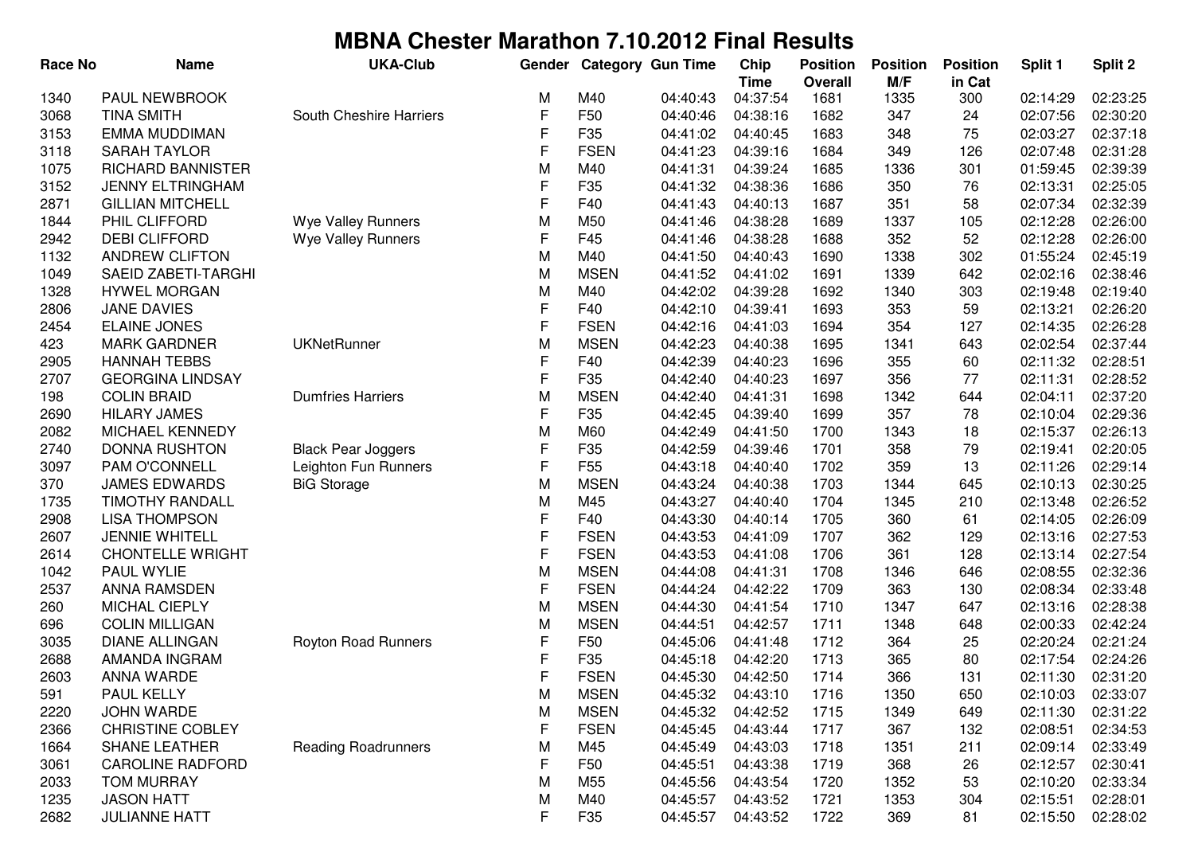# MBNA Chester Marathon 7.10.2012 Final Results

| Race No | Name | UKA-Club | Gender | Category | Gun Time | Chip Time | Position Overall | Position M/F | Position in Cat | Split 1 | Split 2 |
|---|---|---|---|---|---|---|---|---|---|---|---|
| 1340 | PAUL NEWBROOK | | M | M40 | 04:40:43 | 04:37:54 | 1681 | 1335 | 300 | 02:14:29 | 02:23:25 |
| 3068 | TINA SMITH | South Cheshire Harriers | F | F50 | 04:40:46 | 04:38:16 | 1682 | 347 | 24 | 02:07:56 | 02:30:20 |
| 3153 | EMMA MUDDIMAN | | F | F35 | 04:41:02 | 04:40:45 | 1683 | 348 | 75 | 02:03:27 | 02:37:18 |
| 3118 | SARAH TAYLOR | | F | FSEN | 04:41:23 | 04:39:16 | 1684 | 349 | 126 | 02:07:48 | 02:31:28 |
| 1075 | RICHARD BANNISTER | | M | M40 | 04:41:31 | 04:39:24 | 1685 | 1336 | 301 | 01:59:45 | 02:39:39 |
| 3152 | JENNY ELTRINGHAM | | F | F35 | 04:41:32 | 04:38:36 | 1686 | 350 | 76 | 02:13:31 | 02:25:05 |
| 2871 | GILLIAN MITCHELL | | F | F40 | 04:41:43 | 04:40:13 | 1687 | 351 | 58 | 02:07:34 | 02:32:39 |
| 1844 | PHIL CLIFFORD | Wye Valley Runners | M | M50 | 04:41:46 | 04:38:28 | 1689 | 1337 | 105 | 02:12:28 | 02:26:00 |
| 2942 | DEBI CLIFFORD | Wye Valley Runners | F | F45 | 04:41:46 | 04:38:28 | 1688 | 352 | 52 | 02:12:28 | 02:26:00 |
| 1132 | ANDREW CLIFTON | | M | M40 | 04:41:50 | 04:40:43 | 1690 | 1338 | 302 | 01:55:24 | 02:45:19 |
| 1049 | SAEID ZABETI-TARGHI | | M | MSEN | 04:41:52 | 04:41:02 | 1691 | 1339 | 642 | 02:02:16 | 02:38:46 |
| 1328 | HYWEL MORGAN | | M | M40 | 04:42:02 | 04:39:28 | 1692 | 1340 | 303 | 02:19:48 | 02:19:40 |
| 2806 | JANE DAVIES | | F | F40 | 04:42:10 | 04:39:41 | 1693 | 353 | 59 | 02:13:21 | 02:26:20 |
| 2454 | ELAINE JONES | | F | FSEN | 04:42:16 | 04:41:03 | 1694 | 354 | 127 | 02:14:35 | 02:26:28 |
| 423 | MARK GARDNER | UKNetRunner | M | MSEN | 04:42:23 | 04:40:38 | 1695 | 1341 | 643 | 02:02:54 | 02:37:44 |
| 2905 | HANNAH TEBBS | | F | F40 | 04:42:39 | 04:40:23 | 1696 | 355 | 60 | 02:11:32 | 02:28:51 |
| 2707 | GEORGINA LINDSAY | | F | F35 | 04:42:40 | 04:40:23 | 1697 | 356 | 77 | 02:11:31 | 02:28:52 |
| 198 | COLIN BRAID | Dumfries Harriers | M | MSEN | 04:42:40 | 04:41:31 | 1698 | 1342 | 644 | 02:04:11 | 02:37:20 |
| 2690 | HILARY JAMES | | F | F35 | 04:42:45 | 04:39:40 | 1699 | 357 | 78 | 02:10:04 | 02:29:36 |
| 2082 | MICHAEL KENNEDY | | M | M60 | 04:42:49 | 04:41:50 | 1700 | 1343 | 18 | 02:15:37 | 02:26:13 |
| 2740 | DONNA RUSHTON | Black Pear Joggers | F | F35 | 04:42:59 | 04:39:46 | 1701 | 358 | 79 | 02:19:41 | 02:20:05 |
| 3097 | PAM O'CONNELL | Leighton Fun Runners | F | F55 | 04:43:18 | 04:40:40 | 1702 | 359 | 13 | 02:11:26 | 02:29:14 |
| 370 | JAMES EDWARDS | BiG Storage | M | MSEN | 04:43:24 | 04:40:38 | 1703 | 1344 | 645 | 02:10:13 | 02:30:25 |
| 1735 | TIMOTHY RANDALL | | M | M45 | 04:43:27 | 04:40:40 | 1704 | 1345 | 210 | 02:13:48 | 02:26:52 |
| 2908 | LISA THOMPSON | | F | F40 | 04:43:30 | 04:40:14 | 1705 | 360 | 61 | 02:14:05 | 02:26:09 |
| 2607 | JENNIE WHITELL | | F | FSEN | 04:43:53 | 04:41:09 | 1707 | 362 | 129 | 02:13:16 | 02:27:53 |
| 2614 | CHONTELLE WRIGHT | | F | FSEN | 04:43:53 | 04:41:08 | 1706 | 361 | 128 | 02:13:14 | 02:27:54 |
| 1042 | PAUL WYLIE | | M | MSEN | 04:44:08 | 04:41:31 | 1708 | 1346 | 646 | 02:08:55 | 02:32:36 |
| 2537 | ANNA RAMSDEN | | F | FSEN | 04:44:24 | 04:42:22 | 1709 | 363 | 130 | 02:08:34 | 02:33:48 |
| 260 | MICHAL CIEPLY | | M | MSEN | 04:44:30 | 04:41:54 | 1710 | 1347 | 647 | 02:13:16 | 02:28:38 |
| 696 | COLIN MILLIGAN | | M | MSEN | 04:44:51 | 04:42:57 | 1711 | 1348 | 648 | 02:00:33 | 02:42:24 |
| 3035 | DIANE ALLINGAN | Royton Road Runners | F | F50 | 04:45:06 | 04:41:48 | 1712 | 364 | 25 | 02:20:24 | 02:21:24 |
| 2688 | AMANDA INGRAM | | F | F35 | 04:45:18 | 04:42:20 | 1713 | 365 | 80 | 02:17:54 | 02:24:26 |
| 2603 | ANNA WARDE | | F | FSEN | 04:45:30 | 04:42:50 | 1714 | 366 | 131 | 02:11:30 | 02:31:20 |
| 591 | PAUL KELLY | | M | MSEN | 04:45:32 | 04:43:10 | 1716 | 1350 | 650 | 02:10:03 | 02:33:07 |
| 2220 | JOHN WARDE | | M | MSEN | 04:45:32 | 04:42:52 | 1715 | 1349 | 649 | 02:11:30 | 02:31:22 |
| 2366 | CHRISTINE COBLEY | | F | FSEN | 04:45:45 | 04:43:44 | 1717 | 367 | 132 | 02:08:51 | 02:34:53 |
| 1664 | SHANE LEATHER | Reading Roadrunners | M | M45 | 04:45:49 | 04:43:03 | 1718 | 1351 | 211 | 02:09:14 | 02:33:49 |
| 3061 | CAROLINE RADFORD | | F | F50 | 04:45:51 | 04:43:38 | 1719 | 368 | 26 | 02:12:57 | 02:30:41 |
| 2033 | TOM MURRAY | | M | M55 | 04:45:56 | 04:43:54 | 1720 | 1352 | 53 | 02:10:20 | 02:33:34 |
| 1235 | JASON HATT | | M | M40 | 04:45:57 | 04:43:52 | 1721 | 1353 | 304 | 02:15:51 | 02:28:01 |
| 2682 | JULIANNE HATT | | F | F35 | 04:45:57 | 04:43:52 | 1722 | 369 | 81 | 02:15:50 | 02:28:02 |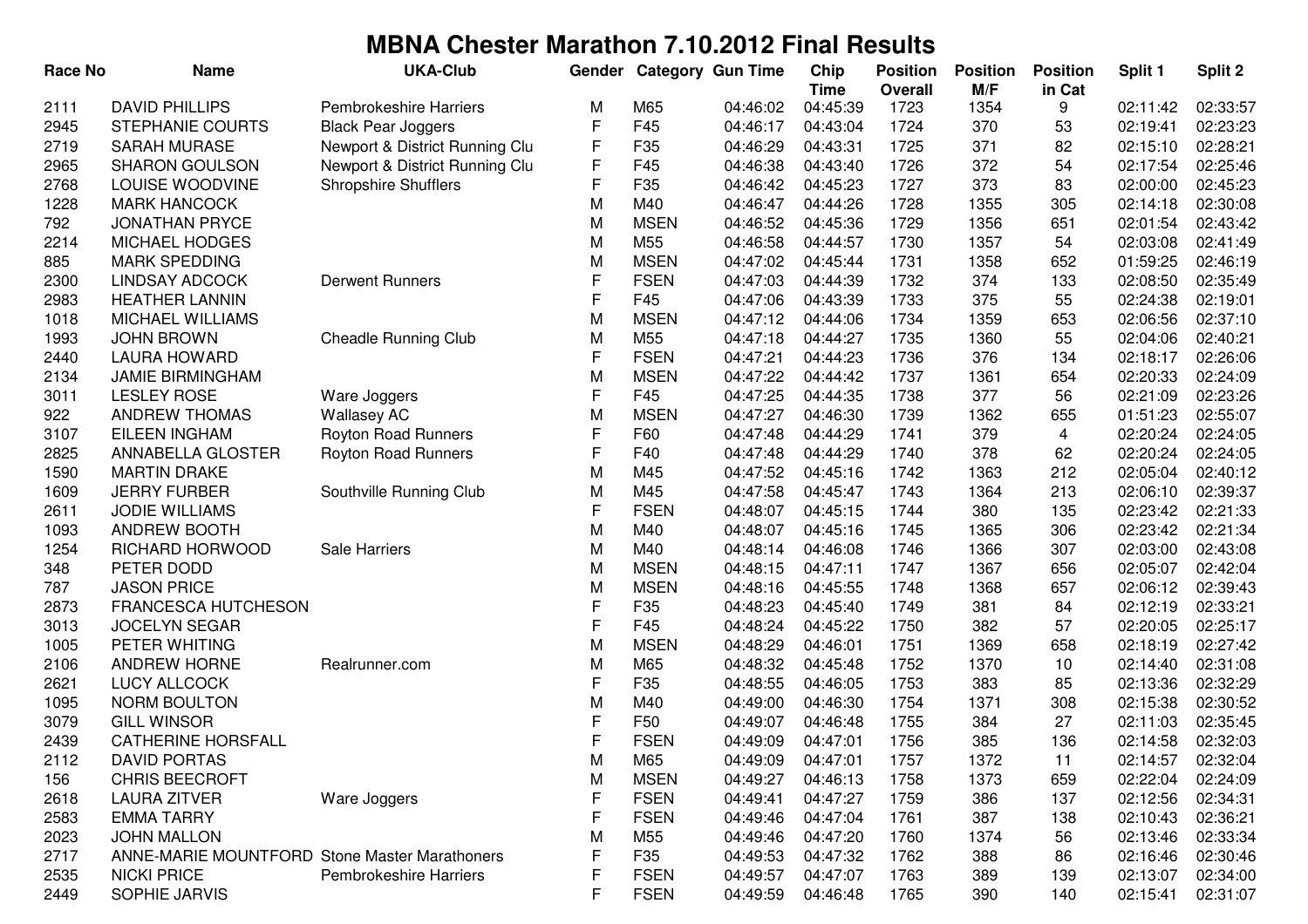# MBNA Chester Marathon 7.10.2012 Final Results

| Race No | Name | UKA-Club | Gender | Category | Gun Time | Chip Time | Position Overall | Position M/F | Position in Cat | Split 1 | Split 2 |
|---|---|---|---|---|---|---|---|---|---|---|---|
| 2111 | DAVID PHILLIPS | Pembrokeshire Harriers | M | M65 | 04:46:02 | 04:45:39 | 1723 | 1354 | 9 | 02:11:42 | 02:33:57 |
| 2945 | STEPHANIE COURTS | Black Pear Joggers | F | F45 | 04:46:17 | 04:43:04 | 1724 | 370 | 53 | 02:19:41 | 02:23:23 |
| 2719 | SARAH MURASE | Newport & District Running Clu | F | F35 | 04:46:29 | 04:43:31 | 1725 | 371 | 82 | 02:15:10 | 02:28:21 |
| 2965 | SHARON GOULSON | Newport & District Running Clu | F | F45 | 04:46:38 | 04:43:40 | 1726 | 372 | 54 | 02:17:54 | 02:25:46 |
| 2768 | LOUISE WOODVINE | Shropshire Shufflers | F | F35 | 04:46:42 | 04:45:23 | 1727 | 373 | 83 | 02:00:00 | 02:45:23 |
| 1228 | MARK HANCOCK | | M | M40 | 04:46:47 | 04:44:26 | 1728 | 1355 | 305 | 02:14:18 | 02:30:08 |
| 792 | JONATHAN PRYCE | | M | MSEN | 04:46:52 | 04:45:36 | 1729 | 1356 | 651 | 02:01:54 | 02:43:42 |
| 2214 | MICHAEL HODGES | | M | M55 | 04:46:58 | 04:44:57 | 1730 | 1357 | 54 | 02:03:08 | 02:41:49 |
| 885 | MARK SPEDDING | | M | MSEN | 04:47:02 | 04:45:44 | 1731 | 1358 | 652 | 01:59:25 | 02:46:19 |
| 2300 | LINDSAY ADCOCK | Derwent Runners | F | FSEN | 04:47:03 | 04:44:39 | 1732 | 374 | 133 | 02:08:50 | 02:35:49 |
| 2983 | HEATHER LANNIN | | F | F45 | 04:47:06 | 04:43:39 | 1733 | 375 | 55 | 02:24:38 | 02:19:01 |
| 1018 | MICHAEL WILLIAMS | | M | MSEN | 04:47:12 | 04:44:06 | 1734 | 1359 | 653 | 02:06:56 | 02:37:10 |
| 1993 | JOHN BROWN | Cheadle Running Club | M | M55 | 04:47:18 | 04:44:27 | 1735 | 1360 | 55 | 02:04:06 | 02:40:21 |
| 2440 | LAURA HOWARD | | F | FSEN | 04:47:21 | 04:44:23 | 1736 | 376 | 134 | 02:18:17 | 02:26:06 |
| 2134 | JAMIE BIRMINGHAM | | M | MSEN | 04:47:22 | 04:44:42 | 1737 | 1361 | 654 | 02:20:33 | 02:24:09 |
| 3011 | LESLEY ROSE | Ware Joggers | F | F45 | 04:47:25 | 04:44:35 | 1738 | 377 | 56 | 02:21:09 | 02:23:26 |
| 922 | ANDREW THOMAS | Wallasey AC | M | MSEN | 04:47:27 | 04:46:30 | 1739 | 1362 | 655 | 01:51:23 | 02:55:07 |
| 3107 | EILEEN INGHAM | Royton Road Runners | F | F60 | 04:47:48 | 04:44:29 | 1741 | 379 | 4 | 02:20:24 | 02:24:05 |
| 2825 | ANNABELLA GLOSTER | Royton Road Runners | F | F40 | 04:47:48 | 04:44:29 | 1740 | 378 | 62 | 02:20:24 | 02:24:05 |
| 1590 | MARTIN DRAKE | | M | M45 | 04:47:52 | 04:45:16 | 1742 | 1363 | 212 | 02:05:04 | 02:40:12 |
| 1609 | JERRY FURBER | Southville Running Club | M | M45 | 04:47:58 | 04:45:47 | 1743 | 1364 | 213 | 02:06:10 | 02:39:37 |
| 2611 | JODIE WILLIAMS | | F | FSEN | 04:48:07 | 04:45:15 | 1744 | 380 | 135 | 02:23:42 | 02:21:33 |
| 1093 | ANDREW BOOTH | | M | M40 | 04:48:07 | 04:45:16 | 1745 | 1365 | 306 | 02:23:42 | 02:21:34 |
| 1254 | RICHARD HORWOOD | Sale Harriers | M | M40 | 04:48:14 | 04:46:08 | 1746 | 1366 | 307 | 02:03:00 | 02:43:08 |
| 348 | PETER DODD | | M | MSEN | 04:48:15 | 04:47:11 | 1747 | 1367 | 656 | 02:05:07 | 02:42:04 |
| 787 | JASON PRICE | | M | MSEN | 04:48:16 | 04:45:55 | 1748 | 1368 | 657 | 02:06:12 | 02:39:43 |
| 2873 | FRANCESCA HUTCHESON | | F | F35 | 04:48:23 | 04:45:40 | 1749 | 381 | 84 | 02:12:19 | 02:33:21 |
| 3013 | JOCELYN SEGAR | | F | F45 | 04:48:24 | 04:45:22 | 1750 | 382 | 57 | 02:20:05 | 02:25:17 |
| 1005 | PETER WHITING | | M | MSEN | 04:48:29 | 04:46:01 | 1751 | 1369 | 658 | 02:18:19 | 02:27:42 |
| 2106 | ANDREW HORNE | Realrunner.com | M | M65 | 04:48:32 | 04:45:48 | 1752 | 1370 | 10 | 02:14:40 | 02:31:08 |
| 2621 | LUCY ALLCOCK | | F | F35 | 04:48:55 | 04:46:05 | 1753 | 383 | 85 | 02:13:36 | 02:32:29 |
| 1095 | NORM BOULTON | | M | M40 | 04:49:00 | 04:46:30 | 1754 | 1371 | 308 | 02:15:38 | 02:30:52 |
| 3079 | GILL WINSOR | | F | F50 | 04:49:07 | 04:46:48 | 1755 | 384 | 27 | 02:11:03 | 02:35:45 |
| 2439 | CATHERINE HORSFALL | | F | FSEN | 04:49:09 | 04:47:01 | 1756 | 385 | 136 | 02:14:58 | 02:32:03 |
| 2112 | DAVID PORTAS | | M | M65 | 04:49:09 | 04:47:01 | 1757 | 1372 | 11 | 02:14:57 | 02:32:04 |
| 156 | CHRIS BEECROFT | | M | MSEN | 04:49:27 | 04:46:13 | 1758 | 1373 | 659 | 02:22:04 | 02:24:09 |
| 2618 | LAURA ZITVER | Ware Joggers | F | FSEN | 04:49:41 | 04:47:27 | 1759 | 386 | 137 | 02:12:56 | 02:34:31 |
| 2583 | EMMA TARRY | | F | FSEN | 04:49:46 | 04:47:04 | 1761 | 387 | 138 | 02:10:43 | 02:36:21 |
| 2023 | JOHN MALLON | | M | M55 | 04:49:46 | 04:47:20 | 1760 | 1374 | 56 | 02:13:46 | 02:33:34 |
| 2717 | ANNE-MARIE MOUNTFORD | Stone Master Marathoners | F | F35 | 04:49:53 | 04:47:32 | 1762 | 388 | 86 | 02:16:46 | 02:30:46 |
| 2535 | NICKI PRICE | Pembrokeshire Harriers | F | FSEN | 04:49:57 | 04:47:07 | 1763 | 389 | 139 | 02:13:07 | 02:34:00 |
| 2449 | SOPHIE JARVIS | | F | FSEN | 04:49:59 | 04:46:48 | 1765 | 390 | 140 | 02:15:41 | 02:31:07 |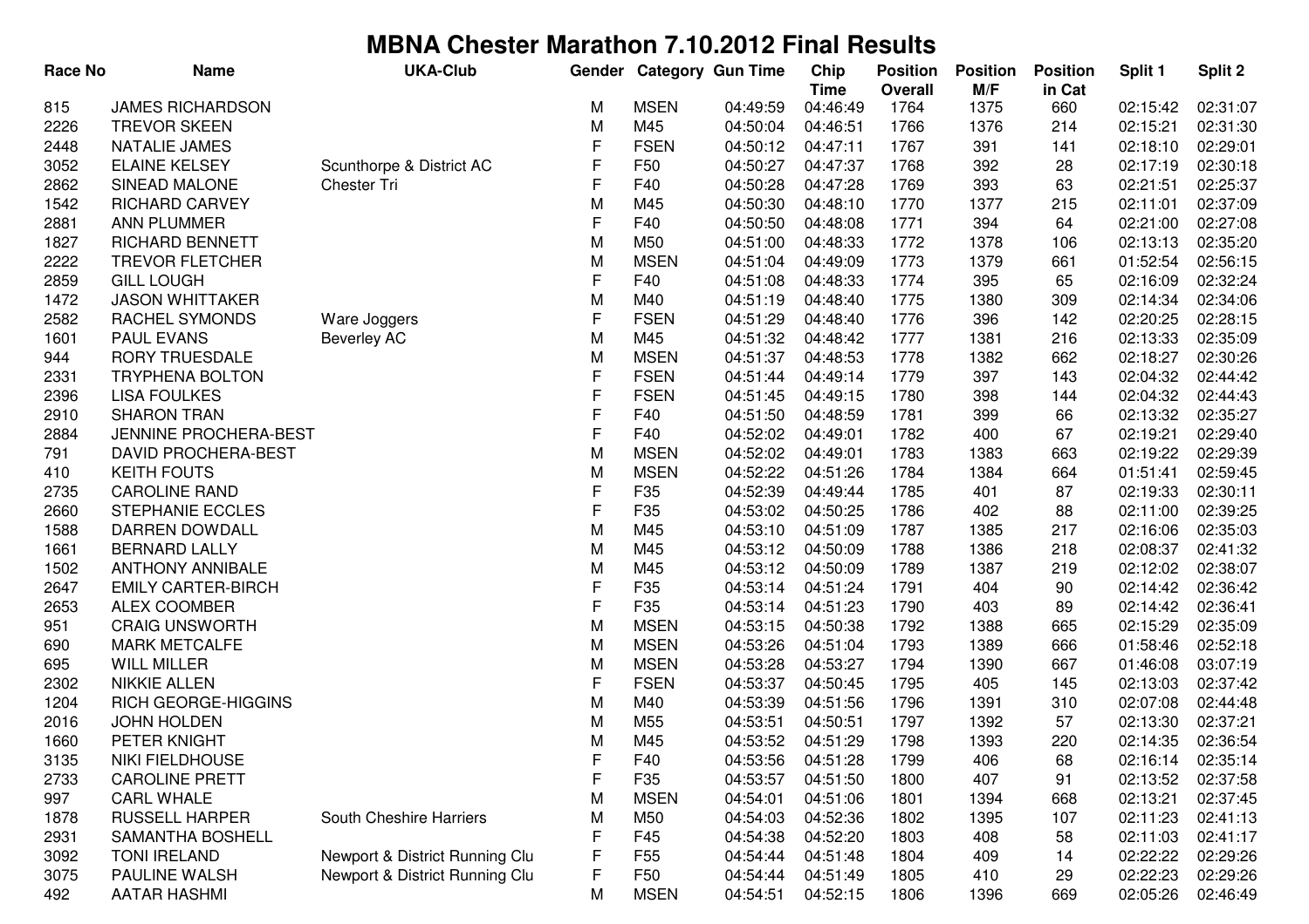# MBNA Chester Marathon 7.10.2012 Final Results

| Race No | Name | UKA-Club | Gender | Category | Gun Time | Chip Time | Position Overall | Position M/F | Position in Cat | Split 1 | Split 2 |
|---|---|---|---|---|---|---|---|---|---|---|---|
| 815 | JAMES RICHARDSON | | M | MSEN | 04:49:59 | 04:46:49 | 1764 | 1375 | 660 | 02:15:42 | 02:31:07 |
| 2226 | TREVOR SKEEN | | M | M45 | 04:50:04 | 04:46:51 | 1766 | 1376 | 214 | 02:15:21 | 02:31:30 |
| 2448 | NATALIE JAMES | | F | FSEN | 04:50:12 | 04:47:11 | 1767 | 391 | 141 | 02:18:10 | 02:29:01 |
| 3052 | ELAINE KELSEY | Scunthorpe & District AC | F | F50 | 04:50:27 | 04:47:37 | 1768 | 392 | 28 | 02:17:19 | 02:30:18 |
| 2862 | SINEAD MALONE | Chester Tri | F | F40 | 04:50:28 | 04:47:28 | 1769 | 393 | 63 | 02:21:51 | 02:25:37 |
| 1542 | RICHARD CARVEY | | M | M45 | 04:50:30 | 04:48:10 | 1770 | 1377 | 215 | 02:11:01 | 02:37:09 |
| 2881 | ANN PLUMMER | | F | F40 | 04:50:50 | 04:48:08 | 1771 | 394 | 64 | 02:21:00 | 02:27:08 |
| 1827 | RICHARD BENNETT | | M | M50 | 04:51:00 | 04:48:33 | 1772 | 1378 | 106 | 02:13:13 | 02:35:20 |
| 2222 | TREVOR FLETCHER | | M | MSEN | 04:51:04 | 04:49:09 | 1773 | 1379 | 661 | 01:52:54 | 02:56:15 |
| 2859 | GILL LOUGH | | F | F40 | 04:51:08 | 04:48:33 | 1774 | 395 | 65 | 02:16:09 | 02:32:24 |
| 1472 | JASON WHITTAKER | | M | M40 | 04:51:19 | 04:48:40 | 1775 | 1380 | 309 | 02:14:34 | 02:34:06 |
| 2582 | RACHEL SYMONDS | Ware Joggers | F | FSEN | 04:51:29 | 04:48:40 | 1776 | 396 | 142 | 02:20:25 | 02:28:15 |
| 1601 | PAUL EVANS | Beverley AC | M | M45 | 04:51:32 | 04:48:42 | 1777 | 1381 | 216 | 02:13:33 | 02:35:09 |
| 944 | RORY TRUESDALE | | M | MSEN | 04:51:37 | 04:48:53 | 1778 | 1382 | 662 | 02:18:27 | 02:30:26 |
| 2331 | TRYPHENA BOLTON | | F | FSEN | 04:51:44 | 04:49:14 | 1779 | 397 | 143 | 02:04:32 | 02:44:42 |
| 2396 | LISA FOULKES | | F | FSEN | 04:51:45 | 04:49:15 | 1780 | 398 | 144 | 02:04:32 | 02:44:43 |
| 2910 | SHARON TRAN | | F | F40 | 04:51:50 | 04:48:59 | 1781 | 399 | 66 | 02:13:32 | 02:35:27 |
| 2884 | JENNINE PROCHERA-BEST | | F | F40 | 04:52:02 | 04:49:01 | 1782 | 400 | 67 | 02:19:21 | 02:29:40 |
| 791 | DAVID PROCHERA-BEST | | M | MSEN | 04:52:02 | 04:49:01 | 1783 | 1383 | 663 | 02:19:22 | 02:29:39 |
| 410 | KEITH FOUTS | | M | MSEN | 04:52:22 | 04:51:26 | 1784 | 1384 | 664 | 01:51:41 | 02:59:45 |
| 2735 | CAROLINE RAND | | F | F35 | 04:52:39 | 04:49:44 | 1785 | 401 | 87 | 02:19:33 | 02:30:11 |
| 2660 | STEPHANIE ECCLES | | F | F35 | 04:53:02 | 04:50:25 | 1786 | 402 | 88 | 02:11:00 | 02:39:25 |
| 1588 | DARREN DOWDALL | | M | M45 | 04:53:10 | 04:51:09 | 1787 | 1385 | 217 | 02:16:06 | 02:35:03 |
| 1661 | BERNARD LALLY | | M | M45 | 04:53:12 | 04:50:09 | 1788 | 1386 | 218 | 02:08:37 | 02:41:32 |
| 1502 | ANTHONY ANNIBALE | | M | M45 | 04:53:12 | 04:50:09 | 1789 | 1387 | 219 | 02:12:02 | 02:38:07 |
| 2647 | EMILY CARTER-BIRCH | | F | F35 | 04:53:14 | 04:51:24 | 1791 | 404 | 90 | 02:14:42 | 02:36:42 |
| 2653 | ALEX COOMBER | | F | F35 | 04:53:14 | 04:51:23 | 1790 | 403 | 89 | 02:14:42 | 02:36:41 |
| 951 | CRAIG UNSWORTH | | M | MSEN | 04:53:15 | 04:50:38 | 1792 | 1388 | 665 | 02:15:29 | 02:35:09 |
| 690 | MARK METCALFE | | M | MSEN | 04:53:26 | 04:51:04 | 1793 | 1389 | 666 | 01:58:46 | 02:52:18 |
| 695 | WILL MILLER | | M | MSEN | 04:53:28 | 04:53:27 | 1794 | 1390 | 667 | 01:46:08 | 03:07:19 |
| 2302 | NIKKIE ALLEN | | F | FSEN | 04:53:37 | 04:50:45 | 1795 | 405 | 145 | 02:13:03 | 02:37:42 |
| 1204 | RICH GEORGE-HIGGINS | | M | M40 | 04:53:39 | 04:51:56 | 1796 | 1391 | 310 | 02:07:08 | 02:44:48 |
| 2016 | JOHN HOLDEN | | M | M55 | 04:53:51 | 04:50:51 | 1797 | 1392 | 57 | 02:13:30 | 02:37:21 |
| 1660 | PETER KNIGHT | | M | M45 | 04:53:52 | 04:51:29 | 1798 | 1393 | 220 | 02:14:35 | 02:36:54 |
| 3135 | NIKI FIELDHOUSE | | F | F40 | 04:53:56 | 04:51:28 | 1799 | 406 | 68 | 02:16:14 | 02:35:14 |
| 2733 | CAROLINE PRETT | | F | F35 | 04:53:57 | 04:51:50 | 1800 | 407 | 91 | 02:13:52 | 02:37:58 |
| 997 | CARL WHALE | | M | MSEN | 04:54:01 | 04:51:06 | 1801 | 1394 | 668 | 02:13:21 | 02:37:45 |
| 1878 | RUSSELL HARPER | South Cheshire Harriers | M | M50 | 04:54:03 | 04:52:36 | 1802 | 1395 | 107 | 02:11:23 | 02:41:13 |
| 2931 | SAMANTHA BOSHELL | | F | F45 | 04:54:38 | 04:52:20 | 1803 | 408 | 58 | 02:11:03 | 02:41:17 |
| 3092 | TONI IRELAND | Newport & District Running Clu | F | F55 | 04:54:44 | 04:51:48 | 1804 | 409 | 14 | 02:22:22 | 02:29:26 |
| 3075 | PAULINE WALSH | Newport & District Running Clu | F | F50 | 04:54:44 | 04:51:49 | 1805 | 410 | 29 | 02:22:23 | 02:29:26 |
| 492 | AATAR HASHMI | | M | MSEN | 04:54:51 | 04:52:15 | 1806 | 1396 | 669 | 02:05:26 | 02:46:49 |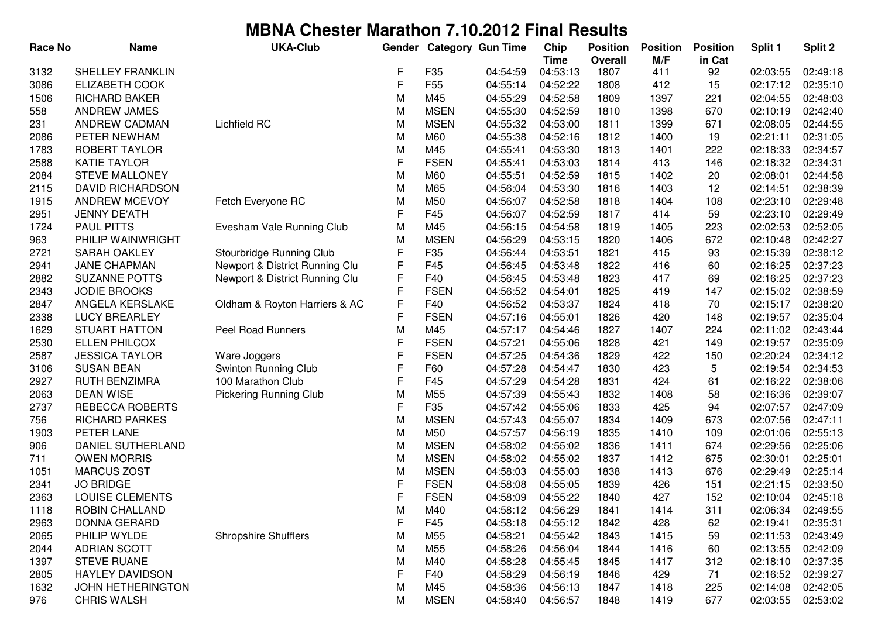# MBNA Chester Marathon 7.10.2012 Final Results

| Race No | Name | UKA-Club | Gender | Category | Gun Time | Chip Time | Position Overall | Position M/F | Position in Cat | Split 1 | Split 2 |
|---|---|---|---|---|---|---|---|---|---|---|---|
| 3132 | SHELLEY FRANKLIN | | F | F35 | 04:54:59 | 04:53:13 | 1807 | 411 | 92 | 02:03:55 | 02:49:18 |
| 3086 | ELIZABETH COOK | | F | F55 | 04:55:14 | 04:52:22 | 1808 | 412 | 15 | 02:17:12 | 02:35:10 |
| 1506 | RICHARD BAKER | | M | M45 | 04:55:29 | 04:52:58 | 1809 | 1397 | 221 | 02:04:55 | 02:48:03 |
| 558 | ANDREW JAMES | | M | MSEN | 04:55:30 | 04:52:59 | 1810 | 1398 | 670 | 02:10:19 | 02:42:40 |
| 231 | ANDREW CADMAN | Lichfield RC | M | MSEN | 04:55:32 | 04:53:00 | 1811 | 1399 | 671 | 02:08:05 | 02:44:55 |
| 2086 | PETER NEWHAM | | M | M60 | 04:55:38 | 04:52:16 | 1812 | 1400 | 19 | 02:21:11 | 02:31:05 |
| 1783 | ROBERT TAYLOR | | M | M45 | 04:55:41 | 04:53:30 | 1813 | 1401 | 222 | 02:18:33 | 02:34:57 |
| 2588 | KATIE TAYLOR | | F | FSEN | 04:55:41 | 04:53:03 | 1814 | 413 | 146 | 02:18:32 | 02:34:31 |
| 2084 | STEVE MALLONEY | | M | M60 | 04:55:51 | 04:52:59 | 1815 | 1402 | 20 | 02:08:01 | 02:44:58 |
| 2115 | DAVID RICHARDSON | | M | M65 | 04:56:04 | 04:53:30 | 1816 | 1403 | 12 | 02:14:51 | 02:38:39 |
| 1915 | ANDREW MCEVOY | Fetch Everyone RC | M | M50 | 04:56:07 | 04:52:58 | 1818 | 1404 | 108 | 02:23:10 | 02:29:48 |
| 2951 | JENNY DE'ATH | | F | F45 | 04:56:07 | 04:52:59 | 1817 | 414 | 59 | 02:23:10 | 02:29:49 |
| 1724 | PAUL PITTS | Evesham Vale Running Club | M | M45 | 04:56:15 | 04:54:58 | 1819 | 1405 | 223 | 02:02:53 | 02:52:05 |
| 963 | PHILIP WAINWRIGHT | | M | MSEN | 04:56:29 | 04:53:15 | 1820 | 1406 | 672 | 02:10:48 | 02:42:27 |
| 2721 | SARAH OAKLEY | Stourbridge Running Club | F | F35 | 04:56:44 | 04:53:51 | 1821 | 415 | 93 | 02:15:39 | 02:38:12 |
| 2941 | JANE CHAPMAN | Newport & District Running Clu | F | F45 | 04:56:45 | 04:53:48 | 1822 | 416 | 60 | 02:16:25 | 02:37:23 |
| 2882 | SUZANNE POTTS | Newport & District Running Clu | F | F40 | 04:56:45 | 04:53:48 | 1823 | 417 | 69 | 02:16:25 | 02:37:23 |
| 2343 | JODIE BROOKS | | F | FSEN | 04:56:52 | 04:54:01 | 1825 | 419 | 147 | 02:15:02 | 02:38:59 |
| 2847 | ANGELA KERSLAKE | Oldham & Royton Harriers & AC | F | F40 | 04:56:52 | 04:53:37 | 1824 | 418 | 70 | 02:15:17 | 02:38:20 |
| 2338 | LUCY BREARLEY | | F | FSEN | 04:57:16 | 04:55:01 | 1826 | 420 | 148 | 02:19:57 | 02:35:04 |
| 1629 | STUART HATTON | Peel Road Runners | M | M45 | 04:57:17 | 04:54:46 | 1827 | 1407 | 224 | 02:11:02 | 02:43:44 |
| 2530 | ELLEN PHILCOX | | F | FSEN | 04:57:21 | 04:55:06 | 1828 | 421 | 149 | 02:19:57 | 02:35:09 |
| 2587 | JESSICA TAYLOR | Ware Joggers | F | FSEN | 04:57:25 | 04:54:36 | 1829 | 422 | 150 | 02:20:24 | 02:34:12 |
| 3106 | SUSAN BEAN | Swinton Running Club | F | F60 | 04:57:28 | 04:54:47 | 1830 | 423 | 5 | 02:19:54 | 02:34:53 |
| 2927 | RUTH BENZIMRA | 100 Marathon Club | F | F45 | 04:57:29 | 04:54:28 | 1831 | 424 | 61 | 02:16:22 | 02:38:06 |
| 2063 | DEAN WISE | Pickering Running Club | M | M55 | 04:57:39 | 04:55:43 | 1832 | 1408 | 58 | 02:16:36 | 02:39:07 |
| 2737 | REBECCA ROBERTS | | F | F35 | 04:57:42 | 04:55:06 | 1833 | 425 | 94 | 02:07:57 | 02:47:09 |
| 756 | RICHARD PARKES | | M | MSEN | 04:57:43 | 04:55:07 | 1834 | 1409 | 673 | 02:07:56 | 02:47:11 |
| 1903 | PETER LANE | | M | M50 | 04:57:57 | 04:56:19 | 1835 | 1410 | 109 | 02:01:06 | 02:55:13 |
| 906 | DANIEL SUTHERLAND | | M | MSEN | 04:58:02 | 04:55:02 | 1836 | 1411 | 674 | 02:29:56 | 02:25:06 |
| 711 | OWEN MORRIS | | M | MSEN | 04:58:02 | 04:55:02 | 1837 | 1412 | 675 | 02:30:01 | 02:25:01 |
| 1051 | MARCUS ZOST | | M | MSEN | 04:58:03 | 04:55:03 | 1838 | 1413 | 676 | 02:29:49 | 02:25:14 |
| 2341 | JO BRIDGE | | F | FSEN | 04:58:08 | 04:55:05 | 1839 | 426 | 151 | 02:21:15 | 02:33:50 |
| 2363 | LOUISE CLEMENTS | | F | FSEN | 04:58:09 | 04:55:22 | 1840 | 427 | 152 | 02:10:04 | 02:45:18 |
| 1118 | ROBIN CHALLAND | | M | M40 | 04:58:12 | 04:56:29 | 1841 | 1414 | 311 | 02:06:34 | 02:49:55 |
| 2963 | DONNA GERARD | | F | F45 | 04:58:18 | 04:55:12 | 1842 | 428 | 62 | 02:19:41 | 02:35:31 |
| 2065 | PHILIP WYLDE | Shropshire Shufflers | M | M55 | 04:58:21 | 04:55:42 | 1843 | 1415 | 59 | 02:11:53 | 02:43:49 |
| 2044 | ADRIAN SCOTT | | M | M55 | 04:58:26 | 04:56:04 | 1844 | 1416 | 60 | 02:13:55 | 02:42:09 |
| 1397 | STEVE RUANE | | M | M40 | 04:58:28 | 04:55:45 | 1845 | 1417 | 312 | 02:18:10 | 02:37:35 |
| 2805 | HAYLEY DAVIDSON | | F | F40 | 04:58:29 | 04:56:19 | 1846 | 429 | 71 | 02:16:52 | 02:39:27 |
| 1632 | JOHN HETHERINGTON | | M | M45 | 04:58:36 | 04:56:13 | 1847 | 1418 | 225 | 02:14:08 | 02:42:05 |
| 976 | CHRIS WALSH | | M | MSEN | 04:58:40 | 04:56:57 | 1848 | 1419 | 677 | 02:03:55 | 02:53:02 |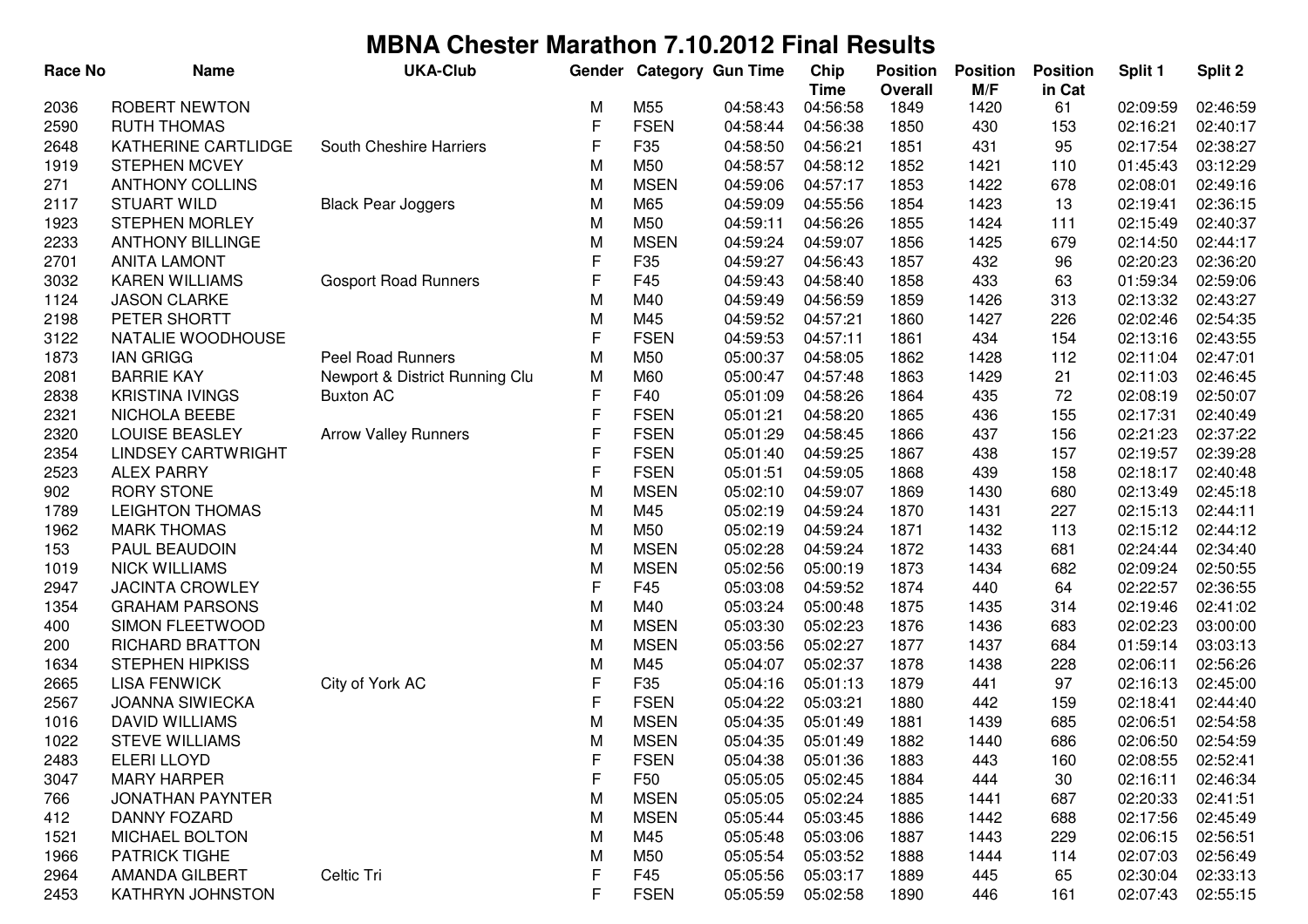# MBNA Chester Marathon 7.10.2012 Final Results

| Race No | Name | UKA-Club | Gender | Category | Gun Time | Chip Time | Position Overall | Position M/F | Position in Cat | Split 1 | Split 2 |
|---|---|---|---|---|---|---|---|---|---|---|---|
| 2036 | ROBERT NEWTON | | M | M55 | 04:58:43 | 04:56:58 | 1849 | 1420 | 61 | 02:09:59 | 02:46:59 |
| 2590 | RUTH THOMAS | | F | FSEN | 04:58:44 | 04:56:38 | 1850 | 430 | 153 | 02:16:21 | 02:40:17 |
| 2648 | KATHERINE CARTLIDGE | South Cheshire Harriers | F | F35 | 04:58:50 | 04:56:21 | 1851 | 431 | 95 | 02:17:54 | 02:38:27 |
| 1919 | STEPHEN MCVEY | | M | M50 | 04:58:57 | 04:58:12 | 1852 | 1421 | 110 | 01:45:43 | 03:12:29 |
| 271 | ANTHONY COLLINS | | M | MSEN | 04:59:06 | 04:57:17 | 1853 | 1422 | 678 | 02:08:01 | 02:49:16 |
| 2117 | STUART WILD | Black Pear Joggers | M | M65 | 04:59:09 | 04:55:56 | 1854 | 1423 | 13 | 02:19:41 | 02:36:15 |
| 1923 | STEPHEN MORLEY | | M | M50 | 04:59:11 | 04:56:26 | 1855 | 1424 | 111 | 02:15:49 | 02:40:37 |
| 2233 | ANTHONY BILLINGE | | M | MSEN | 04:59:24 | 04:59:07 | 1856 | 1425 | 679 | 02:14:50 | 02:44:17 |
| 2701 | ANITA LAMONT | | F | F35 | 04:59:27 | 04:56:43 | 1857 | 432 | 96 | 02:20:23 | 02:36:20 |
| 3032 | KAREN WILLIAMS | Gosport Road Runners | F | F45 | 04:59:43 | 04:58:40 | 1858 | 433 | 63 | 01:59:34 | 02:59:06 |
| 1124 | JASON CLARKE | | M | M40 | 04:59:49 | 04:56:59 | 1859 | 1426 | 313 | 02:13:32 | 02:43:27 |
| 2198 | PETER SHORTT | | M | M45 | 04:59:52 | 04:57:21 | 1860 | 1427 | 226 | 02:02:46 | 02:54:35 |
| 3122 | NATALIE WOODHOUSE | | F | FSEN | 04:59:53 | 04:57:11 | 1861 | 434 | 154 | 02:13:16 | 02:43:55 |
| 1873 | IAN GRIGG | Peel Road Runners | M | M50 | 05:00:37 | 04:58:05 | 1862 | 1428 | 112 | 02:11:04 | 02:47:01 |
| 2081 | BARRIE KAY | Newport & District Running Clu | M | M60 | 05:00:47 | 04:57:48 | 1863 | 1429 | 21 | 02:11:03 | 02:46:45 |
| 2838 | KRISTINA IVINGS | Buxton AC | F | F40 | 05:01:09 | 04:58:26 | 1864 | 435 | 72 | 02:08:19 | 02:50:07 |
| 2321 | NICHOLA BEEBE | | F | FSEN | 05:01:21 | 04:58:20 | 1865 | 436 | 155 | 02:17:31 | 02:40:49 |
| 2320 | LOUISE BEASLEY | Arrow Valley Runners | F | FSEN | 05:01:29 | 04:58:45 | 1866 | 437 | 156 | 02:21:23 | 02:37:22 |
| 2354 | LINDSEY CARTWRIGHT | | F | FSEN | 05:01:40 | 04:59:25 | 1867 | 438 | 157 | 02:19:57 | 02:39:28 |
| 2523 | ALEX PARRY | | F | FSEN | 05:01:51 | 04:59:05 | 1868 | 439 | 158 | 02:18:17 | 02:40:48 |
| 902 | RORY STONE | | M | MSEN | 05:02:10 | 04:59:07 | 1869 | 1430 | 680 | 02:13:49 | 02:45:18 |
| 1789 | LEIGHTON THOMAS | | M | M45 | 05:02:19 | 04:59:24 | 1870 | 1431 | 227 | 02:15:13 | 02:44:11 |
| 1962 | MARK THOMAS | | M | M50 | 05:02:19 | 04:59:24 | 1871 | 1432 | 113 | 02:15:12 | 02:44:12 |
| 153 | PAUL BEAUDOIN | | M | MSEN | 05:02:28 | 04:59:24 | 1872 | 1433 | 681 | 02:24:44 | 02:34:40 |
| 1019 | NICK WILLIAMS | | M | MSEN | 05:02:56 | 05:00:19 | 1873 | 1434 | 682 | 02:09:24 | 02:50:55 |
| 2947 | JACINTA CROWLEY | | F | F45 | 05:03:08 | 04:59:52 | 1874 | 440 | 64 | 02:22:57 | 02:36:55 |
| 1354 | GRAHAM PARSONS | | M | M40 | 05:03:24 | 05:00:48 | 1875 | 1435 | 314 | 02:19:46 | 02:41:02 |
| 400 | SIMON FLEETWOOD | | M | MSEN | 05:03:30 | 05:02:23 | 1876 | 1436 | 683 | 02:02:23 | 03:00:00 |
| 200 | RICHARD BRATTON | | M | MSEN | 05:03:56 | 05:02:27 | 1877 | 1437 | 684 | 01:59:14 | 03:03:13 |
| 1634 | STEPHEN HIPKISS | | M | M45 | 05:04:07 | 05:02:37 | 1878 | 1438 | 228 | 02:06:11 | 02:56:26 |
| 2665 | LISA FENWICK | City of York AC | F | F35 | 05:04:16 | 05:01:13 | 1879 | 441 | 97 | 02:16:13 | 02:45:00 |
| 2567 | JOANNA SIWIECKA | | F | FSEN | 05:04:22 | 05:03:21 | 1880 | 442 | 159 | 02:18:41 | 02:44:40 |
| 1016 | DAVID WILLIAMS | | M | MSEN | 05:04:35 | 05:01:49 | 1881 | 1439 | 685 | 02:06:51 | 02:54:58 |
| 1022 | STEVE WILLIAMS | | M | MSEN | 05:04:35 | 05:01:49 | 1882 | 1440 | 686 | 02:06:50 | 02:54:59 |
| 2483 | ELERI LLOYD | | F | FSEN | 05:04:38 | 05:01:36 | 1883 | 443 | 160 | 02:08:55 | 02:52:41 |
| 3047 | MARY HARPER | | F | F50 | 05:05:05 | 05:02:45 | 1884 | 444 | 30 | 02:16:11 | 02:46:34 |
| 766 | JONATHAN PAYNTER | | M | MSEN | 05:05:05 | 05:02:24 | 1885 | 1441 | 687 | 02:20:33 | 02:41:51 |
| 412 | DANNY FOZARD | | M | MSEN | 05:05:44 | 05:03:45 | 1886 | 1442 | 688 | 02:17:56 | 02:45:49 |
| 1521 | MICHAEL BOLTON | | M | M45 | 05:05:48 | 05:03:06 | 1887 | 1443 | 229 | 02:06:15 | 02:56:51 |
| 1966 | PATRICK TIGHE | | M | M50 | 05:05:54 | 05:03:52 | 1888 | 1444 | 114 | 02:07:03 | 02:56:49 |
| 2964 | AMANDA GILBERT | Celtic Tri | F | F45 | 05:05:56 | 05:03:17 | 1889 | 445 | 65 | 02:30:04 | 02:33:13 |
| 2453 | KATHRYN JOHNSTON | | F | FSEN | 05:05:59 | 05:02:58 | 1890 | 446 | 161 | 02:07:43 | 02:55:15 |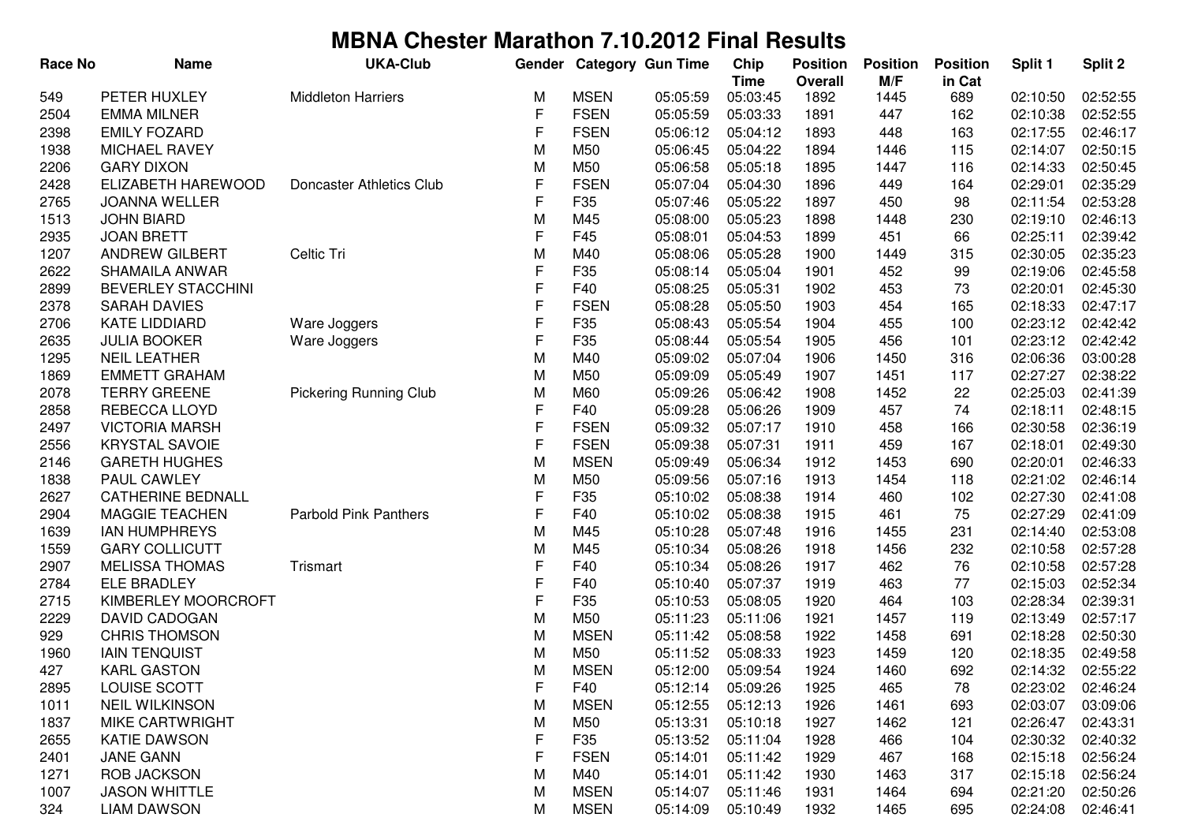# MBNA Chester Marathon 7.10.2012 Final Results

| Race No | Name | UKA-Club | Gender | Category | Gun Time | Chip Time | Position Overall | Position M/F | Position in Cat | Split 1 | Split 2 |
|---|---|---|---|---|---|---|---|---|---|---|---|
| 549 | PETER HUXLEY | Middleton Harriers | M | MSEN | 05:05:59 | 05:03:45 | 1892 | 1445 | 689 | 02:10:50 | 02:52:55 |
| 2504 | EMMA MILNER | | F | FSEN | 05:05:59 | 05:03:33 | 1891 | 447 | 162 | 02:10:38 | 02:52:55 |
| 2398 | EMILY FOZARD | | F | FSEN | 05:06:12 | 05:04:12 | 1893 | 448 | 163 | 02:17:55 | 02:46:17 |
| 1938 | MICHAEL RAVEY | | M | M50 | 05:06:45 | 05:04:22 | 1894 | 1446 | 115 | 02:14:07 | 02:50:15 |
| 2206 | GARY DIXON | | M | M50 | 05:06:58 | 05:05:18 | 1895 | 1447 | 116 | 02:14:33 | 02:50:45 |
| 2428 | ELIZABETH HAREWOOD | Doncaster Athletics Club | F | FSEN | 05:07:04 | 05:04:30 | 1896 | 449 | 164 | 02:29:01 | 02:35:29 |
| 2765 | JOANNA WELLER | | F | F35 | 05:07:46 | 05:05:22 | 1897 | 450 | 98 | 02:11:54 | 02:53:28 |
| 1513 | JOHN BIARD | | M | M45 | 05:08:00 | 05:05:23 | 1898 | 1448 | 230 | 02:19:10 | 02:46:13 |
| 2935 | JOAN BRETT | | F | F45 | 05:08:01 | 05:04:53 | 1899 | 451 | 66 | 02:25:11 | 02:39:42 |
| 1207 | ANDREW GILBERT | Celtic Tri | M | M40 | 05:08:06 | 05:05:28 | 1900 | 1449 | 315 | 02:30:05 | 02:35:23 |
| 2622 | SHAMAILA ANWAR | | F | F35 | 05:08:14 | 05:05:04 | 1901 | 452 | 99 | 02:19:06 | 02:45:58 |
| 2899 | BEVERLEY STACCHINI | | F | F40 | 05:08:25 | 05:05:31 | 1902 | 453 | 73 | 02:20:01 | 02:45:30 |
| 2378 | SARAH DAVIES | | F | FSEN | 05:08:28 | 05:05:50 | 1903 | 454 | 165 | 02:18:33 | 02:47:17 |
| 2706 | KATE LIDDIARD | Ware Joggers | F | F35 | 05:08:43 | 05:05:54 | 1904 | 455 | 100 | 02:23:12 | 02:42:42 |
| 2635 | JULIA BOOKER | Ware Joggers | F | F35 | 05:08:44 | 05:05:54 | 1905 | 456 | 101 | 02:23:12 | 02:42:42 |
| 1295 | NEIL LEATHER | | M | M40 | 05:09:02 | 05:07:04 | 1906 | 1450 | 316 | 02:06:36 | 03:00:28 |
| 1869 | EMMETT GRAHAM | | M | M50 | 05:09:09 | 05:05:49 | 1907 | 1451 | 117 | 02:27:27 | 02:38:22 |
| 2078 | TERRY GREENE | Pickering Running Club | M | M60 | 05:09:26 | 05:06:42 | 1908 | 1452 | 22 | 02:25:03 | 02:41:39 |
| 2858 | REBECCA LLOYD | | F | F40 | 05:09:28 | 05:06:26 | 1909 | 457 | 74 | 02:18:11 | 02:48:15 |
| 2497 | VICTORIA MARSH | | F | FSEN | 05:09:32 | 05:07:17 | 1910 | 458 | 166 | 02:30:58 | 02:36:19 |
| 2556 | KRYSTAL SAVOIE | | F | FSEN | 05:09:38 | 05:07:31 | 1911 | 459 | 167 | 02:18:01 | 02:49:30 |
| 2146 | GARETH HUGHES | | M | MSEN | 05:09:49 | 05:06:34 | 1912 | 1453 | 690 | 02:20:01 | 02:46:33 |
| 1838 | PAUL CAWLEY | | M | M50 | 05:09:56 | 05:07:16 | 1913 | 1454 | 118 | 02:21:02 | 02:46:14 |
| 2627 | CATHERINE BEDNALL | | F | F35 | 05:10:02 | 05:08:38 | 1914 | 460 | 102 | 02:27:30 | 02:41:08 |
| 2904 | MAGGIE TEACHEN | Parbold Pink Panthers | F | F40 | 05:10:02 | 05:08:38 | 1915 | 461 | 75 | 02:27:29 | 02:41:09 |
| 1639 | IAN HUMPHREYS | | M | M45 | 05:10:28 | 05:07:48 | 1916 | 1455 | 231 | 02:14:40 | 02:53:08 |
| 1559 | GARY COLLICUTT | | M | M45 | 05:10:34 | 05:08:26 | 1918 | 1456 | 232 | 02:10:58 | 02:57:28 |
| 2907 | MELISSA THOMAS | Trismart | F | F40 | 05:10:34 | 05:08:26 | 1917 | 462 | 76 | 02:10:58 | 02:57:28 |
| 2784 | ELE BRADLEY | | F | F40 | 05:10:40 | 05:07:37 | 1919 | 463 | 77 | 02:15:03 | 02:52:34 |
| 2715 | KIMBERLEY MOORCROFT | | F | F35 | 05:10:53 | 05:08:05 | 1920 | 464 | 103 | 02:28:34 | 02:39:31 |
| 2229 | DAVID CADOGAN | | M | M50 | 05:11:23 | 05:11:06 | 1921 | 1457 | 119 | 02:13:49 | 02:57:17 |
| 929 | CHRIS THOMSON | | M | MSEN | 05:11:42 | 05:08:58 | 1922 | 1458 | 691 | 02:18:28 | 02:50:30 |
| 1960 | IAIN TENQUIST | | M | M50 | 05:11:52 | 05:08:33 | 1923 | 1459 | 120 | 02:18:35 | 02:49:58 |
| 427 | KARL GASTON | | M | MSEN | 05:12:00 | 05:09:54 | 1924 | 1460 | 692 | 02:14:32 | 02:55:22 |
| 2895 | LOUISE SCOTT | | F | F40 | 05:12:14 | 05:09:26 | 1925 | 465 | 78 | 02:23:02 | 02:46:24 |
| 1011 | NEIL WILKINSON | | M | MSEN | 05:12:55 | 05:12:13 | 1926 | 1461 | 693 | 02:03:07 | 03:09:06 |
| 1837 | MIKE CARTWRIGHT | | M | M50 | 05:13:31 | 05:10:18 | 1927 | 1462 | 121 | 02:26:47 | 02:43:31 |
| 2655 | KATIE DAWSON | | F | F35 | 05:13:52 | 05:11:04 | 1928 | 466 | 104 | 02:30:32 | 02:40:32 |
| 2401 | JANE GANN | | F | FSEN | 05:14:01 | 05:11:42 | 1929 | 467 | 168 | 02:15:18 | 02:56:24 |
| 1271 | ROB JACKSON | | M | M40 | 05:14:01 | 05:11:42 | 1930 | 1463 | 317 | 02:15:18 | 02:56:24 |
| 1007 | JASON WHITTLE | | M | MSEN | 05:14:07 | 05:11:46 | 1931 | 1464 | 694 | 02:21:20 | 02:50:26 |
| 324 | LIAM DAWSON | | M | MSEN | 05:14:09 | 05:10:49 | 1932 | 1465 | 695 | 02:24:08 | 02:46:41 |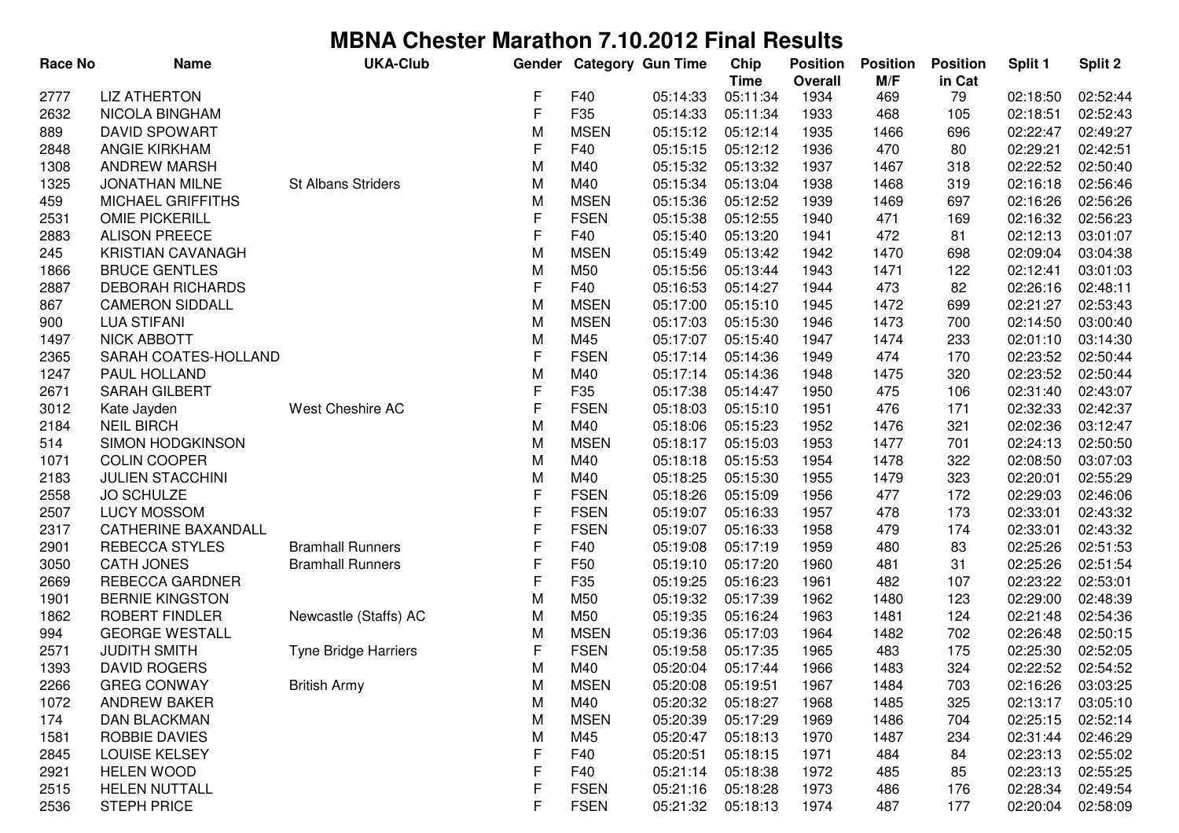# MBNA Chester Marathon 7.10.2012 Final Results

| Race No | Name | UKA-Club | Gender | Category | Gun Time | Chip Time | Position Overall | Position M/F | Position in Cat | Split 1 | Split 2 |
|---|---|---|---|---|---|---|---|---|---|---|---|
| 2777 | LIZ ATHERTON | | F | F40 | 05:14:33 | 05:11:34 | 1934 | 469 | 79 | 02:18:50 | 02:52:44 |
| 2632 | NICOLA BINGHAM | | F | F35 | 05:14:33 | 05:11:34 | 1933 | 468 | 105 | 02:18:51 | 02:52:43 |
| 889 | DAVID SPOWART | | M | MSEN | 05:15:12 | 05:12:14 | 1935 | 1466 | 696 | 02:22:47 | 02:49:27 |
| 2848 | ANGIE KIRKHAM | | F | F40 | 05:15:15 | 05:12:12 | 1936 | 470 | 80 | 02:29:21 | 02:42:51 |
| 1308 | ANDREW MARSH | | M | M40 | 05:15:32 | 05:13:32 | 1937 | 1467 | 318 | 02:22:52 | 02:50:40 |
| 1325 | JONATHAN MILNE | St Albans Striders | M | M40 | 05:15:34 | 05:13:04 | 1938 | 1468 | 319 | 02:16:18 | 02:56:46 |
| 459 | MICHAEL GRIFFITHS | | M | MSEN | 05:15:36 | 05:12:52 | 1939 | 1469 | 697 | 02:16:26 | 02:56:26 |
| 2531 | OMIE PICKERILL | | F | FSEN | 05:15:38 | 05:12:55 | 1940 | 471 | 169 | 02:16:32 | 02:56:23 |
| 2883 | ALISON PREECE | | F | F40 | 05:15:40 | 05:13:20 | 1941 | 472 | 81 | 02:12:13 | 03:01:07 |
| 245 | KRISTIAN CAVANAGH | | M | MSEN | 05:15:49 | 05:13:42 | 1942 | 1470 | 698 | 02:09:04 | 03:04:38 |
| 1866 | BRUCE GENTLES | | M | M50 | 05:15:56 | 05:13:44 | 1943 | 1471 | 122 | 02:12:41 | 03:01:03 |
| 2887 | DEBORAH RICHARDS | | F | F40 | 05:16:53 | 05:14:27 | 1944 | 473 | 82 | 02:26:16 | 02:48:11 |
| 867 | CAMERON SIDDALL | | M | MSEN | 05:17:00 | 05:15:10 | 1945 | 1472 | 699 | 02:21:27 | 02:53:43 |
| 900 | LUA STIFANI | | M | MSEN | 05:17:03 | 05:15:30 | 1946 | 1473 | 700 | 02:14:50 | 03:00:40 |
| 1497 | NICK ABBOTT | | M | M45 | 05:17:07 | 05:15:40 | 1947 | 1474 | 233 | 02:01:10 | 03:14:30 |
| 2365 | SARAH COATES-HOLLAND | | F | FSEN | 05:17:14 | 05:14:36 | 1949 | 474 | 170 | 02:23:52 | 02:50:44 |
| 1247 | PAUL HOLLAND | | M | M40 | 05:17:14 | 05:14:36 | 1948 | 1475 | 320 | 02:23:52 | 02:50:44 |
| 2671 | SARAH GILBERT | | F | F35 | 05:17:38 | 05:14:47 | 1950 | 475 | 106 | 02:31:40 | 02:43:07 |
| 3012 | Kate Jayden | West Cheshire AC | F | FSEN | 05:18:03 | 05:15:10 | 1951 | 476 | 171 | 02:32:33 | 02:42:37 |
| 2184 | NEIL BIRCH | | M | M40 | 05:18:06 | 05:15:23 | 1952 | 1476 | 321 | 02:02:36 | 03:12:47 |
| 514 | SIMON HODGKINSON | | M | MSEN | 05:18:17 | 05:15:03 | 1953 | 1477 | 701 | 02:24:13 | 02:50:50 |
| 1071 | COLIN COOPER | | M | M40 | 05:18:18 | 05:15:53 | 1954 | 1478 | 322 | 02:08:50 | 03:07:03 |
| 2183 | JULIEN STACCHINI | | M | M40 | 05:18:25 | 05:15:30 | 1955 | 1479 | 323 | 02:20:01 | 02:55:29 |
| 2558 | JO SCHULZE | | F | FSEN | 05:18:26 | 05:15:09 | 1956 | 477 | 172 | 02:29:03 | 02:46:06 |
| 2507 | LUCY MOSSOM | | F | FSEN | 05:19:07 | 05:16:33 | 1957 | 478 | 173 | 02:33:01 | 02:43:32 |
| 2317 | CATHERINE BAXANDALL | | F | FSEN | 05:19:07 | 05:16:33 | 1958 | 479 | 174 | 02:33:01 | 02:43:32 |
| 2901 | REBECCA STYLES | Bramhall Runners | F | F40 | 05:19:08 | 05:17:19 | 1959 | 480 | 83 | 02:25:26 | 02:51:53 |
| 3050 | CATH JONES | Bramhall Runners | F | F50 | 05:19:10 | 05:17:20 | 1960 | 481 | 31 | 02:25:26 | 02:51:54 |
| 2669 | REBECCA GARDNER | | F | F35 | 05:19:25 | 05:16:23 | 1961 | 482 | 107 | 02:23:22 | 02:53:01 |
| 1901 | BERNIE KINGSTON | | M | M50 | 05:19:32 | 05:17:39 | 1962 | 1480 | 123 | 02:29:00 | 02:48:39 |
| 1862 | ROBERT FINDLER | Newcastle (Staffs) AC | M | M50 | 05:19:35 | 05:16:24 | 1963 | 1481 | 124 | 02:21:48 | 02:54:36 |
| 994 | GEORGE WESTALL | | M | MSEN | 05:19:36 | 05:17:03 | 1964 | 1482 | 702 | 02:26:48 | 02:50:15 |
| 2571 | JUDITH SMITH | Tyne Bridge Harriers | F | FSEN | 05:19:58 | 05:17:35 | 1965 | 483 | 175 | 02:25:30 | 02:52:05 |
| 1393 | DAVID ROGERS | | M | M40 | 05:20:04 | 05:17:44 | 1966 | 1483 | 324 | 02:22:52 | 02:54:52 |
| 2266 | GREG CONWAY | British Army | M | MSEN | 05:20:08 | 05:19:51 | 1967 | 1484 | 703 | 02:16:26 | 03:03:25 |
| 1072 | ANDREW BAKER | | M | M40 | 05:20:32 | 05:18:27 | 1968 | 1485 | 325 | 02:13:17 | 03:05:10 |
| 174 | DAN BLACKMAN | | M | MSEN | 05:20:39 | 05:17:29 | 1969 | 1486 | 704 | 02:25:15 | 02:52:14 |
| 1581 | ROBBIE DAVIES | | M | M45 | 05:20:47 | 05:18:13 | 1970 | 1487 | 234 | 02:31:44 | 02:46:29 |
| 2845 | LOUISE KELSEY | | F | F40 | 05:20:51 | 05:18:15 | 1971 | 484 | 84 | 02:23:13 | 02:55:02 |
| 2921 | HELEN WOOD | | F | F40 | 05:21:14 | 05:18:38 | 1972 | 485 | 85 | 02:23:13 | 02:55:25 |
| 2515 | HELEN NUTTALL | | F | FSEN | 05:21:16 | 05:18:28 | 1973 | 486 | 176 | 02:28:34 | 02:49:54 |
| 2536 | STEPH PRICE | | F | FSEN | 05:21:32 | 05:18:13 | 1974 | 487 | 177 | 02:20:04 | 02:58:09 |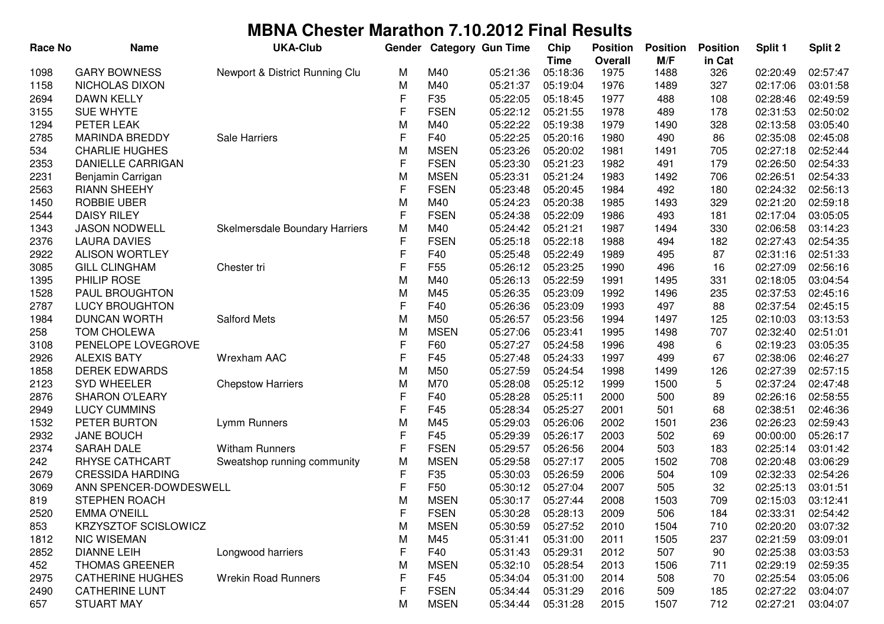# MBNA Chester Marathon 7.10.2012 Final Results

| Race No | Name | UKA-Club | Gender | Category | Gun Time | Chip Time | Position Overall | Position M/F | Position in Cat | Split 1 | Split 2 |
|---|---|---|---|---|---|---|---|---|---|---|---|
| 1098 | GARY BOWNESS | Newport & District Running Clu | M | M40 | 05:21:36 | 05:18:36 | 1975 | 1488 | 326 | 02:20:49 | 02:57:47 |
| 1158 | NICHOLAS DIXON | | M | M40 | 05:21:37 | 05:19:04 | 1976 | 1489 | 327 | 02:17:06 | 03:01:58 |
| 2694 | DAWN KELLY | | F | F35 | 05:22:05 | 05:18:45 | 1977 | 488 | 108 | 02:28:46 | 02:49:59 |
| 3155 | SUE WHYTE | | F | FSEN | 05:22:12 | 05:21:55 | 1978 | 489 | 178 | 02:31:53 | 02:50:02 |
| 1294 | PETER LEAK | | M | M40 | 05:22:22 | 05:19:38 | 1979 | 1490 | 328 | 02:13:58 | 03:05:40 |
| 2785 | MARINDA BREDDY | Sale Harriers | F | F40 | 05:22:25 | 05:20:16 | 1980 | 490 | 86 | 02:35:08 | 02:45:08 |
| 534 | CHARLIE HUGHES | | M | MSEN | 05:23:26 | 05:20:02 | 1981 | 1491 | 705 | 02:27:18 | 02:52:44 |
| 2353 | DANIELLE CARRIGAN | | F | FSEN | 05:23:30 | 05:21:23 | 1982 | 491 | 179 | 02:26:50 | 02:54:33 |
| 2231 | Benjamin Carrigan | | M | MSEN | 05:23:31 | 05:21:24 | 1983 | 1492 | 706 | 02:26:51 | 02:54:33 |
| 2563 | RIANN SHEEHY | | F | FSEN | 05:23:48 | 05:20:45 | 1984 | 492 | 180 | 02:24:32 | 02:56:13 |
| 1450 | ROBBIE UBER | | M | M40 | 05:24:23 | 05:20:38 | 1985 | 1493 | 329 | 02:21:20 | 02:59:18 |
| 2544 | DAISY RILEY | | F | FSEN | 05:24:38 | 05:22:09 | 1986 | 493 | 181 | 02:17:04 | 03:05:05 |
| 1343 | JASON NODWELL | Skelmersdale Boundary Harriers | M | M40 | 05:24:42 | 05:21:21 | 1987 | 1494 | 330 | 02:06:58 | 03:14:23 |
| 2376 | LAURA DAVIES | | F | FSEN | 05:25:18 | 05:22:18 | 1988 | 494 | 182 | 02:27:43 | 02:54:35 |
| 2922 | ALISON WORTLEY | | F | F40 | 05:25:48 | 05:22:49 | 1989 | 495 | 87 | 02:31:16 | 02:51:33 |
| 3085 | GILL CLINGHAM | Chester tri | F | F55 | 05:26:12 | 05:23:25 | 1990 | 496 | 16 | 02:27:09 | 02:56:16 |
| 1395 | PHILIP ROSE | | M | M40 | 05:26:13 | 05:22:59 | 1991 | 1495 | 331 | 02:18:05 | 03:04:54 |
| 1528 | PAUL BROUGHTON | | M | M45 | 05:26:35 | 05:23:09 | 1992 | 1496 | 235 | 02:37:53 | 02:45:16 |
| 2787 | LUCY BROUGHTON | | F | F40 | 05:26:36 | 05:23:09 | 1993 | 497 | 88 | 02:37:54 | 02:45:15 |
| 1984 | DUNCAN WORTH | Salford Mets | M | M50 | 05:26:57 | 05:23:56 | 1994 | 1497 | 125 | 02:10:03 | 03:13:53 |
| 258 | TOM CHOLEWA | | M | MSEN | 05:27:06 | 05:23:41 | 1995 | 1498 | 707 | 02:32:40 | 02:51:01 |
| 3108 | PENELOPE LOVEGROVE | | F | F60 | 05:27:27 | 05:24:58 | 1996 | 498 | 6 | 02:19:23 | 03:05:35 |
| 2926 | ALEXIS BATY | Wrexham AAC | F | F45 | 05:27:48 | 05:24:33 | 1997 | 499 | 67 | 02:38:06 | 02:46:27 |
| 1858 | DEREK EDWARDS | | M | M50 | 05:27:59 | 05:24:54 | 1998 | 1499 | 126 | 02:27:39 | 02:57:15 |
| 2123 | SYD WHEELER | Chepstow Harriers | M | M70 | 05:28:08 | 05:25:12 | 1999 | 1500 | 5 | 02:37:24 | 02:47:48 |
| 2876 | SHARON O'LEARY | | F | F40 | 05:28:28 | 05:25:11 | 2000 | 500 | 89 | 02:26:16 | 02:58:55 |
| 2949 | LUCY CUMMINS | | F | F45 | 05:28:34 | 05:25:27 | 2001 | 501 | 68 | 02:38:51 | 02:46:36 |
| 1532 | PETER BURTON | Lymm Runners | M | M45 | 05:29:03 | 05:26:06 | 2002 | 1501 | 236 | 02:26:23 | 02:59:43 |
| 2932 | JANE BOUCH | | F | F45 | 05:29:39 | 05:26:17 | 2003 | 502 | 69 | 00:00:00 | 05:26:17 |
| 2374 | SARAH DALE | Witham Runners | F | FSEN | 05:29:57 | 05:26:56 | 2004 | 503 | 183 | 02:25:14 | 03:01:42 |
| 242 | RHYSE CATHCART | Sweatshop running community | M | MSEN | 05:29:58 | 05:27:17 | 2005 | 1502 | 708 | 02:20:48 | 03:06:29 |
| 2679 | CRESSIDA HARDING | | F | F35 | 05:30:03 | 05:26:59 | 2006 | 504 | 109 | 02:32:33 | 02:54:26 |
| 3069 | ANN SPENCER-DOWDESWELL | | F | F50 | 05:30:12 | 05:27:04 | 2007 | 505 | 32 | 02:25:13 | 03:01:51 |
| 819 | STEPHEN ROACH | | M | MSEN | 05:30:17 | 05:27:44 | 2008 | 1503 | 709 | 02:15:03 | 03:12:41 |
| 2520 | EMMA O'NEILL | | F | FSEN | 05:30:28 | 05:28:13 | 2009 | 506 | 184 | 02:33:31 | 02:54:42 |
| 853 | KRZYSZTOF SCISLOWICZ | | M | MSEN | 05:30:59 | 05:27:52 | 2010 | 1504 | 710 | 02:20:20 | 03:07:32 |
| 1812 | NIC WISEMAN | | M | M45 | 05:31:41 | 05:31:00 | 2011 | 1505 | 237 | 02:21:59 | 03:09:01 |
| 2852 | DIANNE LEIH | Longwood harriers | F | F40 | 05:31:43 | 05:29:31 | 2012 | 507 | 90 | 02:25:38 | 03:03:53 |
| 452 | THOMAS GREENER | | M | MSEN | 05:32:10 | 05:28:54 | 2013 | 1506 | 711 | 02:29:19 | 02:59:35 |
| 2975 | CATHERINE HUGHES | Wrekin Road Runners | F | F45 | 05:34:04 | 05:31:00 | 2014 | 508 | 70 | 02:25:54 | 03:05:06 |
| 2490 | CATHERINE LUNT | | F | FSEN | 05:34:44 | 05:31:29 | 2016 | 509 | 185 | 02:27:22 | 03:04:07 |
| 657 | STUART MAY | | M | MSEN | 05:34:44 | 05:31:28 | 2015 | 1507 | 712 | 02:27:21 | 03:04:07 |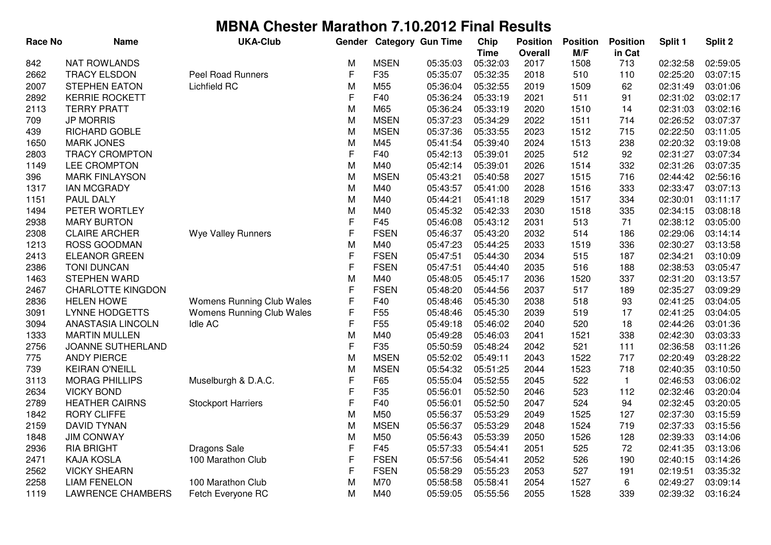# MBNA Chester Marathon 7.10.2012 Final Results

| Race No | Name | UKA-Club | Gender | Category | Gun Time | Chip Time | Position Overall | Position M/F | Position in Cat | Split 1 | Split 2 |
|---|---|---|---|---|---|---|---|---|---|---|---|
| 842 | NAT ROWLANDS | | M | MSEN | 05:35:03 | 05:32:03 | 2017 | 1508 | 713 | 02:32:58 | 02:59:05 |
| 2662 | TRACY ELSDON | Peel Road Runners | F | F35 | 05:35:07 | 05:32:35 | 2018 | 510 | 110 | 02:25:20 | 03:07:15 |
| 2007 | STEPHEN EATON | Lichfield RC | M | M55 | 05:36:04 | 05:32:55 | 2019 | 1509 | 62 | 02:31:49 | 03:01:06 |
| 2892 | KERRIE ROCKETT | | F | F40 | 05:36:24 | 05:33:19 | 2021 | 511 | 91 | 02:31:02 | 03:02:17 |
| 2113 | TERRY PRATT | | M | M65 | 05:36:24 | 05:33:19 | 2020 | 1510 | 14 | 02:31:03 | 03:02:16 |
| 709 | JP MORRIS | | M | MSEN | 05:37:23 | 05:34:29 | 2022 | 1511 | 714 | 02:26:52 | 03:07:37 |
| 439 | RICHARD GOBLE | | M | MSEN | 05:37:36 | 05:33:55 | 2023 | 1512 | 715 | 02:22:50 | 03:11:05 |
| 1650 | MARK JONES | | M | M45 | 05:41:54 | 05:39:40 | 2024 | 1513 | 238 | 02:20:32 | 03:19:08 |
| 2803 | TRACY CROMPTON | | F | F40 | 05:42:13 | 05:39:01 | 2025 | 512 | 92 | 02:31:27 | 03:07:34 |
| 1149 | LEE CROMPTON | | M | M40 | 05:42:14 | 05:39:01 | 2026 | 1514 | 332 | 02:31:26 | 03:07:35 |
| 396 | MARK FINLAYSON | | M | MSEN | 05:43:21 | 05:40:58 | 2027 | 1515 | 716 | 02:44:42 | 02:56:16 |
| 1317 | IAN MCGRADY | | M | M40 | 05:43:57 | 05:41:00 | 2028 | 1516 | 333 | 02:33:47 | 03:07:13 |
| 1151 | PAUL DALY | | M | M40 | 05:44:21 | 05:41:18 | 2029 | 1517 | 334 | 02:30:01 | 03:11:17 |
| 1494 | PETER WORTLEY | | M | M40 | 05:45:32 | 05:42:33 | 2030 | 1518 | 335 | 02:34:15 | 03:08:18 |
| 2938 | MARY BURTON | | F | F45 | 05:46:08 | 05:43:12 | 2031 | 513 | 71 | 02:38:12 | 03:05:00 |
| 2308 | CLAIRE ARCHER | Wye Valley Runners | F | FSEN | 05:46:37 | 05:43:20 | 2032 | 514 | 186 | 02:29:06 | 03:14:14 |
| 1213 | ROSS GOODMAN | | M | M40 | 05:47:23 | 05:44:25 | 2033 | 1519 | 336 | 02:30:27 | 03:13:58 |
| 2413 | ELEANOR GREEN | | F | FSEN | 05:47:51 | 05:44:30 | 2034 | 515 | 187 | 02:34:21 | 03:10:09 |
| 2386 | TONI DUNCAN | | F | FSEN | 05:47:51 | 05:44:40 | 2035 | 516 | 188 | 02:38:53 | 03:05:47 |
| 1463 | STEPHEN WARD | | M | M40 | 05:48:05 | 05:45:17 | 2036 | 1520 | 337 | 02:31:20 | 03:13:57 |
| 2467 | CHARLOTTE KINGDON | | F | FSEN | 05:48:20 | 05:44:56 | 2037 | 517 | 189 | 02:35:27 | 03:09:29 |
| 2836 | HELEN HOWE | Womens Running Club Wales | F | F40 | 05:48:46 | 05:45:30 | 2038 | 518 | 93 | 02:41:25 | 03:04:05 |
| 3091 | LYNNE HODGETTS | Womens Running Club Wales | F | F55 | 05:48:46 | 05:45:30 | 2039 | 519 | 17 | 02:41:25 | 03:04:05 |
| 3094 | ANASTASIA LINCOLN | Idle AC | F | F55 | 05:49:18 | 05:46:02 | 2040 | 520 | 18 | 02:44:26 | 03:01:36 |
| 1333 | MARTIN MULLEN | | M | M40 | 05:49:28 | 05:46:03 | 2041 | 1521 | 338 | 02:42:30 | 03:03:33 |
| 2756 | JOANNE SUTHERLAND | | F | F35 | 05:50:59 | 05:48:24 | 2042 | 521 | 111 | 02:36:58 | 03:11:26 |
| 775 | ANDY PIERCE | | M | MSEN | 05:52:02 | 05:49:11 | 2043 | 1522 | 717 | 02:20:49 | 03:28:22 |
| 739 | KEIRAN O'NEILL | | M | MSEN | 05:54:32 | 05:51:25 | 2044 | 1523 | 718 | 02:40:35 | 03:10:50 |
| 3113 | MORAG PHILLIPS | Muselburgh & D.A.C. | F | F65 | 05:55:04 | 05:52:55 | 2045 | 522 | 1 | 02:46:53 | 03:06:02 |
| 2634 | VICKY BOND | | F | F35 | 05:56:01 | 05:52:50 | 2046 | 523 | 112 | 02:32:46 | 03:20:04 |
| 2789 | HEATHER CAIRNS | Stockport Harriers | F | F40 | 05:56:01 | 05:52:50 | 2047 | 524 | 94 | 02:32:45 | 03:20:05 |
| 1842 | RORY CLIFFE | | M | M50 | 05:56:37 | 05:53:29 | 2049 | 1525 | 127 | 02:37:30 | 03:15:59 |
| 2159 | DAVID TYNAN | | M | MSEN | 05:56:37 | 05:53:29 | 2048 | 1524 | 719 | 02:37:33 | 03:15:56 |
| 1848 | JIM CONWAY | | M | M50 | 05:56:43 | 05:53:39 | 2050 | 1526 | 128 | 02:39:33 | 03:14:06 |
| 2936 | RIA BRIGHT | Dragons Sale | F | F45 | 05:57:33 | 05:54:41 | 2051 | 525 | 72 | 02:41:35 | 03:13:06 |
| 2471 | KAJA KOSLA | 100 Marathon Club | F | FSEN | 05:57:56 | 05:54:41 | 2052 | 526 | 190 | 02:40:15 | 03:14:26 |
| 2562 | VICKY SHEARN | | F | FSEN | 05:58:29 | 05:55:23 | 2053 | 527 | 191 | 02:19:51 | 03:35:32 |
| 2258 | LIAM FENELON | 100 Marathon Club | M | M70 | 05:58:58 | 05:58:41 | 2054 | 1527 | 6 | 02:49:27 | 03:09:14 |
| 1119 | LAWRENCE CHAMBERS | Fetch Everyone RC | M | M40 | 05:59:05 | 05:55:56 | 2055 | 1528 | 339 | 02:39:32 | 03:16:24 |